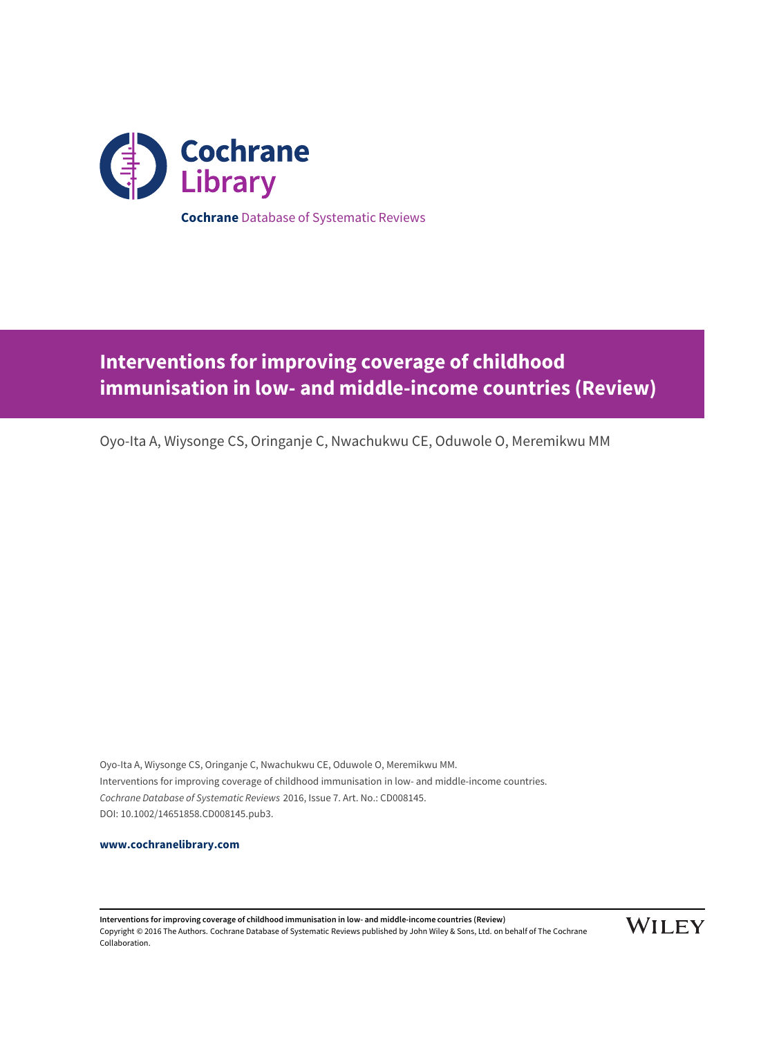**Cochrane** Database of Systematic Reviews

# Interventions for improving coverage of childhood immunisation in low- and middle-income countries (Review)

Oyo-Ita A, Wiysonge CS, Oringanje C, Nwachukwu CE, Oduwole O, Meremikwu MM

Oyo-Ita A, Wiysonge CS, Oringanje C, Nwachukwu CE, Oduwole O, Meremikwu MM.
Interventions for improving coverage of childhood immunisation in low- and middle-income countries.
*Cochrane Database of Systematic Reviews* 2016, Issue 7. Art. No.: CD008145.
DOI: 10.1002/14651858.CD008145.pub3.

**www.cochranelibrary.com**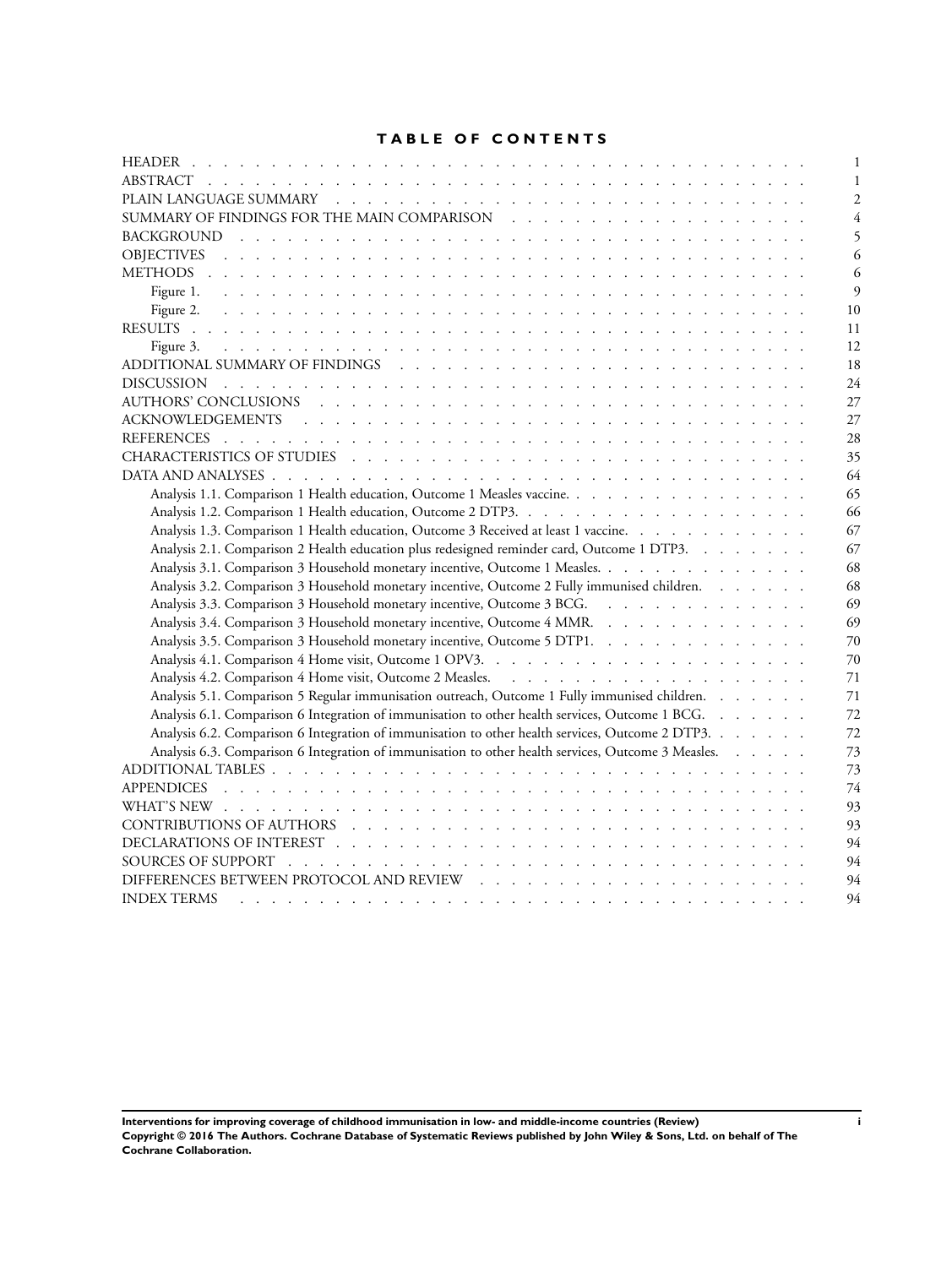# TABLE OF CONTENTS

| | |
|---|---|
| HEADER | 1 |
| ABSTRACT | 1 |
| PLAIN LANGUAGE SUMMARY | 2 |
| SUMMARY OF FINDINGS FOR THE MAIN COMPARISON | 4 |
| BACKGROUND | 5 |
| OBJECTIVES | 6 |
| METHODS | 6 |
| Figure 1. | 9 |
| Figure 2. | 10 |
| RESULTS | 11 |
| Figure 3. | 12 |
| ADDITIONAL SUMMARY OF FINDINGS | 18 |
| DISCUSSION | 24 |
| AUTHORS' CONCLUSIONS | 27 |
| ACKNOWLEDGEMENTS | 27 |
| REFERENCES | 28 |
| CHARACTERISTICS OF STUDIES | 35 |
| DATA AND ANALYSES | 64 |
| Analysis 1.1. Comparison 1 Health education, Outcome 1 Measles vaccine. | 65 |
| Analysis 1.2. Comparison 1 Health education, Outcome 2 DTP3. | 66 |
| Analysis 1.3. Comparison 1 Health education, Outcome 3 Received at least 1 vaccine. | 67 |
| Analysis 2.1. Comparison 2 Health education plus redesigned reminder card, Outcome 1 DTP3. | 67 |
| Analysis 3.1. Comparison 3 Household monetary incentive, Outcome 1 Measles. | 68 |
| Analysis 3.2. Comparison 3 Household monetary incentive, Outcome 2 Fully immunised children. | 68 |
| Analysis 3.3. Comparison 3 Household monetary incentive, Outcome 3 BCG. | 69 |
| Analysis 3.4. Comparison 3 Household monetary incentive, Outcome 4 MMR. | 69 |
| Analysis 3.5. Comparison 3 Household monetary incentive, Outcome 5 DTP1. | 70 |
| Analysis 4.1. Comparison 4 Home visit, Outcome 1 OPV3. | 70 |
| Analysis 4.2. Comparison 4 Home visit, Outcome 2 Measles. | 71 |
| Analysis 5.1. Comparison 5 Regular immunisation outreach, Outcome 1 Fully immunised children. | 71 |
| Analysis 6.1. Comparison 6 Integration of immunisation to other health services, Outcome 1 BCG. | 72 |
| Analysis 6.2. Comparison 6 Integration of immunisation to other health services, Outcome 2 DTP3. | 72 |
| Analysis 6.3. Comparison 6 Integration of immunisation to other health services, Outcome 3 Measles. | 73 |
| ADDITIONAL TABLES | 73 |
| APPENDICES | 74 |
| WHAT'S NEW | 93 |
| CONTRIBUTIONS OF AUTHORS | 93 |
| DECLARATIONS OF INTEREST | 94 |
| SOURCES OF SUPPORT | 94 |
| DIFFERENCES BETWEEN PROTOCOL AND REVIEW | 94 |
| INDEX TERMS | 94 |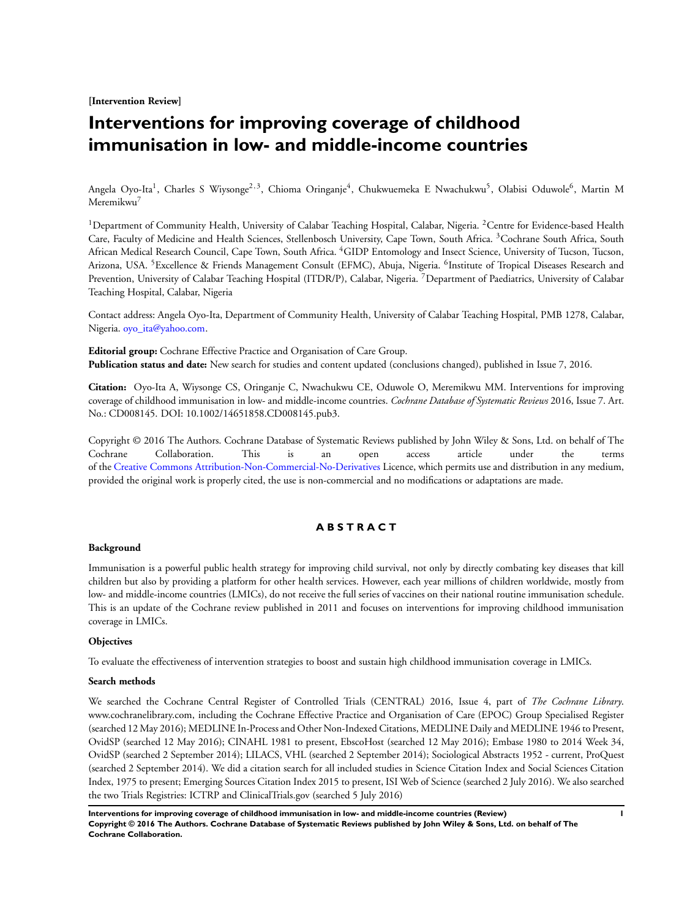[Intervention Review]

# Interventions for improving coverage of childhood immunisation in low- and middle-income countries

Angela Oyo-Ita[1], Charles S Wiysonge[2,3], Chioma Oringanje[4], Chukwuemeka E Nwachukwu[5], Olabisi Oduwole[6], Martin M Meremikwu[7]

[1]Department of Community Health, University of Calabar Teaching Hospital, Calabar, Nigeria. [2]Centre for Evidence-based Health Care, Faculty of Medicine and Health Sciences, Stellenbosch University, Cape Town, South Africa. [3]Cochrane South Africa, South African Medical Research Council, Cape Town, South Africa. [4]GIDP Entomology and Insect Science, University of Tucson, Tucson, Arizona, USA. [5]Excellence & Friends Management Consult (EFMC), Abuja, Nigeria. [6]Institute of Tropical Diseases Research and Prevention, University of Calabar Teaching Hospital (ITDR/P), Calabar, Nigeria. [7]Department of Paediatrics, University of Calabar Teaching Hospital, Calabar, Nigeria

Contact address: Angela Oyo-Ita, Department of Community Health, University of Calabar Teaching Hospital, PMB 1278, Calabar, Nigeria. oyo_ita@yahoo.com.

**Editorial group:** Cochrane Effective Practice and Organisation of Care Group.
**Publication status and date:** New search for studies and content updated (conclusions changed), published in Issue 7, 2016.

**Citation:** Oyo-Ita A, Wiysonge CS, Oringanje C, Nwachukwu CE, Oduwole O, Meremikwu MM. Interventions for improving coverage of childhood immunisation in low- and middle-income countries. *Cochrane Database of Systematic Reviews* 2016, Issue 7. Art. No.: CD008145. DOI: 10.1002/14651858.CD008145.pub3.

Copyright © 2016 The Authors. Cochrane Database of Systematic Reviews published by John Wiley & Sons, Ltd. on behalf of The Cochrane Collaboration. This is an open access article under the terms of the Creative Commons Attribution-Non-Commercial-No-Derivatives Licence, which permits use and distribution in any medium, provided the original work is properly cited, the use is non-commercial and no modifications or adaptations are made.

## ABSTRACT

### Background

Immunisation is a powerful public health strategy for improving child survival, not only by directly combating key diseases that kill children but also by providing a platform for other health services. However, each year millions of children worldwide, mostly from low- and middle-income countries (LMICs), do not receive the full series of vaccines on their national routine immunisation schedule. This is an update of the Cochrane review published in 2011 and focuses on interventions for improving childhood immunisation coverage in LMICs.

### Objectives

To evaluate the effectiveness of intervention strategies to boost and sustain high childhood immunisation coverage in LMICs.

### Search methods

We searched the Cochrane Central Register of Controlled Trials (CENTRAL) 2016, Issue 4, part of *The Cochrane Library*. www.cochranelibrary.com, including the Cochrane Effective Practice and Organisation of Care (EPOC) Group Specialised Register (searched 12 May 2016); MEDLINE In-Process and Other Non-Indexed Citations, MEDLINE Daily and MEDLINE 1946 to Present, OvidSP (searched 12 May 2016); CINAHL 1981 to present, EbscoHost (searched 12 May 2016); Embase 1980 to 2014 Week 34, OvidSP (searched 2 September 2014); LILACS, VHL (searched 2 September 2014); Sociological Abstracts 1952 - current, ProQuest (searched 2 September 2014). We did a citation search for all included studies in Science Citation Index and Social Sciences Citation Index, 1975 to present; Emerging Sources Citation Index 2015 to present, ISI Web of Science (searched 2 July 2016). We also searched the two Trials Registries: ICTRP and ClinicalTrials.gov (searched 5 July 2016)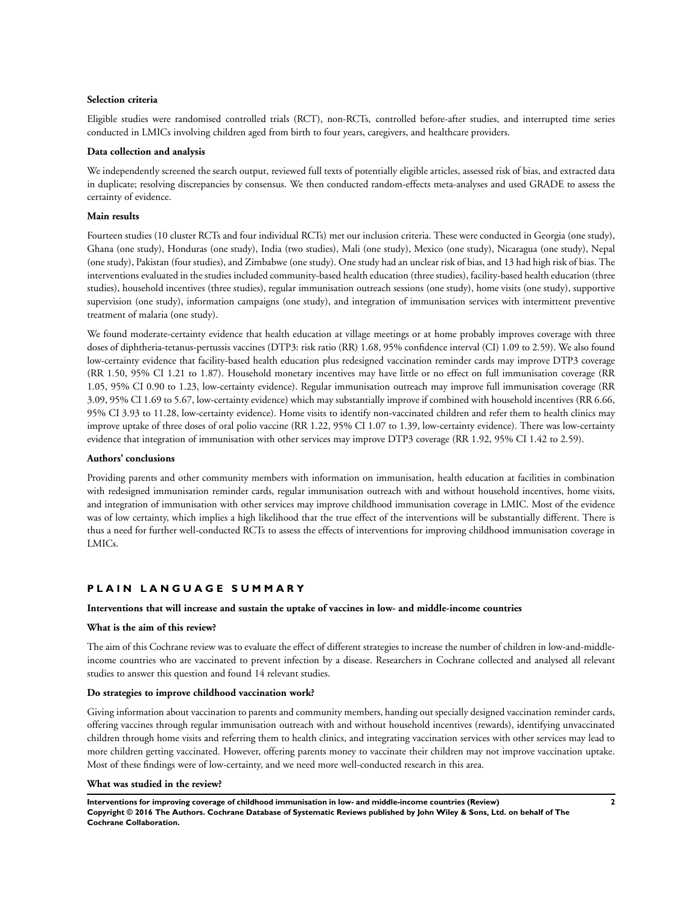#### Selection criteria

Eligible studies were randomised controlled trials (RCT), non-RCTs, controlled before-after studies, and interrupted time series conducted in LMICs involving children aged from birth to four years, caregivers, and healthcare providers.

#### Data collection and analysis

We independently screened the search output, reviewed full texts of potentially eligible articles, assessed risk of bias, and extracted data in duplicate; resolving discrepancies by consensus. We then conducted random-effects meta-analyses and used GRADE to assess the certainty of evidence.

#### Main results

Fourteen studies (10 cluster RCTs and four individual RCTs) met our inclusion criteria. These were conducted in Georgia (one study), Ghana (one study), Honduras (one study), India (two studies), Mali (one study), Mexico (one study), Nicaragua (one study), Nepal (one study), Pakistan (four studies), and Zimbabwe (one study). One study had an unclear risk of bias, and 13 had high risk of bias. The interventions evaluated in the studies included community-based health education (three studies), facility-based health education (three studies), household incentives (three studies), regular immunisation outreach sessions (one study), home visits (one study), supportive supervision (one study), information campaigns (one study), and integration of immunisation services with intermittent preventive treatment of malaria (one study).

We found moderate-certainty evidence that health education at village meetings or at home probably improves coverage with three doses of diphtheria-tetanus-pertussis vaccines (DTP3: risk ratio (RR) 1.68, 95% confidence interval (CI) 1.09 to 2.59). We also found low-certainty evidence that facility-based health education plus redesigned vaccination reminder cards may improve DTP3 coverage (RR 1.50, 95% CI 1.21 to 1.87). Household monetary incentives may have little or no effect on full immunisation coverage (RR 1.05, 95% CI 0.90 to 1.23, low-certainty evidence). Regular immunisation outreach may improve full immunisation coverage (RR 3.09, 95% CI 1.69 to 5.67, low-certainty evidence) which may substantially improve if combined with household incentives (RR 6.66, 95% CI 3.93 to 11.28, low-certainty evidence). Home visits to identify non-vaccinated children and refer them to health clinics may improve uptake of three doses of oral polio vaccine (RR 1.22, 95% CI 1.07 to 1.39, low-certainty evidence). There was low-certainty evidence that integration of immunisation with other services may improve DTP3 coverage (RR 1.92, 95% CI 1.42 to 2.59).

#### Authors' conclusions

Providing parents and other community members with information on immunisation, health education at facilities in combination with redesigned immunisation reminder cards, regular immunisation outreach with and without household incentives, home visits, and integration of immunisation with other services may improve childhood immunisation coverage in LMIC. Most of the evidence was of low certainty, which implies a high likelihood that the true effect of the interventions will be substantially different. There is thus a need for further well-conducted RCTs to assess the effects of interventions for improving childhood immunisation coverage in LMICs.

## PLAIN LANGUAGE SUMMARY

#### Interventions that will increase and sustain the uptake of vaccines in low- and middle-income countries

#### What is the aim of this review?

The aim of this Cochrane review was to evaluate the effect of different strategies to increase the number of children in low-and-middle-income countries who are vaccinated to prevent infection by a disease. Researchers in Cochrane collected and analysed all relevant studies to answer this question and found 14 relevant studies.

#### Do strategies to improve childhood vaccination work?

Giving information about vaccination to parents and community members, handing out specially designed vaccination reminder cards, offering vaccines through regular immunisation outreach with and without household incentives (rewards), identifying unvaccinated children through home visits and referring them to health clinics, and integrating vaccination services with other services may lead to more children getting vaccinated. However, offering parents money to vaccinate their children may not improve vaccination uptake. Most of these findings were of low-certainty, and we need more well-conducted research in this area.

#### What was studied in the review?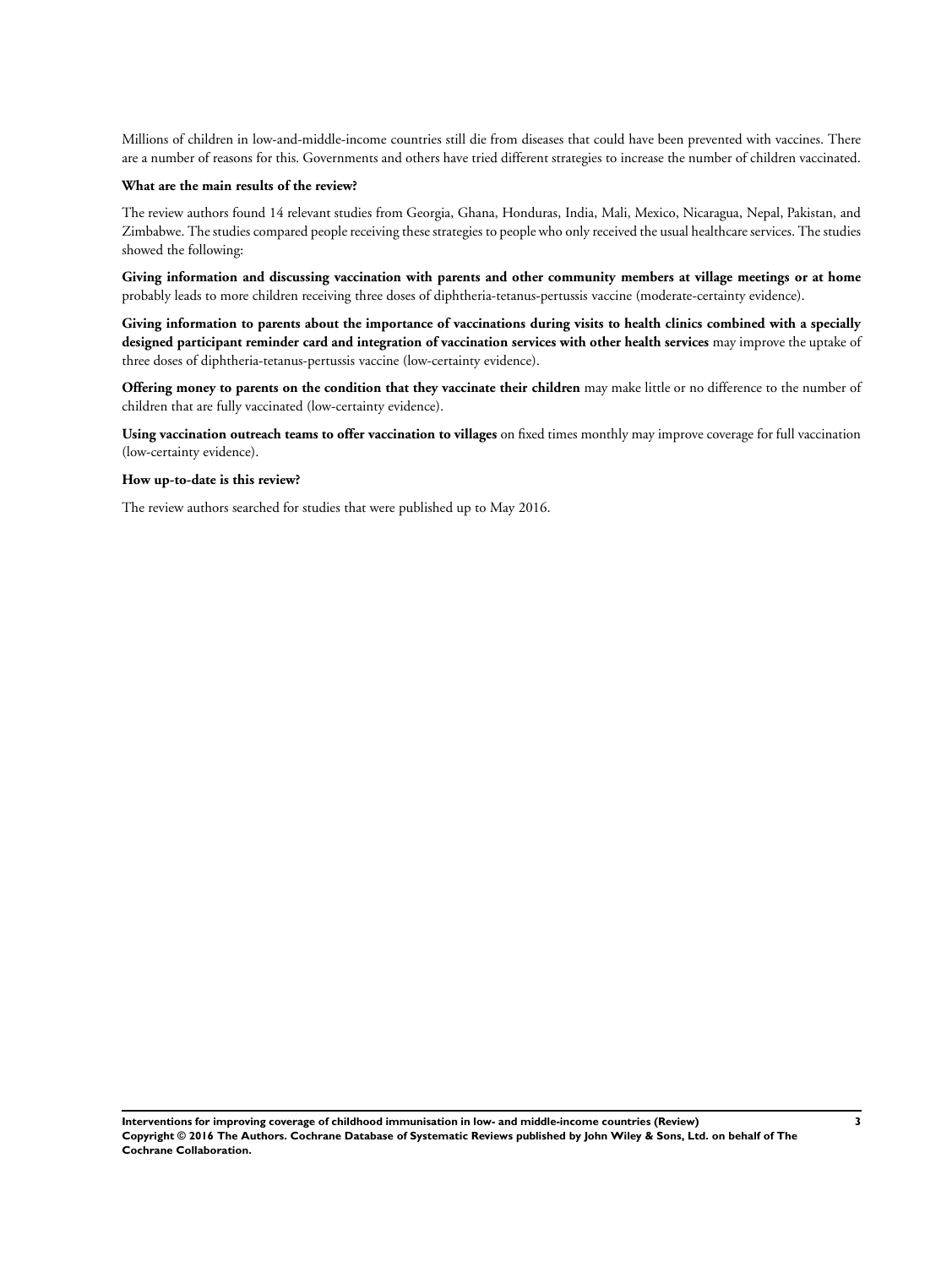Millions of children in low-and-middle-income countries still die from diseases that could have been prevented with vaccines. There are a number of reasons for this. Governments and others have tried different strategies to increase the number of children vaccinated.

**What are the main results of the review?**

The review authors found 14 relevant studies from Georgia, Ghana, Honduras, India, Mali, Mexico, Nicaragua, Nepal, Pakistan, and Zimbabwe. The studies compared people receiving these strategies to people who only received the usual healthcare services. The studies showed the following:

**Giving information and discussing vaccination with parents and other community members at village meetings or at home** probably leads to more children receiving three doses of diphtheria-tetanus-pertussis vaccine (moderate-certainty evidence).

**Giving information to parents about the importance of vaccinations during visits to health clinics combined with a specially designed participant reminder card and integration of vaccination services with other health services** may improve the uptake of three doses of diphtheria-tetanus-pertussis vaccine (low-certainty evidence).

**Offering money to parents on the condition that they vaccinate their children** may make little or no difference to the number of children that are fully vaccinated (low-certainty evidence).

**Using vaccination outreach teams to offer vaccination to villages** on fixed times monthly may improve coverage for full vaccination (low-certainty evidence).

**How up-to-date is this review?**

The review authors searched for studies that were published up to May 2016.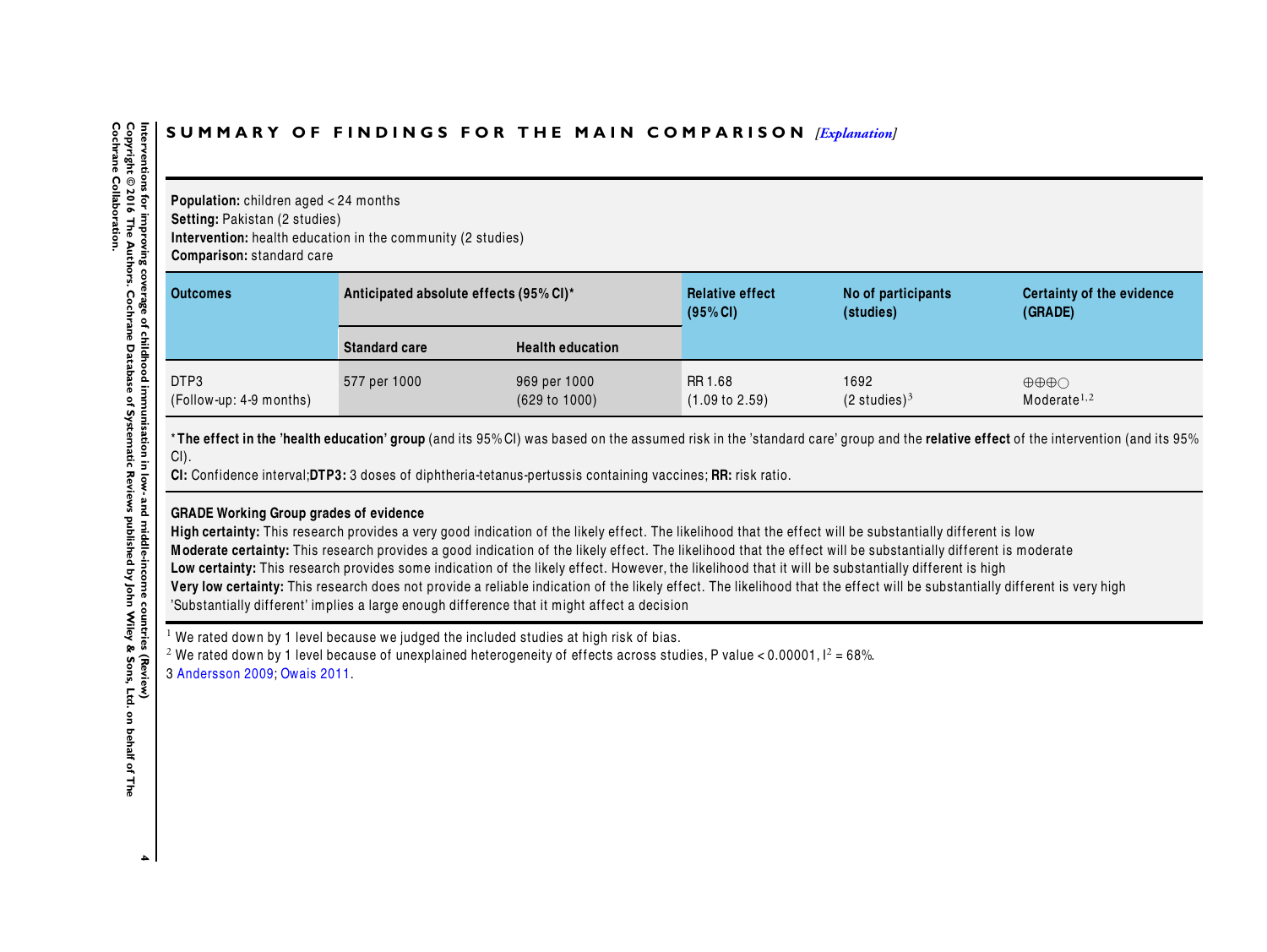## SUMMARY OF FINDINGS FOR THE MAIN COMPARISON *[Explanation]*

**Population:** children aged < 24 months
**Setting:** Pakistan (2 studies)
**Intervention:** health education in the community (2 studies)
**Comparison:** standard care

| Outcomes | Anticipated absolute effects (95% CI)* | | Relative effect (95% CI) | No of participants (studies) | Certainty of the evidence (GRADE) |
|---|---|---|---|---|---|
| | Standard care | Health education | | | |
| DTP3 (Follow-up: 4-9 months) | 577 per 1000 | 969 per 1000 (629 to 1000) | RR 1.68 (1.09 to 2.59) | 1692 (2 studies)[3] | ⊕⊕⊕○ Moderate[1,2] |

***The effect in the 'health education' group** (and its 95% CI) was based on the assumed risk in the 'standard care' group and the **relative effect** of the intervention (and its 95% CI).
**CI:** Confidence interval;**DTP3:** 3 doses of diphtheria-tetanus-pertussis containing vaccines; **RR:** risk ratio.

**GRADE Working Group grades of evidence**
**High certainty:** This research provides a very good indication of the likely effect. The likelihood that the effect will be substantially different is low
**Moderate certainty:** This research provides a good indication of the likely effect. The likelihood that the effect will be substantially different is moderate
**Low certainty:** This research provides some indication of the likely effect. However, the likelihood that it will be substantially different is high
**Very low certainty:** This research does not provide a reliable indication of the likely effect. The likelihood that the effect will be substantially different is very high
'Substantially different' implies a large enough difference that it might affect a decision

[1] We rated down by 1 level because we judged the included studies at high risk of bias.
[2] We rated down by 1 level because of unexplained heterogeneity of effects across studies, P value < 0.00001, $I^2$ = 68%.
3 Andersson 2009; Owais 2011.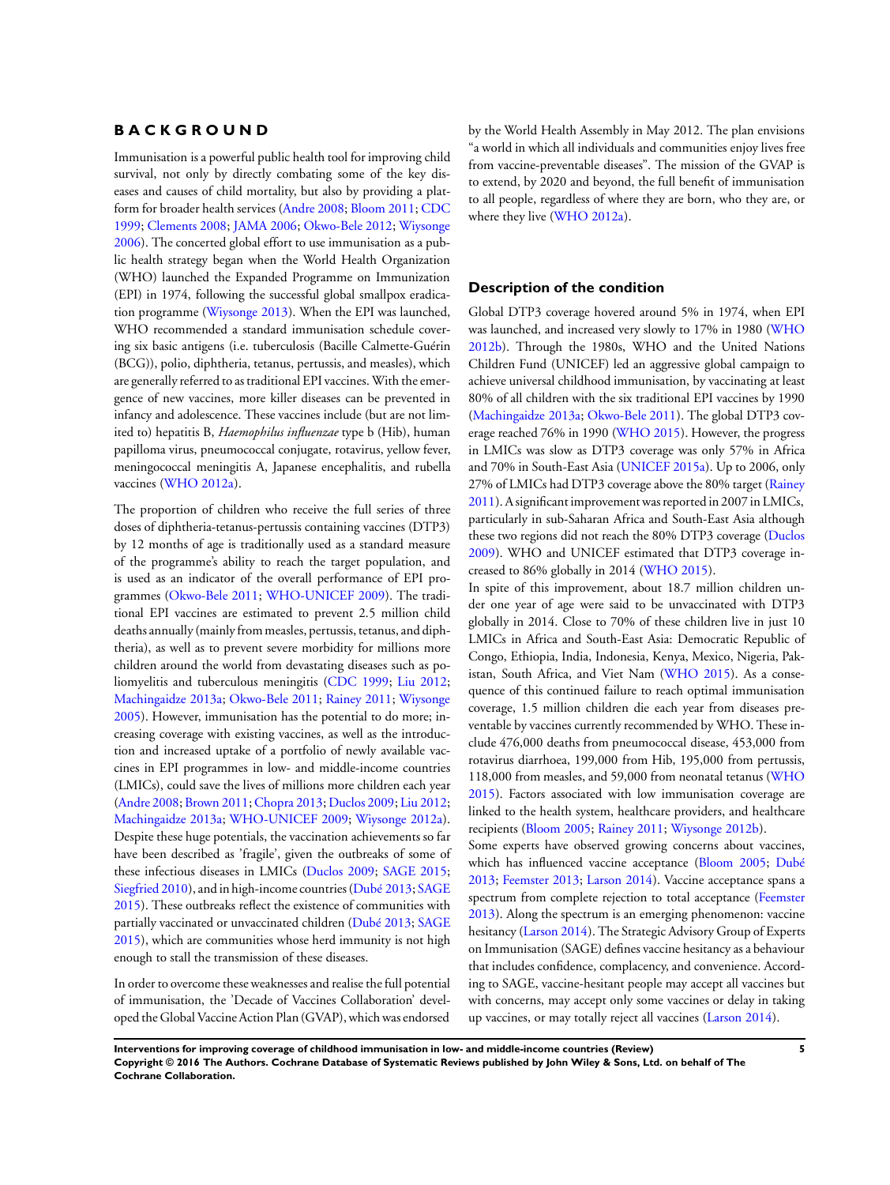# BACKGROUND

Immunisation is a powerful public health tool for improving child survival, not only by directly combating some of the key diseases and causes of child mortality, but also by providing a platform for broader health services (Andre 2008; Bloom 2011; CDC 1999; Clements 2008; JAMA 2006; Okwo-Bele 2012; Wiysonge 2006). The concerted global effort to use immunisation as a public health strategy began when the World Health Organization (WHO) launched the Expanded Programme on Immunization (EPI) in 1974, following the successful global smallpox eradication programme (Wiysonge 2013). When the EPI was launched, WHO recommended a standard immunisation schedule covering six basic antigens (i.e. tuberculosis (Bacille Calmette-Guérin (BCG)), polio, diphtheria, tetanus, pertussis, and measles), which are generally referred to as traditional EPI vaccines. With the emergence of new vaccines, more killer diseases can be prevented in infancy and adolescence. These vaccines include (but are not limited to) hepatitis B, *Haemophilus influenzae* type b (Hib), human papilloma virus, pneumococcal conjugate, rotavirus, yellow fever, meningococcal meningitis A, Japanese encephalitis, and rubella vaccines (WHO 2012a).

The proportion of children who receive the full series of three doses of diphtheria-tetanus-pertussis containing vaccines (DTP3) by 12 months of age is traditionally used as a standard measure of the programme's ability to reach the target population, and is used as an indicator of the overall performance of EPI programmes (Okwo-Bele 2011; WHO-UNICEF 2009). The traditional EPI vaccines are estimated to prevent 2.5 million child deaths annually (mainly from measles, pertussis, tetanus, and diphtheria), as well as to prevent severe morbidity for millions more children around the world from devastating diseases such as poliomyelitis and tuberculous meningitis (CDC 1999; Liu 2012; Machingaidze 2013a; Okwo-Bele 2011; Rainey 2011; Wiysonge 2005). However, immunisation has the potential to do more; increasing coverage with existing vaccines, as well as the introduction and increased uptake of a portfolio of newly available vaccines in EPI programmes in low- and middle-income countries (LMICs), could save the lives of millions more children each year (Andre 2008; Brown 2011; Chopra 2013; Duclos 2009; Liu 2012; Machingaidze 2013a; WHO-UNICEF 2009; Wiysonge 2012a). Despite these huge potentials, the vaccination achievements so far have been described as 'fragile', given the outbreaks of some of these infectious diseases in LMICs (Duclos 2009; SAGE 2015; Siegfried 2010), and in high-income countries (Dubé 2013; SAGE 2015). These outbreaks reflect the existence of communities with partially vaccinated or unvaccinated children (Dubé 2013; SAGE 2015), which are communities whose herd immunity is not high enough to stall the transmission of these diseases.

In order to overcome these weaknesses and realise the full potential of immunisation, the 'Decade of Vaccines Collaboration' developed the Global Vaccine Action Plan (GVAP), which was endorsed by the World Health Assembly in May 2012. The plan envisions "a world in which all individuals and communities enjoy lives free from vaccine-preventable diseases". The mission of the GVAP is to extend, by 2020 and beyond, the full benefit of immunisation to all people, regardless of where they are born, who they are, or where they live (WHO 2012a).

## Description of the condition

Global DTP3 coverage hovered around 5% in 1974, when EPI was launched, and increased very slowly to 17% in 1980 (WHO 2012b). Through the 1980s, WHO and the United Nations Children Fund (UNICEF) led an aggressive global campaign to achieve universal childhood immunisation, by vaccinating at least 80% of all children with the six traditional EPI vaccines by 1990 (Machingaidze 2013a; Okwo-Bele 2011). The global DTP3 coverage reached 76% in 1990 (WHO 2015). However, the progress in LMICs was slow as DTP3 coverage was only 57% in Africa and 70% in South-East Asia (UNICEF 2015a). Up to 2006, only 27% of LMICs had DTP3 coverage above the 80% target (Rainey 2011). A significant improvement was reported in 2007 in LMICs, particularly in sub-Saharan Africa and South-East Asia although these two regions did not reach the 80% DTP3 coverage (Duclos 2009). WHO and UNICEF estimated that DTP3 coverage increased to 86% globally in 2014 (WHO 2015).

In spite of this improvement, about 18.7 million children under one year of age were said to be unvaccinated with DTP3 globally in 2014. Close to 70% of these children live in just 10 LMICs in Africa and South-East Asia: Democratic Republic of Congo, Ethiopia, India, Indonesia, Kenya, Mexico, Nigeria, Pakistan, South Africa, and Viet Nam (WHO 2015). As a consequence of this continued failure to reach optimal immunisation coverage, 1.5 million children die each year from diseases preventable by vaccines currently recommended by WHO. These include 476,000 deaths from pneumococcal disease, 453,000 from rotavirus diarrhoea, 199,000 from Hib, 195,000 from pertussis, 118,000 from measles, and 59,000 from neonatal tetanus (WHO 2015). Factors associated with low immunisation coverage are linked to the health system, healthcare providers, and healthcare recipients (Bloom 2005; Rainey 2011; Wiysonge 2012b).

Some experts have observed growing concerns about vaccines, which has influenced vaccine acceptance (Bloom 2005; Dubé 2013; Feemster 2013; Larson 2014). Vaccine acceptance spans a spectrum from complete rejection to total acceptance (Feemster 2013). Along the spectrum is an emerging phenomenon: vaccine hesitancy (Larson 2014). The Strategic Advisory Group of Experts on Immunisation (SAGE) defines vaccine hesitancy as a behaviour that includes confidence, complacency, and convenience. According to SAGE, vaccine-hesitant people may accept all vaccines but with concerns, may accept only some vaccines or delay in taking up vaccines, or may totally reject all vaccines (Larson 2014).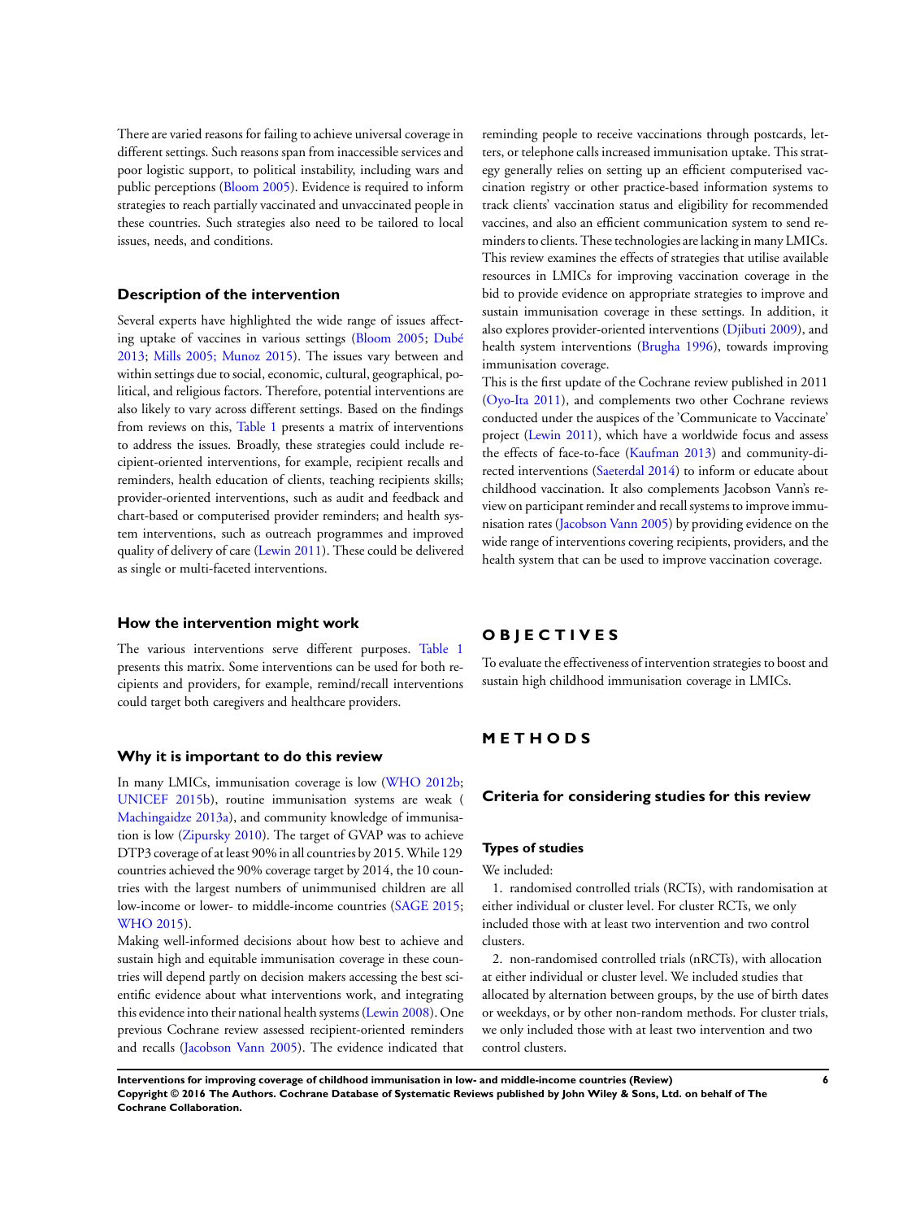There are varied reasons for failing to achieve universal coverage in different settings. Such reasons span from inaccessible services and poor logistic support, to political instability, including wars and public perceptions (Bloom 2005). Evidence is required to inform strategies to reach partially vaccinated and unvaccinated people in these countries. Such strategies also need to be tailored to local issues, needs, and conditions.

## Description of the intervention

Several experts have highlighted the wide range of issues affecting uptake of vaccines in various settings (Bloom 2005; Dubé 2013; Mills 2005; Munoz 2015). The issues vary between and within settings due to social, economic, cultural, geographical, political, and religious factors. Therefore, potential interventions are also likely to vary across different settings. Based on the findings from reviews on this, Table 1 presents a matrix of interventions to address the issues. Broadly, these strategies could include recipient-oriented interventions, for example, recipient recalls and reminders, health education of clients, teaching recipients skills; provider-oriented interventions, such as audit and feedback and chart-based or computerised provider reminders; and health system interventions, such as outreach programmes and improved quality of delivery of care (Lewin 2011). These could be delivered as single or multi-faceted interventions.

## How the intervention might work

The various interventions serve different purposes. Table 1 presents this matrix. Some interventions can be used for both recipients and providers, for example, remind/recall interventions could target both caregivers and healthcare providers.

## Why it is important to do this review

In many LMICs, immunisation coverage is low (WHO 2012b; UNICEF 2015b), routine immunisation systems are weak (Machingaidze 2013a), and community knowledge of immunisation is low (Zipursky 2010). The target of GVAP was to achieve DTP3 coverage of at least 90% in all countries by 2015. While 129 countries achieved the 90% coverage target by 2014, the 10 countries with the largest numbers of unimmunised children are all low-income or lower- to middle-income countries (SAGE 2015; WHO 2015).

Making well-informed decisions about how best to achieve and sustain high and equitable immunisation coverage in these countries will depend partly on decision makers accessing the best scientific evidence about what interventions work, and integrating this evidence into their national health systems (Lewin 2008). One previous Cochrane review assessed recipient-oriented reminders and recalls (Jacobson Vann 2005). The evidence indicated that reminding people to receive vaccinations through postcards, letters, or telephone calls increased immunisation uptake. This strategy generally relies on setting up an efficient computerised vaccination registry or other practice-based information systems to track clients' vaccination status and eligibility for recommended vaccines, and also an efficient communication system to send reminders to clients. These technologies are lacking in many LMICs. This review examines the effects of strategies that utilise available resources in LMICs for improving vaccination coverage in the bid to provide evidence on appropriate strategies to improve and sustain immunisation coverage in these settings. In addition, it also explores provider-oriented interventions (Djibuti 2009), and health system interventions (Brugha 1996), towards improving immunisation coverage.

This is the first update of the Cochrane review published in 2011 (Oyo-Ita 2011), and complements two other Cochrane reviews conducted under the auspices of the 'Communicate to Vaccinate' project (Lewin 2011), which have a worldwide focus and assess the effects of face-to-face (Kaufman 2013) and community-directed interventions (Saeterdal 2014) to inform or educate about childhood vaccination. It also complements Jacobson Vann's review on participant reminder and recall systems to improve immunisation rates (Jacobson Vann 2005) by providing evidence on the wide range of interventions covering recipients, providers, and the health system that can be used to improve vaccination coverage.

# OBJECTIVES

To evaluate the effectiveness of intervention strategies to boost and sustain high childhood immunisation coverage in LMICs.

# METHODS

## Criteria for considering studies for this review

### Types of studies

We included:

1. randomised controlled trials (RCTs), with randomisation at either individual or cluster level. For cluster RCTs, we only included those with at least two intervention and two control clusters.
2. non-randomised controlled trials (nRCTs), with allocation at either individual or cluster level. We included studies that allocated by alternation between groups, by the use of birth dates or weekdays, or by other non-random methods. For cluster trials, we only included those with at least two intervention and two control clusters.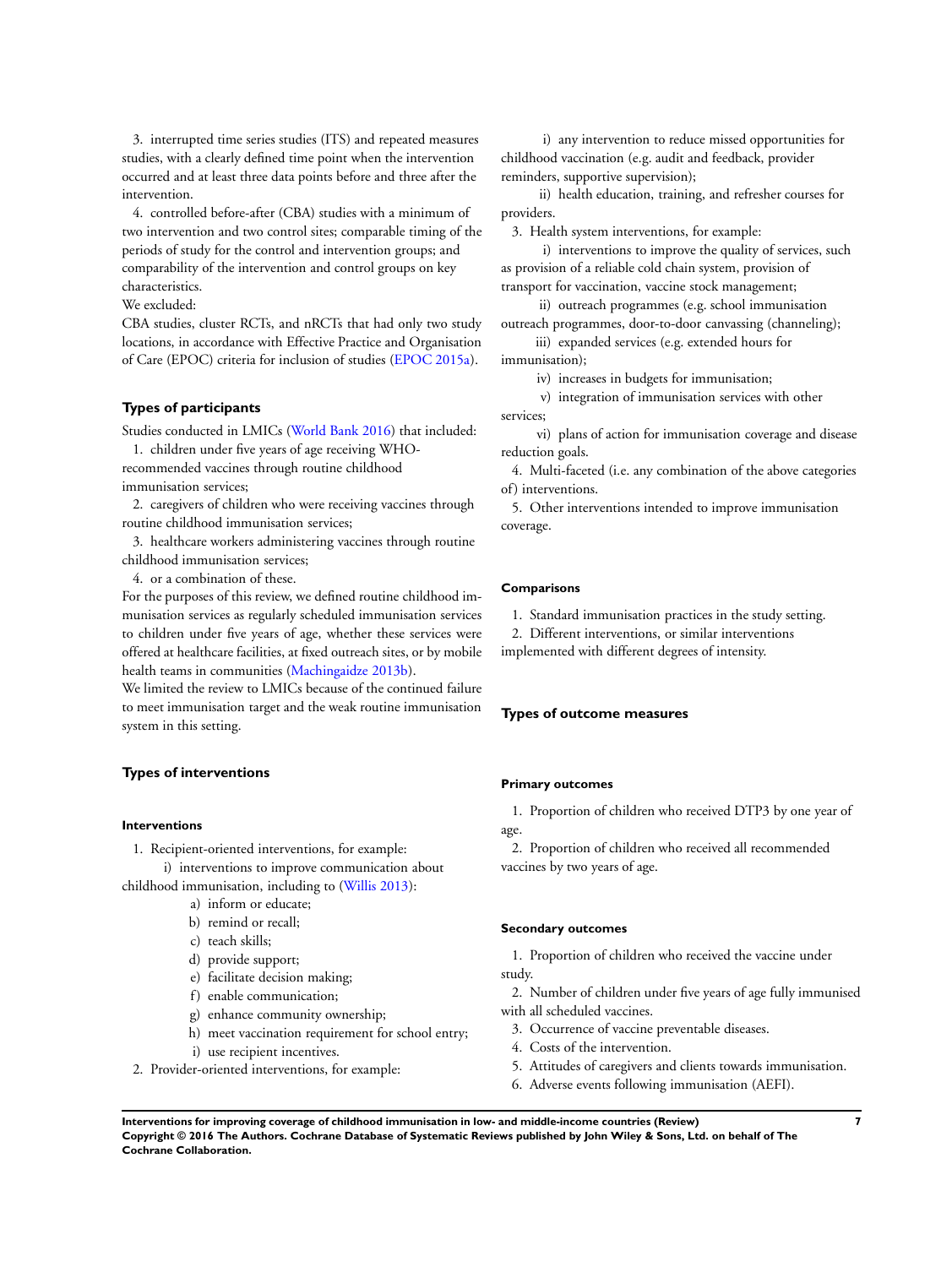3. interrupted time series studies (ITS) and repeated measures studies, with a clearly defined time point when the intervention occurred and at least three data points before and three after the intervention.

4. controlled before-after (CBA) studies with a minimum of two intervention and two control sites; comparable timing of the periods of study for the control and intervention groups; and comparability of the intervention and control groups on key characteristics.

We excluded:

CBA studies, cluster RCTs, and nRCTs that had only two study locations, in accordance with Effective Practice and Organisation of Care (EPOC) criteria for inclusion of studies (EPOC 2015a).

### Types of participants

Studies conducted in LMICs (World Bank 2016) that included:

1. children under five years of age receiving WHO-recommended vaccines through routine childhood immunisation services;
2. caregivers of children who were receiving vaccines through routine childhood immunisation services;
3. healthcare workers administering vaccines through routine childhood immunisation services;
4. or a combination of these.

For the purposes of this review, we defined routine childhood immunisation services as regularly scheduled immunisation services to children under five years of age, whether these services were offered at healthcare facilities, at fixed outreach sites, or by mobile health teams in communities (Machingaidze 2013b).

We limited the review to LMICs because of the continued failure to meet immunisation target and the weak routine immunisation system in this setting.

### Types of interventions

#### Interventions

1. Recipient-oriented interventions, for example:
   i) interventions to improve communication about childhood immunisation, including to (Willis 2013):
      a) inform or educate;
      b) remind or recall;
      c) teach skills;
      d) provide support;
      e) facilitate decision making;
      f) enable communication;
      g) enhance community ownership;
      h) meet vaccination requirement for school entry;
      i) use recipient incentives.
2. Provider-oriented interventions, for example:
   i) any intervention to reduce missed opportunities for childhood vaccination (e.g. audit and feedback, provider reminders, supportive supervision);
   ii) health education, training, and refresher courses for providers.
3. Health system interventions, for example:
   i) interventions to improve the quality of services, such as provision of a reliable cold chain system, provision of transport for vaccination, vaccine stock management;
   ii) outreach programmes (e.g. school immunisation outreach programmes, door-to-door canvassing (channeling);
   iii) expanded services (e.g. extended hours for immunisation);
   iv) increases in budgets for immunisation;
   v) integration of immunisation services with other services;
   vi) plans of action for immunisation coverage and disease reduction goals.
4. Multi-faceted (i.e. any combination of the above categories of) interventions.
5. Other interventions intended to improve immunisation coverage.

#### Comparisons

1. Standard immunisation practices in the study setting.
2. Different interventions, or similar interventions implemented with different degrees of intensity.

### Types of outcome measures

#### Primary outcomes

1. Proportion of children who received DTP3 by one year of age.
2. Proportion of children who received all recommended vaccines by two years of age.

#### Secondary outcomes

1. Proportion of children who received the vaccine under study.
2. Number of children under five years of age fully immunised with all scheduled vaccines.
3. Occurrence of vaccine preventable diseases.
4. Costs of the intervention.
5. Attitudes of caregivers and clients towards immunisation.
6. Adverse events following immunisation (AEFI).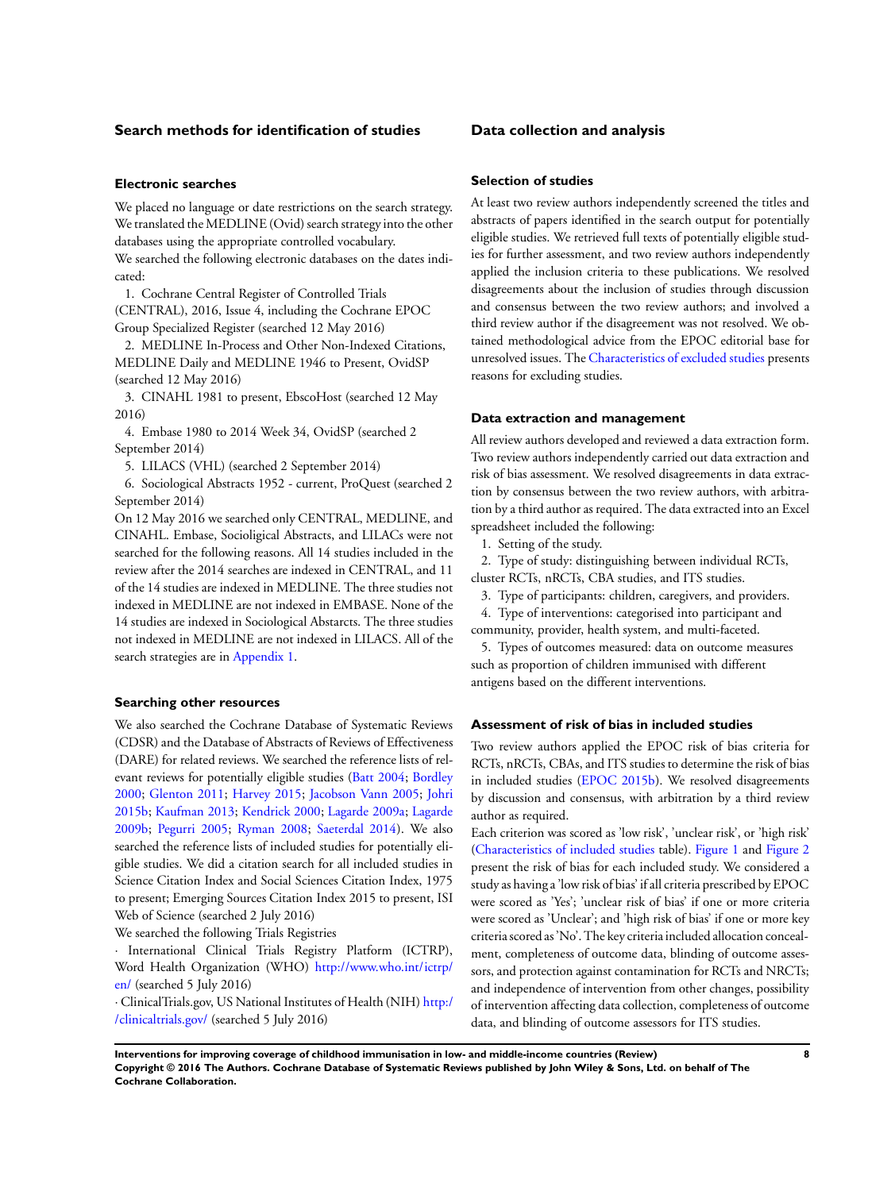## Search methods for identification of studies

### Electronic searches

We placed no language or date restrictions on the search strategy. We translated the MEDLINE (Ovid) search strategy into the other databases using the appropriate controlled vocabulary.

We searched the following electronic databases on the dates indicated:

1. Cochrane Central Register of Controlled Trials (CENTRAL), 2016, Issue 4, including the Cochrane EPOC Group Specialized Register (searched 12 May 2016)
2. MEDLINE In-Process and Other Non-Indexed Citations, MEDLINE Daily and MEDLINE 1946 to Present, OvidSP (searched 12 May 2016)
3. CINAHL 1981 to present, EbscoHost (searched 12 May 2016)
4. Embase 1980 to 2014 Week 34, OvidSP (searched 2 September 2014)
5. LILACS (VHL) (searched 2 September 2014)
6. Sociological Abstracts 1952 - current, ProQuest (searched 2 September 2014)

On 12 May 2016 we searched only CENTRAL, MEDLINE, and CINAHL. Embase, Socioligical Abstracts, and LILACs were not searched for the following reasons. All 14 studies included in the review after the 2014 searches are indexed in CENTRAL, and 11 of the 14 studies are indexed in MEDLINE. The three studies not indexed in MEDLINE are not indexed in EMBASE. None of the 14 studies are indexed in Sociological Abstarcts. The three studies not indexed in MEDLINE are not indexed in LILACS. All of the search strategies are in Appendix 1.

### Searching other resources

We also searched the Cochrane Database of Systematic Reviews (CDSR) and the Database of Abstracts of Reviews of Effectiveness (DARE) for related reviews. We searched the reference lists of relevant reviews for potentially eligible studies (Batt 2004; Bordley 2000; Glenton 2011; Harvey 2015; Jacobson Vann 2005; Johri 2015b; Kaufman 2013; Kendrick 2000; Lagarde 2009a; Lagarde 2009b; Pegurri 2005; Ryman 2008; Saeterdal 2014). We also searched the reference lists of included studies for potentially eligible studies. We did a citation search for all included studies in Science Citation Index and Social Sciences Citation Index, 1975 to present; Emerging Sources Citation Index 2015 to present, ISI Web of Science (searched 2 July 2016)

We searched the following Trials Registries

· International Clinical Trials Registry Platform (ICTRP), Word Health Organization (WHO) http://www.who.int/ictrp/en/ (searched 5 July 2016)

· ClinicalTrials.gov, US National Institutes of Health (NIH) http://clinicaltrials.gov/ (searched 5 July 2016)

## Data collection and analysis

### Selection of studies

At least two review authors independently screened the titles and abstracts of papers identified in the search output for potentially eligible studies. We retrieved full texts of potentially eligible studies for further assessment, and two review authors independently applied the inclusion criteria to these publications. We resolved disagreements about the inclusion of studies through discussion and consensus between the two review authors; and involved a third review author if the disagreement was not resolved. We obtained methodological advice from the EPOC editorial base for unresolved issues. The Characteristics of excluded studies presents reasons for excluding studies.

### Data extraction and management

All review authors developed and reviewed a data extraction form. Two review authors independently carried out data extraction and risk of bias assessment. We resolved disagreements in data extraction by consensus between the two review authors, with arbitration by a third author as required. The data extracted into an Excel spreadsheet included the following:

1. Setting of the study.
2. Type of study: distinguishing between individual RCTs, cluster RCTs, nRCTs, CBA studies, and ITS studies.
3. Type of participants: children, caregivers, and providers.
4. Type of interventions: categorised into participant and community, provider, health system, and multi-faceted.
5. Types of outcomes measured: data on outcome measures such as proportion of children immunised with different antigens based on the different interventions.

### Assessment of risk of bias in included studies

Two review authors applied the EPOC risk of bias criteria for RCTs, nRCTs, CBAs, and ITS studies to determine the risk of bias in included studies (EPOC 2015b). We resolved disagreements by discussion and consensus, with arbitration by a third review author as required.

Each criterion was scored as 'low risk', 'unclear risk', or 'high risk' (Characteristics of included studies table). Figure 1 and Figure 2 present the risk of bias for each included study. We considered a study as having a 'low risk of bias' if all criteria prescribed by EPOC were scored as 'Yes'; 'unclear risk of bias' if one or more criteria were scored as 'Unclear'; and 'high risk of bias' if one or more key criteria scored as 'No'. The key criteria included allocation concealment, completeness of outcome data, blinding of outcome assessors, and protection against contamination for RCTs and NRCTs; and independence of intervention from other changes, possibility of intervention affecting data collection, completeness of outcome data, and blinding of outcome assessors for ITS studies.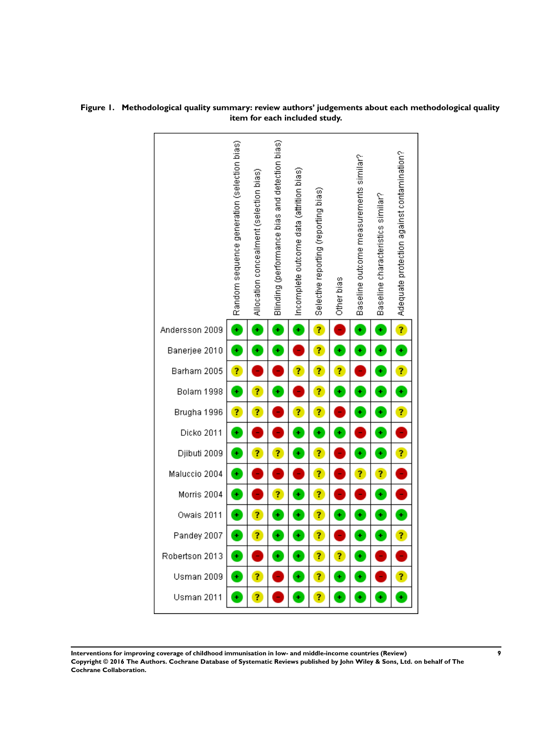**Figure 1. Methodological quality summary: review authors' judgements about each methodological quality item for each included study.**

| | Random sequence generation (selection bias) | Allocation concealment (selection bias) | Blinding (performance bias and detection bias) | Incomplete outcome data (attrition bias) | Selective reporting (reporting bias) | Other bias | Baseline outcome measurements similar? | Baseline characteristics similar? | Adequate protection against contamination? |
|---|---|---|---|---|---|---|---|---|---|
| Andersson 2009 | + | + | + | + | ? | - | + | + | ? |
| Banerjee 2010 | + | + | + | - | ? | + | + | + | + |
| Barham 2005 | ? | - | - | ? | ? | ? | - | + | ? |
| Bolam 1998 | + | ? | + | - | ? | + | + | + | + |
| Brugha 1996 | ? | ? | - | ? | ? | - | + | + | ? |
| Dicko 2011 | + | - | - | + | + | + | - | + | - |
| Djibuti 2009 | + | ? | ? | + | ? | - | + | + | ? |
| Maluccio 2004 | + | - | - | - | ? | - | ? | ? | - |
| Morris 2004 | + | - | ? | + | ? | - | - | + | - |
| Owais 2011 | + | ? | + | + | ? | + | + | + | + |
| Pandey 2007 | + | ? | + | + | ? | - | + | + | ? |
| Robertson 2013 | + | - | + | + | ? | ? | + | - | - |
| Usman 2009 | + | ? | - | + | ? | + | + | - | ? |
| Usman 2011 | + | ? | - | + | ? | + | + | + | + |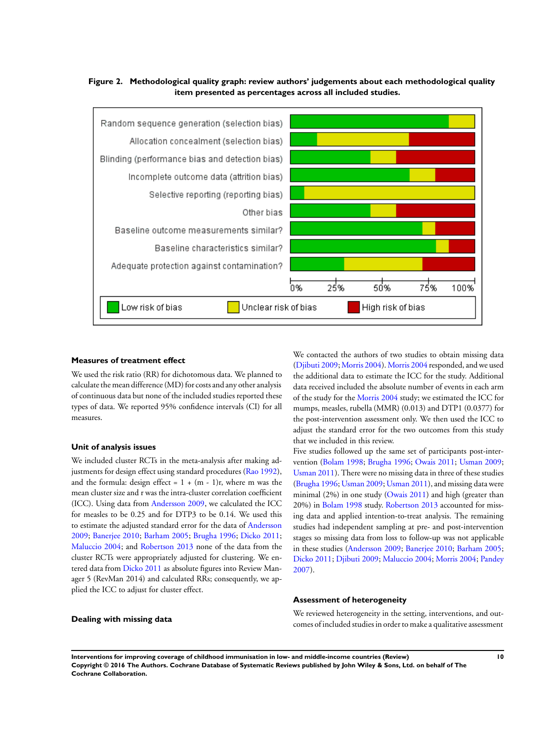**Figure 2. Methodological quality graph: review authors' judgements about each methodological quality item presented as percentages across all included studies.**

### Measures of treatment effect

We used the risk ratio (RR) for dichotomous data. We planned to calculate the mean difference (MD) for costs and any other analysis of continuous data but none of the included studies reported these types of data. We reported 95% confidence intervals (CI) for all measures.

### Unit of analysis issues

We included cluster RCTs in the meta-analysis after making adjustments for design effect using standard procedures (Rao 1992), and the formula: design effect = 1 + (m - 1)r, where m was the mean cluster size and r was the intra-cluster correlation coefficient (ICC). Using data from Andersson 2009, we calculated the ICC for measles to be 0.25 and for DTP3 to be 0.14. We used this to estimate the adjusted standard error for the data of Andersson 2009; Banerjee 2010; Barham 2005; Brugha 1996; Dicko 2011; Maluccio 2004; and Robertson 2013 none of the data from the cluster RCTs were appropriately adjusted for clustering. We entered data from Dicko 2011 as absolute figures into Review Manager 5 (RevMan 2014) and calculated RRs; consequently, we applied the ICC to adjust for cluster effect.

### Dealing with missing data

We contacted the authors of two studies to obtain missing data (Djibuti 2009; Morris 2004). Morris 2004 responded, and we used the additional data to estimate the ICC for the study. Additional data received included the absolute number of events in each arm of the study for the Morris 2004 study; we estimated the ICC for mumps, measles, rubella (MMR) (0.013) and DTP1 (0.0377) for the post-intervention assessment only. We then used the ICC to adjust the standard error for the two outcomes from this study that we included in this review.

Five studies followed up the same set of participants post-intervention (Bolam 1998; Brugha 1996; Owais 2011; Usman 2009; Usman 2011). There were no missing data in three of these studies (Brugha 1996; Usman 2009; Usman 2011), and missing data were minimal (2%) in one study (Owais 2011) and high (greater than 20%) in Bolam 1998 study. Robertson 2013 accounted for missing data and applied intention-to-treat analysis. The remaining studies had independent sampling at pre- and post-intervention stages so missing data from loss to follow-up was not applicable in these studies (Andersson 2009; Banerjee 2010; Barham 2005; Dicko 2011; Djibuti 2009; Maluccio 2004; Morris 2004; Pandey 2007).

### Assessment of heterogeneity

We reviewed heterogeneity in the setting, interventions, and outcomes of included studies in order to make a qualitative assessment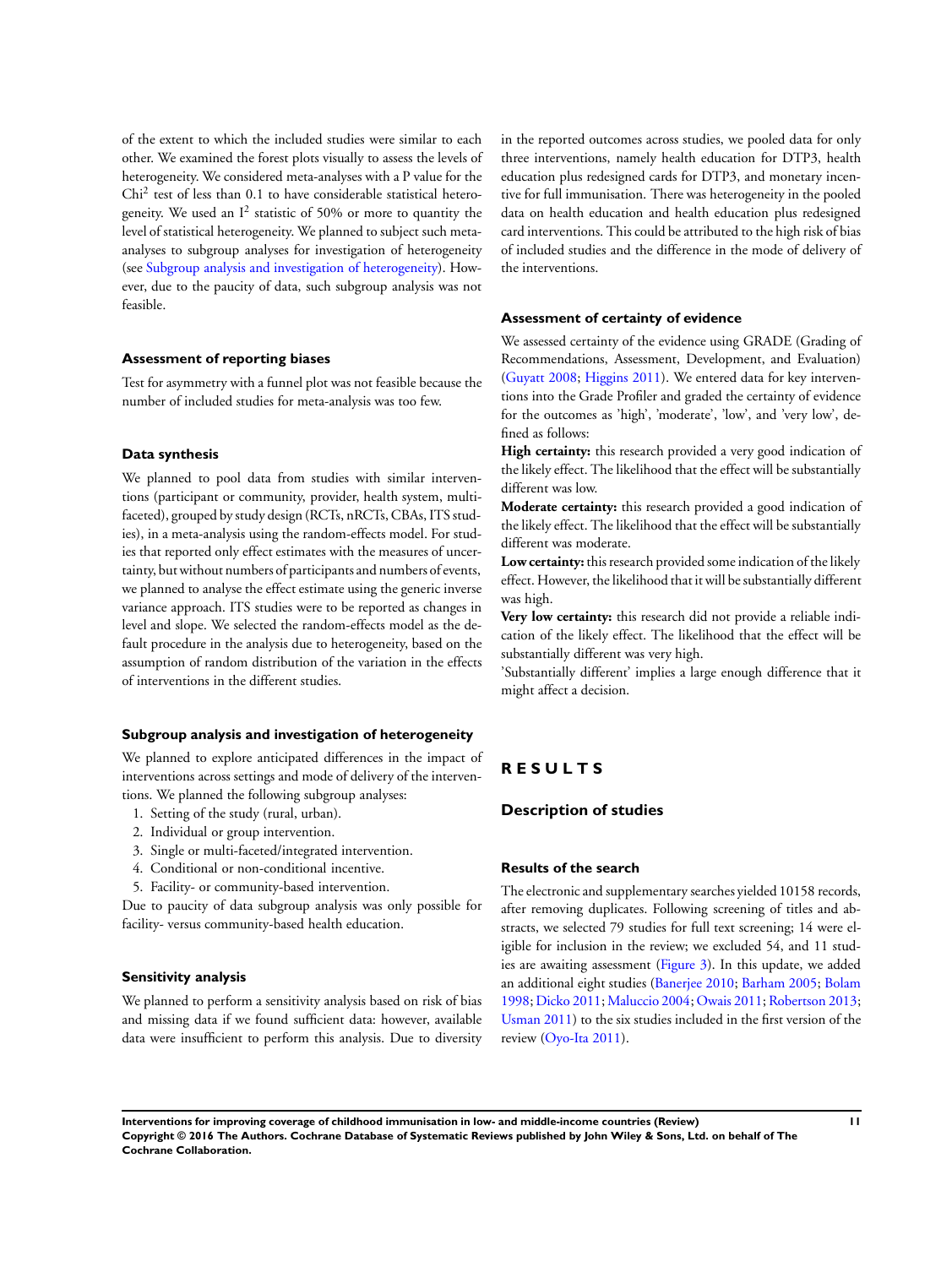of the extent to which the included studies were similar to each other. We examined the forest plots visually to assess the levels of heterogeneity. We considered meta-analyses with a P value for the $Chi^2$ test of less than 0.1 to have considerable statistical heterogeneity. We used an $I^2$ statistic of 50% or more to quantity the level of statistical heterogeneity. We planned to subject such meta-analyses to subgroup analyses for investigation of heterogeneity (see Subgroup analysis and investigation of heterogeneity). However, due to the paucity of data, such subgroup analysis was not feasible.

### Assessment of reporting biases

Test for asymmetry with a funnel plot was not feasible because the number of included studies for meta-analysis was too few.

### Data synthesis

We planned to pool data from studies with similar interventions (participant or community, provider, health system, multi-faceted), grouped by study design (RCTs, nRCTs, CBAs, ITS studies), in a meta-analysis using the random-effects model. For studies that reported only effect estimates with the measures of uncertainty, but without numbers of participants and numbers of events, we planned to analyse the effect estimate using the generic inverse variance approach. ITS studies were to be reported as changes in level and slope. We selected the random-effects model as the default procedure in the analysis due to heterogeneity, based on the assumption of random distribution of the variation in the effects of interventions in the different studies.

### Subgroup analysis and investigation of heterogeneity

We planned to explore anticipated differences in the impact of interventions across settings and mode of delivery of the interventions. We planned the following subgroup analyses:

1. Setting of the study (rural, urban).
2. Individual or group intervention.
3. Single or multi-faceted/integrated intervention.
4. Conditional or non-conditional incentive.
5. Facility- or community-based intervention.

Due to paucity of data subgroup analysis was only possible for facility- versus community-based health education.

### Sensitivity analysis

We planned to perform a sensitivity analysis based on risk of bias and missing data if we found sufficient data: however, available data were insufficient to perform this analysis. Due to diversity in the reported outcomes across studies, we pooled data for only three interventions, namely health education for DTP3, health education plus redesigned cards for DTP3, and monetary incentive for full immunisation. There was heterogeneity in the pooled data on health education and health education plus redesigned card interventions. This could be attributed to the high risk of bias of included studies and the difference in the mode of delivery of the interventions.

### Assessment of certainty of evidence

We assessed certainty of the evidence using GRADE (Grading of Recommendations, Assessment, Development, and Evaluation) (Guyatt 2008; Higgins 2011). We entered data for key interventions into the Grade Profiler and graded the certainty of evidence for the outcomes as 'high', 'moderate', 'low', and 'very low', defined as follows:

**High certainty:** this research provided a very good indication of the likely effect. The likelihood that the effect will be substantially different was low.

**Moderate certainty:** this research provided a good indication of the likely effect. The likelihood that the effect will be substantially different was moderate.

**Low certainty:** this research provided some indication of the likely effect. However, the likelihood that it will be substantially different was high.

**Very low certainty:** this research did not provide a reliable indication of the likely effect. The likelihood that the effect will be substantially different was very high.

'Substantially different' implies a large enough difference that it might affect a decision.

# RESULTS

## Description of studies

### Results of the search

The electronic and supplementary searches yielded 10158 records, after removing duplicates. Following screening of titles and abstracts, we selected 79 studies for full text screening; 14 were eligible for inclusion in the review; we excluded 54, and 11 studies are awaiting assessment (Figure 3). In this update, we added an additional eight studies (Banerjee 2010; Barham 2005; Bolam 1998; Dicko 2011; Maluccio 2004; Owais 2011; Robertson 2013; Usman 2011) to the six studies included in the first version of the review (Oyo-Ita 2011).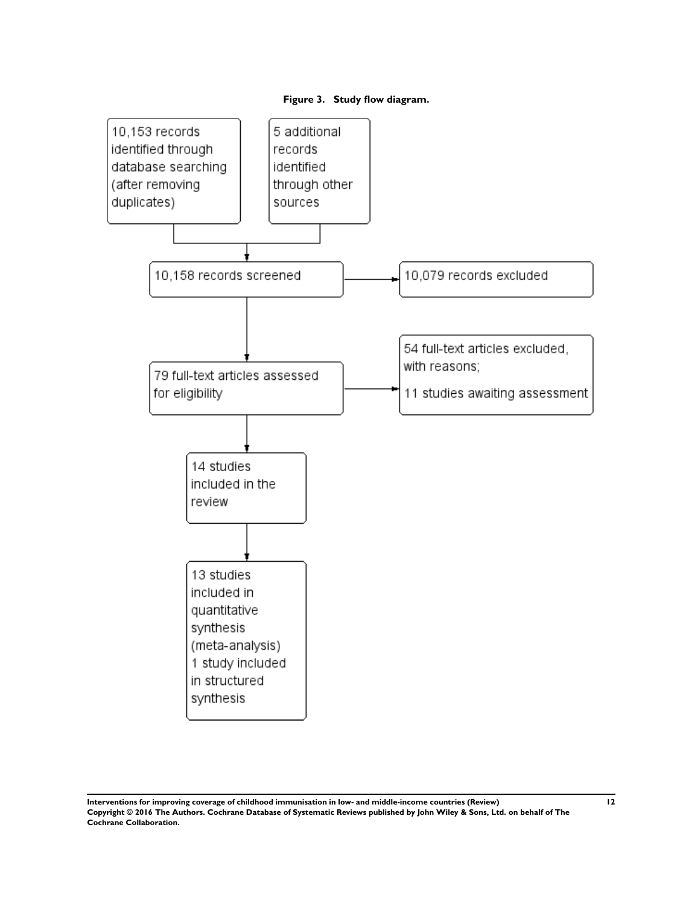**Figure 3. Study flow diagram.**

10,153 records identified through database searching (after removing duplicates)

5 additional records identified through other sources

10,158 records screened

10,079 records excluded

79 full-text articles assessed for eligibility

54 full-text articles excluded, with reasons;

11 studies awaiting assessment

14 studies included in the review

13 studies included in quantitative synthesis (meta-analysis)
1 study included in structured synthesis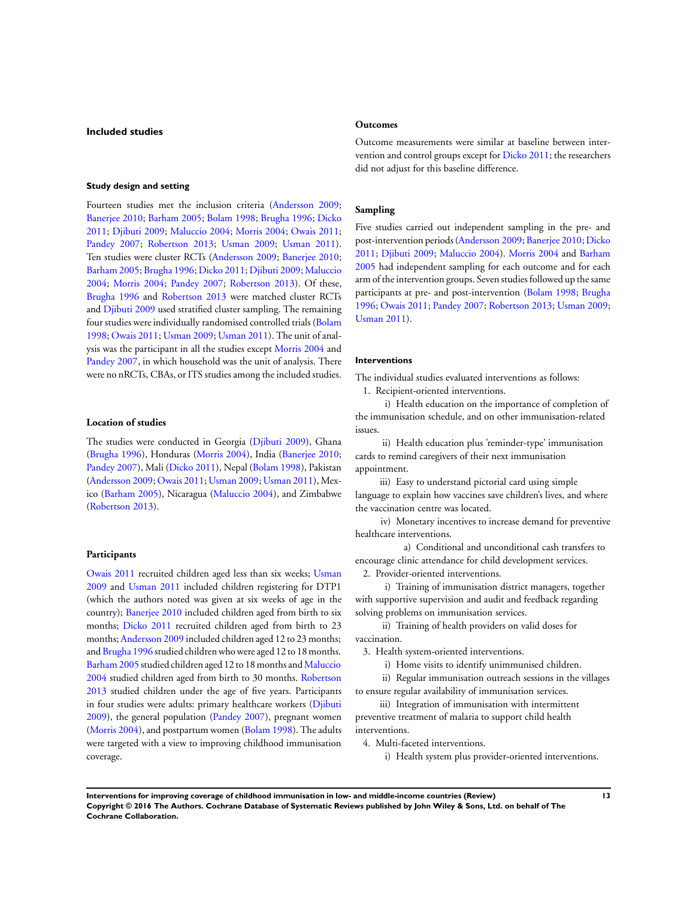## Included studies

### Study design and setting

Fourteen studies met the inclusion criteria (Andersson 2009; Banerjee 2010; Barham 2005; Bolam 1998; Brugha 1996; Dicko 2011; Djibuti 2009; Maluccio 2004; Morris 2004; Owais 2011; Pandey 2007; Robertson 2013; Usman 2009; Usman 2011). Ten studies were cluster RCTs (Andersson 2009; Banerjee 2010; Barham 2005; Brugha 1996; Dicko 2011; Djibuti 2009; Maluccio 2004; Morris 2004; Pandey 2007; Robertson 2013). Of these, Brugha 1996 and Robertson 2013 were matched cluster RCTs and Djibuti 2009 used stratified cluster sampling. The remaining four studies were individually randomised controlled trials (Bolam 1998; Owais 2011; Usman 2009; Usman 2011). The unit of analysis was the participant in all the studies except Morris 2004 and Pandey 2007, in which household was the unit of analysis. There were no nRCTs, CBAs, or ITS studies among the included studies.

### Location of studies

The studies were conducted in Georgia (Djibuti 2009), Ghana (Brugha 1996), Honduras (Morris 2004), India (Banerjee 2010; Pandey 2007), Mali (Dicko 2011), Nepal (Bolam 1998), Pakistan (Andersson 2009; Owais 2011; Usman 2009; Usman 2011), Mexico (Barham 2005), Nicaragua (Maluccio 2004), and Zimbabwe (Robertson 2013).

### Participants

Owais 2011 recruited children aged less than six weeks; Usman 2009 and Usman 2011 included children registering for DTP1 (which the authors noted was given at six weeks of age in the country); Banerjee 2010 included children aged from birth to six months; Dicko 2011 recruited children aged from birth to 23 months; Andersson 2009 included children aged 12 to 23 months; and Brugha 1996 studied children who were aged 12 to 18 months. Barham 2005 studied children aged 12 to 18 months and Maluccio 2004 studied children aged from birth to 30 months. Robertson 2013 studied children under the age of five years. Participants in four studies were adults: primary healthcare workers (Djibuti 2009), the general population (Pandey 2007), pregnant women (Morris 2004), and postpartum women (Bolam 1998). The adults were targeted with a view to improving childhood immunisation coverage.

### Outcomes

Outcome measurements were similar at baseline between intervention and control groups except for Dicko 2011; the researchers did not adjust for this baseline difference.

### Sampling

Five studies carried out independent sampling in the pre- and post-intervention periods (Andersson 2009; Banerjee 2010; Dicko 2011; Djibuti 2009; Maluccio 2004). Morris 2004 and Barham 2005 had independent sampling for each outcome and for each arm of the intervention groups. Seven studies followed up the same participants at pre- and post-intervention (Bolam 1998; Brugha 1996; Owais 2011; Pandey 2007; Robertson 2013; Usman 2009; Usman 2011).

### Interventions

The individual studies evaluated interventions as follows:

1. Recipient-oriented interventions.
   - i) Health education on the importance of completion of the immunisation schedule, and on other immunisation-related issues.
   - ii) Health education plus 'reminder-type' immunisation cards to remind caregivers of their next immunisation appointment.
   - iii) Easy to understand pictorial card using simple language to explain how vaccines save children's lives, and where the vaccination centre was located.
   - iv) Monetary incentives to increase demand for preventive healthcare interventions.
     - a) Conditional and unconditional cash transfers to encourage clinic attendance for child development services.
2. Provider-oriented interventions.
   - i) Training of immunisation district managers, together with supportive supervision and audit and feedback regarding solving problems on immunisation services.
   - ii) Training of health providers on valid doses for vaccination.
3. Health system-oriented interventions.
   - i) Home visits to identify unimmunised children.
   - ii) Regular immunisation outreach sessions in the villages to ensure regular availability of immunisation services.
   - iii) Integration of immunisation with intermittent preventive treatment of malaria to support child health interventions.
4. Multi-faceted interventions.
   - i) Health system plus provider-oriented interventions.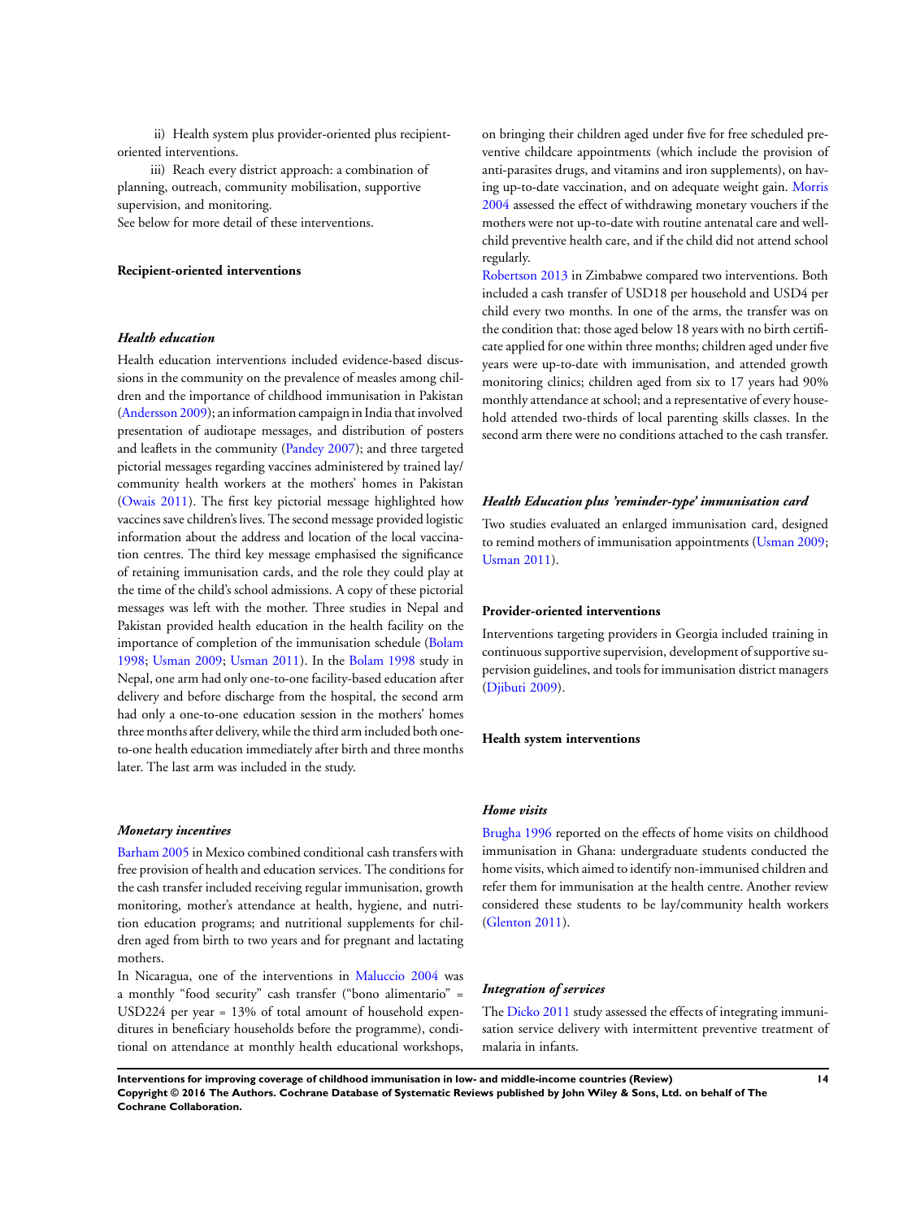ii) Health system plus provider-oriented plus recipient-oriented interventions.

iii) Reach every district approach: a combination of planning, outreach, community mobilisation, supportive supervision, and monitoring.

See below for more detail of these interventions.

#### Recipient-oriented interventions

##### *Health education*

Health education interventions included evidence-based discussions in the community on the prevalence of measles among children and the importance of childhood immunisation in Pakistan (Andersson 2009); an information campaign in India that involved presentation of audiotape messages, and distribution of posters and leaflets in the community (Pandey 2007); and three targeted pictorial messages regarding vaccines administered by trained lay/community health workers at the mothers' homes in Pakistan (Owais 2011). The first key pictorial message highlighted how vaccines save children's lives. The second message provided logistic information about the address and location of the local vaccination centres. The third key message emphasised the significance of retaining immunisation cards, and the role they could play at the time of the child's school admissions. A copy of these pictorial messages was left with the mother. Three studies in Nepal and Pakistan provided health education in the health facility on the importance of completion of the immunisation schedule (Bolam 1998; Usman 2009; Usman 2011). In the Bolam 1998 study in Nepal, one arm had only one-to-one facility-based education after delivery and before discharge from the hospital, the second arm had only a one-to-one education session in the mothers' homes three months after delivery, while the third arm included both one-to-one health education immediately after birth and three months later. The last arm was included in the study.

##### *Monetary incentives*

Barham 2005 in Mexico combined conditional cash transfers with free provision of health and education services. The conditions for the cash transfer included receiving regular immunisation, growth monitoring, mother's attendance at health, hygiene, and nutrition education programs; and nutritional supplements for children aged from birth to two years and for pregnant and lactating mothers.

In Nicaragua, one of the interventions in Maluccio 2004 was a monthly "food security" cash transfer ("bono alimentario" = USD224 per year = 13% of total amount of household expenditures in beneficiary households before the programme), conditional on attendance at monthly health educational workshops, on bringing their children aged under five for free scheduled preventive childcare appointments (which include the provision of anti-parasites drugs, and vitamins and iron supplements), on having up-to-date vaccination, and on adequate weight gain. Morris 2004 assessed the effect of withdrawing monetary vouchers if the mothers were not up-to-date with routine antenatal care and well-child preventive health care, and if the child did not attend school regularly.

Robertson 2013 in Zimbabwe compared two interventions. Both included a cash transfer of USD18 per household and USD4 per child every two months. In one of the arms, the transfer was on the condition that: those aged below 18 years with no birth certificate applied for one within three months; children aged under five years were up-to-date with immunisation, and attended growth monitoring clinics; children aged from six to 17 years had 90% monthly attendance at school; and a representative of every household attended two-thirds of local parenting skills classes. In the second arm there were no conditions attached to the cash transfer.

##### *Health Education plus 'reminder-type' immunisation card*

Two studies evaluated an enlarged immunisation card, designed to remind mothers of immunisation appointments (Usman 2009; Usman 2011).

#### Provider-oriented interventions

Interventions targeting providers in Georgia included training in continuous supportive supervision, development of supportive supervision guidelines, and tools for immunisation district managers (Djibuti 2009).

#### Health system interventions

##### *Home visits*

Brugha 1996 reported on the effects of home visits on childhood immunisation in Ghana: undergraduate students conducted the home visits, which aimed to identify non-immunised children and refer them for immunisation at the health centre. Another review considered these students to be lay/community health workers (Glenton 2011).

##### *Integration of services*

The Dicko 2011 study assessed the effects of integrating immunisation service delivery with intermittent preventive treatment of malaria in infants.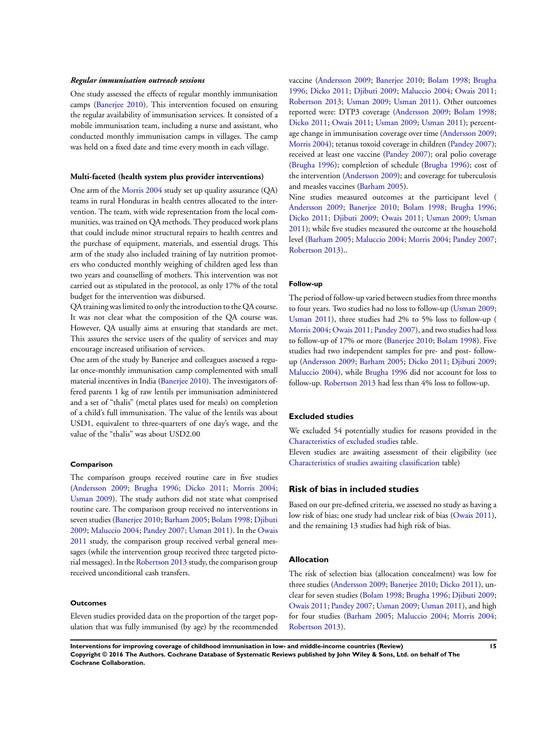#### *Regular immunisation outreach sessions*

One study assessed the effects of regular monthly immunisation camps (Banerjee 2010). This intervention focused on ensuring the regular availability of immunisation services. It consisted of a mobile immunisation team, including a nurse and assistant, who conducted monthly immunisation camps in villages. The camp was held on a fixed date and time every month in each village.

#### Multi-faceted (health system plus provider interventions)

One arm of the Morris 2004 study set up quality assurance (QA) teams in rural Honduras in health centres allocated to the intervention. The team, with wide representation from the local communities, was trained on QA methods. They produced work plans that could include minor structural repairs to health centres and the purchase of equipment, materials, and essential drugs. This arm of the study also included training of lay nutrition promoters who conducted monthly weighing of children aged less than two years and counselling of mothers. This intervention was not carried out as stipulated in the protocol, as only 17% of the total budget for the intervention was disbursed.

QA training was limited to only the introduction to the QA course. It was not clear what the composition of the QA course was. However, QA usually aims at ensuring that standards are met. This assures the service users of the quality of services and may encourage increased utilisation of services.

One arm of the study by Banerjee and colleagues assessed a regular once-monthly immunisation camp complemented with small material incentives in India (Banerjee 2010). The investigators offered parents 1 kg of raw lentils per immunisation administered and a set of "thalis" (metal plates used for meals) on completion of a child's full immunisation. The value of the lentils was about USD1, equivalent to three-quarters of one day's wage, and the value of the "thalis" was about USD2.00

#### Comparison

The comparison groups received routine care in five studies (Andersson 2009; Brugha 1996; Dicko 2011; Morris 2004; Usman 2009). The study authors did not state what comprised routine care. The comparison group received no interventions in seven studies (Banerjee 2010; Barham 2005; Bolam 1998; Djibuti 2009; Maluccio 2004; Pandey 2007; Usman 2011). In the Owais 2011 study, the comparison group received verbal general messages (while the intervention group received three targeted pictorial messages). In the Robertson 2013 study, the comparison group received unconditional cash transfers.

#### Outcomes

Eleven studies provided data on the proportion of the target population that was fully immunised (by age) by the recommended vaccine (Andersson 2009; Banerjee 2010; Bolam 1998; Brugha 1996; Dicko 2011; Djibuti 2009; Maluccio 2004; Owais 2011; Robertson 2013; Usman 2009; Usman 2011). Other outcomes reported were: DTP3 coverage (Andersson 2009; Bolam 1998; Dicko 2011; Owais 2011; Usman 2009; Usman 2011); percentage change in immunisation coverage over time (Andersson 2009; Morris 2004); tetanus toxoid coverage in children (Pandey 2007); received at least one vaccine (Pandey 2007); oral polio coverage (Brugha 1996); completion of schedule (Brugha 1996); cost of the intervention (Andersson 2009); and coverage for tuberculosis and measles vaccines (Barham 2005).

Nine studies measured outcomes at the participant level ( Andersson 2009; Banerjee 2010; Bolam 1998; Brugha 1996; Dicko 2011; Djibuti 2009; Owais 2011; Usman 2009; Usman 2011); while five studies measured the outcome at the household level (Barham 2005; Maluccio 2004; Morris 2004; Pandey 2007; Robertson 2013)..

#### Follow-up

The period of follow-up varied between studies from three months to four years. Two studies had no loss to follow-up (Usman 2009; Usman 2011), three studies had 2% to 5% loss to follow-up ( Morris 2004; Owais 2011; Pandey 2007), and two studies had loss to follow-up of 17% or more (Banerjee 2010; Bolam 1998). Five studies had two independent samples for pre- and post- follow-up (Andersson 2009; Barham 2005; Dicko 2011; Djibuti 2009; Maluccio 2004), while Brugha 1996 did not account for loss to follow-up. Robertson 2013 had less than 4% loss to follow-up.

### Excluded studies

We excluded 54 potentially studies for reasons provided in the Characteristics of excluded studies table.

Eleven studies are awaiting assessment of their eligibility (see Characteristics of studies awaiting classification table)

## Risk of bias in included studies

Based on our pre-defined criteria, we assessed no study as having a low risk of bias; one study had unclear risk of bias (Owais 2011), and the remaining 13 studies had high risk of bias.

### Allocation

The risk of selection bias (allocation concealment) was low for three studies (Andersson 2009; Banerjee 2010; Dicko 2011), unclear for seven studies (Bolam 1998; Brugha 1996; Djibuti 2009; Owais 2011; Pandey 2007; Usman 2009; Usman 2011), and high for four studies (Barham 2005; Maluccio 2004; Morris 2004; Robertson 2013).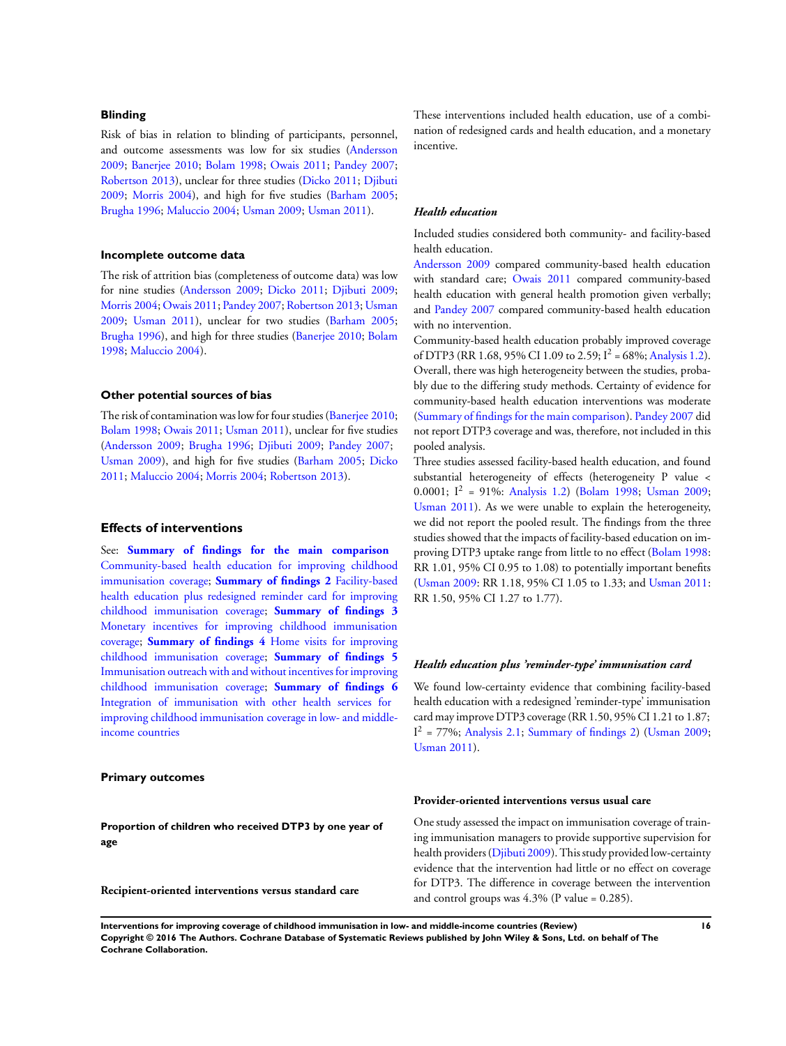### Blinding

Risk of bias in relation to blinding of participants, personnel, and outcome assessments was low for six studies (Andersson 2009; Banerjee 2010; Bolam 1998; Owais 2011; Pandey 2007; Robertson 2013), unclear for three studies (Dicko 2011; Djibuti 2009; Morris 2004), and high for five studies (Barham 2005; Brugha 1996; Maluccio 2004; Usman 2009; Usman 2011).

### Incomplete outcome data

The risk of attrition bias (completeness of outcome data) was low for nine studies (Andersson 2009; Dicko 2011; Djibuti 2009; Morris 2004; Owais 2011; Pandey 2007; Robertson 2013; Usman 2009; Usman 2011), unclear for two studies (Barham 2005; Brugha 1996), and high for three studies (Banerjee 2010; Bolam 1998; Maluccio 2004).

### Other potential sources of bias

The risk of contamination was low for four studies (Banerjee 2010; Bolam 1998; Owais 2011; Usman 2011), unclear for five studies (Andersson 2009; Brugha 1996; Djibuti 2009; Pandey 2007; Usman 2009), and high for five studies (Barham 2005; Dicko 2011; Maluccio 2004; Morris 2004; Robertson 2013).

## Effects of interventions

See: **Summary of findings for the main comparison** Community-based health education for improving childhood immunisation coverage; **Summary of findings 2** Facility-based health education plus redesigned reminder card for improving childhood immunisation coverage; **Summary of findings 3** Monetary incentives for improving childhood immunisation coverage; **Summary of findings 4** Home visits for improving childhood immunisation coverage; **Summary of findings 5** Immunisation outreach with and without incentives for improving childhood immunisation coverage; **Summary of findings 6** Integration of immunisation with other health services for improving childhood immunisation coverage in low- and middle-income countries

### Primary outcomes

#### Proportion of children who received DTP3 by one year of age

#### Recipient-oriented interventions versus standard care

These interventions included health education, use of a combination of redesigned cards and health education, and a monetary incentive.

##### *Health education*

Included studies considered both community- and facility-based health education.

Andersson 2009 compared community-based health education with standard care; Owais 2011 compared community-based health education with general health promotion given verbally; and Pandey 2007 compared community-based health education with no intervention.

Community-based health education probably improved coverage of DTP3 (RR 1.68, 95% CI 1.09 to 2.59; $I^2$ = 68%; Analysis 1.2). Overall, there was high heterogeneity between the studies, probably due to the differing study methods. Certainty of evidence for community-based health education interventions was moderate (Summary of findings for the main comparison). Pandey 2007 did not report DTP3 coverage and was, therefore, not included in this pooled analysis.

Three studies assessed facility-based health education, and found substantial heterogeneity of effects (heterogeneity P value < 0.0001; $I^2$ = 91%: Analysis 1.2) (Bolam 1998; Usman 2009; Usman 2011). As we were unable to explain the heterogeneity, we did not report the pooled result. The findings from the three studies showed that the impacts of facility-based education on improving DTP3 uptake range from little to no effect (Bolam 1998: RR 1.01, 95% CI 0.95 to 1.08) to potentially important benefits (Usman 2009: RR 1.18, 95% CI 1.05 to 1.33; and Usman 2011: RR 1.50, 95% CI 1.27 to 1.77).

##### *Health education plus 'reminder-type' immunisation card*

We found low-certainty evidence that combining facility-based health education with a redesigned 'reminder-type' immunisation card may improve DTP3 coverage (RR 1.50, 95% CI 1.21 to 1.87; $I^2$ = 77%; Analysis 2.1; Summary of findings 2) (Usman 2009; Usman 2011).

#### Provider-oriented interventions versus usual care

One study assessed the impact on immunisation coverage of training immunisation managers to provide supportive supervision for health providers (Djibuti 2009). This study provided low-certainty evidence that the intervention had little or no effect on coverage for DTP3. The difference in coverage between the intervention and control groups was 4.3% (P value = 0.285).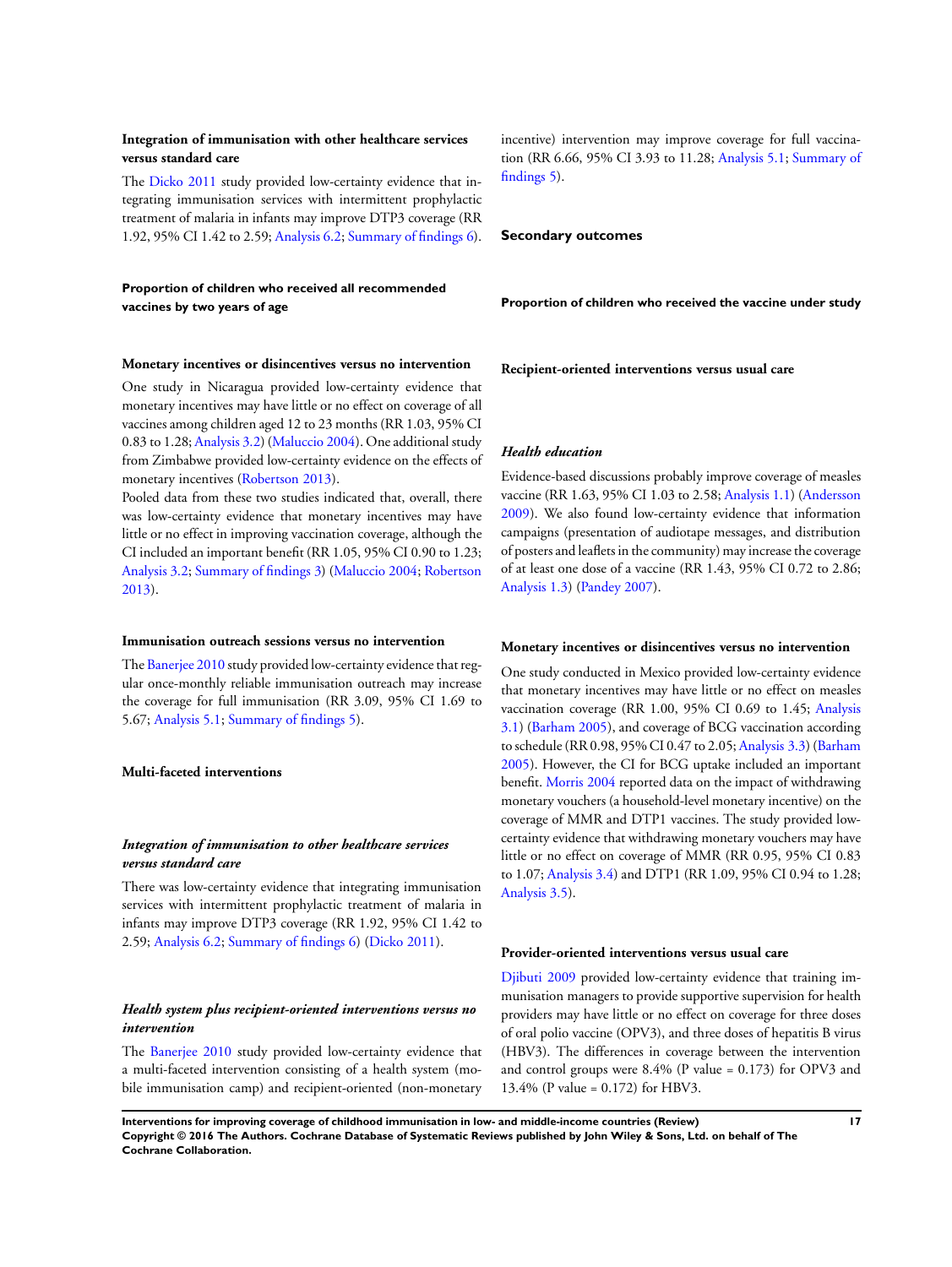### Integration of immunisation with other healthcare services versus standard care

The Dicko 2011 study provided low-certainty evidence that integrating immunisation services with intermittent prophylactic treatment of malaria in infants may improve DTP3 coverage (RR 1.92, 95% CI 1.42 to 2.59; Analysis 6.2; Summary of findings 6).

## Proportion of children who received all recommended vaccines by two years of age

### Monetary incentives or disincentives versus no intervention

One study in Nicaragua provided low-certainty evidence that monetary incentives may have little or no effect on coverage of all vaccines among children aged 12 to 23 months (RR 1.03, 95% CI 0.83 to 1.28; Analysis 3.2) (Maluccio 2004). One additional study from Zimbabwe provided low-certainty evidence on the effects of monetary incentives (Robertson 2013).

Pooled data from these two studies indicated that, overall, there was low-certainty evidence that monetary incentives may have little or no effect in improving vaccination coverage, although the CI included an important benefit (RR 1.05, 95% CI 0.90 to 1.23; Analysis 3.2; Summary of findings 3) (Maluccio 2004; Robertson 2013).

### Immunisation outreach sessions versus no intervention

The Banerjee 2010 study provided low-certainty evidence that regular once-monthly reliable immunisation outreach may increase the coverage for full immunisation (RR 3.09, 95% CI 1.69 to 5.67; Analysis 5.1; Summary of findings 5).

### Multi-faceted interventions

#### *Integration of immunisation to other healthcare services versus standard care*

There was low-certainty evidence that integrating immunisation services with intermittent prophylactic treatment of malaria in infants may improve DTP3 coverage (RR 1.92, 95% CI 1.42 to 2.59; Analysis 6.2; Summary of findings 6) (Dicko 2011).

#### *Health system plus recipient-oriented interventions versus no intervention*

The Banerjee 2010 study provided low-certainty evidence that a multi-faceted intervention consisting of a health system (mobile immunisation camp) and recipient-oriented (non-monetary incentive) intervention may improve coverage for full vaccination (RR 6.66, 95% CI 3.93 to 11.28; Analysis 5.1; Summary of findings 5).

## Secondary outcomes

## Proportion of children who received the vaccine under study

### Recipient-oriented interventions versus usual care

#### *Health education*

Evidence-based discussions probably improve coverage of measles vaccine (RR 1.63, 95% CI 1.03 to 2.58; Analysis 1.1) (Andersson 2009). We also found low-certainty evidence that information campaigns (presentation of audiotape messages, and distribution of posters and leaflets in the community) may increase the coverage of at least one dose of a vaccine (RR 1.43, 95% CI 0.72 to 2.86; Analysis 1.3) (Pandey 2007).

### Monetary incentives or disincentives versus no intervention

One study conducted in Mexico provided low-certainty evidence that monetary incentives may have little or no effect on measles vaccination coverage (RR 1.00, 95% CI 0.69 to 1.45; Analysis 3.1) (Barham 2005), and coverage of BCG vaccination according to schedule (RR 0.98, 95% CI 0.47 to 2.05; Analysis 3.3) (Barham 2005). However, the CI for BCG uptake included an important benefit. Morris 2004 reported data on the impact of withdrawing monetary vouchers (a household-level monetary incentive) on the coverage of MMR and DTP1 vaccines. The study provided low-certainty evidence that withdrawing monetary vouchers may have little or no effect on coverage of MMR (RR 0.95, 95% CI 0.83 to 1.07; Analysis 3.4) and DTP1 (RR 1.09, 95% CI 0.94 to 1.28; Analysis 3.5).

### Provider-oriented interventions versus usual care

Djibuti 2009 provided low-certainty evidence that training immunisation managers to provide supportive supervision for health providers may have little or no effect on coverage for three doses of oral polio vaccine (OPV3), and three doses of hepatitis B virus (HBV3). The differences in coverage between the intervention and control groups were 8.4% (P value = 0.173) for OPV3 and 13.4% (P value = 0.172) for HBV3.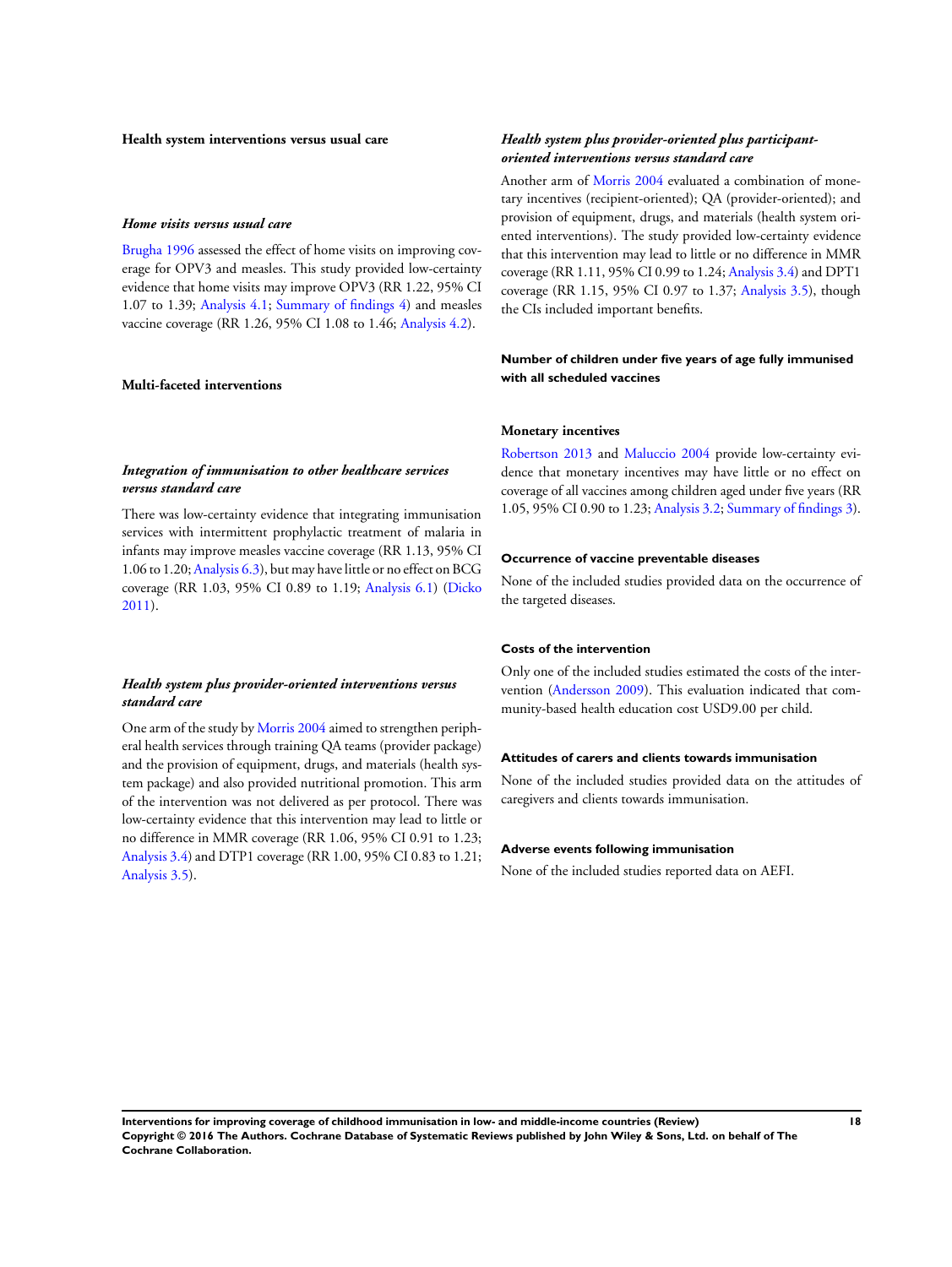### Health system interventions versus usual care

#### *Home visits versus usual care*

Brugha 1996 assessed the effect of home visits on improving coverage for OPV3 and measles. This study provided low-certainty evidence that home visits may improve OPV3 (RR 1.22, 95% CI 1.07 to 1.39; Analysis 4.1; Summary of findings 4) and measles vaccine coverage (RR 1.26, 95% CI 1.08 to 1.46; Analysis 4.2).

### Multi-faceted interventions

#### *Integration of immunisation to other healthcare services versus standard care*

There was low-certainty evidence that integrating immunisation services with intermittent prophylactic treatment of malaria in infants may improve measles vaccine coverage (RR 1.13, 95% CI 1.06 to 1.20; Analysis 6.3), but may have little or no effect on BCG coverage (RR 1.03, 95% CI 0.89 to 1.19; Analysis 6.1) (Dicko 2011).

#### *Health system plus provider-oriented interventions versus standard care*

One arm of the study by Morris 2004 aimed to strengthen peripheral health services through training QA teams (provider package) and the provision of equipment, drugs, and materials (health system package) and also provided nutritional promotion. This arm of the intervention was not delivered as per protocol. There was low-certainty evidence that this intervention may lead to little or no difference in MMR coverage (RR 1.06, 95% CI 0.91 to 1.23; Analysis 3.4) and DTP1 coverage (RR 1.00, 95% CI 0.83 to 1.21; Analysis 3.5).

#### *Health system plus provider-oriented plus participant-oriented interventions versus standard care*

Another arm of Morris 2004 evaluated a combination of monetary incentives (recipient-oriented); QA (provider-oriented); and provision of equipment, drugs, and materials (health system oriented interventions). The study provided low-certainty evidence that this intervention may lead to little or no difference in MMR coverage (RR 1.11, 95% CI 0.99 to 1.24; Analysis 3.4) and DPT1 coverage (RR 1.15, 95% CI 0.97 to 1.37; Analysis 3.5), though the CIs included important benefits.

### Number of children under five years of age fully immunised with all scheduled vaccines

#### Monetary incentives

Robertson 2013 and Maluccio 2004 provide low-certainty evidence that monetary incentives may have little or no effect on coverage of all vaccines among children aged under five years (RR 1.05, 95% CI 0.90 to 1.23; Analysis 3.2; Summary of findings 3).

### Occurrence of vaccine preventable diseases

None of the included studies provided data on the occurrence of the targeted diseases.

### Costs of the intervention

Only one of the included studies estimated the costs of the intervention (Andersson 2009). This evaluation indicated that community-based health education cost USD9.00 per child.

### Attitudes of carers and clients towards immunisation

None of the included studies provided data on the attitudes of caregivers and clients towards immunisation.

### Adverse events following immunisation

None of the included studies reported data on AEFI.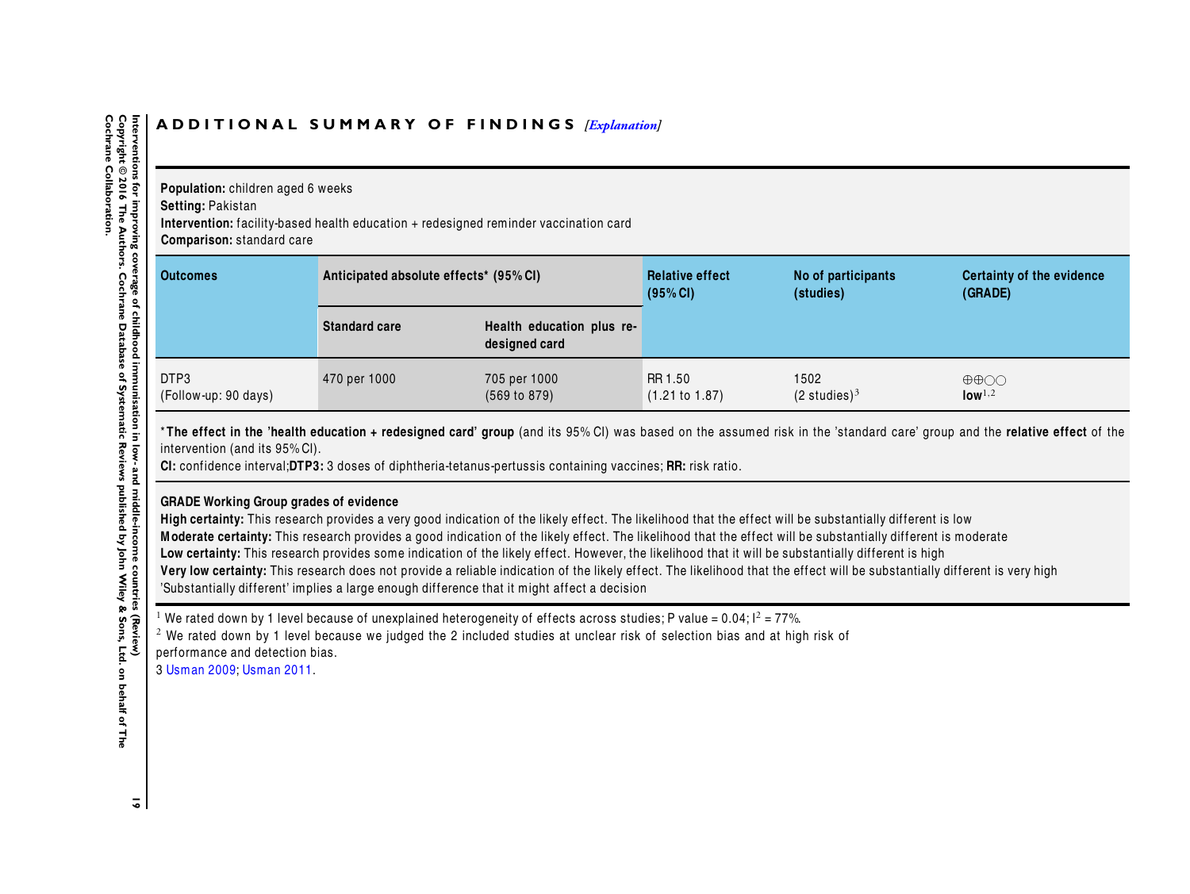# ADDITIONAL SUMMARY OF FINDINGS *[Explanation]*

**Population:** children aged 6 weeks
**Setting:** Pakistan
**Intervention:** facility-based health education + redesigned reminder vaccination card
**Comparison:** standard care

| Outcomes | Anticipated absolute effects* (95% CI) | | Relative effect (95% CI) | No of participants (studies) | Certainty of the evidence (GRADE) |
|---|---|---|---|---|---|
| | Standard care | Health education plus re-designed card | | | |
| DTP3 (Follow-up: 90 days) | 470 per 1000 | 705 per 1000 (569 to 879) | RR 1.50 (1.21 to 1.87) | 1502 (2 studies)[3] | ⊕⊕○○ **low**[1,2] |

***The effect in the 'health education + redesigned card' group** (and its 95% CI) was based on the assumed risk in the 'standard care' group and the **relative effect** of the intervention (and its 95% CI).
**CI:** confidence interval;**DTP3:** 3 doses of diphtheria-tetanus-pertussis containing vaccines; **RR:** risk ratio.

**GRADE Working Group grades of evidence**
**High certainty:** This research provides a very good indication of the likely effect. The likelihood that the effect will be substantially different is low
**Moderate certainty:** This research provides a good indication of the likely effect. The likelihood that the effect will be substantially different is moderate
**Low certainty:** This research provides some indication of the likely effect. However, the likelihood that it will be substantially different is high
**Very low certainty:** This research does not provide a reliable indication of the likely effect. The likelihood that the effect will be substantially different is very high
'Substantially different' implies a large enough difference that it might affect a decision

[1] We rated down by 1 level because of unexplained heterogeneity of effects across studies; P value = 0.04; $I^2$ = 77%.
[2] We rated down by 1 level because we judged the 2 included studies at unclear risk of selection bias and at high risk of performance and detection bias.
3 Usman 2009; Usman 2011.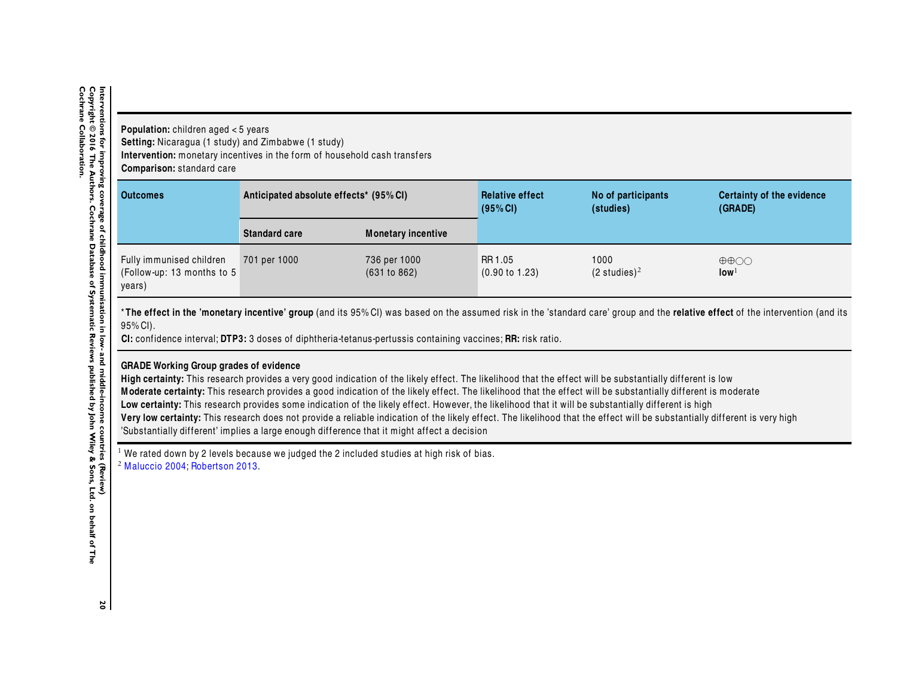**Population:** children aged < 5 years
**Setting:** Nicaragua (1 study) and Zimbabwe (1 study)
**Intervention:** monetary incentives in the form of household cash transfers
**Comparison:** standard care

| Outcomes | Anticipated absolute effects* (95% CI) | | Relative effect (95% CI) | No of participants (studies) | Certainty of the evidence (GRADE) |
|---|---|---|---|---|---|
| | Standard care | Monetary incentive | | | |
| Fully immunised children (Follow-up: 13 months to 5 years) | 701 per 1000 | 736 per 1000 (631 to 862) | RR 1.05 (0.90 to 1.23) | 1000 (2 studies)[2] | ⊕⊕○○ **low**[1] |

*__The effect in the 'monetary incentive' group__ (and its 95% CI) was based on the assumed risk in the 'standard care' group and the **relative effect** of the intervention (and its 95% CI).
**CI:** confidence interval; **DTP3:** 3 doses of diphtheria-tetanus-pertussis containing vaccines; **RR:** risk ratio.

**GRADE Working Group grades of evidence**
**High certainty:** This research provides a very good indication of the likely effect. The likelihood that the effect will be substantially different is low
**Moderate certainty:** This research provides a good indication of the likely effect. The likelihood that the effect will be substantially different is moderate
**Low certainty:** This research provides some indication of the likely effect. However, the likelihood that it will be substantially different is high
**Very low certainty:** This research does not provide a reliable indication of the likely effect. The likelihood that the effect will be substantially different is very high
'Substantially different' implies a large enough difference that it might affect a decision

[1] We rated down by 2 levels because we judged the 2 included studies at high risk of bias.
[2] Maluccio 2004; Robertson 2013.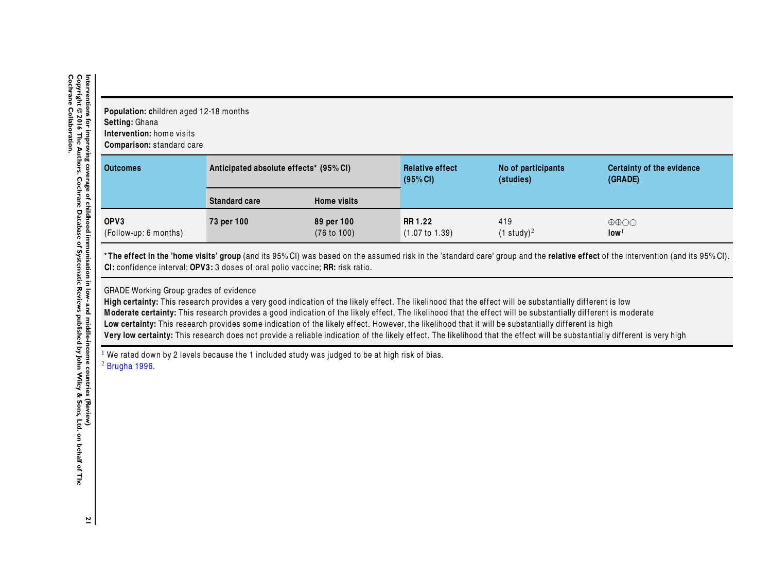**Population:** children aged 12-18 months
**Setting:** Ghana
**Intervention:** home visits
**Comparison:** standard care

| Outcomes | Anticipated absolute effects* (95% CI) | | Relative effect (95% CI) | No of participants (studies) | Certainty of the evidence (GRADE) |
|---|---|---|---|---|---|
| | **Standard care** | **Home visits** | | | |
| **OPV3** (Follow-up: 6 months) | **73 per 100** | **89 per 100** (76 to 100) | **RR 1.22** (1.07 to 1.39) | 419 (1 study)[2] | ⊕⊕○○ **low**[1] |

***The effect in the 'home visits' group** (and its 95% CI) was based on the assumed risk in the 'standard care' group and the **relative effect** of the intervention (and its 95% CI).
**CI:** confidence interval; **OPV3:** 3 doses of oral polio vaccine; **RR:** risk ratio.

GRADE Working Group grades of evidence
**High certainty:** This research provides a very good indication of the likely effect. The likelihood that the effect will be substantially different is low
**Moderate certainty:** This research provides a good indication of the likely effect. The likelihood that the effect will be substantially different is moderate
**Low certainty:** This research provides some indication of the likely effect. However, the likelihood that it will be substantially different is high
**Very low certainty:** This research does not provide a reliable indication of the likely effect. The likelihood that the effect will be substantially different is very high

[1] We rated down by 2 levels because the 1 included study was judged to be at high risk of bias.
[2] Brugha 1996.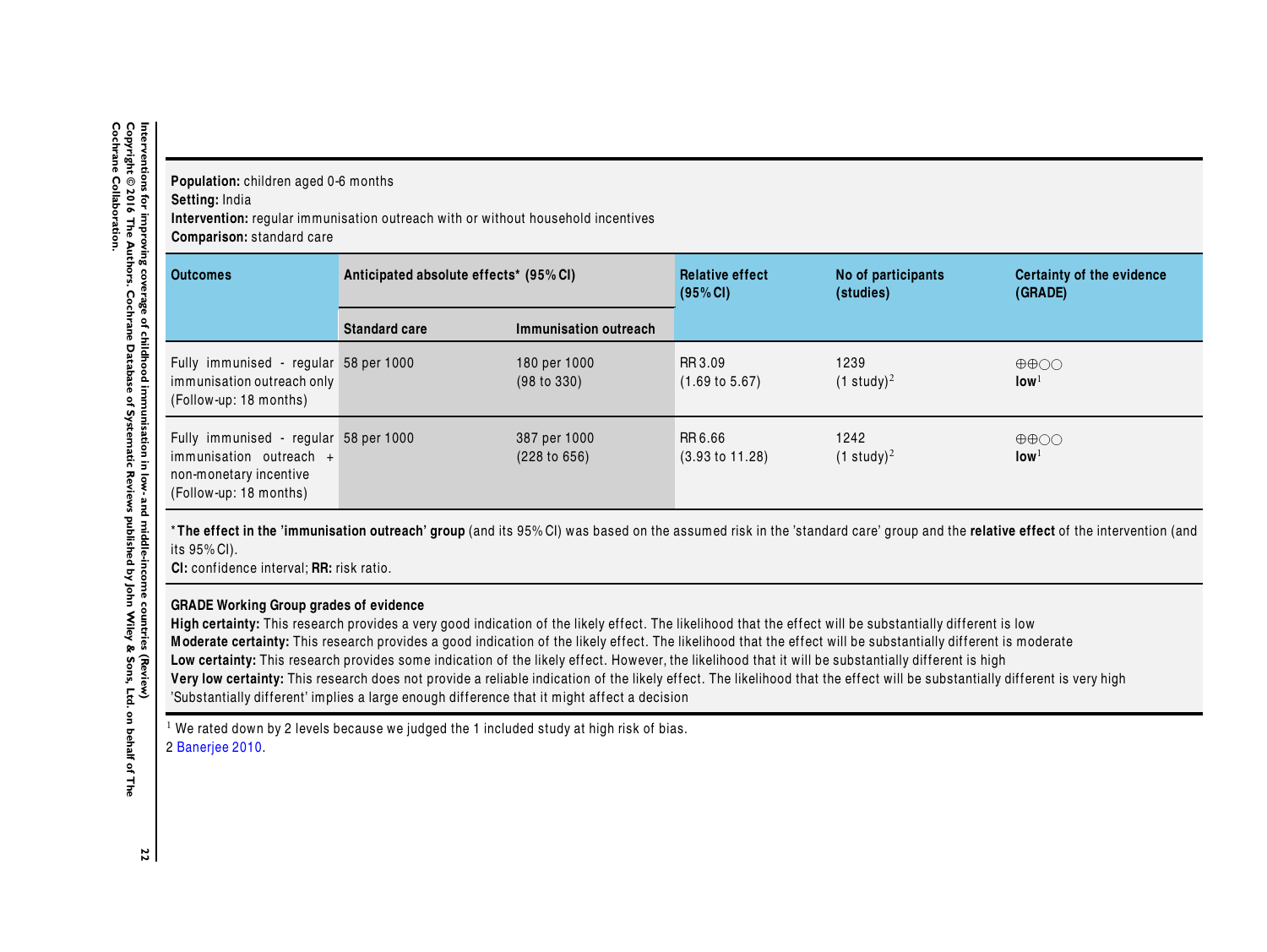**Population:** children aged 0-6 months
**Setting:** India
**Intervention:** regular immunisation outreach with or without household incentives
**Comparison:** standard care

| Outcomes | Anticipated absolute effects* (95% CI) | | Relative effect (95% CI) | No of participants (studies) | Certainty of the evidence (GRADE) |
|---|---|---|---|---|---|
| | Standard care | Immunisation outreach | | | |
| Fully immunised - regular immunisation outreach only (Follow-up: 18 months) | 58 per 1000 | 180 per 1000 (98 to 330) | RR 3.09 (1.69 to 5.67) | 1239 (1 study)[2] | ⊕⊕◯◯ **low**[1] |
| Fully immunised - regular immunisation outreach + non-monetary incentive (Follow-up: 18 months) | 58 per 1000 | 387 per 1000 (228 to 656) | RR 6.66 (3.93 to 11.28) | 1242 (1 study)[2] | ⊕⊕◯◯ **low**[1] |

***The effect in the 'immunisation outreach' group** (and its 95% CI) was based on the assumed risk in the 'standard care' group and the **relative effect** of the intervention (and its 95% CI).
**CI:** confidence interval; **RR:** risk ratio.

**GRADE Working Group grades of evidence**
**High certainty:** This research provides a very good indication of the likely effect. The likelihood that the effect will be substantially different is low
**Moderate certainty:** This research provides a good indication of the likely effect. The likelihood that the effect will be substantially different is moderate
**Low certainty:** This research provides some indication of the likely effect. However, the likelihood that it will be substantially different is high
**Very low certainty:** This research does not provide a reliable indication of the likely effect. The likelihood that the effect will be substantially different is very high
'Substantially different' implies a large enough difference that it might affect a decision

[1] We rated down by 2 levels because we judged the 1 included study at high risk of bias.
2 Banerjee 2010.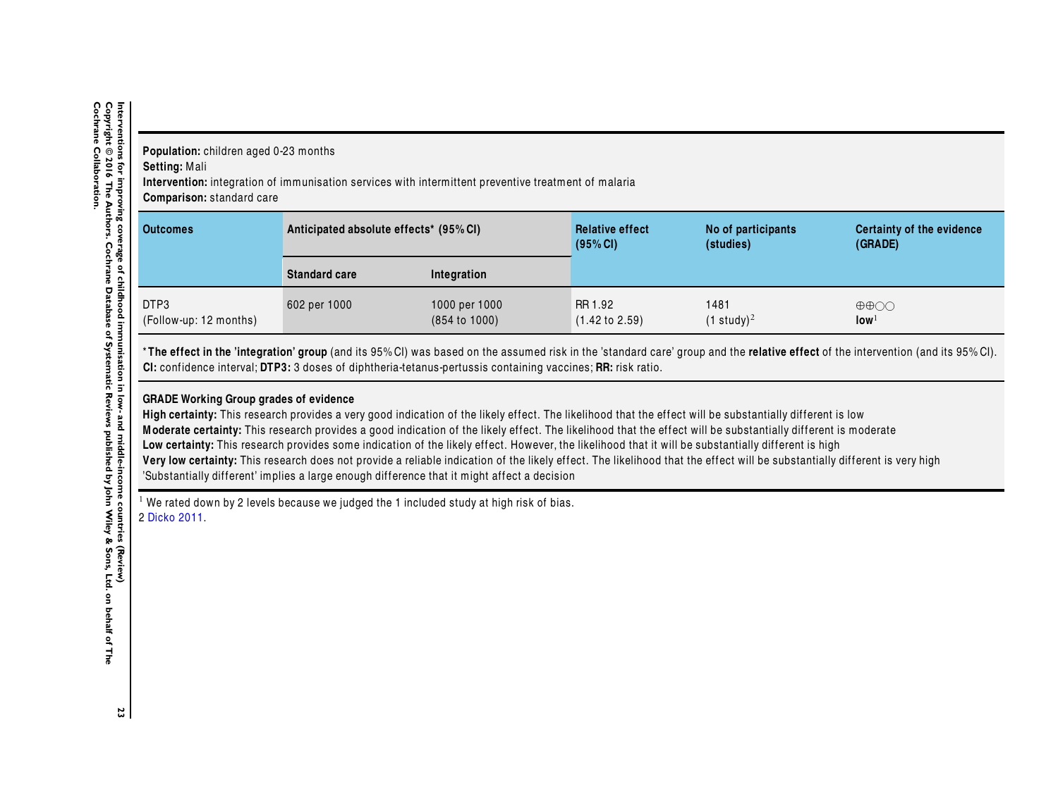**Population:** children aged 0-23 months
**Setting:** Mali
**Intervention:** integration of immunisation services with intermittent preventive treatment of malaria
**Comparison:** standard care

| Outcomes | Anticipated absolute effects* (95% CI) | | Relative effect (95% CI) | No of participants (studies) | Certainty of the evidence (GRADE) |
|---|---|---|---|---|---|
| | **Standard care** | **Integration** | | | |
| DTP3 (Follow-up: 12 months) | 602 per 1000 | 1000 per 1000 (854 to 1000) | RR 1.92 (1.42 to 2.59) | 1481 (1 study)[2] | ⊕⊕◯◯ **low**[1] |

*__The effect in the 'integration' group__ (and its 95% CI) was based on the assumed risk in the 'standard care' group and the **relative effect** of the intervention (and its 95% CI).
**CI:** confidence interval; **DTP3:** 3 doses of diphtheria-tetanus-pertussis containing vaccines; **RR:** risk ratio.

**GRADE Working Group grades of evidence**
**High certainty:** This research provides a very good indication of the likely effect. The likelihood that the effect will be substantially different is low
**Moderate certainty:** This research provides a good indication of the likely effect. The likelihood that the effect will be substantially different is moderate
**Low certainty:** This research provides some indication of the likely effect. However, the likelihood that it will be substantially different is high
**Very low certainty:** This research does not provide a reliable indication of the likely effect. The likelihood that the effect will be substantially different is very high
'Substantially different' implies a large enough difference that it might affect a decision

[1] We rated down by 2 levels because we judged the 1 included study at high risk of bias.
2 Dicko 2011.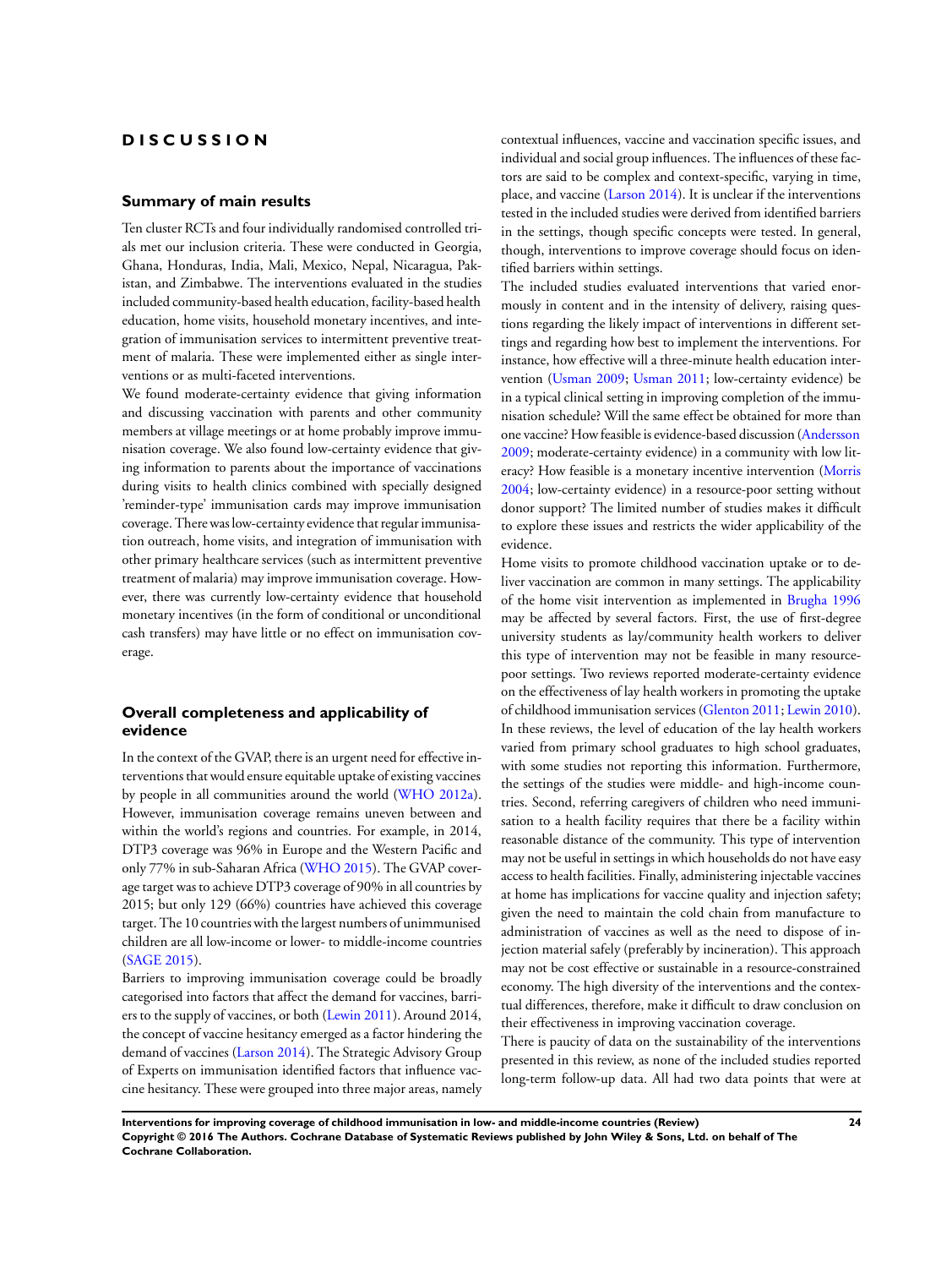# DISCUSSION

## Summary of main results

Ten cluster RCTs and four individually randomised controlled trials met our inclusion criteria. These were conducted in Georgia, Ghana, Honduras, India, Mali, Mexico, Nepal, Nicaragua, Pakistan, and Zimbabwe. The interventions evaluated in the studies included community-based health education, facility-based health education, home visits, household monetary incentives, and integration of immunisation services to intermittent preventive treatment of malaria. These were implemented either as single interventions or as multi-faceted interventions.

We found moderate-certainty evidence that giving information and discussing vaccination with parents and other community members at village meetings or at home probably improve immunisation coverage. We also found low-certainty evidence that giving information to parents about the importance of vaccinations during visits to health clinics combined with specially designed 'reminder-type' immunisation cards may improve immunisation coverage. There was low-certainty evidence that regular immunisation outreach, home visits, and integration of immunisation with other primary healthcare services (such as intermittent preventive treatment of malaria) may improve immunisation coverage. However, there was currently low-certainty evidence that household monetary incentives (in the form of conditional or unconditional cash transfers) may have little or no effect on immunisation coverage.

## Overall completeness and applicability of evidence

In the context of the GVAP, there is an urgent need for effective interventions that would ensure equitable uptake of existing vaccines by people in all communities around the world (WHO 2012a). However, immunisation coverage remains uneven between and within the world's regions and countries. For example, in 2014, DTP3 coverage was 96% in Europe and the Western Pacific and only 77% in sub-Saharan Africa (WHO 2015). The GVAP coverage target was to achieve DTP3 coverage of 90% in all countries by 2015; but only 129 (66%) countries have achieved this coverage target. The 10 countries with the largest numbers of unimmunised children are all low-income or lower- to middle-income countries (SAGE 2015).

Barriers to improving immunisation coverage could be broadly categorised into factors that affect the demand for vaccines, barriers to the supply of vaccines, or both (Lewin 2011). Around 2014, the concept of vaccine hesitancy emerged as a factor hindering the demand of vaccines (Larson 2014). The Strategic Advisory Group of Experts on immunisation identified factors that influence vaccine hesitancy. These were grouped into three major areas, namely contextual influences, vaccine and vaccination specific issues, and individual and social group influences. The influences of these factors are said to be complex and context-specific, varying in time, place, and vaccine (Larson 2014). It is unclear if the interventions tested in the included studies were derived from identified barriers in the settings, though specific concepts were tested. In general, though, interventions to improve coverage should focus on identified barriers within settings.

The included studies evaluated interventions that varied enormously in content and in the intensity of delivery, raising questions regarding the likely impact of interventions in different settings and regarding how best to implement the interventions. For instance, how effective will a three-minute health education intervention (Usman 2009; Usman 2011; low-certainty evidence) be in a typical clinical setting in improving completion of the immunisation schedule? Will the same effect be obtained for more than one vaccine? How feasible is evidence-based discussion (Andersson 2009; moderate-certainty evidence) in a community with low literacy? How feasible is a monetary incentive intervention (Morris 2004; low-certainty evidence) in a resource-poor setting without donor support? The limited number of studies makes it difficult to explore these issues and restricts the wider applicability of the evidence.

Home visits to promote childhood vaccination uptake or to deliver vaccination are common in many settings. The applicability of the home visit intervention as implemented in Brugha 1996 may be affected by several factors. First, the use of first-degree university students as lay/community health workers to deliver this type of intervention may not be feasible in many resource-poor settings. Two reviews reported moderate-certainty evidence on the effectiveness of lay health workers in promoting the uptake of childhood immunisation services (Glenton 2011; Lewin 2010). In these reviews, the level of education of the lay health workers varied from primary school graduates to high school graduates, with some studies not reporting this information. Furthermore, the settings of the studies were middle- and high-income countries. Second, referring caregivers of children who need immunisation to a health facility requires that there be a facility within reasonable distance of the community. This type of intervention may not be useful in settings in which households do not have easy access to health facilities. Finally, administering injectable vaccines at home has implications for vaccine quality and injection safety; given the need to maintain the cold chain from manufacture to administration of vaccines as well as the need to dispose of injection material safely (preferably by incineration). This approach may not be cost effective or sustainable in a resource-constrained economy. The high diversity of the interventions and the contextual differences, therefore, make it difficult to draw conclusion on their effectiveness in improving vaccination coverage.

There is paucity of data on the sustainability of the interventions presented in this review, as none of the included studies reported long-term follow-up data. All had two data points that were at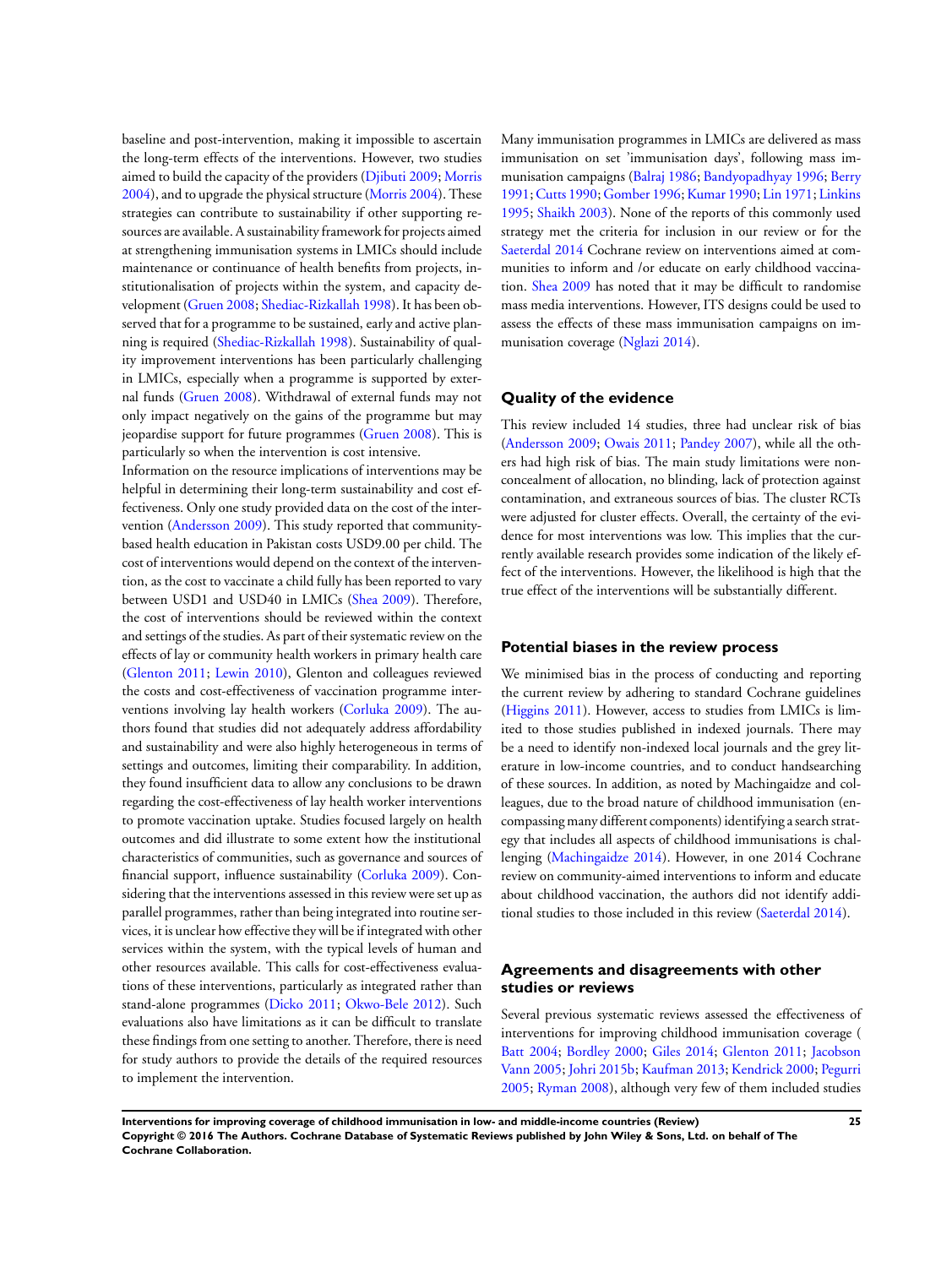baseline and post-intervention, making it impossible to ascertain the long-term effects of the interventions. However, two studies aimed to build the capacity of the providers (Djibuti 2009; Morris 2004), and to upgrade the physical structure (Morris 2004). These strategies can contribute to sustainability if other supporting resources are available. A sustainability framework for projects aimed at strengthening immunisation systems in LMICs should include maintenance or continuance of health benefits from projects, institutionalisation of projects within the system, and capacity development (Gruen 2008; Shediac-Rizkallah 1998). It has been observed that for a programme to be sustained, early and active planning is required (Shediac-Rizkallah 1998). Sustainability of quality improvement interventions has been particularly challenging in LMICs, especially when a programme is supported by external funds (Gruen 2008). Withdrawal of external funds may not only impact negatively on the gains of the programme but may jeopardise support for future programmes (Gruen 2008). This is particularly so when the intervention is cost intensive.

Information on the resource implications of interventions may be helpful in determining their long-term sustainability and cost effectiveness. Only one study provided data on the cost of the intervention (Andersson 2009). This study reported that community-based health education in Pakistan costs USD9.00 per child. The cost of interventions would depend on the context of the intervention, as the cost to vaccinate a child fully has been reported to vary between USD1 and USD40 in LMICs (Shea 2009). Therefore, the cost of interventions should be reviewed within the context and settings of the studies. As part of their systematic review on the effects of lay or community health workers in primary health care (Glenton 2011; Lewin 2010), Glenton and colleagues reviewed the costs and cost-effectiveness of vaccination programme interventions involving lay health workers (Corluka 2009). The authors found that studies did not adequately address affordability and sustainability and were also highly heterogeneous in terms of settings and outcomes, limiting their comparability. In addition, they found insufficient data to allow any conclusions to be drawn regarding the cost-effectiveness of lay health worker interventions to promote vaccination uptake. Studies focused largely on health outcomes and did illustrate to some extent how the institutional characteristics of communities, such as governance and sources of financial support, influence sustainability (Corluka 2009). Considering that the interventions assessed in this review were set up as parallel programmes, rather than being integrated into routine services, it is unclear how effective they will be if integrated with other services within the system, with the typical levels of human and other resources available. This calls for cost-effectiveness evaluations of these interventions, particularly as integrated rather than stand-alone programmes (Dicko 2011; Okwo-Bele 2012). Such evaluations also have limitations as it can be difficult to translate these findings from one setting to another. Therefore, there is need for study authors to provide the details of the required resources to implement the intervention.

Many immunisation programmes in LMICs are delivered as mass immunisation on set 'immunisation days', following mass immunisation campaigns (Balraj 1986; Bandyopadhyay 1996; Berry 1991; Cutts 1990; Gomber 1996; Kumar 1990; Lin 1971; Linkins 1995; Shaikh 2003). None of the reports of this commonly used strategy met the criteria for inclusion in our review or for the Saeterdal 2014 Cochrane review on interventions aimed at communities to inform and /or educate on early childhood vaccination. Shea 2009 has noted that it may be difficult to randomise mass media interventions. However, ITS designs could be used to assess the effects of these mass immunisation campaigns on immunisation coverage (Nglazi 2014).

## Quality of the evidence

This review included 14 studies, three had unclear risk of bias (Andersson 2009; Owais 2011; Pandey 2007), while all the others had high risk of bias. The main study limitations were non-concealment of allocation, no blinding, lack of protection against contamination, and extraneous sources of bias. The cluster RCTs were adjusted for cluster effects. Overall, the certainty of the evidence for most interventions was low. This implies that the currently available research provides some indication of the likely effect of the interventions. However, the likelihood is high that the true effect of the interventions will be substantially different.

## Potential biases in the review process

We minimised bias in the process of conducting and reporting the current review by adhering to standard Cochrane guidelines (Higgins 2011). However, access to studies from LMICs is limited to those studies published in indexed journals. There may be a need to identify non-indexed local journals and the grey literature in low-income countries, and to conduct handsearching of these sources. In addition, as noted by Machingaidze and colleagues, due to the broad nature of childhood immunisation (encompassing many different components) identifying a search strategy that includes all aspects of childhood immunisations is challenging (Machingaidze 2014). However, in one 2014 Cochrane review on community-aimed interventions to inform and educate about childhood vaccination, the authors did not identify additional studies to those included in this review (Saeterdal 2014).

## Agreements and disagreements with other studies or reviews

Several previous systematic reviews assessed the effectiveness of interventions for improving childhood immunisation coverage ( Batt 2004; Bordley 2000; Giles 2014; Glenton 2011; Jacobson Vann 2005; Johri 2015b; Kaufman 2013; Kendrick 2000; Pegurri 2005; Ryman 2008), although very few of them included studies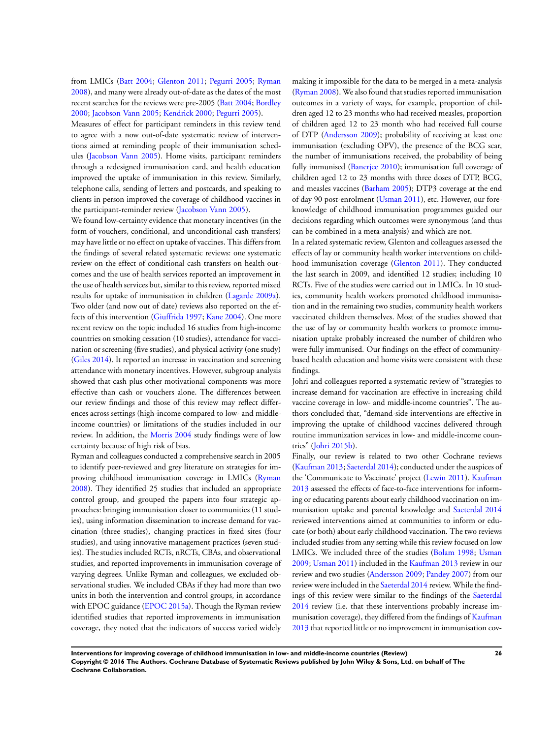from LMICs (Batt 2004; Glenton 2011; Pegurri 2005; Ryman 2008), and many were already out-of-date as the dates of the most recent searches for the reviews were pre-2005 (Batt 2004; Bordley 2000; Jacobson Vann 2005; Kendrick 2000; Pegurri 2005).

Measures of effect for participant reminders in this review tend to agree with a now out-of-date systematic review of interventions aimed at reminding people of their immunisation schedules (Jacobson Vann 2005). Home visits, participant reminders through a redesigned immunisation card, and health education improved the uptake of immunisation in this review. Similarly, telephone calls, sending of letters and postcards, and speaking to clients in person improved the coverage of childhood vaccines in the participant-reminder review (Jacobson Vann 2005).

We found low-certainty evidence that monetary incentives (in the form of vouchers, conditional, and unconditional cash transfers) may have little or no effect on uptake of vaccines. This differs from the findings of several related systematic reviews: one systematic review on the effect of conditional cash transfers on health outcomes and the use of health services reported an improvement in the use of health services but, similar to this review, reported mixed results for uptake of immunisation in children (Lagarde 2009a). Two older (and now out of date) reviews also reported on the effects of this intervention (Giuffrida 1997; Kane 2004). One more recent review on the topic included 16 studies from high-income countries on smoking cessation (10 studies), attendance for vaccination or screening (five studies), and physical activity (one study) (Giles 2014). It reported an increase in vaccination and screening attendance with monetary incentives. However, subgroup analysis showed that cash plus other motivational components was more effective than cash or vouchers alone. The differences between our review findings and those of this review may reflect differences across settings (high-income compared to low- and middle-income countries) or limitations of the studies included in our review. In addition, the Morris 2004 study findings were of low certainty because of high risk of bias.

Ryman and colleagues conducted a comprehensive search in 2005 to identify peer-reviewed and grey literature on strategies for improving childhood immunisation coverage in LMICs (Ryman 2008). They identified 25 studies that included an appropriate control group, and grouped the papers into four strategic approaches: bringing immunisation closer to communities (11 studies), using information dissemination to increase demand for vaccination (three studies), changing practices in fixed sites (four studies), and using innovative management practices (seven studies). The studies included RCTs, nRCTs, CBAs, and observational studies, and reported improvements in immunisation coverage of varying degrees. Unlike Ryman and colleagues, we excluded observational studies. We included CBAs if they had more than two units in both the intervention and control groups, in accordance with EPOC guidance (EPOC 2015a). Though the Ryman review identified studies that reported improvements in immunisation coverage, they noted that the indicators of success varied widely making it impossible for the data to be merged in a meta-analysis (Ryman 2008). We also found that studies reported immunisation outcomes in a variety of ways, for example, proportion of children aged 12 to 23 months who had received measles, proportion of children aged 12 to 23 month who had received full course of DTP (Andersson 2009); probability of receiving at least one immunisation (excluding OPV), the presence of the BCG scar, the number of immunisations received, the probability of being fully immunised (Banerjee 2010); immunisation full coverage of children aged 12 to 23 months with three doses of DTP, BCG, and measles vaccines (Barham 2005); DTP3 coverage at the end of day 90 post-enrolment (Usman 2011), etc. However, our foreknowledge of childhood immunisation programmes guided our decisions regarding which outcomes were synonymous (and thus can be combined in a meta-analysis) and which are not.

In a related systematic review, Glenton and colleagues assessed the effects of lay or community health worker interventions on childhood immunisation coverage (Glenton 2011). They conducted the last search in 2009, and identified 12 studies; including 10 RCTs. Five of the studies were carried out in LMICs. In 10 studies, community health workers promoted childhood immunisation and in the remaining two studies, community health workers vaccinated children themselves. Most of the studies showed that the use of lay or community health workers to promote immunisation uptake probably increased the number of children who were fully immunised. Our findings on the effect of community-based health education and home visits were consistent with these findings.

Johri and colleagues reported a systematic review of "strategies to increase demand for vaccination are effective in increasing child vaccine coverage in low- and middle-income countries". The authors concluded that, "demand-side interventions are effective in improving the uptake of childhood vaccines delivered through routine immunization services in low- and middle-income countries" (Johri 2015b).

Finally, our review is related to two other Cochrane reviews (Kaufman 2013; Saeterdal 2014); conducted under the auspices of the 'Communicate to Vaccinate' project (Lewin 2011). Kaufman 2013 assessed the effects of face-to-face interventions for informing or educating parents about early childhood vaccination on immunisation uptake and parental knowledge and Saeterdal 2014 reviewed interventions aimed at communities to inform or educate (or both) about early childhood vaccination. The two reviews included studies from any setting while this review focused on low LMICs. We included three of the studies (Bolam 1998; Usman 2009; Usman 2011) included in the Kaufman 2013 review in our review and two studies (Andersson 2009; Pandey 2007) from our review were included in the Saeterdal 2014 review. While the findings of this review were similar to the findings of the Saeterdal 2014 review (i.e. that these interventions probably increase immunisation coverage), they differed from the findings of Kaufman 2013 that reported little or no improvement in immunisation cov-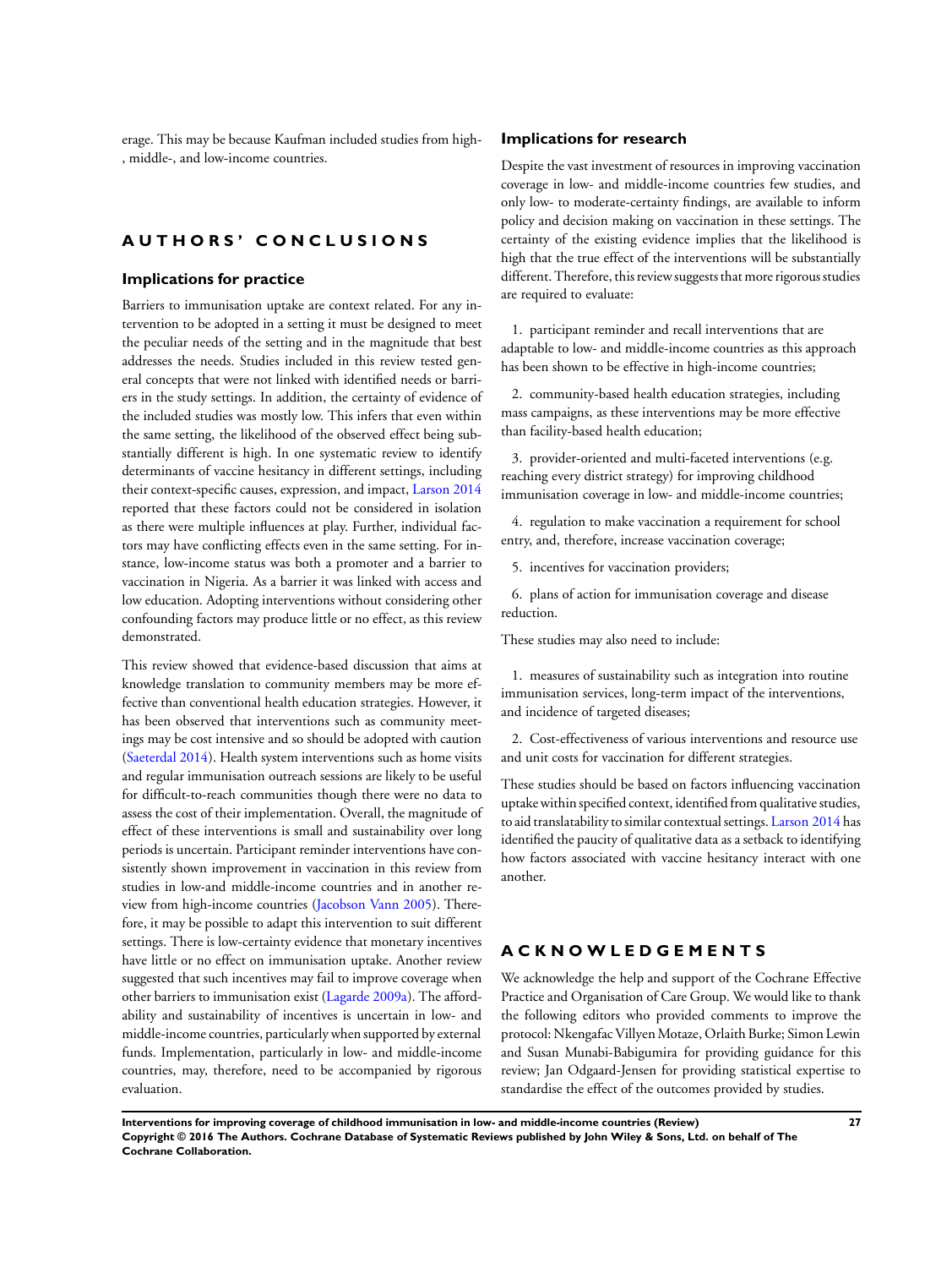erage. This may be because Kaufman included studies from high-, middle-, and low-income countries.

# AUTHORS' CONCLUSIONS

## Implications for practice

Barriers to immunisation uptake are context related. For any intervention to be adopted in a setting it must be designed to meet the peculiar needs of the setting and in the magnitude that best addresses the needs. Studies included in this review tested general concepts that were not linked with identified needs or barriers in the study settings. In addition, the certainty of evidence of the included studies was mostly low. This infers that even within the same setting, the likelihood of the observed effect being substantially different is high. In one systematic review to identify determinants of vaccine hesitancy in different settings, including their context-specific causes, expression, and impact, Larson 2014 reported that these factors could not be considered in isolation as there were multiple influences at play. Further, individual factors may have conflicting effects even in the same setting. For instance, low-income status was both a promoter and a barrier to vaccination in Nigeria. As a barrier it was linked with access and low education. Adopting interventions without considering other confounding factors may produce little or no effect, as this review demonstrated.

This review showed that evidence-based discussion that aims at knowledge translation to community members may be more effective than conventional health education strategies. However, it has been observed that interventions such as community meetings may be cost intensive and so should be adopted with caution (Saeterdal 2014). Health system interventions such as home visits and regular immunisation outreach sessions are likely to be useful for difficult-to-reach communities though there were no data to assess the cost of their implementation. Overall, the magnitude of effect of these interventions is small and sustainability over long periods is uncertain. Participant reminder interventions have consistently shown improvement in vaccination in this review from studies in low-and middle-income countries and in another review from high-income countries (Jacobson Vann 2005). Therefore, it may be possible to adapt this intervention to suit different settings. There is low-certainty evidence that monetary incentives have little or no effect on immunisation uptake. Another review suggested that such incentives may fail to improve coverage when other barriers to immunisation exist (Lagarde 2009a). The affordability and sustainability of incentives is uncertain in low- and middle-income countries, particularly when supported by external funds. Implementation, particularly in low- and middle-income countries, may, therefore, need to be accompanied by rigorous evaluation.

## Implications for research

Despite the vast investment of resources in improving vaccination coverage in low- and middle-income countries few studies, and only low- to moderate-certainty findings, are available to inform policy and decision making on vaccination in these settings. The certainty of the existing evidence implies that the likelihood is high that the true effect of the interventions will be substantially different. Therefore, this review suggests that more rigorous studies are required to evaluate:

1. participant reminder and recall interventions that are adaptable to low- and middle-income countries as this approach has been shown to be effective in high-income countries;
2. community-based health education strategies, including mass campaigns, as these interventions may be more effective than facility-based health education;
3. provider-oriented and multi-faceted interventions (e.g. reaching every district strategy) for improving childhood immunisation coverage in low- and middle-income countries;
4. regulation to make vaccination a requirement for school entry, and, therefore, increase vaccination coverage;
5. incentives for vaccination providers;
6. plans of action for immunisation coverage and disease reduction.

These studies may also need to include:

1. measures of sustainability such as integration into routine immunisation services, long-term impact of the interventions, and incidence of targeted diseases;
2. Cost-effectiveness of various interventions and resource use and unit costs for vaccination for different strategies.

These studies should be based on factors influencing vaccination uptake within specified context, identified from qualitative studies, to aid translatability to similar contextual settings. Larson 2014 has identified the paucity of qualitative data as a setback to identifying how factors associated with vaccine hesitancy interact with one another.

# ACKNOWLEDGEMENTS

We acknowledge the help and support of the Cochrane Effective Practice and Organisation of Care Group. We would like to thank the following editors who provided comments to improve the protocol: Nkengafac Villyen Motaze, Orlaith Burke; Simon Lewin and Susan Munabi-Babigumira for providing guidance for this review; Jan Odgaard-Jensen for providing statistical expertise to standardise the effect of the outcomes provided by studies.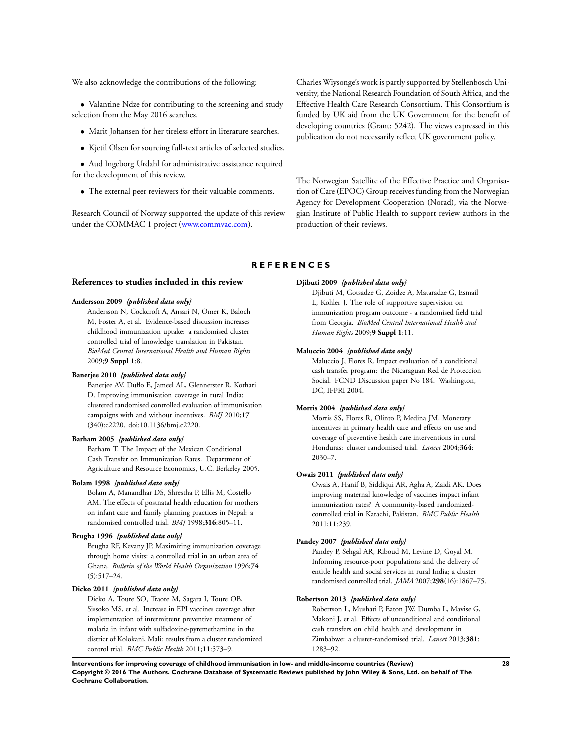We also acknowledge the contributions of the following:

- Valantine Ndze for contributing to the screening and study selection from the May 2016 searches.
- Marit Johansen for her tireless effort in literature searches.
- Kjetil Olsen for sourcing full-text articles of selected studies.
- Aud Ingeborg Urdahl for administrative assistance required for the development of this review.
- The external peer reviewers for their valuable comments.

Research Council of Norway supported the update of this review under the COMMAC 1 project (www.commvac.com).

Charles Wiysonge's work is partly supported by Stellenbosch University, the National Research Foundation of South Africa, and the Effective Health Care Research Consortium. This Consortium is funded by UK aid from the UK Government for the benefit of developing countries (Grant: 5242). The views expressed in this publication do not necessarily reflect UK government policy.

The Norwegian Satellite of the Effective Practice and Organisation of Care (EPOC) Group receives funding from the Norwegian Agency for Development Cooperation (Norad), via the Norwegian Institute of Public Health to support review authors in the production of their reviews.

# REFERENCES

## References to studies included in this review

**Andersson 2009** *{published data only}*

Andersson N, Cockcroft A, Ansari N, Omer K, Baloch M, Foster A, et al. Evidence-based discussion increases childhood immunization uptake: a randomised cluster controlled trial of knowledge translation in Pakistan. *BioMed Central International Health and Human Rights* 2009;**9 Suppl 1**:8.

**Banerjee 2010** *{published data only}*

Banerjee AV, Duflo E, Jameel AL, Glennerster R, Kothari D. Improving immunisation coverage in rural India: clustered randomised controlled evaluation of immunisation campaigns with and without incentives. *BMJ* 2010;**17** (340):c2220. doi:10.1136/bmj.c2220.

**Barham 2005** *{published data only}*

Barham T. The Impact of the Mexican Conditional Cash Transfer on Immunization Rates. Department of Agriculture and Resource Economics, U.C. Berkeley 2005.

**Bolam 1998** *{published data only}*

Bolam A, Manandhar DS, Shrestha P, Ellis M, Costello AM. The effects of postnatal health education for mothers on infant care and family planning practices in Nepal: a randomised controlled trial. *BMJ* 1998;**316**:805–11.

**Brugha 1996** *{published data only}*

Brugha RF, Kevany JP. Maximizing immunization coverage through home visits: a controlled trial in an urban area of Ghana. *Bulletin of the World Health Organization* 1996;**74** (5):517–24.

**Dicko 2011** *{published data only}*

Dicko A, Toure SO, Traore M, Sagara I, Toure OB, Sissoko MS, et al. Increase in EPI vaccines coverage after implementation of intermittent preventive treatment of malaria in infant with sulfadoxine-pyremethamine in the district of Kolokani, Mali: results from a cluster randomized control trial. *BMC Public Health* 2011;**11**:573–9.

**Djibuti 2009** *{published data only}*

Djibuti M, Gotsadze G, Zoidze A, Mataradze G, Esmail L, Kohler J. The role of supportive supervision on immunization program outcome - a randomised field trial from Georgia. *BioMed Central International Health and Human Rights* 2009;**9 Suppl 1**:11.

**Maluccio 2004** *{published data only}*

Maluccio J, Flores R. Impact evaluation of a conditional cash transfer program: the Nicaraguan Red de Proteccion Social. FCND Discussion paper No 184. Washington, DC, IFPRI 2004.

**Morris 2004** *{published data only}*

Morris SS, Flores R, Olinto P, Medina JM. Monetary incentives in primary health care and effects on use and coverage of preventive health care interventions in rural Honduras: cluster randomised trial. *Lancet* 2004;**364**: 2030–7.

**Owais 2011** *{published data only}*

Owais A, Hanif B, Siddiqui AR, Agha A, Zaidi AK. Does improving maternal knowledge of vaccines impact infant immunization rates? A community-based randomized-controlled trial in Karachi, Pakistan. *BMC Public Health* 2011;**11**:239.

**Pandey 2007** *{published data only}*

Pandey P, Sehgal AR, Riboud M, Levine D, Goyal M. Informing resource-poor populations and the delivery of entitle health and social services in rural India; a cluster randomised controlled trial. *JAMA* 2007;**298**(16):1867–75.

**Robertson 2013** *{published data only}*

Robertson L, Mushati P, Eaton JW, Dumba L, Mavise G, Makoni J, et al. Effects of unconditional and conditional cash transfers on child health and development in Zimbabwe: a cluster-randomised trial. *Lancet* 2013;**381**: 1283–92.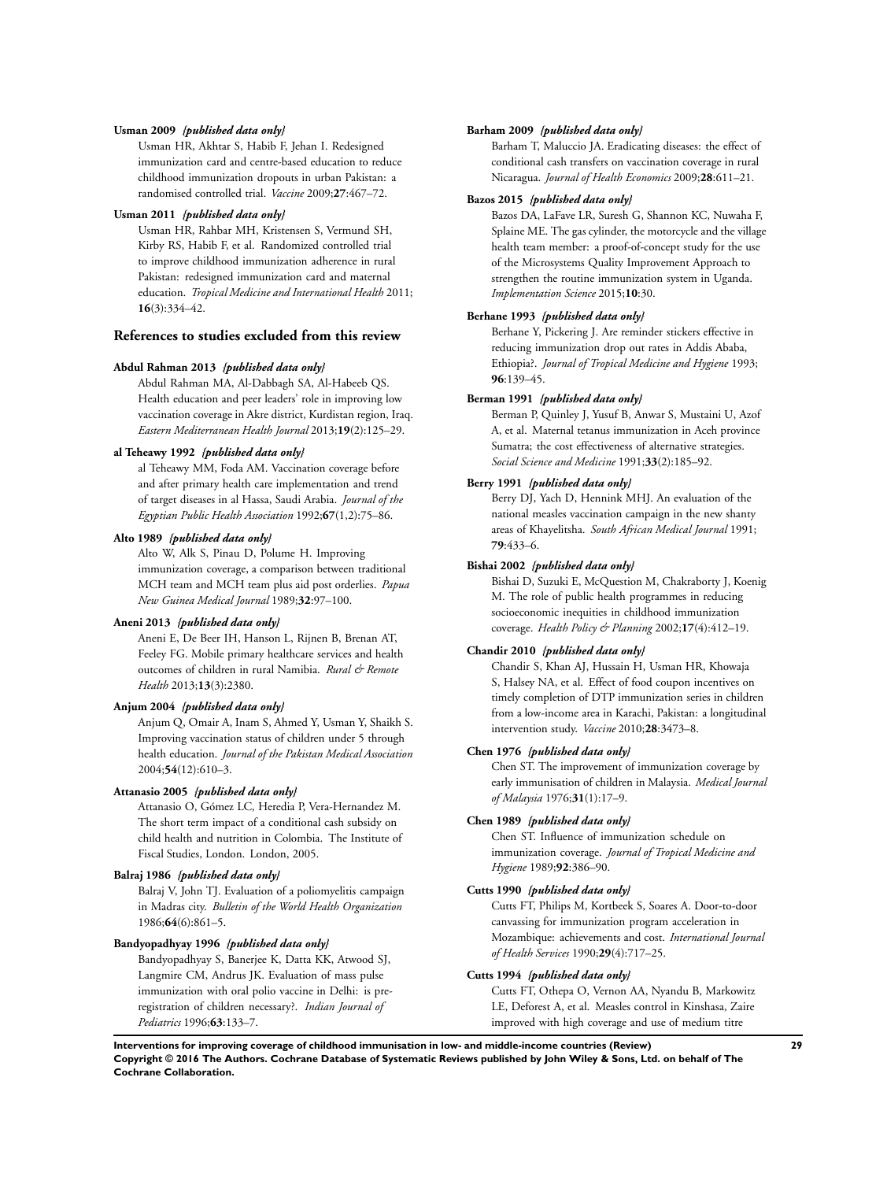**Usman 2009** *{published data only}*

Usman HR, Akhtar S, Habib F, Jehan I. Redesigned immunization card and centre-based education to reduce childhood immunization dropouts in urban Pakistan: a randomised controlled trial. *Vaccine* 2009;**27**:467–72.

**Usman 2011** *{published data only}*

Usman HR, Rahbar MH, Kristensen S, Vermund SH, Kirby RS, Habib F, et al. Randomized controlled trial to improve childhood immunization adherence in rural Pakistan: redesigned immunization card and maternal education. *Tropical Medicine and International Health* 2011; **16**(3):334–42.

### References to studies excluded from this review

**Abdul Rahman 2013** *{published data only}*

Abdul Rahman MA, Al-Dabbagh SA, Al-Habeeb QS. Health education and peer leaders' role in improving low vaccination coverage in Akre district, Kurdistan region, Iraq. *Eastern Mediterranean Health Journal* 2013;**19**(2):125–29.

**al Teheawy 1992** *{published data only}*

al Teheawy MM, Foda AM. Vaccination coverage before and after primary health care implementation and trend of target diseases in al Hassa, Saudi Arabia. *Journal of the Egyptian Public Health Association* 1992;**67**(1,2):75–86.

**Alto 1989** *{published data only}*

Alto W, Alk S, Pinau D, Polume H. Improving immunization coverage, a comparison between traditional MCH team and MCH team plus aid post orderlies. *Papua New Guinea Medical Journal* 1989;**32**:97–100.

**Aneni 2013** *{published data only}*

Aneni E, De Beer IH, Hanson L, Rijnen B, Brenan AT, Feeley FG. Mobile primary healthcare services and health outcomes of children in rural Namibia. *Rural & Remote Health* 2013;**13**(3):2380.

**Anjum 2004** *{published data only}*

Anjum Q, Omair A, Inam S, Ahmed Y, Usman Y, Shaikh S. Improving vaccination status of children under 5 through health education. *Journal of the Pakistan Medical Association* 2004;**54**(12):610–3.

**Attanasio 2005** *{published data only}*

Attanasio O, Gómez LC, Heredia P, Vera-Hernandez M. The short term impact of a conditional cash subsidy on child health and nutrition in Colombia. The Institute of Fiscal Studies, London. London, 2005.

**Balraj 1986** *{published data only}*

Balraj V, John TJ. Evaluation of a poliomyelitis campaign in Madras city. *Bulletin of the World Health Organization* 1986;**64**(6):861–5.

**Bandyopadhyay 1996** *{published data only}*

Bandyopadhyay S, Banerjee K, Datta KK, Atwood SJ, Langmire CM, Andrus JK. Evaluation of mass pulse immunization with oral polio vaccine in Delhi: is pre-registration of children necessary?. *Indian Journal of Pediatrics* 1996;**63**:133–7.

**Barham 2009** *{published data only}*

Barham T, Maluccio JA. Eradicating diseases: the effect of conditional cash transfers on vaccination coverage in rural Nicaragua. *Journal of Health Economics* 2009;**28**:611–21.

**Bazos 2015** *{published data only}*

Bazos DA, LaFave LR, Suresh G, Shannon KC, Nuwaha F, Splaine ME. The gas cylinder, the motorcycle and the village health team member: a proof-of-concept study for the use of the Microsystems Quality Improvement Approach to strengthen the routine immunization system in Uganda. *Implementation Science* 2015;**10**:30.

**Berhane 1993** *{published data only}*

Berhane Y, Pickering J. Are reminder stickers effective in reducing immunization drop out rates in Addis Ababa, Ethiopia?. *Journal of Tropical Medicine and Hygiene* 1993; **96**:139–45.

**Berman 1991** *{published data only}*

Berman P, Quinley J, Yusuf B, Anwar S, Mustaini U, Azof A, et al. Maternal tetanus immunization in Aceh province Sumatra; the cost effectiveness of alternative strategies. *Social Science and Medicine* 1991;**33**(2):185–92.

**Berry 1991** *{published data only}*

Berry DJ, Yach D, Hennink MHJ. An evaluation of the national measles vaccination campaign in the new shanty areas of Khayelitsha. *South African Medical Journal* 1991; **79**:433–6.

**Bishai 2002** *{published data only}*

Bishai D, Suzuki E, McQuestion M, Chakraborty J, Koenig M. The role of public health programmes in reducing socioeconomic inequities in childhood immunization coverage. *Health Policy & Planning* 2002;**17**(4):412–19.

**Chandir 2010** *{published data only}*

Chandir S, Khan AJ, Hussain H, Usman HR, Khowaja S, Halsey NA, et al. Effect of food coupon incentives on timely completion of DTP immunization series in children from a low-income area in Karachi, Pakistan: a longitudinal intervention study. *Vaccine* 2010;**28**:3473–8.

**Chen 1976** *{published data only}*

Chen ST. The improvement of immunization coverage by early immunisation of children in Malaysia. *Medical Journal of Malaysia* 1976;**31**(1):17–9.

**Chen 1989** *{published data only}*

Chen ST. Influence of immunization schedule on immunization coverage. *Journal of Tropical Medicine and Hygiene* 1989;**92**:386–90.

**Cutts 1990** *{published data only}*

Cutts FT, Philips M, Kortbeek S, Soares A. Door-to-door canvassing for immunization program acceleration in Mozambique: achievements and cost. *International Journal of Health Services* 1990;**29**(4):717–25.

**Cutts 1994** *{published data only}*

Cutts FT, Othepa O, Vernon AA, Nyandu B, Markowitz LE, Deforest A, et al. Measles control in Kinshasa, Zaire improved with high coverage and use of medium titre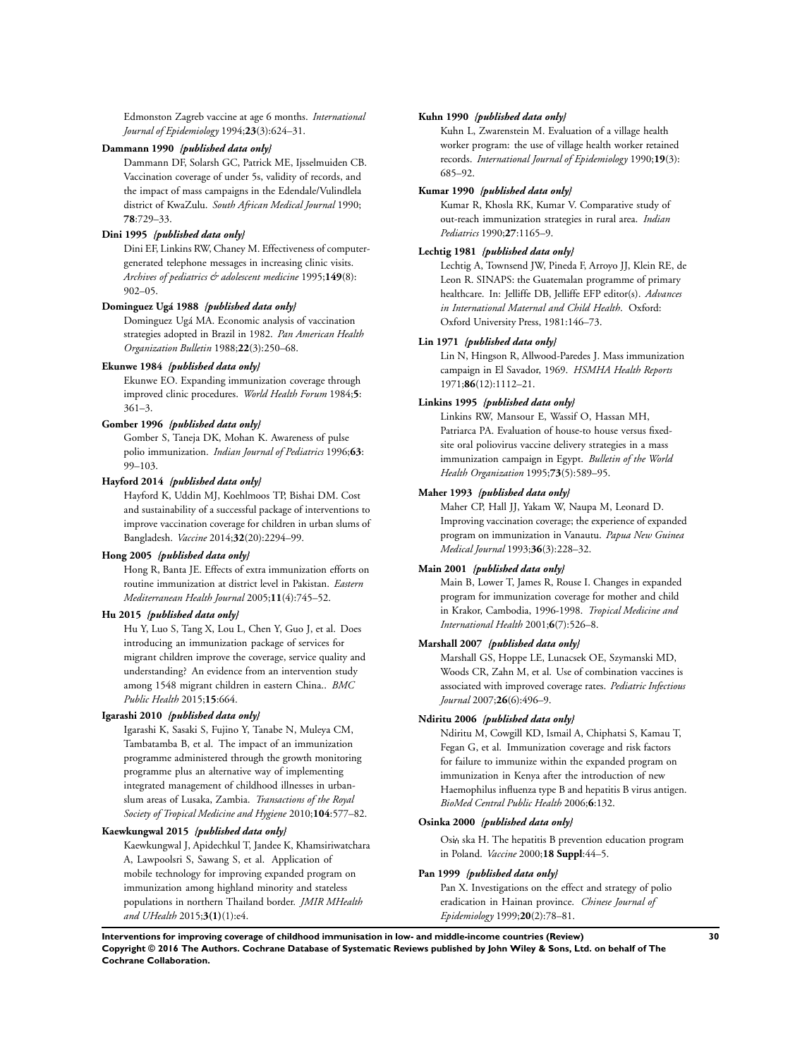Edmonston Zagreb vaccine at age 6 months. *International Journal of Epidemiology* 1994;**23**(3):624–31.

**Dammann 1990** *{published data only}*

Dammann DF, Solarsh GC, Patrick ME, Ijsselmuiden CB. Vaccination coverage of under 5s, validity of records, and the impact of mass campaigns in the Edendale/Vulindlela district of KwaZulu. *South African Medical Journal* 1990; **78**:729–33.

**Dini 1995** *{published data only}*

Dini EF, Linkins RW, Chaney M. Effectiveness of computer-generated telephone messages in increasing clinic visits. *Archives of pediatrics & adolescent medicine* 1995;**149**(8): 902–05.

**Dominguez Ugá 1988** *{published data only}*

Dominguez Ugá MA. Economic analysis of vaccination strategies adopted in Brazil in 1982. *Pan American Health Organization Bulletin* 1988;**22**(3):250–68.

**Ekunwe 1984** *{published data only}*

Ekunwe EO. Expanding immunization coverage through improved clinic procedures. *World Health Forum* 1984;**5**: 361–3.

**Gomber 1996** *{published data only}*

Gomber S, Taneja DK, Mohan K. Awareness of pulse polio immunization. *Indian Journal of Pediatrics* 1996;**63**: 99–103.

**Hayford 2014** *{published data only}*

Hayford K, Uddin MJ, Koehlmoos TP, Bishai DM. Cost and sustainability of a successful package of interventions to improve vaccination coverage for children in urban slums of Bangladesh. *Vaccine* 2014;**32**(20):2294–99.

**Hong 2005** *{published data only}*

Hong R, Banta JE. Effects of extra immunization efforts on routine immunization at district level in Pakistan. *Eastern Mediterranean Health Journal* 2005;**11**(4):745–52.

**Hu 2015** *{published data only}*

Hu Y, Luo S, Tang X, Lou L, Chen Y, Guo J, et al. Does introducing an immunization package of services for migrant children improve the coverage, service quality and understanding? An evidence from an intervention study among 1548 migrant children in eastern China.. *BMC Public Health* 2015;**15**:664.

**Igarashi 2010** *{published data only}*

Igarashi K, Sasaki S, Fujino Y, Tanabe N, Muleya CM, Tambatamba B, et al. The impact of an immunization programme administered through the growth monitoring programme plus an alternative way of implementing integrated management of childhood illnesses in urban-slum areas of Lusaka, Zambia. *Transactions of the Royal Society of Tropical Medicine and Hygiene* 2010;**104**:577–82.

**Kaewkungwal 2015** *{published data only}*

Kaewkungwal J, Apidechkul T, Jandee K, Khamsiriwatchara A, Lawpoolsri S, Sawang S, et al. Application of mobile technology for improving expanded program on immunization among highland minority and stateless populations in northern Thailand border. *JMIR MHealth and UHealth* 2015;**3(1)**(1):e4.

**Kuhn 1990** *{published data only}*

Kuhn L, Zwarenstein M. Evaluation of a village health worker program: the use of village health worker retained records. *International Journal of Epidemiology* 1990;**19**(3): 685–92.

**Kumar 1990** *{published data only}*

Kumar R, Khosla RK, Kumar V. Comparative study of out-reach immunization strategies in rural area. *Indian Pediatrics* 1990;**27**:1165–9.

**Lechtig 1981** *{published data only}*

Lechtig A, Townsend JW, Pineda F, Arroyo JJ, Klein RE, de Leon R. SINAPS: the Guatemalan programme of primary healthcare. In: Jelliffe DB, Jelliffe EFP editor(s). *Advances in International Maternal and Child Health*. Oxford: Oxford University Press, 1981:146–73.

**Lin 1971** *{published data only}*

Lin N, Hingson R, Allwood-Paredes J. Mass immunization campaign in El Savador, 1969. *HSMHA Health Reports* 1971;**86**(12):1112–21.

**Linkins 1995** *{published data only}*

Linkins RW, Mansour E, Wassif O, Hassan MH, Patriarca PA. Evaluation of house-to house versus fixed-site oral poliovirus vaccine delivery strategies in a mass immunization campaign in Egypt. *Bulletin of the World Health Organization* 1995;**73**(5):589–95.

**Maher 1993** *{published data only}*

Maher CP, Hall JJ, Yakam W, Naupa M, Leonard D. Improving vaccination coverage; the experience of expanded program on immunization in Vanautu. *Papua New Guinea Medical Journal* 1993;**36**(3):228–32.

**Main 2001** *{published data only}*

Main B, Lower T, James R, Rouse I. Changes in expanded program for immunization coverage for mother and child in Krakor, Cambodia, 1996-1998. *Tropical Medicine and International Health* 2001;**6**(7):526–8.

**Marshall 2007** *{published data only}*

Marshall GS, Hoppe LE, Lunacsek OE, Szymanski MD, Woods CR, Zahn M, et al. Use of combination vaccines is associated with improved coverage rates. *Pediatric Infectious Journal* 2007;**26**(6):496–9.

**Ndiritu 2006** *{published data only}*

Ndiritu M, Cowgill KD, Ismail A, Chiphatsi S, Kamau T, Fegan G, et al. Immunization coverage and risk factors for failure to immunize within the expanded program on immunization in Kenya after the introduction of new Haemophilus influenza type B and hepatitis B virus antigen. *BioMed Central Public Health* 2006;**6**:132.

**Osinka 2000** *{published data only}*

Osiń ska H. The hepatitis B prevention education program in Poland. *Vaccine* 2000;**18 Suppl**:44–5.

**Pan 1999** *{published data only}*

Pan X. Investigations on the effect and strategy of polio eradication in Hainan province. *Chinese Journal of Epidemiology* 1999;**20**(2):78–81.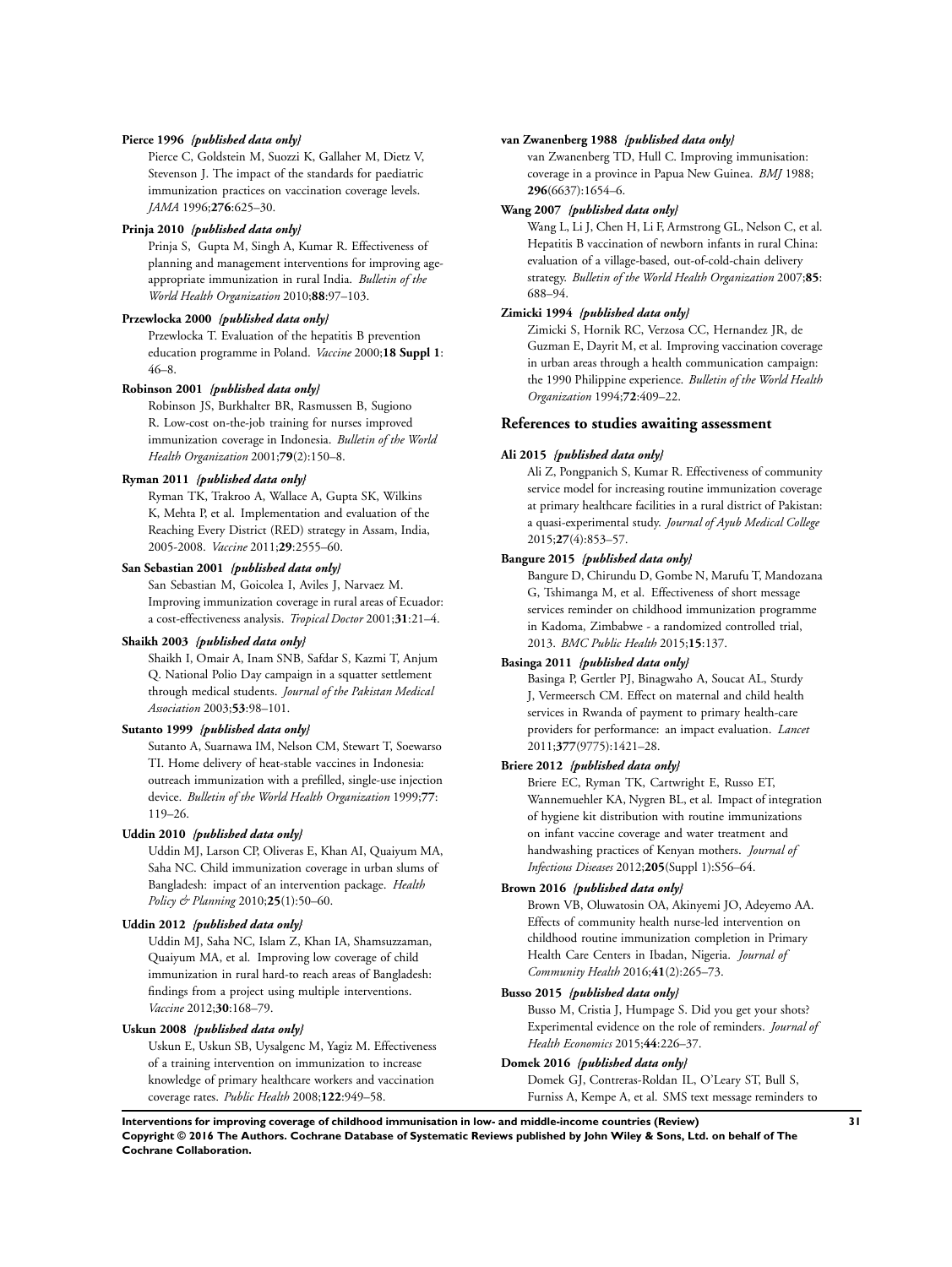**Pierce 1996** *{published data only}*

Pierce C, Goldstein M, Suozzi K, Gallaher M, Dietz V, Stevenson J. The impact of the standards for paediatric immunization practices on vaccination coverage levels. *JAMA* 1996;**276**:625–30.

**Prinja 2010** *{published data only}*

Prinja S, Gupta M, Singh A, Kumar R. Effectiveness of planning and management interventions for improving age-appropriate immunization in rural India. *Bulletin of the World Health Organization* 2010;**88**:97–103.

**Przewlocka 2000** *{published data only}*

Przewlocka T. Evaluation of the hepatitis B prevention education programme in Poland. *Vaccine* 2000;**18 Suppl 1**: 46–8.

**Robinson 2001** *{published data only}*

Robinson JS, Burkhalter BR, Rasmussen B, Sugiono R. Low-cost on-the-job training for nurses improved immunization coverage in Indonesia. *Bulletin of the World Health Organization* 2001;**79**(2):150–8.

**Ryman 2011** *{published data only}*

Ryman TK, Trakroo A, Wallace A, Gupta SK, Wilkins K, Mehta P, et al. Implementation and evaluation of the Reaching Every District (RED) strategy in Assam, India, 2005-2008. *Vaccine* 2011;**29**:2555–60.

**San Sebastian 2001** *{published data only}*

San Sebastian M, Goicolea I, Aviles J, Narvaez M. Improving immunization coverage in rural areas of Ecuador: a cost-effectiveness analysis. *Tropical Doctor* 2001;**31**:21–4.

**Shaikh 2003** *{published data only}*

Shaikh I, Omair A, Inam SNB, Safdar S, Kazmi T, Anjum Q. National Polio Day campaign in a squatter settlement through medical students. *Journal of the Pakistan Medical Association* 2003;**53**:98–101.

**Sutanto 1999** *{published data only}*

Sutanto A, Suarnawa IM, Nelson CM, Stewart T, Soewarso TI. Home delivery of heat-stable vaccines in Indonesia: outreach immunization with a prefilled, single-use injection device. *Bulletin of the World Health Organization* 1999;**77**: 119–26.

**Uddin 2010** *{published data only}*

Uddin MJ, Larson CP, Oliveras E, Khan AI, Quaiyum MA, Saha NC. Child immunization coverage in urban slums of Bangladesh: impact of an intervention package. *Health Policy & Planning* 2010;**25**(1):50–60.

**Uddin 2012** *{published data only}*

Uddin MJ, Saha NC, Islam Z, Khan IA, Shamsuzzaman, Quaiyum MA, et al. Improving low coverage of child immunization in rural hard-to reach areas of Bangladesh: findings from a project using multiple interventions. *Vaccine* 2012;**30**:168–79.

**Uskun 2008** *{published data only}*

Uskun E, Uskun SB, Uysalgenc M, Yagiz M. Effectiveness of a training intervention on immunization to increase knowledge of primary healthcare workers and vaccination coverage rates. *Public Health* 2008;**122**:949–58.

**van Zwanenberg 1988** *{published data only}*

van Zwanenberg TD, Hull C. Improving immunisation: coverage in a province in Papua New Guinea. *BMJ* 1988; **296**(6637):1654–6.

**Wang 2007** *{published data only}*

Wang L, Li J, Chen H, Li F, Armstrong GL, Nelson C, et al. Hepatitis B vaccination of newborn infants in rural China: evaluation of a village-based, out-of-cold-chain delivery strategy. *Bulletin of the World Health Organization* 2007;**85**: 688–94.

**Zimicki 1994** *{published data only}*

Zimicki S, Hornik RC, Verzosa CC, Hernandez JR, de Guzman E, Dayrit M, et al. Improving vaccination coverage in urban areas through a health communication campaign: the 1990 Philippine experience. *Bulletin of the World Health Organization* 1994;**72**:409–22.

## References to studies awaiting assessment

**Ali 2015** *{published data only}*

Ali Z, Pongpanich S, Kumar R. Effectiveness of community service model for increasing routine immunization coverage at primary healthcare facilities in a rural district of Pakistan: a quasi-experimental study. *Journal of Ayub Medical College* 2015;**27**(4):853–57.

**Bangure 2015** *{published data only}*

Bangure D, Chirundu D, Gombe N, Marufu T, Mandozana G, Tshimanga M, et al. Effectiveness of short message services reminder on childhood immunization programme in Kadoma, Zimbabwe - a randomized controlled trial, 2013. *BMC Public Health* 2015;**15**:137.

**Basinga 2011** *{published data only}*

Basinga P, Gertler PJ, Binagwaho A, Soucat AL, Sturdy J, Vermeersch CM. Effect on maternal and child health services in Rwanda of payment to primary health-care providers for performance: an impact evaluation. *Lancet* 2011;**377**(9775):1421–28.

**Briere 2012** *{published data only}*

Briere EC, Ryman TK, Cartwright E, Russo ET, Wannemuehler KA, Nygren BL, et al. Impact of integration of hygiene kit distribution with routine immunizations on infant vaccine coverage and water treatment and handwashing practices of Kenyan mothers. *Journal of Infectious Diseases* 2012;**205**(Suppl 1):S56–64.

**Brown 2016** *{published data only}*

Brown VB, Oluwatosin OA, Akinyemi JO, Adeyemo AA. Effects of community health nurse-led intervention on childhood routine immunization completion in Primary Health Care Centers in Ibadan, Nigeria. *Journal of Community Health* 2016;**41**(2):265–73.

**Busso 2015** *{published data only}*

Busso M, Cristia J, Humpage S. Did you get your shots? Experimental evidence on the role of reminders. *Journal of Health Economics* 2015;**44**:226–37.

**Domek 2016** *{published data only}*

Domek GJ, Contreras-Roldan IL, O'Leary ST, Bull S, Furniss A, Kempe A, et al. SMS text message reminders to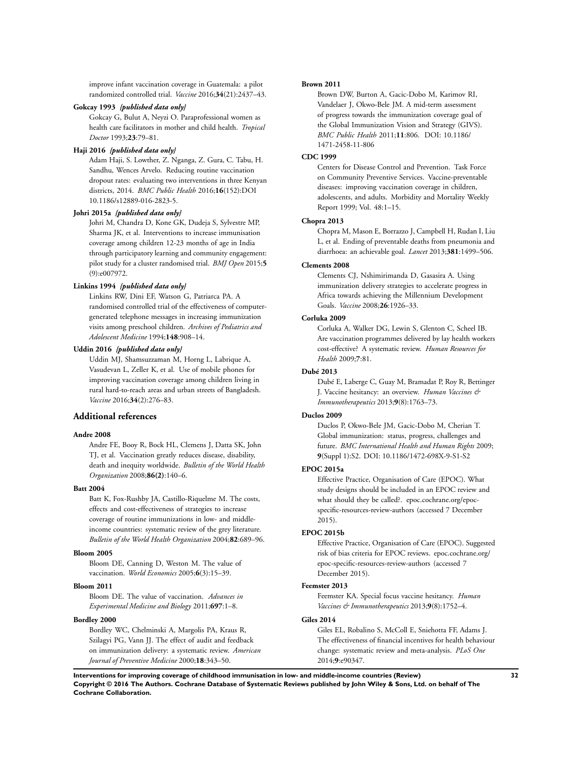improve infant vaccination coverage in Guatemala: a pilot randomized controlled trial. *Vaccine* 2016;**34**(21):2437–43.

**Gokcay 1993** ***{published data only}***

Gokcay G, Bulut A, Neyzi O. Paraprofessional women as health care facilitators in mother and child health. *Tropical Doctor* 1993;**23**:79–81.

**Haji 2016** ***{published data only}***

Adam Haji, S. Lowther, Z. Nganga, Z. Gura, C. Tabu, H. Sandhu, Wences Arvelo. Reducing routine vaccination dropout rates: evaluating two interventions in three Kenyan districts, 2014. *BMC Public Health* 2016;**16**(152):DOI 10.1186/s12889-016-2823-5.

**Johri 2015a** ***{published data only}***

Johri M, Chandra D, Kone GK, Dudeja S, Sylvestre MP, Sharma JK, et al. Interventions to increase immunisation coverage among children 12-23 months of age in India through participatory learning and community engagement: pilot study for a cluster randomised trial. *BMJ Open* 2015;**5**(9):e007972.

**Linkins 1994** ***{published data only}***

Linkins RW, Dini EF, Watson G, Patriarca PA. A randomised controlled trial of the effectiveness of computer-generated telephone messages in increasing immunization visits among preschool children. *Archives of Pediatrics and Adolescent Medicine* 1994;**148**:908–14.

**Uddin 2016** ***{published data only}***

Uddin MJ, Shamsuzzaman M, Horng L, Labrique A, Vasudevan L, Zeller K, et al. Use of mobile phones for improving vaccination coverage among children living in rural hard-to-reach areas and urban streets of Bangladesh. *Vaccine* 2016;**34**(2):276–83.

## Additional references

**Andre 2008**

Andre FE, Booy R, Bock HL, Clemens J, Datta SK, John TJ, et al. Vaccination greatly reduces disease, disability, death and inequity worldwide. *Bulletin of the World Health Organization* 2008;**86(2)**:140–6.

**Batt 2004**

Batt K, Fox-Rushby JA, Castillo-Riquelme M. The costs, effects and cost-effectiveness of strategies to increase coverage of routine immunizations in low- and middle-income countries: systematic review of the grey literature. *Bulletin of the World Health Organization* 2004;**82**:689–96.

**Bloom 2005**

Bloom DE, Canning D, Weston M. The value of vaccination. *World Economics* 2005;**6**(3):15–39.

**Bloom 2011**

Bloom DE. The value of vaccination. *Advances in Experimental Medicine and Biology* 2011;**697**:1–8.

**Bordley 2000**

Bordley WC, Chelminski A, Margolis PA, Kraus R, Szilagyi PG, Vann JJ. The effect of audit and feedback on immunization delivery: a systematic review. *American Journal of Preventive Medicine* 2000;**18**:343–50.

**Brown 2011**

Brown DW, Burton A, Gacic-Dobo M, Karimov RI, Vandelaer J, Okwo-Bele JM. A mid-term assessment of progress towards the immunization coverage goal of the Global Immunization Vision and Strategy (GIVS). *BMC Public Health* 2011;**11**:806. DOI: 10.1186/1471-2458-11-806

**CDC 1999**

Centers for Disease Control and Prevention. Task Force on Community Preventive Services. Vaccine-preventable diseases: improving vaccination coverage in children, adolescents, and adults. Morbidity and Mortality Weekly Report 1999; Vol. 48:1–15.

**Chopra 2013**

Chopra M, Mason E, Borrazzo J, Campbell H, Rudan I, Liu L, et al. Ending of preventable deaths from pneumonia and diarrhoea: an achievable goal. *Lancet* 2013;**381**:1499–506.

**Clements 2008**

Clements CJ, Nshimirimanda D, Gasasira A. Using immunization delivery strategies to accelerate progress in Africa towards achieving the Millennium Development Goals. *Vaccine* 2008;**26**:1926–33.

**Corluka 2009**

Corluka A, Walker DG, Lewin S, Glenton C, Scheel IB. Are vaccination programmes delivered by lay health workers cost-effective? A systematic review. *Human Resources for Health* 2009;**7**:81.

**Dubé 2013**

Dubé E, Laberge C, Guay M, Bramadat P, Roy R, Bettinger J. Vaccine hesitancy: an overview. *Human Vaccines & Immunotherapeutics* 2013;**9**(8):1763–73.

**Duclos 2009**

Duclos P, Okwo-Bele JM, Gacic-Dobo M, Cherian T. Global immunization: status, progress, challenges and future. *BMC International Health and Human Rights* 2009;**9**(Suppl 1):S2. DOI: 10.1186/1472-698X-9-S1-S2

**EPOC 2015a**

Effective Practice, Organisation of Care (EPOC). What study designs should be included in an EPOC review and what should they be called?. epoc.cochrane.org/epoc-specific-resources-review-authors (accessed 7 December 2015).

**EPOC 2015b**

Effective Practice, Organisation of Care (EPOC). Suggested risk of bias criteria for EPOC reviews. epoc.cochrane.org/epoc-specific-resources-review-authors (accessed 7 December 2015).

**Feemster 2013**

Feemster KA. Special focus vaccine hesitancy. *Human Vaccines & Immunotherapeutics* 2013;**9**(8):1752–4.

**Giles 2014**

Giles EL, Robalino S, McColl E, Sniehotta FF, Adams J. The effectiveness of financial incentives for health behaviour change: systematic review and meta-analysis. *PLoS One* 2014;**9**:e90347.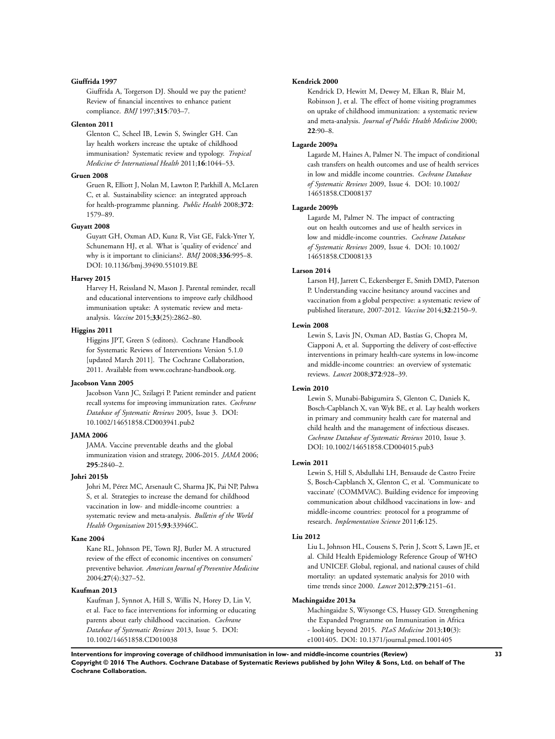**Giuffrida 1997**

Giuffrida A, Torgerson DJ. Should we pay the patient? Review of financial incentives to enhance patient compliance. *BMJ* 1997;**315**:703–7.

**Glenton 2011**

Glenton C, Scheel IB, Lewin S, Swingler GH. Can lay health workers increase the uptake of childhood immunisation? Systematic review and typology. *Tropical Medicine & International Health* 2011;**16**:1044–53.

**Gruen 2008**

Gruen R, Elliott J, Nolan M, Lawton P, Parkhill A, McLaren C, et al. Sustainability science: an integrated approach for health-programme planning. *Public Health* 2008;**372**: 1579–89.

**Guyatt 2008**

Guyatt GH, Oxman AD, Kunz R, Vist GE, Falck-Ytter Y, Schunemann HJ, et al. What is 'quality of evidence' and why is it important to clinicians?. *BMJ* 2008;**336**:995–8. DOI: 10.1136/bmj.39490.551019.BE

**Harvey 2015**

Harvey H, Reissland N, Mason J. Parental reminder, recall and educational interventions to improve early childhood immunisation uptake: A systematic review and meta-analysis. *Vaccine* 2015;**33**(25):2862–80.

**Higgins 2011**

Higgins JPT, Green S (editors). Cochrane Handbook for Systematic Reviews of Interventions Version 5.1.0 [updated March 2011]. The Cochrane Collaboration, 2011. Available from www.cochrane-handbook.org.

**Jacobson Vann 2005**

Jacobson Vann JC, Szilagyi P. Patient reminder and patient recall systems for improving immunization rates. *Cochrane Database of Systematic Reviews* 2005, Issue 3. DOI: 10.1002/14651858.CD003941.pub2

**JAMA 2006**

JAMA. Vaccine preventable deaths and the global immunization vision and strategy, 2006-2015. *JAMA* 2006; **295**:2840–2.

**Johri 2015b**

Johri M, Pérez MC, Arsenault C, Sharma JK, Pai NP, Pahwa S, et al. Strategies to increase the demand for childhood vaccination in low- and middle-income countries: a systematic review and meta-analysis. *Bulletin of the World Health Organization* 2015;**93**:33946C.

**Kane 2004**

Kane RL, Johnson PE, Town RJ, Butler M. A structured review of the effect of economic incentives on consumers' preventive behavior. *American Journal of Preventive Medicine* 2004;**27**(4):327–52.

**Kaufman 2013**

Kaufman J, Synnot A, Hill S, Willis N, Horey D, Lin V, et al. Face to face interventions for informing or educating parents about early childhood vaccination. *Cochrane Database of Systematic Reviews* 2013, Issue 5. DOI: 10.1002/14651858.CD010038

**Kendrick 2000**

Kendrick D, Hewitt M, Dewey M, Elkan R, Blair M, Robinson J, et al. The effect of home visiting programmes on uptake of childhood immunization: a systematic review and meta-analysis. *Journal of Public Health Medicine* 2000; **22**:90–8.

**Lagarde 2009a**

Lagarde M, Haines A, Palmer N. The impact of conditional cash transfers on health outcomes and use of health services in low and middle income countries. *Cochrane Database of Systematic Reviews* 2009, Issue 4. DOI: 10.1002/14651858.CD008137

**Lagarde 2009b**

Lagarde M, Palmer N. The impact of contracting out on health outcomes and use of health services in low and middle-income countries. *Cochrane Database of Systematic Reviews* 2009, Issue 4. DOI: 10.1002/14651858.CD008133

**Larson 2014**

Larson HJ, Jarrett C, Eckersberger E, Smith DMD, Paterson P. Understanding vaccine hesitancy around vaccines and vaccination from a global perspective: a systematic review of published literature, 2007-2012. *Vaccine* 2014;**32**:2150–9.

**Lewin 2008**

Lewin S, Lavis JN, Oxman AD, Bastías G, Chopra M, Ciapponi A, et al. Supporting the delivery of cost-effective interventions in primary health-care systems in low-income and middle-income countries: an overview of systematic reviews. *Lancet* 2008;**372**:928–39.

**Lewin 2010**

Lewin S, Munabi-Babigumira S, Glenton C, Daniels K, Bosch-Capblanch X, van Wyk BE, et al. Lay health workers in primary and community health care for maternal and child health and the management of infectious diseases. *Cochrane Database of Systematic Reviews* 2010, Issue 3. DOI: 10.1002/14651858.CD004015.pub3

**Lewin 2011**

Lewin S, Hill S, Abdullahi LH, Bensaude de Castro Freire S, Bosch-Capblanch X, Glenton C, et al. 'Communicate to vaccinate' (COMMVAC). Building evidence for improving communication about childhood vaccinations in low- and middle-income countries: protocol for a programme of research. *Implementation Science* 2011;**6**:125.

**Liu 2012**

Liu L, Johnson HL, Cousens S, Perin J, Scott S, Lawn JE, et al. Child Health Epidemiology Reference Group of WHO and UNICEF. Global, regional, and national causes of child mortality: an updated systematic analysis for 2010 with time trends since 2000. *Lancet* 2012;**379**:2151–61.

**Machingaidze 2013a**

Machingaidze S, Wiysonge CS, Hussey GD. Strengthening the Expanded Programme on Immunization in Africa - looking beyond 2015. *PLoS Medicine* 2013;**10**(3): e1001405. DOI: 10.1371/journal.pmed.1001405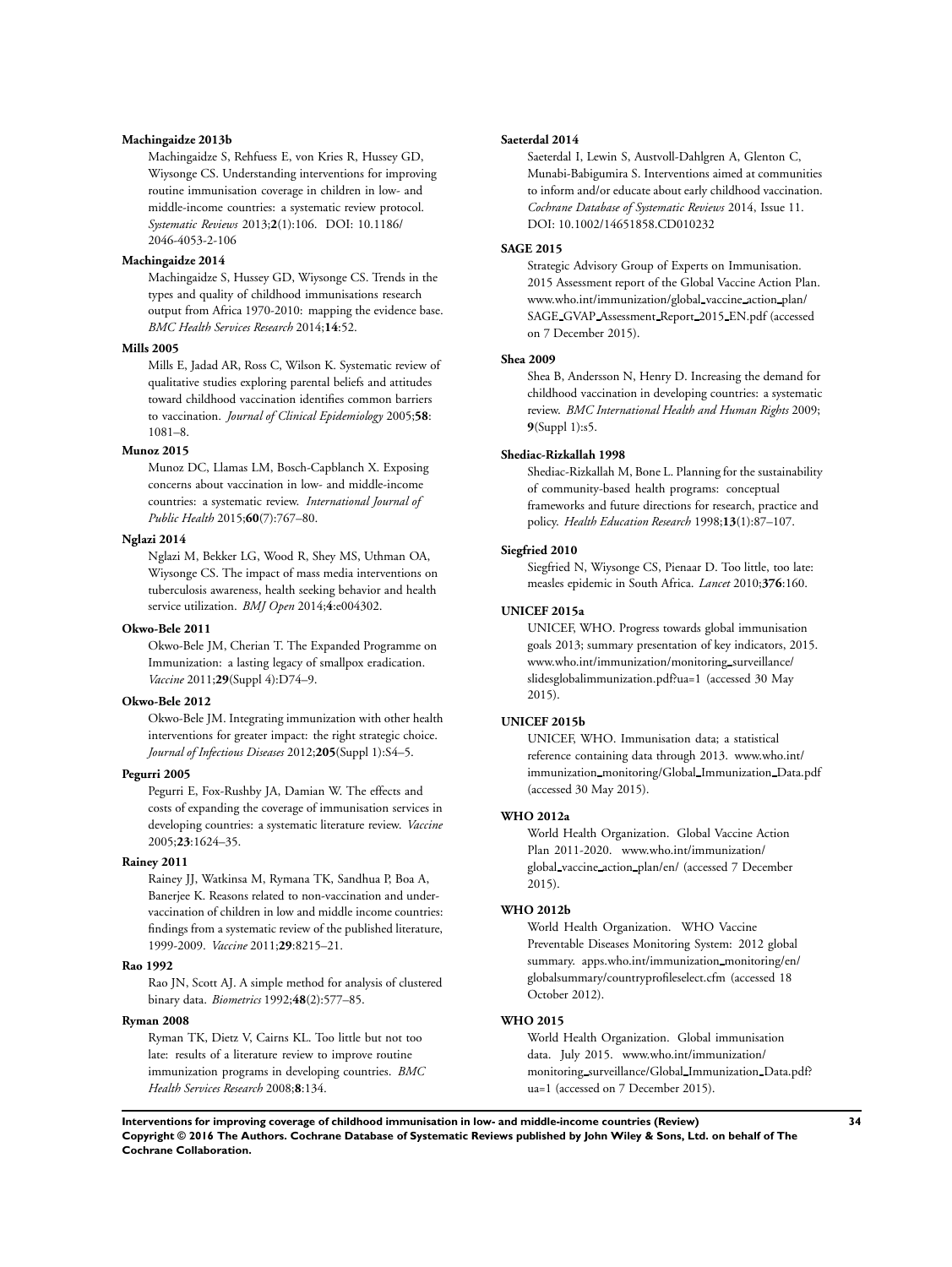**Machingaidze 2013b**

Machingaidze S, Rehfuess E, von Kries R, Hussey GD, Wiysonge CS. Understanding interventions for improving routine immunisation coverage in children in low- and middle-income countries: a systematic review protocol. *Systematic Reviews* 2013;**2**(1):106. DOI: 10.1186/2046-4053-2-106

**Machingaidze 2014**

Machingaidze S, Hussey GD, Wiysonge CS. Trends in the types and quality of childhood immunisations research output from Africa 1970-2010: mapping the evidence base. *BMC Health Services Research* 2014;**14**:52.

**Mills 2005**

Mills E, Jadad AR, Ross C, Wilson K. Systematic review of qualitative studies exploring parental beliefs and attitudes toward childhood vaccination identifies common barriers to vaccination. *Journal of Clinical Epidemiology* 2005;**58**: 1081–8.

**Munoz 2015**

Munoz DC, Llamas LM, Bosch-Capblanch X. Exposing concerns about vaccination in low- and middle-income countries: a systematic review. *International Journal of Public Health* 2015;**60**(7):767–80.

**Nglazi 2014**

Nglazi M, Bekker LG, Wood R, Shey MS, Uthman OA, Wiysonge CS. The impact of mass media interventions on tuberculosis awareness, health seeking behavior and health service utilization. *BMJ Open* 2014;**4**:e004302.

**Okwo-Bele 2011**

Okwo-Bele JM, Cherian T. The Expanded Programme on Immunization: a lasting legacy of smallpox eradication. *Vaccine* 2011;**29**(Suppl 4):D74–9.

**Okwo-Bele 2012**

Okwo-Bele JM. Integrating immunization with other health interventions for greater impact: the right strategic choice. *Journal of Infectious Diseases* 2012;**205**(Suppl 1):S4–5.

**Pegurri 2005**

Pegurri E, Fox-Rushby JA, Damian W. The effects and costs of expanding the coverage of immunisation services in developing countries: a systematic literature review. *Vaccine* 2005;**23**:1624–35.

**Rainey 2011**

Rainey JJ, Watkinsa M, Rymana TK, Sandhua P, Boa A, Banerjee K. Reasons related to non-vaccination and under-vaccination of children in low and middle income countries: findings from a systematic review of the published literature, 1999-2009. *Vaccine* 2011;**29**:8215–21.

**Rao 1992**

Rao JN, Scott AJ. A simple method for analysis of clustered binary data. *Biometrics* 1992;**48**(2):577–85.

**Ryman 2008**

Ryman TK, Dietz V, Cairns KL. Too little but not too late: results of a literature review to improve routine immunization programs in developing countries. *BMC Health Services Research* 2008;**8**:134.

**Saeterdal 2014**

Saeterdal I, Lewin S, Austvoll-Dahlgren A, Glenton C, Munabi-Babigumira S. Interventions aimed at communities to inform and/or educate about early childhood vaccination. *Cochrane Database of Systematic Reviews* 2014, Issue 11. DOI: 10.1002/14651858.CD010232

**SAGE 2015**

Strategic Advisory Group of Experts on Immunisation. 2015 Assessment report of the Global Vaccine Action Plan. www.who.int/immunization/global_vaccine_action_plan/SAGE_GVAP_Assessment_Report_2015_EN.pdf (accessed on 7 December 2015).

**Shea 2009**

Shea B, Andersson N, Henry D. Increasing the demand for childhood vaccination in developing countries: a systematic review. *BMC International Health and Human Rights* 2009; **9**(Suppl 1):s5.

**Shediac-Rizkallah 1998**

Shediac-Rizkallah M, Bone L. Planning for the sustainability of community-based health programs: conceptual frameworks and future directions for research, practice and policy. *Health Education Research* 1998;**13**(1):87–107.

**Siegfried 2010**

Siegfried N, Wiysonge CS, Pienaar D. Too little, too late: measles epidemic in South Africa. *Lancet* 2010;**376**:160.

**UNICEF 2015a**

UNICEF, WHO. Progress towards global immunisation goals 2013; summary presentation of key indicators, 2015. www.who.int/immunization/monitoring_surveillance/slidesglobalimmunization.pdf?ua=1 (accessed 30 May 2015).

**UNICEF 2015b**

UNICEF, WHO. Immunisation data; a statistical reference containing data through 2013. www.who.int/immunization_monitoring/Global_Immunization_Data.pdf (accessed 30 May 2015).

**WHO 2012a**

World Health Organization. Global Vaccine Action Plan 2011-2020. www.who.int/immunization/global_vaccine_action_plan/en/ (accessed 7 December 2015).

**WHO 2012b**

World Health Organization. WHO Vaccine Preventable Diseases Monitoring System: 2012 global summary. apps.who.int/immunization_monitoring/en/globalsummary/countryprofileselect.cfm (accessed 18 October 2012).

**WHO 2015**

World Health Organization. Global immunisation data. July 2015. www.who.int/immunization/monitoring_surveillance/Global_Immunization_Data.pdf?ua=1 (accessed on 7 December 2015).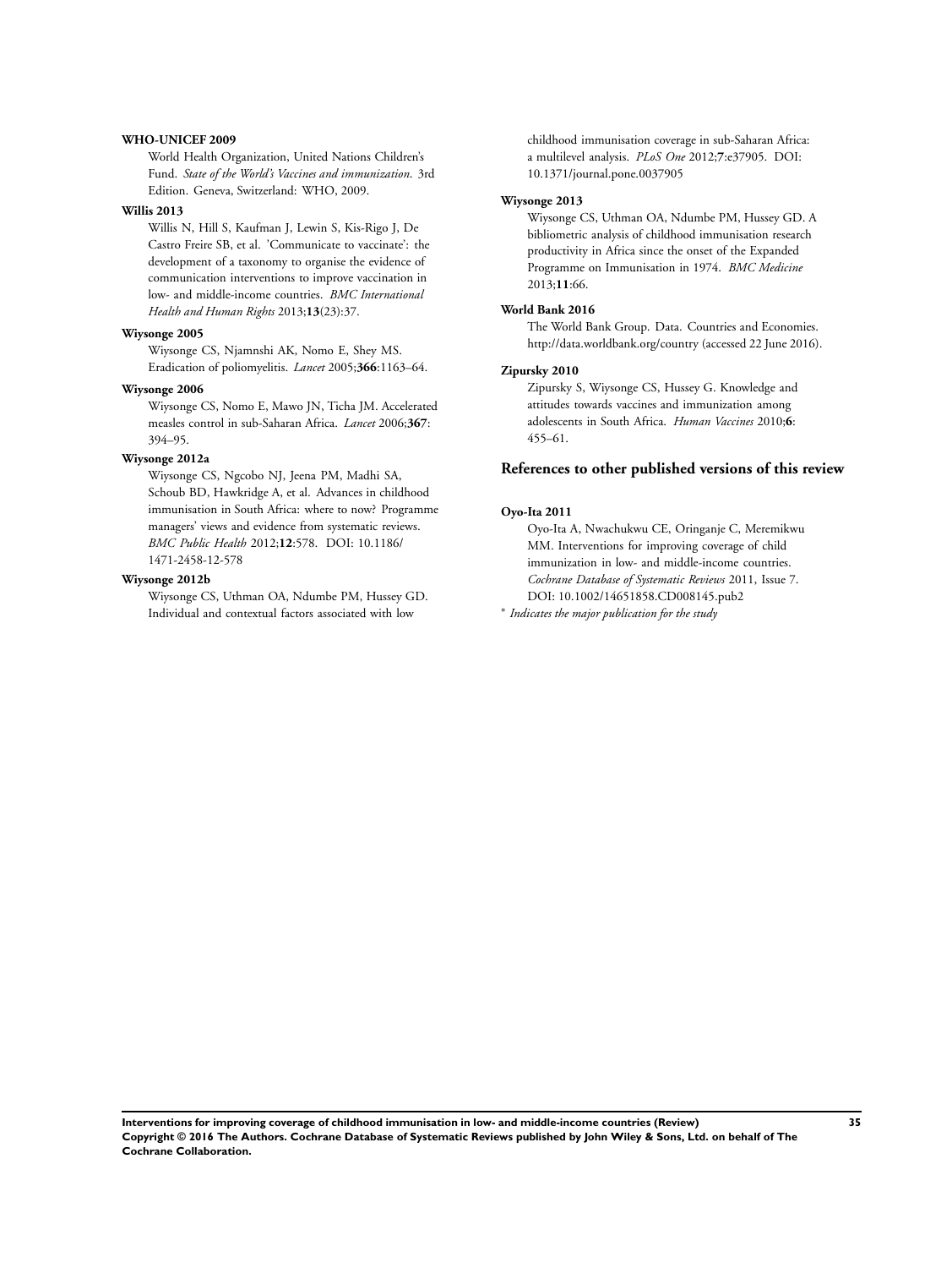**WHO-UNICEF 2009**

World Health Organization, United Nations Children's Fund. *State of the World's Vaccines and immunization*. 3rd Edition. Geneva, Switzerland: WHO, 2009.

**Willis 2013**

Willis N, Hill S, Kaufman J, Lewin S, Kis-Rigo J, De Castro Freire SB, et al. 'Communicate to vaccinate': the development of a taxonomy to organise the evidence of communication interventions to improve vaccination in low- and middle-income countries. *BMC International Health and Human Rights* 2013;**13**(23):37.

**Wiysonge 2005**

Wiysonge CS, Njamnshi AK, Nomo E, Shey MS. Eradication of poliomyelitis. *Lancet* 2005;**366**:1163–64.

**Wiysonge 2006**

Wiysonge CS, Nomo E, Mawo JN, Ticha JM. Accelerated measles control in sub-Saharan Africa. *Lancet* 2006;**367**: 394–95.

**Wiysonge 2012a**

Wiysonge CS, Ngcobo NJ, Jeena PM, Madhi SA, Schoub BD, Hawkridge A, et al. Advances in childhood immunisation in South Africa: where to now? Programme managers' views and evidence from systematic reviews. *BMC Public Health* 2012;**12**:578. DOI: 10.1186/1471-2458-12-578

**Wiysonge 2012b**

Wiysonge CS, Uthman OA, Ndumbe PM, Hussey GD. Individual and contextual factors associated with low childhood immunisation coverage in sub-Saharan Africa: a multilevel analysis. *PLoS One* 2012;**7**:e37905. DOI: 10.1371/journal.pone.0037905

**Wiysonge 2013**

Wiysonge CS, Uthman OA, Ndumbe PM, Hussey GD. A bibliometric analysis of childhood immunisation research productivity in Africa since the onset of the Expanded Programme on Immunisation in 1974. *BMC Medicine* 2013;**11**:66.

**World Bank 2016**

The World Bank Group. Data. Countries and Economies. http://data.worldbank.org/country (accessed 22 June 2016).

**Zipursky 2010**

Zipursky S, Wiysonge CS, Hussey G. Knowledge and attitudes towards vaccines and immunization among adolescents in South Africa. *Human Vaccines* 2010;**6**: 455–61.

## References to other published versions of this review

**Oyo-Ita 2011**

Oyo-Ita A, Nwachukwu CE, Oringanje C, Meremikwu MM. Interventions for improving coverage of child immunization in low- and middle-income countries. *Cochrane Database of Systematic Reviews* 2011, Issue 7. DOI: 10.1002/14651858.CD008145.pub2

\* *Indicates the major publication for the study*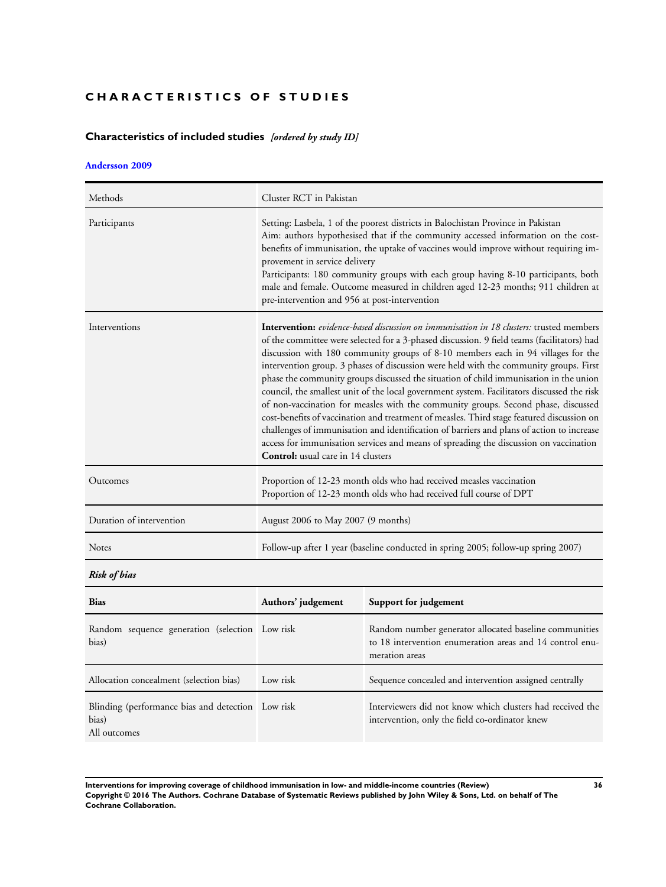# CHARACTERISTICS OF STUDIES

## Characteristics of included studies *[ordered by study ID]*

### Andersson 2009

| Methods | Cluster RCT in Pakistan |
|---|---|
| Participants | Setting: Lasbela, 1 of the poorest districts in Balochistan Province in Pakistan<br>Aim: authors hypothesised that if the community accessed information on the cost-benefits of immunisation, the uptake of vaccines would improve without requiring improvement in service delivery<br>Participants: 180 community groups with each group having 8-10 participants, both male and female. Outcome measured in children aged 12-23 months; 911 children at pre-intervention and 956 at post-intervention |
| Interventions | **Intervention:** *evidence-based discussion on immunisation in 18 clusters:* trusted members of the committee were selected for a 3-phased discussion. 9 field teams (facilitators) had discussion with 180 community groups of 8-10 members each in 94 villages for the intervention group. 3 phases of discussion were held with the community groups. First phase the community groups discussed the situation of child immunisation in the union council, the smallest unit of the local government system. Facilitators discussed the risk of non-vaccination for measles with the community groups. Second phase, discussed cost-benefits of vaccination and treatment of measles. Third stage featured discussion on challenges of immunisation and identification of barriers and plans of action to increase access for immunisation services and means of spreading the discussion on vaccination<br>**Control:** usual care in 14 clusters |
| Outcomes | Proportion of 12-23 month olds who had received measles vaccination<br>Proportion of 12-23 month olds who had received full course of DPT |
| Duration of intervention | August 2006 to May 2007 (9 months) |
| Notes | Follow-up after 1 year (baseline conducted in spring 2005; follow-up spring 2007) |

***Risk of bias***

| Bias | Authors' judgement | Support for judgement |
|---|---|---|
| Random sequence generation (selection bias) | Low risk | Random number generator allocated baseline communities to 18 intervention enumeration areas and 14 control enumeration areas |
| Allocation concealment (selection bias) | Low risk | Sequence concealed and intervention assigned centrally |
| Blinding (performance bias and detection bias)<br>All outcomes | Low risk | Interviewers did not know which clusters had received the intervention, only the field co-ordinator knew |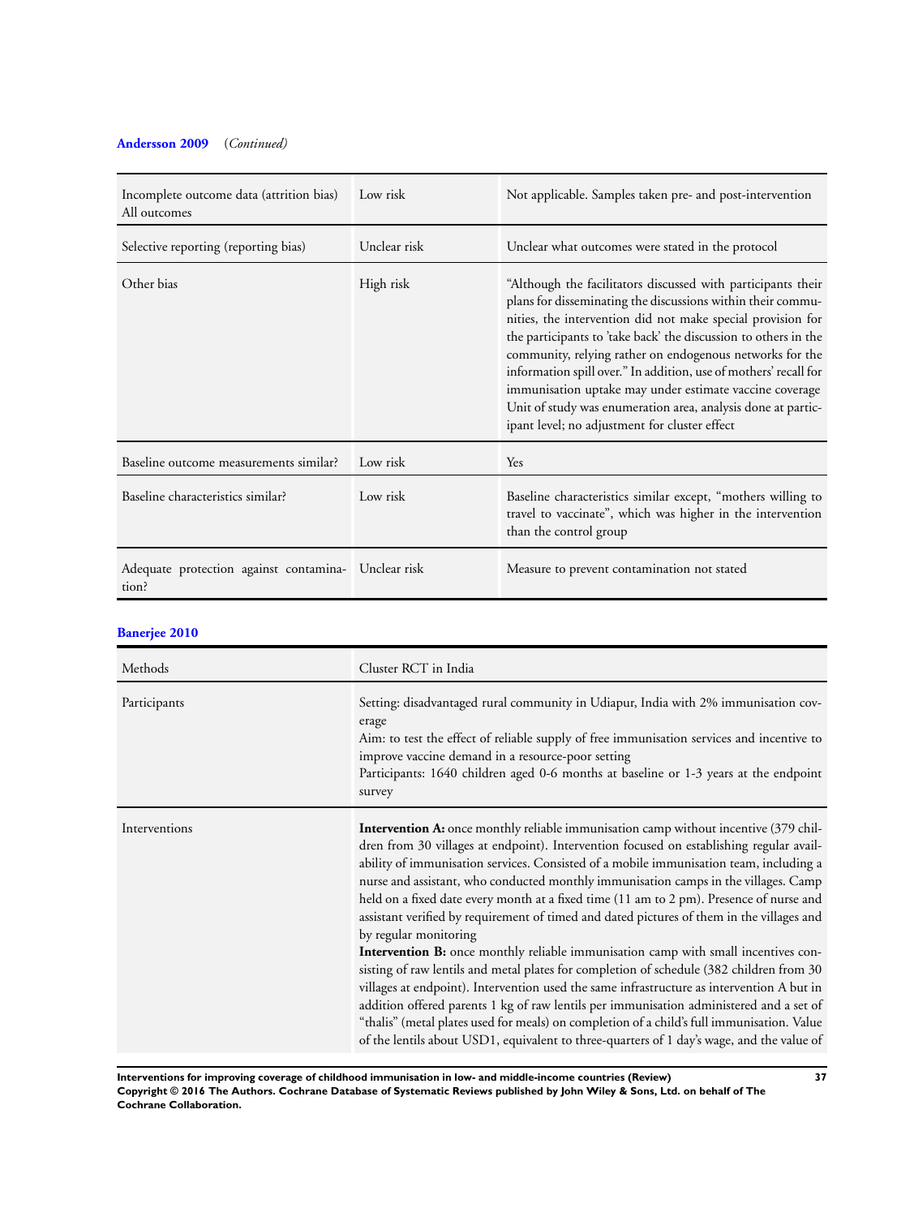**Andersson 2009** (*Continued*)

| | | |
|---|---|---|
| Incomplete outcome data (attrition bias) All outcomes | Low risk | Not applicable. Samples taken pre- and post-intervention |
| Selective reporting (reporting bias) | Unclear risk | Unclear what outcomes were stated in the protocol |
| Other bias | High risk | "Although the facilitators discussed with participants their plans for disseminating the discussions within their communities, the intervention did not make special provision for the participants to 'take back' the discussion to others in the community, relying rather on endogenous networks for the information spill over." In addition, use of mothers' recall for immunisation uptake may under estimate vaccine coverage Unit of study was enumeration area, analysis done at participant level; no adjustment for cluster effect |
| Baseline outcome measurements similar? | Low risk | Yes |
| Baseline characteristics similar? | Low risk | Baseline characteristics similar except, "mothers willing to travel to vaccinate", which was higher in the intervention than the control group |
| Adequate protection against contamination? | Unclear risk | Measure to prevent contamination not stated |

**Banerjee 2010**

| | |
|---|---|
| Methods | Cluster RCT in India |
| Participants | Setting: disadvantaged rural community in Udiapur, India with 2% immunisation coverage<br>Aim: to test the effect of reliable supply of free immunisation services and incentive to improve vaccine demand in a resource-poor setting<br>Participants: 1640 children aged 0-6 months at baseline or 1-3 years at the endpoint survey |
| Interventions | **Intervention A:** once monthly reliable immunisation camp without incentive (379 children from 30 villages at endpoint). Intervention focused on establishing regular availability of immunisation services. Consisted of a mobile immunisation team, including a nurse and assistant, who conducted monthly immunisation camps in the villages. Camp held on a fixed date every month at a fixed time (11 am to 2 pm). Presence of nurse and assistant verified by requirement of timed and dated pictures of them in the villages and by regular monitoring<br>**Intervention B:** once monthly reliable immunisation camp with small incentives consisting of raw lentils and metal plates for completion of schedule (382 children from 30 villages at endpoint). Intervention used the same infrastructure as intervention A but in addition offered parents 1 kg of raw lentils per immunisation administered and a set of "thalis" (metal plates used for meals) on completion of a child's full immunisation. Value of the lentils about USD1, equivalent to three-quarters of 1 day's wage, and the value of |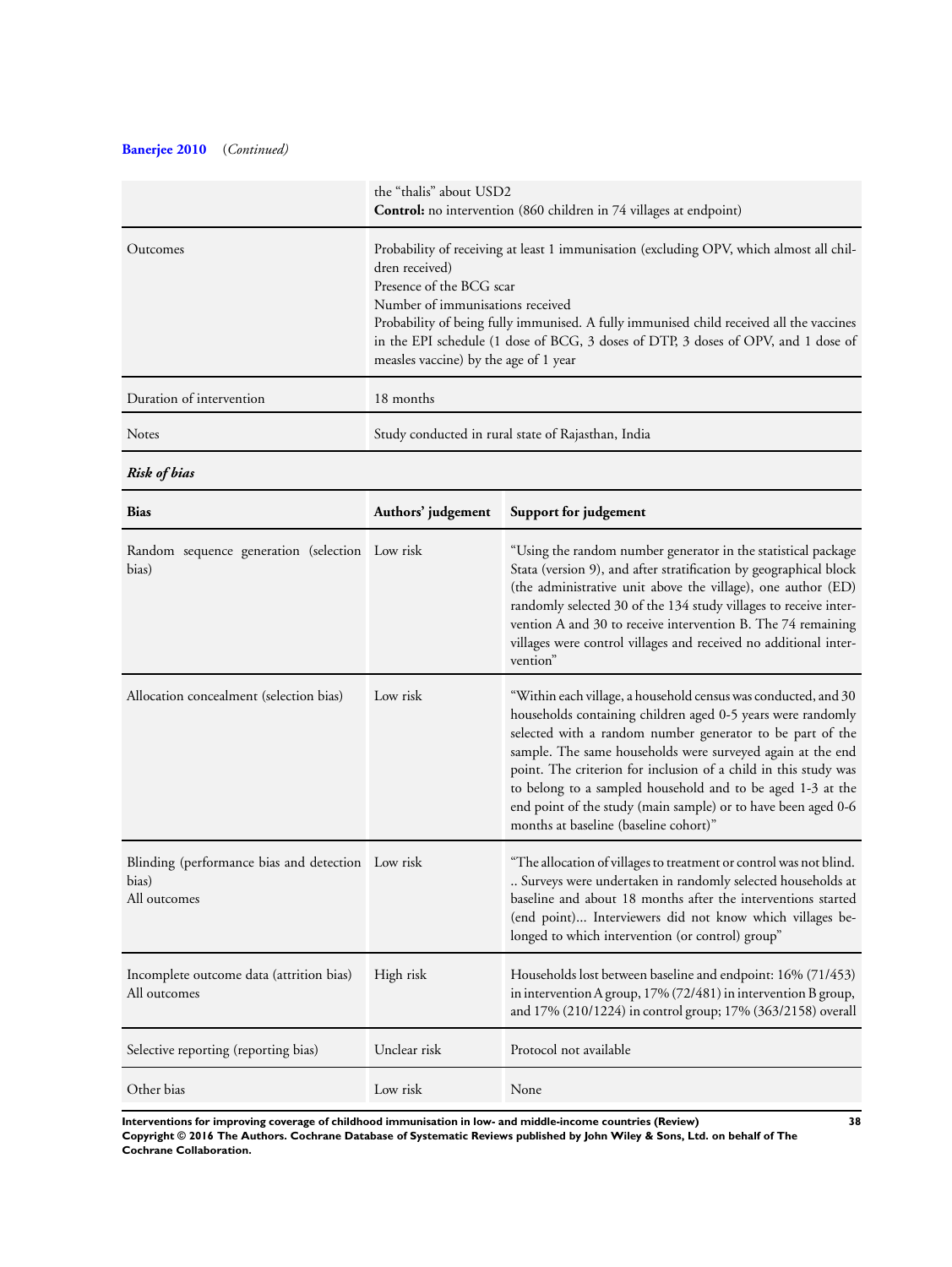**Banerjee 2010** (*Continued*)

| | |
|---|---|
| | the "thalis" about USD2<br>**Control:** no intervention (860 children in 74 villages at endpoint) |
| Outcomes | Probability of receiving at least 1 immunisation (excluding OPV, which almost all children received)<br>Presence of the BCG scar<br>Number of immunisations received<br>Probability of being fully immunised. A fully immunised child received all the vaccines in the EPI schedule (1 dose of BCG, 3 doses of DTP, 3 doses of OPV, and 1 dose of measles vaccine) by the age of 1 year |
| Duration of intervention | 18 months |
| Notes | Study conducted in rural state of Rajasthan, India |

***Risk of bias***

| Bias | Authors' judgement | Support for judgement |
|---|---|---|
| Random sequence generation (selection bias) | Low risk | "Using the random number generator in the statistical package Stata (version 9), and after stratification by geographical block (the administrative unit above the village), one author (ED) randomly selected 30 of the 134 study villages to receive intervention A and 30 to receive intervention B. The 74 remaining villages were control villages and received no additional intervention" |
| Allocation concealment (selection bias) | Low risk | "Within each village, a household census was conducted, and 30 households containing children aged 0-5 years were randomly selected with a random number generator to be part of the sample. The same households were surveyed again at the end point. The criterion for inclusion of a child in this study was to belong to a sampled household and to be aged 1-3 at the end point of the study (main sample) or to have been aged 0-6 months at baseline (baseline cohort)" |
| Blinding (performance bias and detection bias)<br>All outcomes | Low risk | "The allocation of villages to treatment or control was not blind. .. Surveys were undertaken in randomly selected households at baseline and about 18 months after the interventions started (end point)... Interviewers did not know which villages belonged to which intervention (or control) group" |
| Incomplete outcome data (attrition bias)<br>All outcomes | High risk | Households lost between baseline and endpoint: 16% (71/453) in intervention A group, 17% (72/481) in intervention B group, and 17% (210/1224) in control group; 17% (363/2158) overall |
| Selective reporting (reporting bias) | Unclear risk | Protocol not available |
| Other bias | Low risk | None |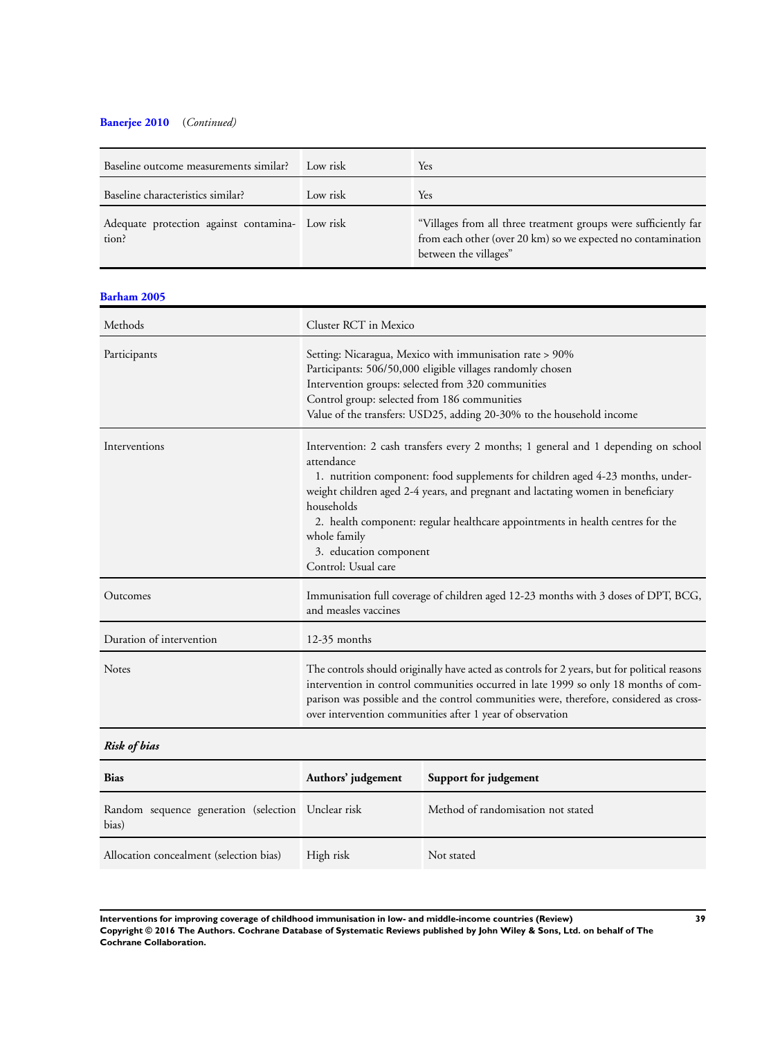**Banerjee 2010** (*Continued*)

| | | |
|---|---|---|
| Baseline outcome measurements similar? | Low risk | Yes |
| Baseline characteristics similar? | Low risk | Yes |
| Adequate protection against contamination? | Low risk | "Villages from all three treatment groups were sufficiently far from each other (over 20 km) so we expected no contamination between the villages" |

**Barham 2005**

| | |
|---|---|
| Methods | Cluster RCT in Mexico |
| Participants | Setting: Nicaragua, Mexico with immunisation rate > 90%<br>Participants: 506/50,000 eligible villages randomly chosen<br>Intervention groups: selected from 320 communities<br>Control group: selected from 186 communities<br>Value of the transfers: USD25, adding 20-30% to the household income |
| Interventions | Intervention: 2 cash transfers every 2 months; 1 general and 1 depending on school attendance<br>1. nutrition component: food supplements for children aged 4-23 months, underweight children aged 2-4 years, and pregnant and lactating women in beneficiary households<br>2. health component: regular healthcare appointments in health centres for the whole family<br>3. education component<br>Control: Usual care |
| Outcomes | Immunisation full coverage of children aged 12-23 months with 3 doses of DPT, BCG, and measles vaccines |
| Duration of intervention | 12-35 months |
| Notes | The controls should originally have acted as controls for 2 years, but for political reasons intervention in control communities occurred in late 1999 so only 18 months of comparison was possible and the control communities were, therefore, considered as cross-over intervention communities after 1 year of observation |

***Risk of bias***

| Bias | Authors' judgement | Support for judgement |
|---|---|---|
| Random sequence generation (selection bias) | Unclear risk | Method of randomisation not stated |
| Allocation concealment (selection bias) | High risk | Not stated |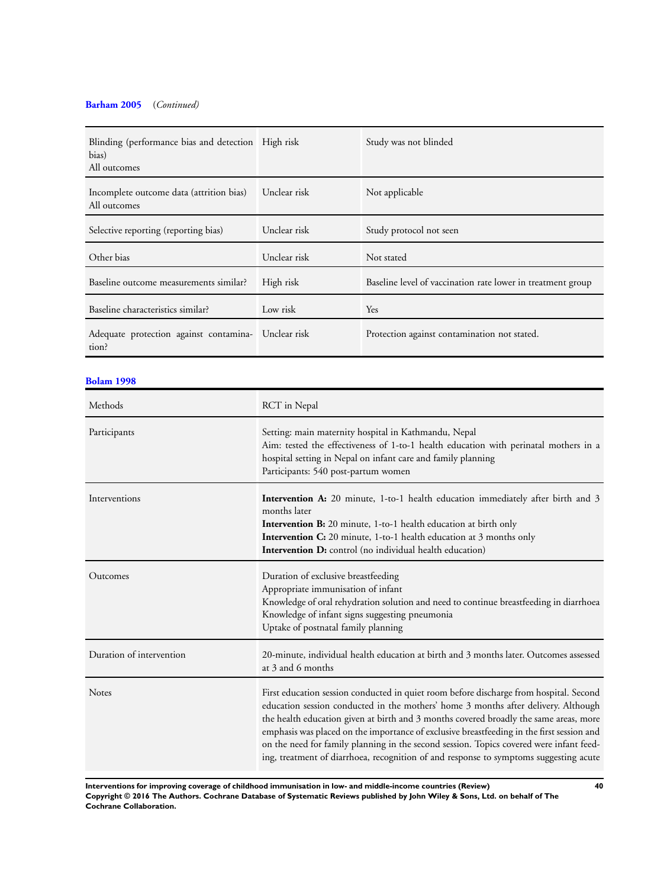**Barham 2005** (*Continued*)

| | | |
|---|---|---|
| Blinding (performance bias and detection bias)<br>All outcomes | High risk | Study was not blinded |
| Incomplete outcome data (attrition bias)<br>All outcomes | Unclear risk | Not applicable |
| Selective reporting (reporting bias) | Unclear risk | Study protocol not seen |
| Other bias | Unclear risk | Not stated |
| Baseline outcome measurements similar? | High risk | Baseline level of vaccination rate lower in treatment group |
| Baseline characteristics similar? | Low risk | Yes |
| Adequate protection against contamination? | Unclear risk | Protection against contamination not stated. |

**Bolam 1998**

| | |
|---|---|
| Methods | RCT in Nepal |
| Participants | Setting: main maternity hospital in Kathmandu, Nepal<br>Aim: tested the effectiveness of 1-to-1 health education with perinatal mothers in a hospital setting in Nepal on infant care and family planning<br>Participants: 540 post-partum women |
| Interventions | **Intervention A:** 20 minute, 1-to-1 health education immediately after birth and 3 months later<br>**Intervention B:** 20 minute, 1-to-1 health education at birth only<br>**Intervention C:** 20 minute, 1-to-1 health education at 3 months only<br>**Intervention D:** control (no individual health education) |
| Outcomes | Duration of exclusive breastfeeding<br>Appropriate immunisation of infant<br>Knowledge of oral rehydration solution and need to continue breastfeeding in diarrhoea<br>Knowledge of infant signs suggesting pneumonia<br>Uptake of postnatal family planning |
| Duration of intervention | 20-minute, individual health education at birth and 3 months later. Outcomes assessed at 3 and 6 months |
| Notes | First education session conducted in quiet room before discharge from hospital. Second education session conducted in the mothers' home 3 months after delivery. Although the health education given at birth and 3 months covered broadly the same areas, more emphasis was placed on the importance of exclusive breastfeeding in the first session and on the need for family planning in the second session. Topics covered were infant feeding, treatment of diarrhoea, recognition of and response to symptoms suggesting acute |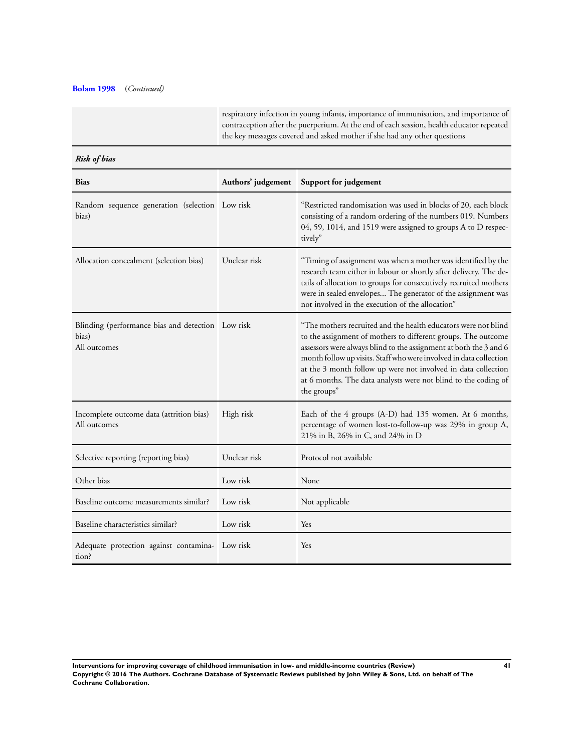**Bolam 1998** (*Continued*)

| | respiratory infection in young infants, importance of immunisation, and importance of contraception after the puerperium. At the end of each session, health educator repeated the key messages covered and asked mother if she had any other questions |
|---|---|

***Risk of bias***

| Bias | Authors' judgement | Support for judgement |
|---|---|---|
| Random sequence generation (selection bias) | Low risk | "Restricted randomisation was used in blocks of 20, each block consisting of a random ordering of the numbers 019. Numbers 04, 59, 1014, and 1519 were assigned to groups A to D respectively" |
| Allocation concealment (selection bias) | Unclear risk | "Timing of assignment was when a mother was identified by the research team either in labour or shortly after delivery. The details of allocation to groups for consecutively recruited mothers were in sealed envelopes... The generator of the assignment was not involved in the execution of the allocation" |
| Blinding (performance bias and detection bias) All outcomes | Low risk | "The mothers recruited and the health educators were not blind to the assignment of mothers to different groups. The outcome assessors were always blind to the assignment at both the 3 and 6 month follow up visits. Staff who were involved in data collection at the 3 month follow up were not involved in data collection at 6 months. The data analysts were not blind to the coding of the groups" |
| Incomplete outcome data (attrition bias) All outcomes | High risk | Each of the 4 groups (A-D) had 135 women. At 6 months, percentage of women lost-to-follow-up was 29% in group A, 21% in B, 26% in C, and 24% in D |
| Selective reporting (reporting bias) | Unclear risk | Protocol not available |
| Other bias | Low risk | None |
| Baseline outcome measurements similar? | Low risk | Not applicable |
| Baseline characteristics similar? | Low risk | Yes |
| Adequate protection against contamination? | Low risk | Yes |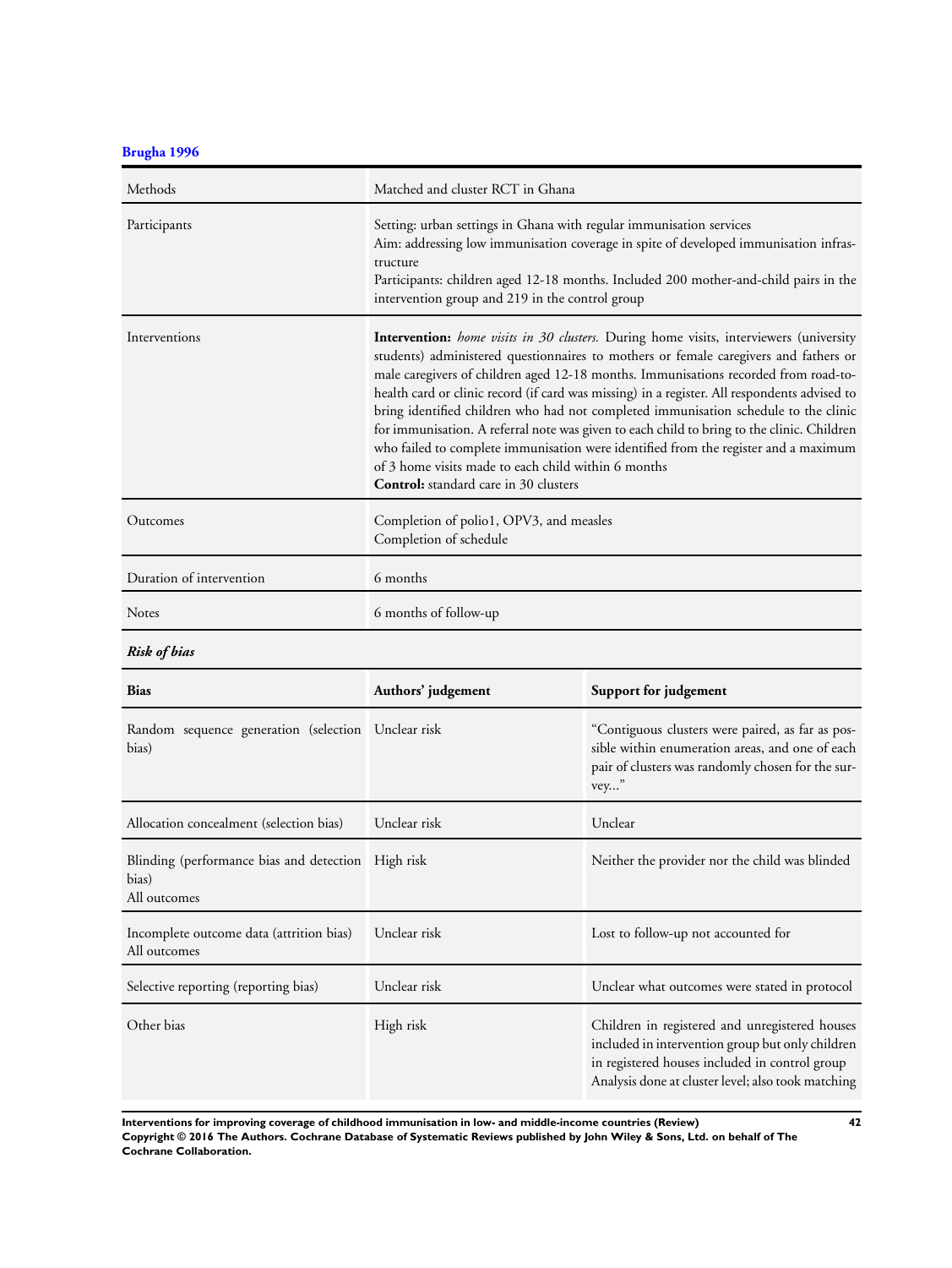**Brugha 1996**

| | |
|---|---|
| Methods | Matched and cluster RCT in Ghana |
| Participants | Setting: urban settings in Ghana with regular immunisation services<br>Aim: addressing low immunisation coverage in spite of developed immunisation infrastructure<br>Participants: children aged 12-18 months. Included 200 mother-and-child pairs in the intervention group and 219 in the control group |
| Interventions | **Intervention:** *home visits in 30 clusters.* During home visits, interviewers (university students) administered questionnaires to mothers or female caregivers and fathers or male caregivers of children aged 12-18 months. Immunisations recorded from road-to-health card or clinic record (if card was missing) in a register. All respondents advised to bring identified children who had not completed immunisation schedule to the clinic for immunisation. A referral note was given to each child to bring to the clinic. Children who failed to complete immunisation were identified from the register and a maximum of 3 home visits made to each child within 6 months<br>**Control:** standard care in 30 clusters |
| Outcomes | Completion of polio1, OPV3, and measles<br>Completion of schedule |
| Duration of intervention | 6 months |
| Notes | 6 months of follow-up |

***Risk of bias***

| Bias | Authors' judgement | Support for judgement |
|---|---|---|
| Random sequence generation (selection bias) | Unclear risk | "Contiguous clusters were paired, as far as possible within enumeration areas, and one of each pair of clusters was randomly chosen for the survey..." |
| Allocation concealment (selection bias) | Unclear risk | Unclear |
| Blinding (performance bias and detection bias)<br>All outcomes | High risk | Neither the provider nor the child was blinded |
| Incomplete outcome data (attrition bias)<br>All outcomes | Unclear risk | Lost to follow-up not accounted for |
| Selective reporting (reporting bias) | Unclear risk | Unclear what outcomes were stated in protocol |
| Other bias | High risk | Children in registered and unregistered houses included in intervention group but only children in registered houses included in control group<br>Analysis done at cluster level; also took matching |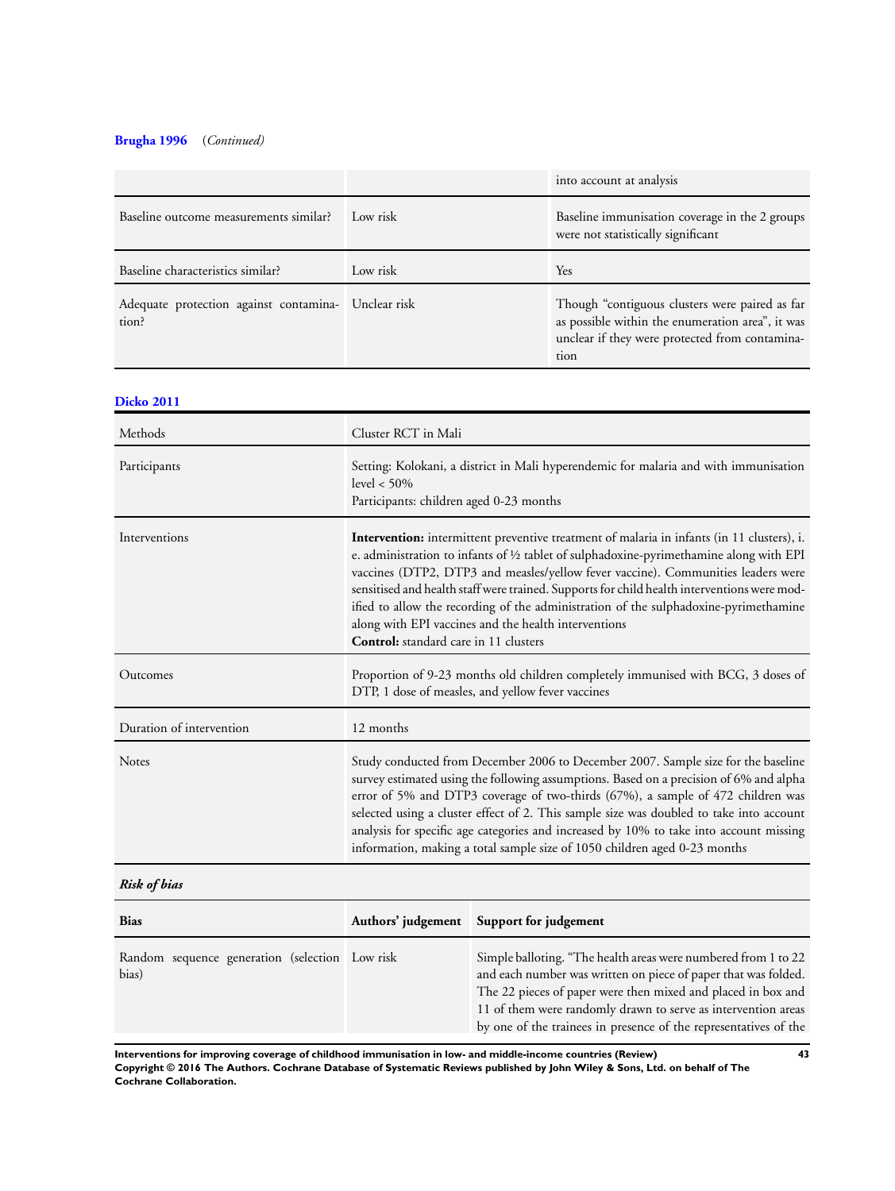**Brugha 1996** (*Continued*)

| | | |
|---|---|---|
| | | into account at analysis |
| Baseline outcome measurements similar? | Low risk | Baseline immunisation coverage in the 2 groups were not statistically significant |
| Baseline characteristics similar? | Low risk | Yes |
| Adequate protection against contamination? | Unclear risk | Though "contiguous clusters were paired as far as possible within the enumeration area", it was unclear if they were protected from contamination |

**Dicko 2011**

| | |
|---|---|
| Methods | Cluster RCT in Mali |
| Participants | Setting: Kolokani, a district in Mali hyperendemic for malaria and with immunisation level < 50%<br>Participants: children aged 0-23 months |
| Interventions | **Intervention:** intermittent preventive treatment of malaria in infants (in 11 clusters), i.e. administration to infants of ½ tablet of sulphadoxine-pyrimethamine along with EPI vaccines (DTP2, DTP3 and measles/yellow fever vaccine). Communities leaders were sensitised and health staff were trained. Supports for child health interventions were modified to allow the recording of the administration of the sulphadoxine-pyrimethamine along with EPI vaccines and the health interventions<br>**Control:** standard care in 11 clusters |
| Outcomes | Proportion of 9-23 months old children completely immunised with BCG, 3 doses of DTP, 1 dose of measles, and yellow fever vaccines |
| Duration of intervention | 12 months |
| Notes | Study conducted from December 2006 to December 2007. Sample size for the baseline survey estimated using the following assumptions. Based on a precision of 6% and alpha error of 5% and DTP3 coverage of two-thirds (67%), a sample of 472 children was selected using a cluster effect of 2. This sample size was doubled to take into account analysis for specific age categories and increased by 10% to take into account missing information, making a total sample size of 1050 children aged 0-23 months |

***Risk of bias***

| Bias | Authors' judgement | Support for judgement |
|---|---|---|
| Random sequence generation (selection bias) | Low risk | Simple balloting. "The health areas were numbered from 1 to 22 and each number was written on piece of paper that was folded. The 22 pieces of paper were then mixed and placed in box and 11 of them were randomly drawn to serve as intervention areas by one of the trainees in presence of the representatives of the |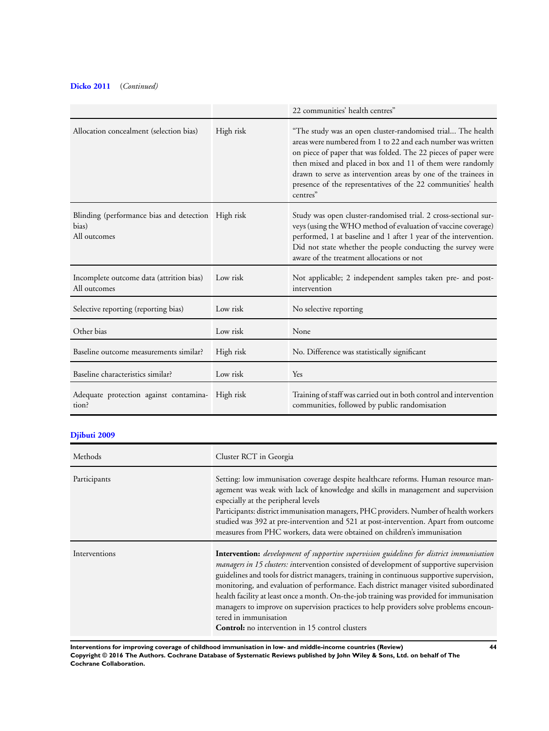**Dicko 2011** (*Continued*)

| | | |
|---|---|---|
| | | 22 communities' health centres" |
| Allocation concealment (selection bias) | High risk | "The study was an open cluster-randomised trial... The health areas were numbered from 1 to 22 and each number was written on piece of paper that was folded. The 22 pieces of paper were then mixed and placed in box and 11 of them were randomly drawn to serve as intervention areas by one of the trainees in presence of the representatives of the 22 communities' health centres" |
| Blinding (performance bias and detection bias)<br>All outcomes | High risk | Study was open cluster-randomised trial. 2 cross-sectional surveys (using the WHO method of evaluation of vaccine coverage) performed, 1 at baseline and 1 after 1 year of the intervention. Did not state whether the people conducting the survey were aware of the treatment allocations or not |
| Incomplete outcome data (attrition bias)<br>All outcomes | Low risk | Not applicable; 2 independent samples taken pre- and post-intervention |
| Selective reporting (reporting bias) | Low risk | No selective reporting |
| Other bias | Low risk | None |
| Baseline outcome measurements similar? | High risk | No. Difference was statistically significant |
| Baseline characteristics similar? | Low risk | Yes |
| Adequate protection against contamination? | High risk | Training of staff was carried out in both control and intervention communities, followed by public randomisation |

**Djibuti 2009**

| | |
|---|---|
| Methods | Cluster RCT in Georgia |
| Participants | Setting: low immunisation coverage despite healthcare reforms. Human resource management was weak with lack of knowledge and skills in management and supervision especially at the peripheral levels<br>Participants: district immunisation managers, PHC providers. Number of health workers studied was 392 at pre-intervention and 521 at post-intervention. Apart from outcome measures from PHC workers, data were obtained on children's immunisation |
| Interventions | **Intervention:** *development of supportive supervision guidelines for district immunisation managers in 15 clusters:* intervention consisted of development of supportive supervision guidelines and tools for district managers, training in continuous supportive supervision, monitoring, and evaluation of performance. Each district manager visited subordinated health facility at least once a month. On-the-job training was provided for immunisation managers to improve on supervision practices to help providers solve problems encountered in immunisation<br>**Control:** no intervention in 15 control clusters |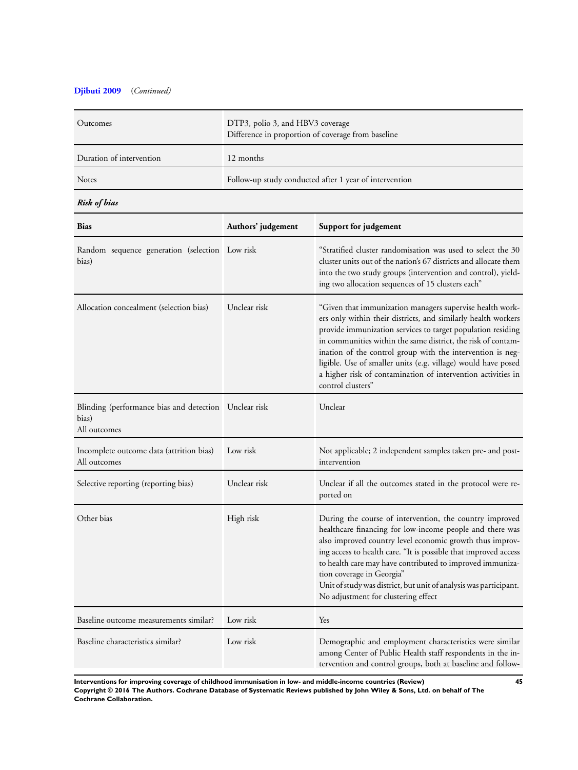**Djibuti 2009** (*Continued*)

| | |
|---|---|
| Outcomes | DTP3, polio 3, and HBV3 coverage<br>Difference in proportion of coverage from baseline |
| Duration of intervention | 12 months |
| Notes | Follow-up study conducted after 1 year of intervention |

***Risk of bias***

| Bias | Authors' judgement | Support for judgement |
|---|---|---|
| Random sequence generation (selection bias) | Low risk | "Stratified cluster randomisation was used to select the 30 cluster units out of the nation's 67 districts and allocate them into the two study groups (intervention and control), yielding two allocation sequences of 15 clusters each" |
| Allocation concealment (selection bias) | Unclear risk | "Given that immunization managers supervise health workers only within their districts, and similarly health workers provide immunization services to target population residing in communities within the same district, the risk of contamination of the control group with the intervention is negligible. Use of smaller units (e.g. village) would have posed a higher risk of contamination of intervention activities in control clusters" |
| Blinding (performance bias and detection bias)<br>All outcomes | Unclear risk | Unclear |
| Incomplete outcome data (attrition bias)<br>All outcomes | Low risk | Not applicable; 2 independent samples taken pre- and post-intervention |
| Selective reporting (reporting bias) | Unclear risk | Unclear if all the outcomes stated in the protocol were reported on |
| Other bias | High risk | During the course of intervention, the country improved healthcare financing for low-income people and there was also improved country level economic growth thus improving access to health care. "It is possible that improved access to health care may have contributed to improved immunization coverage in Georgia"<br>Unit of study was district, but unit of analysis was participant. No adjustment for clustering effect |
| Baseline outcome measurements similar? | Low risk | Yes |
| Baseline characteristics similar? | Low risk | Demographic and employment characteristics were similar among Center of Public Health staff respondents in the intervention and control groups, both at baseline and follow- |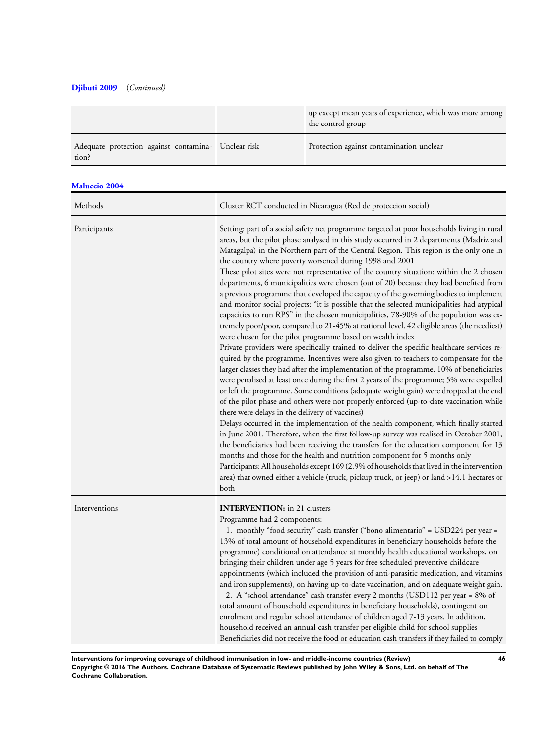**Djibuti 2009** (*Continued*)

| | | |
|---|---|---|
| | | up except mean years of experience, which was more among the control group |
| Adequate protection against contamination? | Unclear risk | Protection against contamination unclear |

**Maluccio 2004**

| | |
|---|---|
| Methods | Cluster RCT conducted in Nicaragua (Red de proteccion social) |
| Participants | Setting: part of a social safety net programme targeted at poor households living in rural areas, but the pilot phase analysed in this study occurred in 2 departments (Madriz and Matagalpa) in the Northern part of the Central Region. This region is the only one in the country where poverty worsened during 1998 and 2001<br>These pilot sites were not representative of the country situation: within the 2 chosen departments, 6 municipalities were chosen (out of 20) because they had benefited from a previous programme that developed the capacity of the governing bodies to implement and monitor social projects: "it is possible that the selected municipalities had atypical capacities to run RPS" in the chosen municipalities, 78-90% of the population was extremely poor/poor, compared to 21-45% at national level. 42 eligible areas (the neediest) were chosen for the pilot programme based on wealth index<br>Private providers were specifically trained to deliver the specific healthcare services required by the programme. Incentives were also given to teachers to compensate for the larger classes they had after the implementation of the programme. 10% of beneficiaries were penalised at least once during the first 2 years of the programme; 5% were expelled or left the programme. Some conditions (adequate weight gain) were dropped at the end of the pilot phase and others were not properly enforced (up-to-date vaccination while there were delays in the delivery of vaccines)<br>Delays occurred in the implementation of the health component, which finally started in June 2001. Therefore, when the first follow-up survey was realised in October 2001, the beneficiaries had been receiving the transfers for the education component for 13 months and those for the health and nutrition component for 5 months only<br>Participants: All households except 169 (2.9% of households that lived in the intervention area) that owned either a vehicle (truck, pickup truck, or jeep) or land >14.1 hectares or both |
| Interventions | **INTERVENTION:** in 21 clusters<br>Programme had 2 components:<br>1. monthly "food security" cash transfer ("bono alimentario" = USD224 per year = 13% of total amount of household expenditures in beneficiary households before the programme) conditional on attendance at monthly health educational workshops, on bringing their children under age 5 years for free scheduled preventive childcare appointments (which included the provision of anti-parasitic medication, and vitamins and iron supplements), on having up-to-date vaccination, and on adequate weight gain.<br>2. A "school attendance" cash transfer every 2 months (USD112 per year = 8% of total amount of household expenditures in beneficiary households), contingent on enrolment and regular school attendance of children aged 7-13 years. In addition, household received an annual cash transfer per eligible child for school supplies<br>Beneficiaries did not receive the food or education cash transfers if they failed to comply |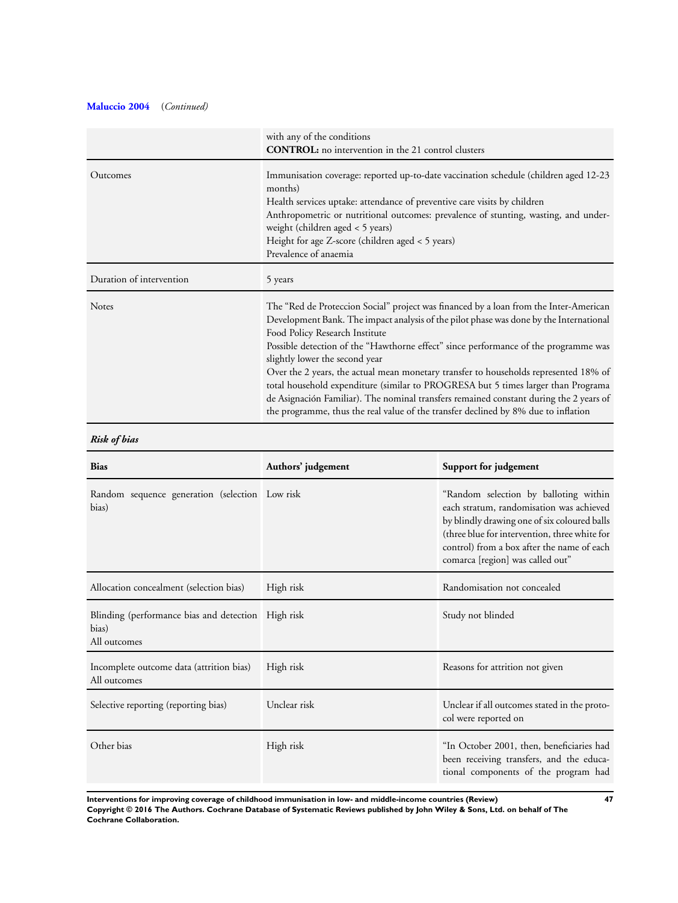**Maluccio 2004** (*Continued*)

| | |
|---|---|
| | with any of the conditions<br>**CONTROL:** no intervention in the 21 control clusters |
| Outcomes | Immunisation coverage: reported up-to-date vaccination schedule (children aged 12-23 months)<br>Health services uptake: attendance of preventive care visits by children<br>Anthropometric or nutritional outcomes: prevalence of stunting, wasting, and underweight (children aged < 5 years)<br>Height for age Z-score (children aged < 5 years)<br>Prevalence of anaemia |
| Duration of intervention | 5 years |
| Notes | The "Red de Proteccion Social" project was financed by a loan from the Inter-American Development Bank. The impact analysis of the pilot phase was done by the International Food Policy Research Institute<br>Possible detection of the "Hawthorne effect" since performance of the programme was slightly lower the second year<br>Over the 2 years, the actual mean monetary transfer to households represented 18% of total household expenditure (similar to PROGRESA but 5 times larger than Programa de Asignación Familiar). The nominal transfers remained constant during the 2 years of the programme, thus the real value of the transfer declined by 8% due to inflation |

***Risk of bias***

| Bias | Authors' judgement | Support for judgement |
|---|---|---|
| Random sequence generation (selection bias) | Low risk | "Random selection by balloting within each stratum, randomisation was achieved by blindly drawing one of six coloured balls (three blue for intervention, three white for control) from a box after the name of each comarca [region] was called out" |
| Allocation concealment (selection bias) | High risk | Randomisation not concealed |
| Blinding (performance bias and detection bias)<br>All outcomes | High risk | Study not blinded |
| Incomplete outcome data (attrition bias)<br>All outcomes | High risk | Reasons for attrition not given |
| Selective reporting (reporting bias) | Unclear risk | Unclear if all outcomes stated in the protocol were reported on |
| Other bias | High risk | "In October 2001, then, beneficiaries had been receiving transfers, and the educational components of the program had |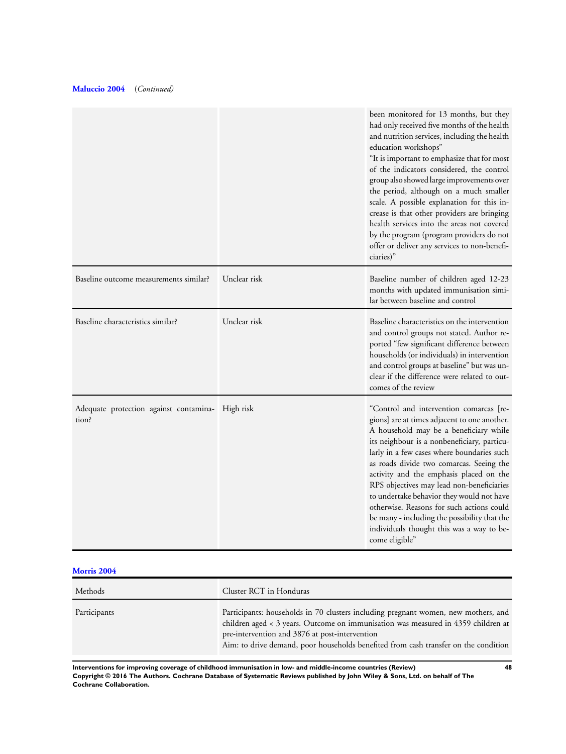**Maluccio 2004** (*Continued*)

| | | |
|---|---|---|
| | | been monitored for 13 months, but they had only received five months of the health and nutrition services, including the health education workshops"<br>"It is important to emphasize that for most of the indicators considered, the control group also showed large improvements over the period, although on a much smaller scale. A possible explanation for this increase is that other providers are bringing health services into the areas not covered by the program (program providers do not offer or deliver any services to non-beneficiaries)" |
| Baseline outcome measurements similar? | Unclear risk | Baseline number of children aged 12-23 months with updated immunisation similar between baseline and control |
| Baseline characteristics similar? | Unclear risk | Baseline characteristics on the intervention and control groups not stated. Author reported "few significant difference between households (or individuals) in intervention and control groups at baseline" but was unclear if the difference were related to outcomes of the review |
| Adequate protection against contamination? | High risk | "Control and intervention comarcas [regions] are at times adjacent to one another. A household may be a beneficiary while its neighbour is a nonbeneficiary, particularly in a few cases where boundaries such as roads divide two comarcas. Seeing the activity and the emphasis placed on the RPS objectives may lead non-beneficiaries to undertake behavior they would not have otherwise. Reasons for such actions could be many - including the possibility that the individuals thought this was a way to become eligible" |

**Morris 2004**

| Methods | Cluster RCT in Honduras |
|---|---|
| Participants | Participants: households in 70 clusters including pregnant women, new mothers, and children aged < 3 years. Outcome on immunisation was measured in 4359 children at pre-intervention and 3876 at post-intervention<br>Aim: to drive demand, poor households benefited from cash transfer on the condition |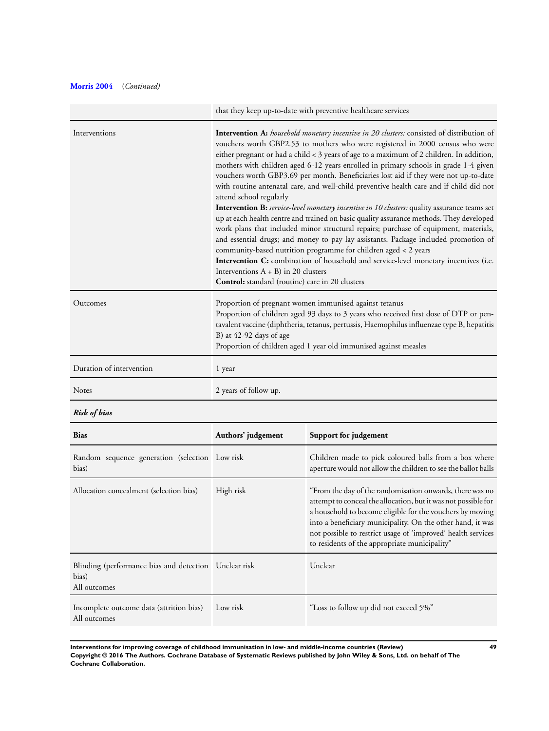**Morris 2004** (*Continued*)

| | |
|---|---|
| | that they keep up-to-date with preventive healthcare services |
| Interventions | **Intervention A:** *household monetary incentive in 20 clusters:* consisted of distribution of vouchers worth GBP2.53 to mothers who were registered in 2000 census who were either pregnant or had a child < 3 years of age to a maximum of 2 children. In addition, mothers with children aged 6-12 years enrolled in primary schools in grade 1-4 given vouchers worth GBP3.69 per month. Beneficiaries lost aid if they were not up-to-date with routine antenatal care, and well-child preventive health care and if child did not attend school regularly<br>**Intervention B:** *service-level monetary incentive in 10 clusters:* quality assurance teams set up at each health centre and trained on basic quality assurance methods. They developed work plans that included minor structural repairs; purchase of equipment, materials, and essential drugs; and money to pay lay assistants. Package included promotion of community-based nutrition programme for children aged < 2 years<br>**Intervention C:** combination of household and service-level monetary incentives (i.e. Interventions A + B) in 20 clusters<br>**Control:** standard (routine) care in 20 clusters |
| Outcomes | Proportion of pregnant women immunised against tetanus<br>Proportion of children aged 93 days to 3 years who received first dose of DTP or pentavalent vaccine (diphtheria, tetanus, pertussis, Haemophilus influenzae type B, hepatitis B) at 42-92 days of age<br>Proportion of children aged 1 year old immunised against measles |
| Duration of intervention | 1 year |
| Notes | 2 years of follow up. |

***Risk of bias***

| Bias | Authors' judgement | Support for judgement |
|---|---|---|
| Random sequence generation (selection bias) | Low risk | Children made to pick coloured balls from a box where aperture would not allow the children to see the ballot balls |
| Allocation concealment (selection bias) | High risk | "From the day of the randomisation onwards, there was no attempt to conceal the allocation, but it was not possible for a household to become eligible for the vouchers by moving into a beneficiary municipality. On the other hand, it was not possible to restrict usage of 'improved' health services to residents of the appropriate municipality" |
| Blinding (performance bias and detection bias)<br>All outcomes | Unclear risk | Unclear |
| Incomplete outcome data (attrition bias)<br>All outcomes | Low risk | "Loss to follow up did not exceed 5%" |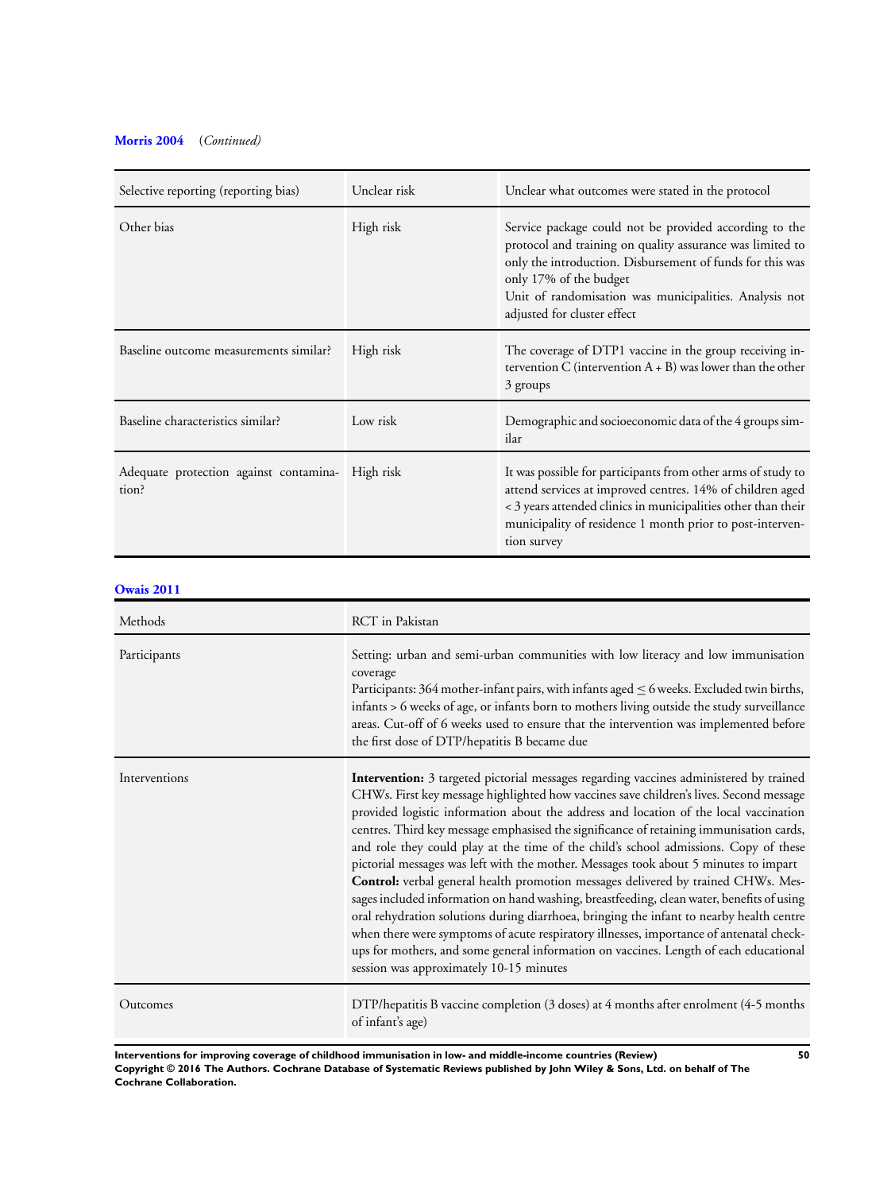**Morris 2004** (*Continued*)

| | | |
|---|---|---|
| Selective reporting (reporting bias) | Unclear risk | Unclear what outcomes were stated in the protocol |
| Other bias | High risk | Service package could not be provided according to the protocol and training on quality assurance was limited to only the introduction. Disbursement of funds for this was only 17% of the budget<br>Unit of randomisation was municipalities. Analysis not adjusted for cluster effect |
| Baseline outcome measurements similar? | High risk | The coverage of DTP1 vaccine in the group receiving intervention C (intervention A + B) was lower than the other 3 groups |
| Baseline characteristics similar? | Low risk | Demographic and socioeconomic data of the 4 groups similar |
| Adequate protection against contamination? | High risk | It was possible for participants from other arms of study to attend services at improved centres. 14% of children aged < 3 years attended clinics in municipalities other than their municipality of residence 1 month prior to post-intervention survey |

**Owais 2011**

| | |
|---|---|
| Methods | RCT in Pakistan |
| Participants | Setting: urban and semi-urban communities with low literacy and low immunisation coverage<br>Participants: 364 mother-infant pairs, with infants aged ≤ 6 weeks. Excluded twin births, infants > 6 weeks of age, or infants born to mothers living outside the study surveillance areas. Cut-off of 6 weeks used to ensure that the intervention was implemented before the first dose of DTP/hepatitis B became due |
| Interventions | **Intervention:** 3 targeted pictorial messages regarding vaccines administered by trained CHWs. First key message highlighted how vaccines save children's lives. Second message provided logistic information about the address and location of the local vaccination centres. Third key message emphasised the significance of retaining immunisation cards, and role they could play at the time of the child's school admissions. Copy of these pictorial messages was left with the mother. Messages took about 5 minutes to impart<br>**Control:** verbal general health promotion messages delivered by trained CHWs. Messages included information on hand washing, breastfeeding, clean water, benefits of using oral rehydration solutions during diarrhoea, bringing the infant to nearby health centre when there were symptoms of acute respiratory illnesses, importance of antenatal check-ups for mothers, and some general information on vaccines. Length of each educational session was approximately 10-15 minutes |
| Outcomes | DTP/hepatitis B vaccine completion (3 doses) at 4 months after enrolment (4-5 months of infant's age) |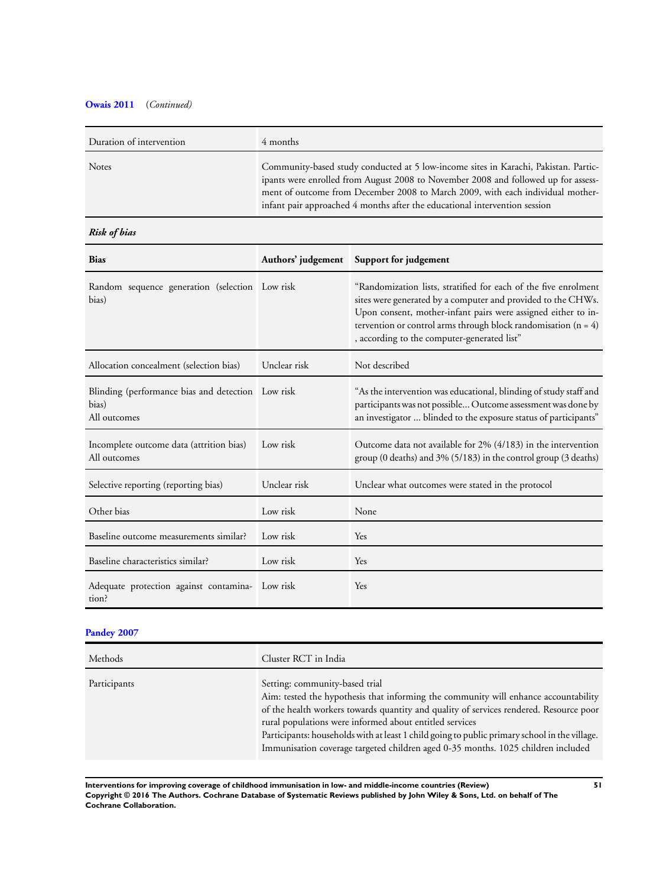**Owais 2011** (*Continued*)

| | |
|---|---|
| Duration of intervention | 4 months |
| Notes | Community-based study conducted at 5 low-income sites in Karachi, Pakistan. Participants were enrolled from August 2008 to November 2008 and followed up for assessment of outcome from December 2008 to March 2009, with each individual mother-infant pair approached 4 months after the educational intervention session |

***Risk of bias***

| Bias | Authors' judgement | Support for judgement |
|---|---|---|
| Random sequence generation (selection bias) | Low risk | "Randomization lists, stratified for each of the five enrolment sites were generated by a computer and provided to the CHWs. Upon consent, mother-infant pairs were assigned either to intervention or control arms through block randomisation (n = 4) , according to the computer-generated list" |
| Allocation concealment (selection bias) | Unclear risk | Not described |
| Blinding (performance bias and detection bias)<br>All outcomes | Low risk | "As the intervention was educational, blinding of study staff and participants was not possible... Outcome assessment was done by an investigator ... blinded to the exposure status of participants" |
| Incomplete outcome data (attrition bias)<br>All outcomes | Low risk | Outcome data not available for 2% (4/183) in the intervention group (0 deaths) and 3% (5/183) in the control group (3 deaths) |
| Selective reporting (reporting bias) | Unclear risk | Unclear what outcomes were stated in the protocol |
| Other bias | Low risk | None |
| Baseline outcome measurements similar? | Low risk | Yes |
| Baseline characteristics similar? | Low risk | Yes |
| Adequate protection against contamination? | Low risk | Yes |

**Pandey 2007**

| | |
|---|---|
| Methods | Cluster RCT in India |
| Participants | Setting: community-based trial<br>Aim: tested the hypothesis that informing the community will enhance accountability of the health workers towards quantity and quality of services rendered. Resource poor rural populations were informed about entitled services<br>Participants: households with at least 1 child going to public primary school in the village. Immunisation coverage targeted children aged 0-35 months. 1025 children included |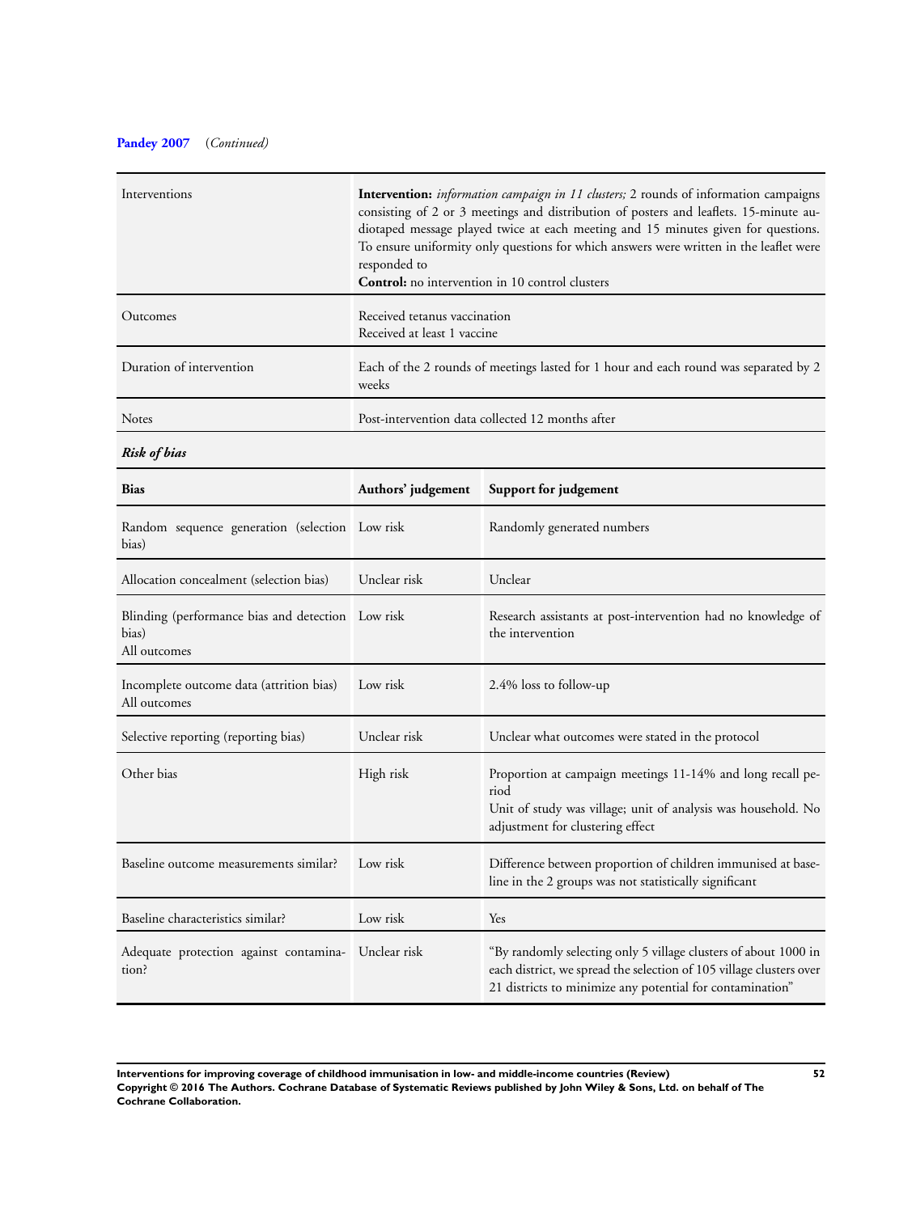**Pandey 2007** (*Continued*)

| | |
|---|---|
| Interventions | **Intervention:** *information campaign in 11 clusters;* 2 rounds of information campaigns consisting of 2 or 3 meetings and distribution of posters and leaflets. 15-minute audiotaped message played twice at each meeting and 15 minutes given for questions. To ensure uniformity only questions for which answers were written in the leaflet were responded to<br>**Control:** no intervention in 10 control clusters |
| Outcomes | Received tetanus vaccination<br>Received at least 1 vaccine |
| Duration of intervention | Each of the 2 rounds of meetings lasted for 1 hour and each round was separated by 2 weeks |
| Notes | Post-intervention data collected 12 months after |

***Risk of bias***

| Bias | Authors' judgement | Support for judgement |
|---|---|---|
| Random sequence generation (selection bias) | Low risk | Randomly generated numbers |
| Allocation concealment (selection bias) | Unclear risk | Unclear |
| Blinding (performance bias and detection bias)<br>All outcomes | Low risk | Research assistants at post-intervention had no knowledge of the intervention |
| Incomplete outcome data (attrition bias)<br>All outcomes | Low risk | 2.4% loss to follow-up |
| Selective reporting (reporting bias) | Unclear risk | Unclear what outcomes were stated in the protocol |
| Other bias | High risk | Proportion at campaign meetings 11-14% and long recall period<br>Unit of study was village; unit of analysis was household. No adjustment for clustering effect |
| Baseline outcome measurements similar? | Low risk | Difference between proportion of children immunised at baseline in the 2 groups was not statistically significant |
| Baseline characteristics similar? | Low risk | Yes |
| Adequate protection against contamination? | Unclear risk | "By randomly selecting only 5 village clusters of about 1000 in each district, we spread the selection of 105 village clusters over 21 districts to minimize any potential for contamination" |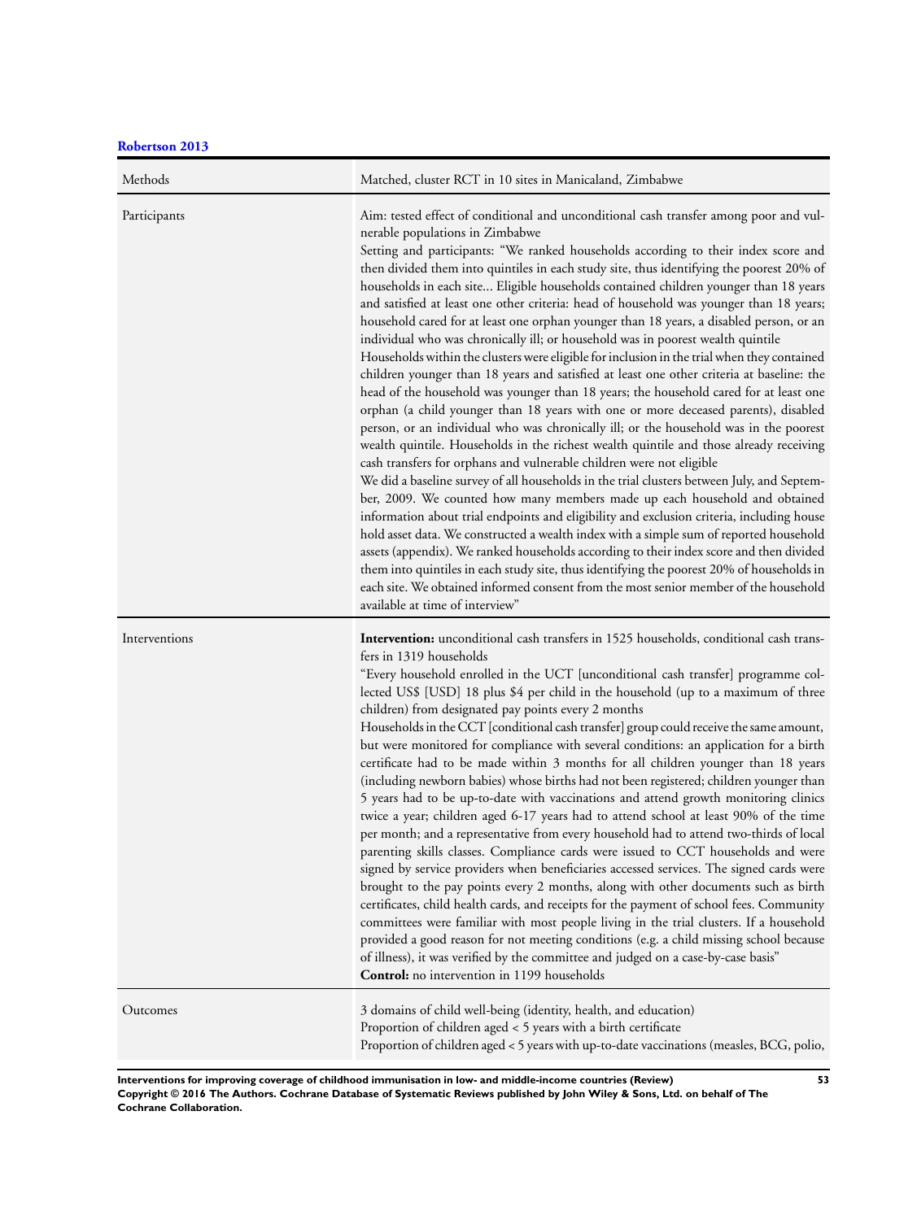**Robertson 2013**

| | |
|---|---|
| Methods | Matched, cluster RCT in 10 sites in Manicaland, Zimbabwe |
| Participants | Aim: tested effect of conditional and unconditional cash transfer among poor and vulnerable populations in Zimbabwe<br>Setting and participants: "We ranked households according to their index score and then divided them into quintiles in each study site, thus identifying the poorest 20% of households in each site... Eligible households contained children younger than 18 years and satisfied at least one other criteria: head of household was younger than 18 years; household cared for at least one orphan younger than 18 years, a disabled person, or an individual who was chronically ill; or household was in poorest wealth quintile<br>Households within the clusters were eligible for inclusion in the trial when they contained children younger than 18 years and satisfied at least one other criteria at baseline: the head of the household was younger than 18 years; the household cared for at least one orphan (a child younger than 18 years with one or more deceased parents), disabled person, or an individual who was chronically ill; or the household was in the poorest wealth quintile. Households in the richest wealth quintile and those already receiving cash transfers for orphans and vulnerable children were not eligible<br>We did a baseline survey of all households in the trial clusters between July, and September, 2009. We counted how many members made up each household and obtained information about trial endpoints and eligibility and exclusion criteria, including house hold asset data. We constructed a wealth index with a simple sum of reported household assets (appendix). We ranked households according to their index score and then divided them into quintiles in each study site, thus identifying the poorest 20% of households in each site. We obtained informed consent from the most senior member of the household available at time of interview" |
| Interventions | **Intervention:** unconditional cash transfers in 1525 households, conditional cash transfers in 1319 households<br>"Every household enrolled in the UCT [unconditional cash transfer] programme collected US$ [USD] 18 plus $4 per child in the household (up to a maximum of three children) from designated pay points every 2 months<br>Households in the CCT [conditional cash transfer] group could receive the same amount, but were monitored for compliance with several conditions: an application for a birth certificate had to be made within 3 months for all children younger than 18 years (including newborn babies) whose births had not been registered; children younger than 5 years had to be up-to-date with vaccinations and attend growth monitoring clinics twice a year; children aged 6-17 years had to attend school at least 90% of the time per month; and a representative from every household had to attend two-thirds of local parenting skills classes. Compliance cards were issued to CCT households and were signed by service providers when beneficiaries accessed services. The signed cards were brought to the pay points every 2 months, along with other documents such as birth certificates, child health cards, and receipts for the payment of school fees. Community committees were familiar with most people living in the trial clusters. If a household provided a good reason for not meeting conditions (e.g. a child missing school because of illness), it was verified by the committee and judged on a case-by-case basis"<br>**Control:** no intervention in 1199 households |
| Outcomes | 3 domains of child well-being (identity, health, and education)<br>Proportion of children aged < 5 years with a birth certificate<br>Proportion of children aged < 5 years with up-to-date vaccinations (measles, BCG, polio, |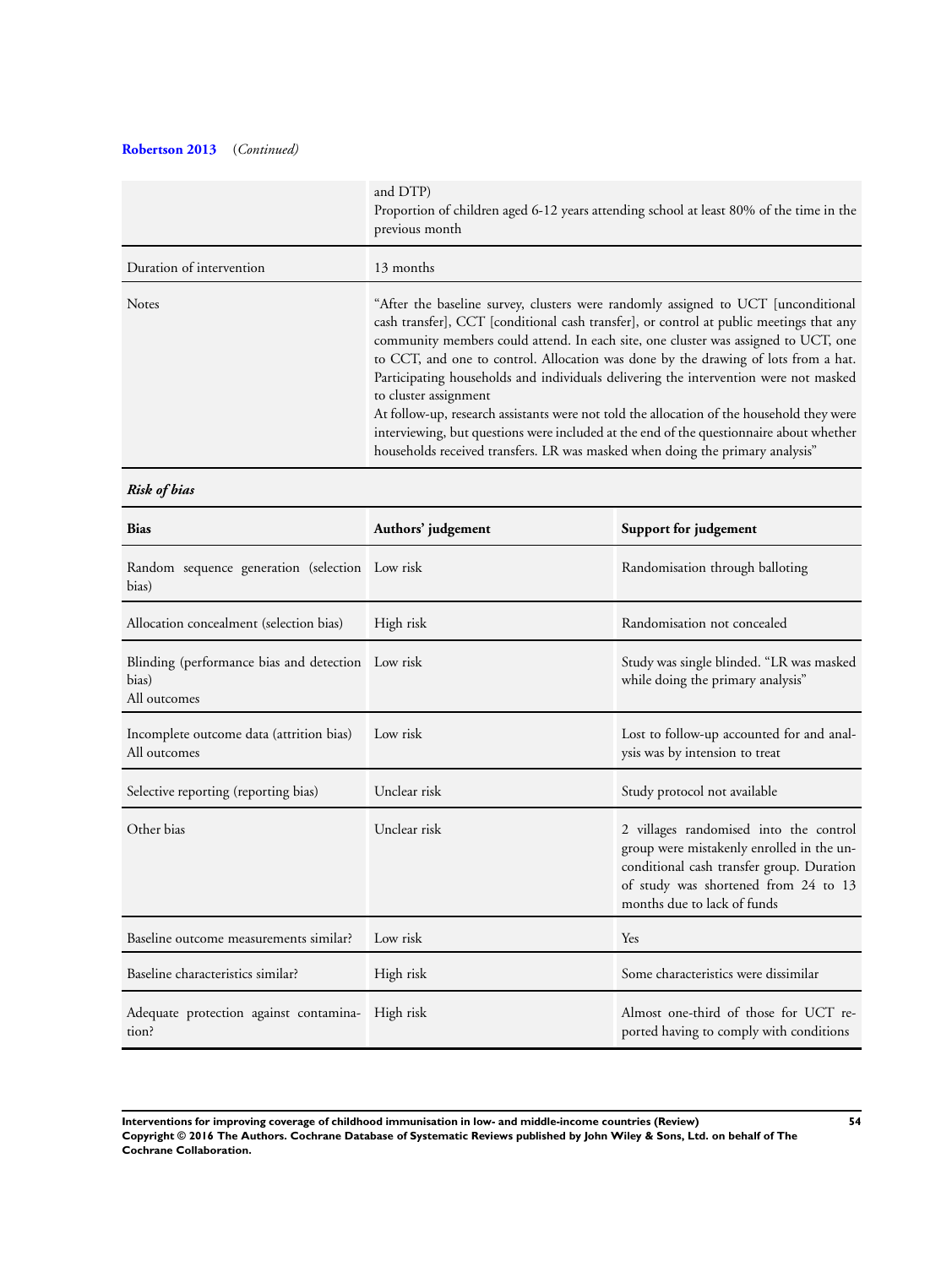**Robertson 2013** (*Continued*)

| | |
|---|---|
| | and DTP)<br>Proportion of children aged 6-12 years attending school at least 80% of the time in the previous month |
| Duration of intervention | 13 months |
| Notes | "After the baseline survey, clusters were randomly assigned to UCT [unconditional cash transfer], CCT [conditional cash transfer], or control at public meetings that any community members could attend. In each site, one cluster was assigned to UCT, one to CCT, and one to control. Allocation was done by the drawing of lots from a hat. Participating households and individuals delivering the intervention were not masked to cluster assignment<br>At follow-up, research assistants were not told the allocation of the household they were interviewing, but questions were included at the end of the questionnaire about whether households received transfers. LR was masked when doing the primary analysis" |

***Risk of bias***

| Bias | Authors' judgement | Support for judgement |
|---|---|---|
| Random sequence generation (selection bias) | Low risk | Randomisation through balloting |
| Allocation concealment (selection bias) | High risk | Randomisation not concealed |
| Blinding (performance bias and detection bias)<br>All outcomes | Low risk | Study was single blinded. "LR was masked while doing the primary analysis" |
| Incomplete outcome data (attrition bias)<br>All outcomes | Low risk | Lost to follow-up accounted for and analysis was by intension to treat |
| Selective reporting (reporting bias) | Unclear risk | Study protocol not available |
| Other bias | Unclear risk | 2 villages randomised into the control group were mistakenly enrolled in the unconditional cash transfer group. Duration of study was shortened from 24 to 13 months due to lack of funds |
| Baseline outcome measurements similar? | Low risk | Yes |
| Baseline characteristics similar? | High risk | Some characteristics were dissimilar |
| Adequate protection against contamination? | High risk | Almost one-third of those for UCT reported having to comply with conditions |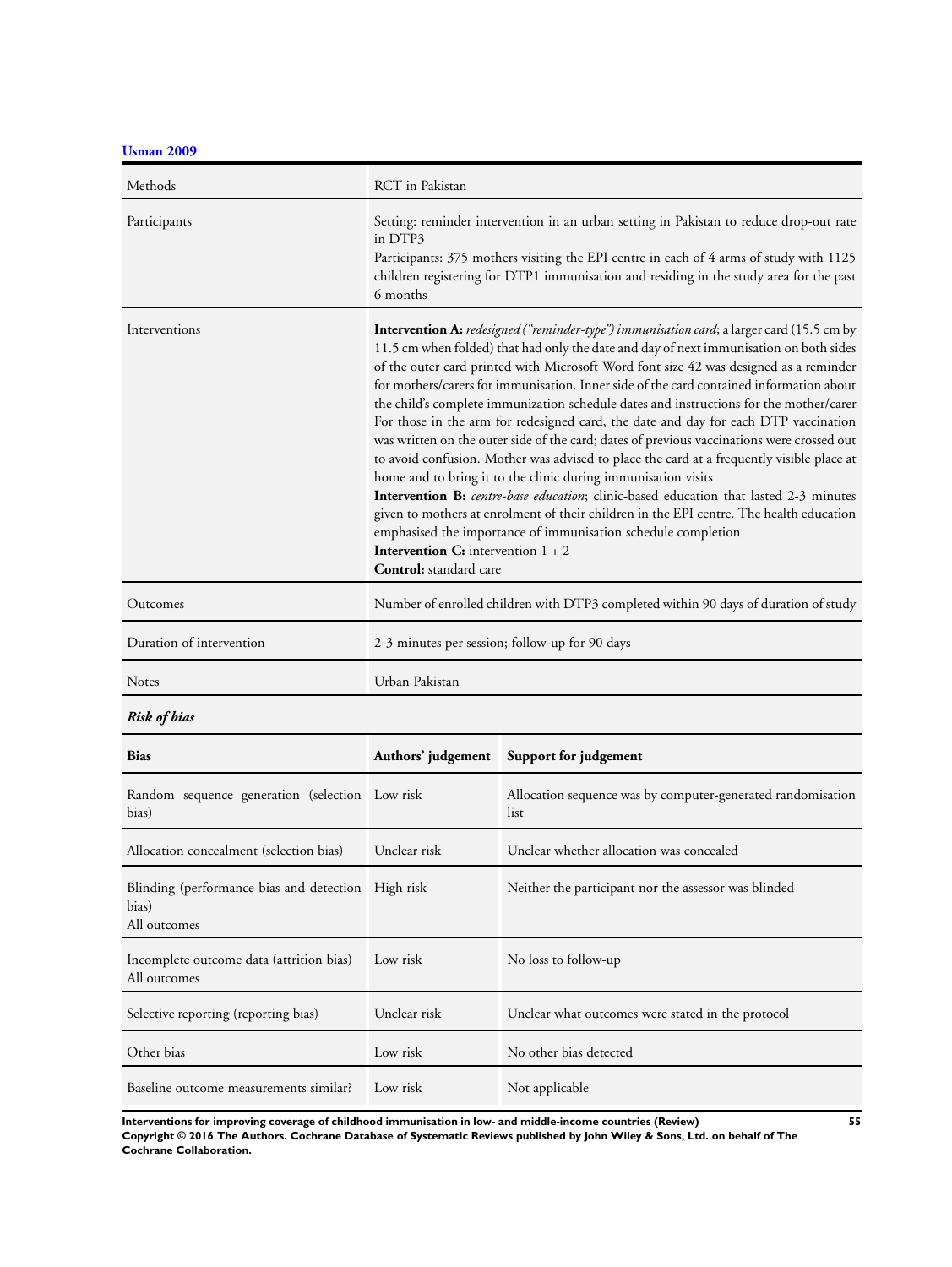### Usman 2009

| | |
|---|---|
| Methods | RCT in Pakistan |
| Participants | Setting: reminder intervention in an urban setting in Pakistan to reduce drop-out rate in DTP3<br>Participants: 375 mothers visiting the EPI centre in each of 4 arms of study with 1125 children registering for DTP1 immunisation and residing in the study area for the past 6 months |
| Interventions | **Intervention A:** *redesigned ("reminder-type") immunisation card*; a larger card (15.5 cm by 11.5 cm when folded) that had only the date and day of next immunisation on both sides of the outer card printed with Microsoft Word font size 42 was designed as a reminder for mothers/carers for immunisation. Inner side of the card contained information about the child's complete immunization schedule dates and instructions for the mother/carer For those in the arm for redesigned card, the date and day for each DTP vaccination was written on the outer side of the card; dates of previous vaccinations were crossed out to avoid confusion. Mother was advised to place the card at a frequently visible place at home and to bring it to the clinic during immunisation visits<br>**Intervention B:** *centre-base education*; clinic-based education that lasted 2-3 minutes given to mothers at enrolment of their children in the EPI centre. The health education emphasised the importance of immunisation schedule completion<br>**Intervention C:** intervention 1 + 2<br>**Control:** standard care |
| Outcomes | Number of enrolled children with DTP3 completed within 90 days of duration of study |
| Duration of intervention | 2-3 minutes per session; follow-up for 90 days |
| Notes | Urban Pakistan |

***Risk of bias***

| Bias | Authors' judgement | Support for judgement |
|---|---|---|
| Random sequence generation (selection bias) | Low risk | Allocation sequence was by computer-generated randomisation list |
| Allocation concealment (selection bias) | Unclear risk | Unclear whether allocation was concealed |
| Blinding (performance bias and detection bias)<br>All outcomes | High risk | Neither the participant nor the assessor was blinded |
| Incomplete outcome data (attrition bias)<br>All outcomes | Low risk | No loss to follow-up |
| Selective reporting (reporting bias) | Unclear risk | Unclear what outcomes were stated in the protocol |
| Other bias | Low risk | No other bias detected |
| Baseline outcome measurements similar? | Low risk | Not applicable |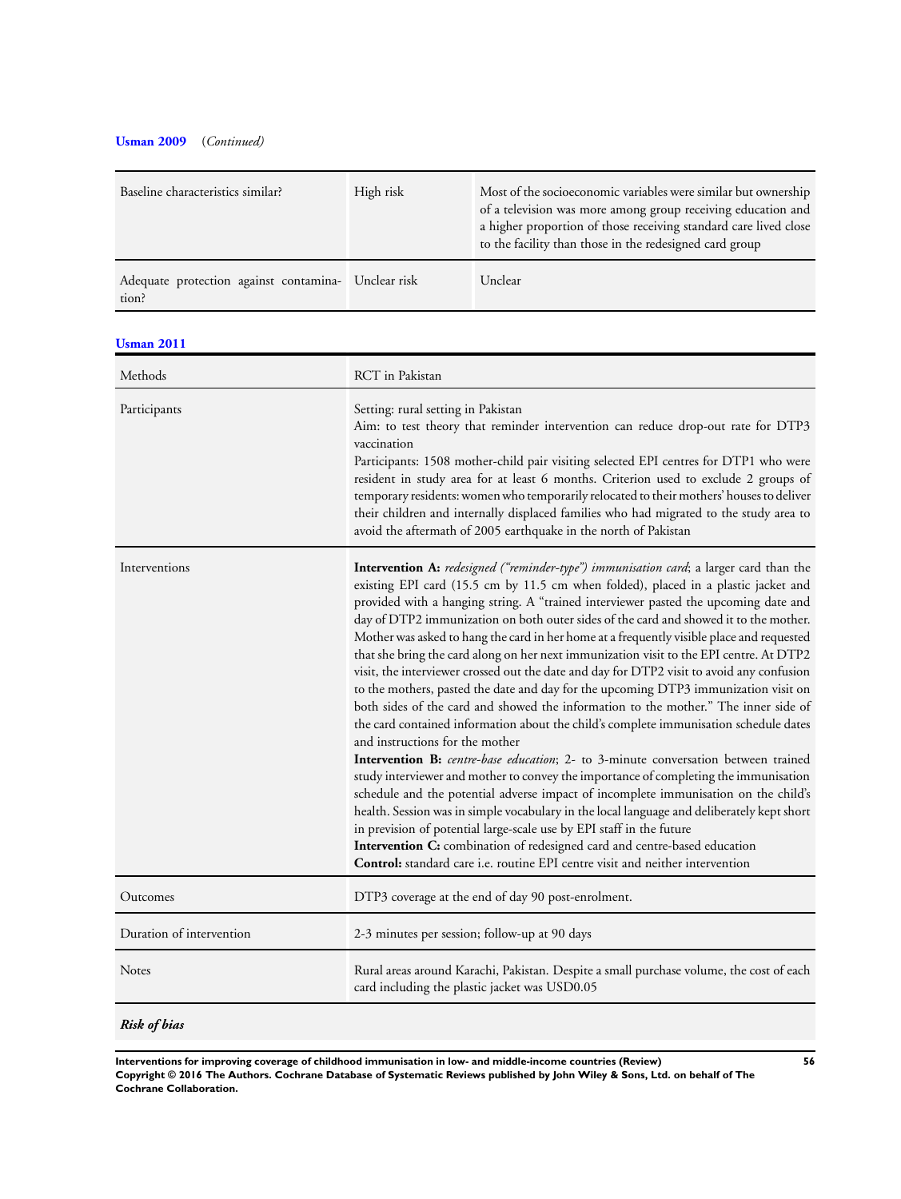**Usman 2009** (*Continued*)

| | | |
|---|---|---|
| Baseline characteristics similar? | High risk | Most of the socioeconomic variables were similar but ownership of a television was more among group receiving education and a higher proportion of those receiving standard care lived close to the facility than those in the redesigned card group |
| Adequate protection against contamination? | Unclear risk | Unclear |

**Usman 2011**

| | |
|---|---|
| Methods | RCT in Pakistan |
| Participants | Setting: rural setting in Pakistan<br>Aim: to test theory that reminder intervention can reduce drop-out rate for DTP3 vaccination<br>Participants: 1508 mother-child pair visiting selected EPI centres for DTP1 who were resident in study area for at least 6 months. Criterion used to exclude 2 groups of temporary residents: women who temporarily relocated to their mothers' houses to deliver their children and internally displaced families who had migrated to the study area to avoid the aftermath of 2005 earthquake in the north of Pakistan |
| Interventions | **Intervention A:** *redesigned ("reminder-type") immunisation card*; a larger card than the existing EPI card (15.5 cm by 11.5 cm when folded), placed in a plastic jacket and provided with a hanging string. A "trained interviewer pasted the upcoming date and day of DTP2 immunization on both outer sides of the card and showed it to the mother. Mother was asked to hang the card in her home at a frequently visible place and requested that she bring the card along on her next immunization visit to the EPI centre. At DTP2 visit, the interviewer crossed out the date and day for DTP2 visit to avoid any confusion to the mothers, pasted the date and day for the upcoming DTP3 immunization visit on both sides of the card and showed the information to the mother." The inner side of the card contained information about the child's complete immunisation schedule dates and instructions for the mother<br>**Intervention B:** *centre-base education*; 2- to 3-minute conversation between trained study interviewer and mother to convey the importance of completing the immunisation schedule and the potential adverse impact of incomplete immunisation on the child's health. Session was in simple vocabulary in the local language and deliberately kept short in prevision of potential large-scale use by EPI staff in the future<br>**Intervention C:** combination of redesigned card and centre-based education<br>**Control:** standard care i.e. routine EPI centre visit and neither intervention |
| Outcomes | DTP3 coverage at the end of day 90 post-enrolment. |
| Duration of intervention | 2-3 minutes per session; follow-up at 90 days |
| Notes | Rural areas around Karachi, Pakistan. Despite a small purchase volume, the cost of each card including the plastic jacket was USD0.05 |

***Risk of bias***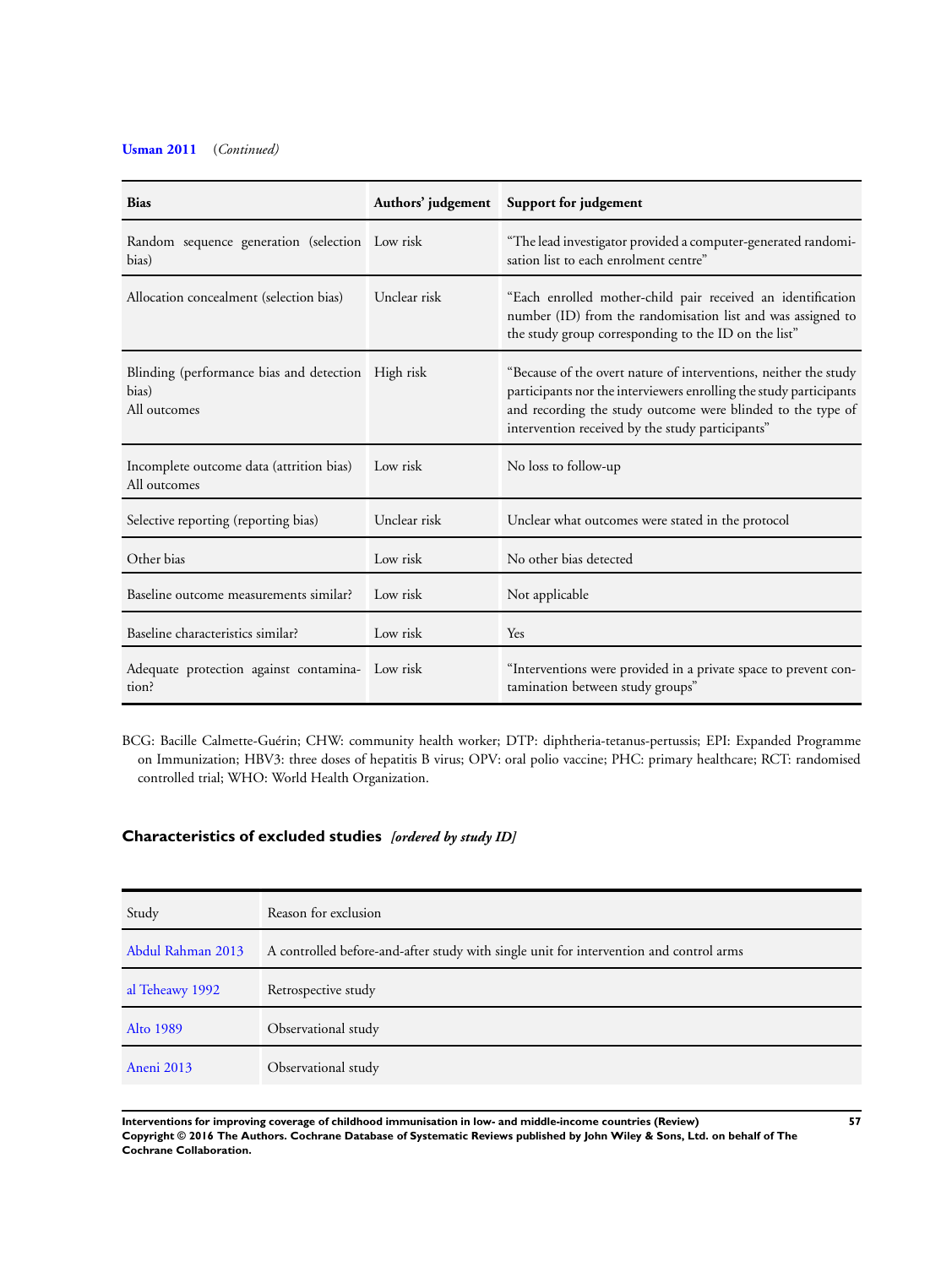**Usman 2011** *(Continued)*

| Bias | Authors' judgement | Support for judgement |
|---|---|---|
| Random sequence generation (selection bias) | Low risk | "The lead investigator provided a computer-generated randomisation list to each enrolment centre" |
| Allocation concealment (selection bias) | Unclear risk | "Each enrolled mother-child pair received an identification number (ID) from the randomisation list and was assigned to the study group corresponding to the ID on the list" |
| Blinding (performance bias and detection bias)<br>All outcomes | High risk | "Because of the overt nature of interventions, neither the study participants nor the interviewers enrolling the study participants and recording the study outcome were blinded to the type of intervention received by the study participants" |
| Incomplete outcome data (attrition bias)<br>All outcomes | Low risk | No loss to follow-up |
| Selective reporting (reporting bias) | Unclear risk | Unclear what outcomes were stated in the protocol |
| Other bias | Low risk | No other bias detected |
| Baseline outcome measurements similar? | Low risk | Not applicable |
| Baseline characteristics similar? | Low risk | Yes |
| Adequate protection against contamination? | Low risk | "Interventions were provided in a private space to prevent contamination between study groups" |

BCG: Bacille Calmette-Guérin; CHW: community health worker; DTP: diphtheria-tetanus-pertussis; EPI: Expanded Programme on Immunization; HBV3: three doses of hepatitis B virus; OPV: oral polio vaccine; PHC: primary healthcare; RCT: randomised controlled trial; WHO: World Health Organization.

## Characteristics of excluded studies *[ordered by study ID]*

| Study | Reason for exclusion |
|---|---|
| Abdul Rahman 2013 | A controlled before-and-after study with single unit for intervention and control arms |
| al Teheawy 1992 | Retrospective study |
| Alto 1989 | Observational study |
| Aneni 2013 | Observational study |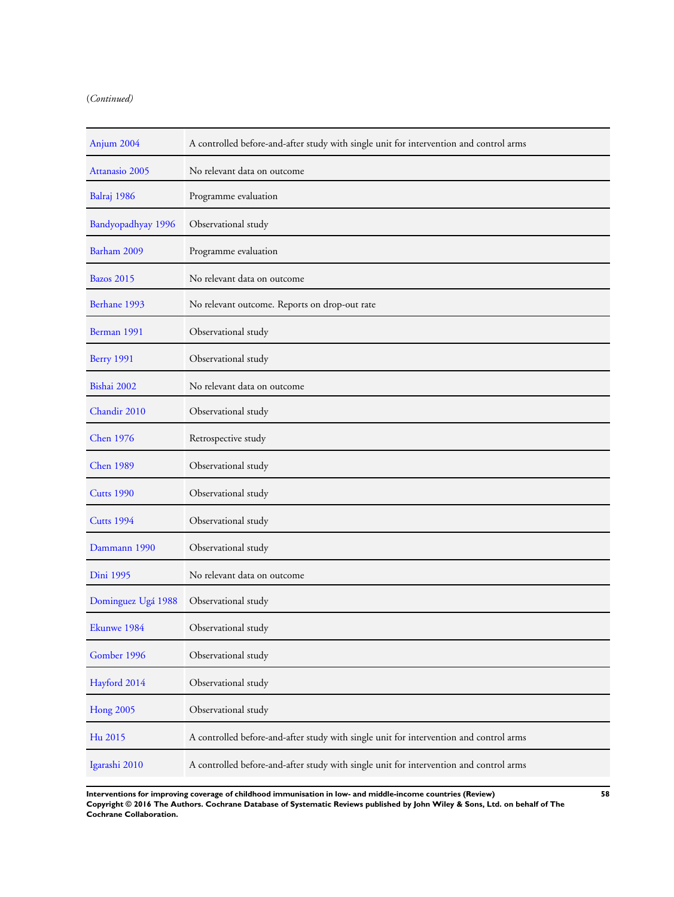(*Continued*)

| | |
|---|---|
| Anjum 2004 | A controlled before-and-after study with single unit for intervention and control arms |
| Attanasio 2005 | No relevant data on outcome |
| Balraj 1986 | Programme evaluation |
| Bandyopadhyay 1996 | Observational study |
| Barham 2009 | Programme evaluation |
| Bazos 2015 | No relevant data on outcome |
| Berhane 1993 | No relevant outcome. Reports on drop-out rate |
| Berman 1991 | Observational study |
| Berry 1991 | Observational study |
| Bishai 2002 | No relevant data on outcome |
| Chandir 2010 | Observational study |
| Chen 1976 | Retrospective study |
| Chen 1989 | Observational study |
| Cutts 1990 | Observational study |
| Cutts 1994 | Observational study |
| Dammann 1990 | Observational study |
| Dini 1995 | No relevant data on outcome |
| Dominguez Ugá 1988 | Observational study |
| Ekunwe 1984 | Observational study |
| Gomber 1996 | Observational study |
| Hayford 2014 | Observational study |
| Hong 2005 | Observational study |
| Hu 2015 | A controlled before-and-after study with single unit for intervention and control arms |
| Igarashi 2010 | A controlled before-and-after study with single unit for intervention and control arms |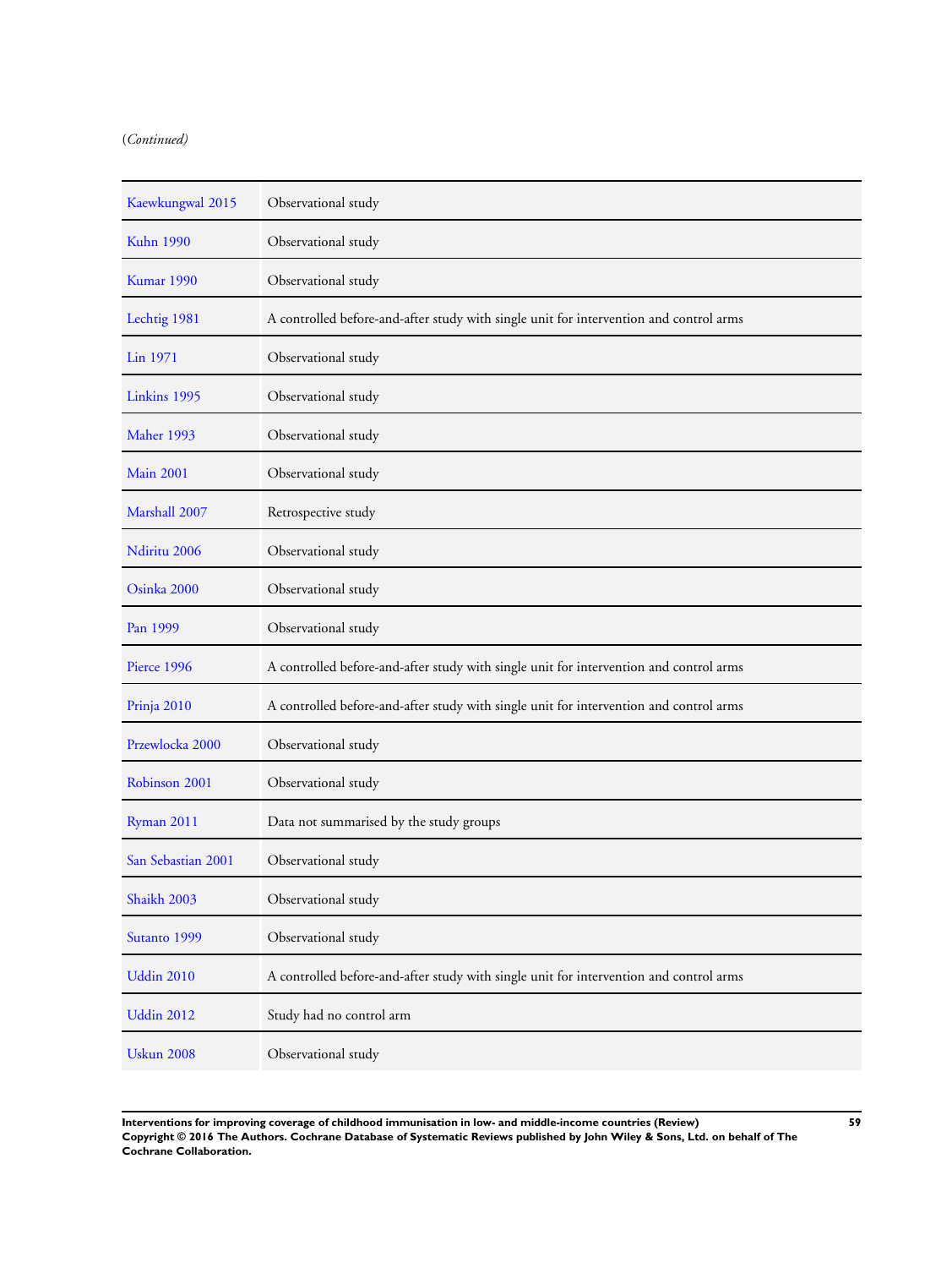(*Continued*)

| | |
|---|---|
| Kaewkungwal 2015 | Observational study |
| Kuhn 1990 | Observational study |
| Kumar 1990 | Observational study |
| Lechtig 1981 | A controlled before-and-after study with single unit for intervention and control arms |
| Lin 1971 | Observational study |
| Linkins 1995 | Observational study |
| Maher 1993 | Observational study |
| Main 2001 | Observational study |
| Marshall 2007 | Retrospective study |
| Ndiritu 2006 | Observational study |
| Osinka 2000 | Observational study |
| Pan 1999 | Observational study |
| Pierce 1996 | A controlled before-and-after study with single unit for intervention and control arms |
| Prinja 2010 | A controlled before-and-after study with single unit for intervention and control arms |
| Przewlocka 2000 | Observational study |
| Robinson 2001 | Observational study |
| Ryman 2011 | Data not summarised by the study groups |
| San Sebastian 2001 | Observational study |
| Shaikh 2003 | Observational study |
| Sutanto 1999 | Observational study |
| Uddin 2010 | A controlled before-and-after study with single unit for intervention and control arms |
| Uddin 2012 | Study had no control arm |
| Uskun 2008 | Observational study |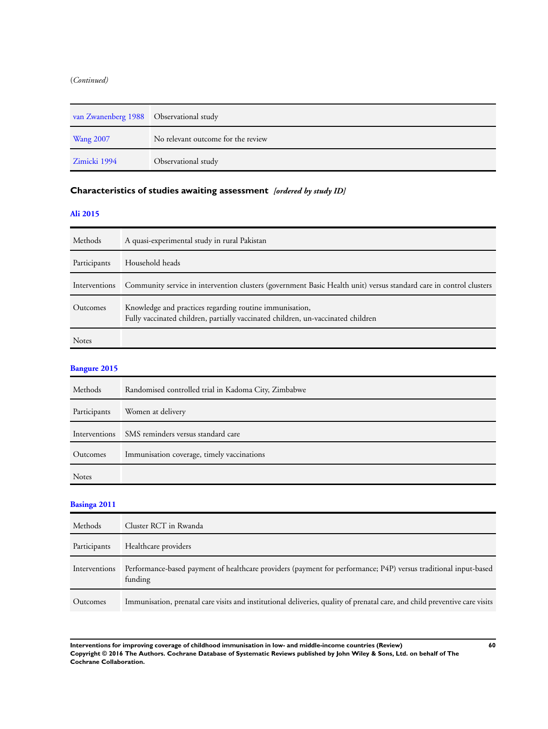(*Continued*)

| | |
|---|---|
| van Zwanenberg 1988 | Observational study |
| Wang 2007 | No relevant outcome for the review |
| Zimicki 1994 | Observational study |

### Characteristics of studies awaiting assessment *[ordered by study ID]*

**Ali 2015**

| | |
|---|---|
| Methods | A quasi-experimental study in rural Pakistan |
| Participants | Household heads |
| Interventions | Community service in intervention clusters (government Basic Health unit) versus standard care in control clusters |
| Outcomes | Knowledge and practices regarding routine immunisation,<br>Fully vaccinated children, partially vaccinated children, un-vaccinated children |
| Notes | |

**Bangure 2015**

| | |
|---|---|
| Methods | Randomised controlled trial in Kadoma City, Zimbabwe |
| Participants | Women at delivery |
| Interventions | SMS reminders versus standard care |
| Outcomes | Immunisation coverage, timely vaccinations |
| Notes | |

**Basinga 2011**

| | |
|---|---|
| Methods | Cluster RCT in Rwanda |
| Participants | Healthcare providers |
| Interventions | Performance-based payment of healthcare providers (payment for performance; P4P) versus traditional input-based funding |
| Outcomes | Immunisation, prenatal care visits and institutional deliveries, quality of prenatal care, and child preventive care visits |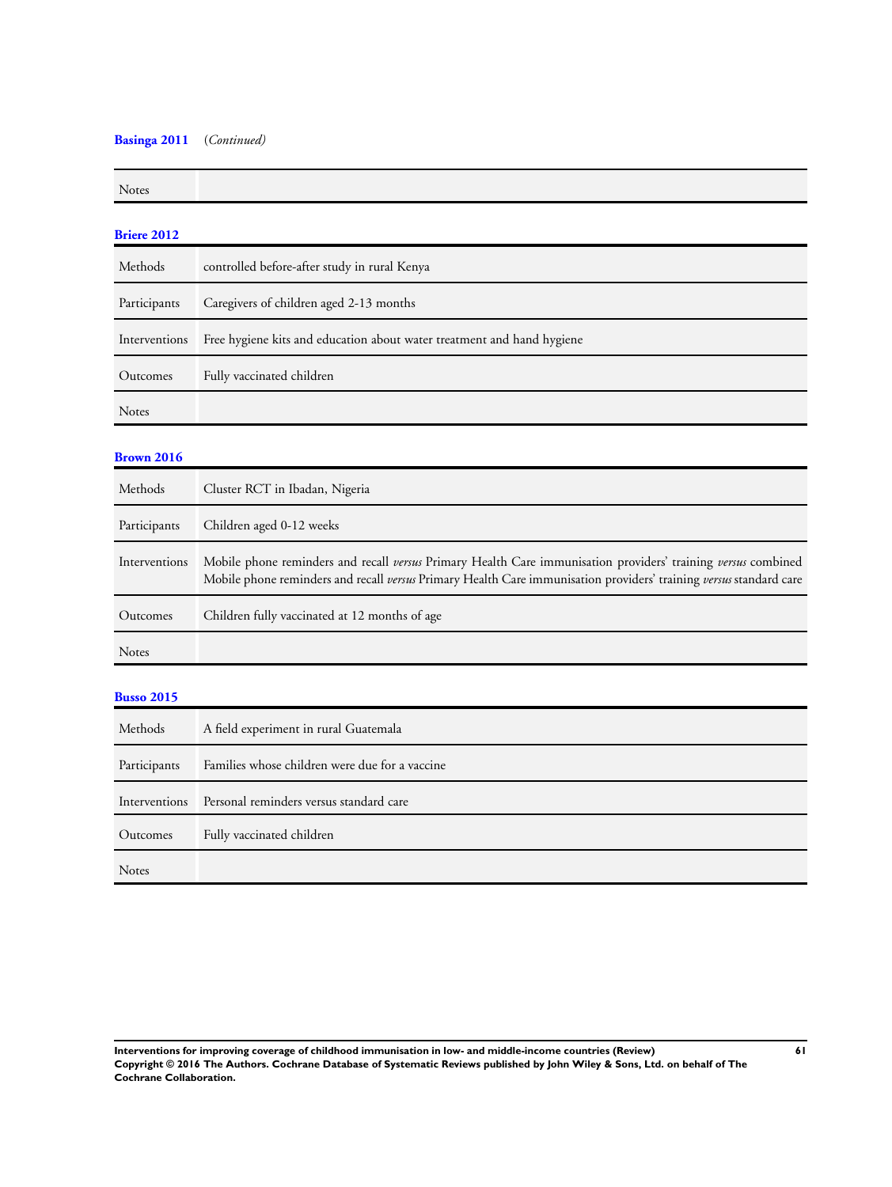**Basinga 2011** *(Continued)*

| Notes | |
|---|---|

**Briere 2012**

| | |
|---|---|
| Methods | controlled before-after study in rural Kenya |
| Participants | Caregivers of children aged 2-13 months |
| Interventions | Free hygiene kits and education about water treatment and hand hygiene |
| Outcomes | Fully vaccinated children |
| Notes | |

**Brown 2016**

| | |
|---|---|
| Methods | Cluster RCT in Ibadan, Nigeria |
| Participants | Children aged 0-12 weeks |
| Interventions | Mobile phone reminders and recall *versus* Primary Health Care immunisation providers' training *versus* combined Mobile phone reminders and recall *versus* Primary Health Care immunisation providers' training *versus* standard care |
| Outcomes | Children fully vaccinated at 12 months of age |
| Notes | |

**Busso 2015**

| | |
|---|---|
| Methods | A field experiment in rural Guatemala |
| Participants | Families whose children were due for a vaccine |
| Interventions | Personal reminders versus standard care |
| Outcomes | Fully vaccinated children |
| Notes | |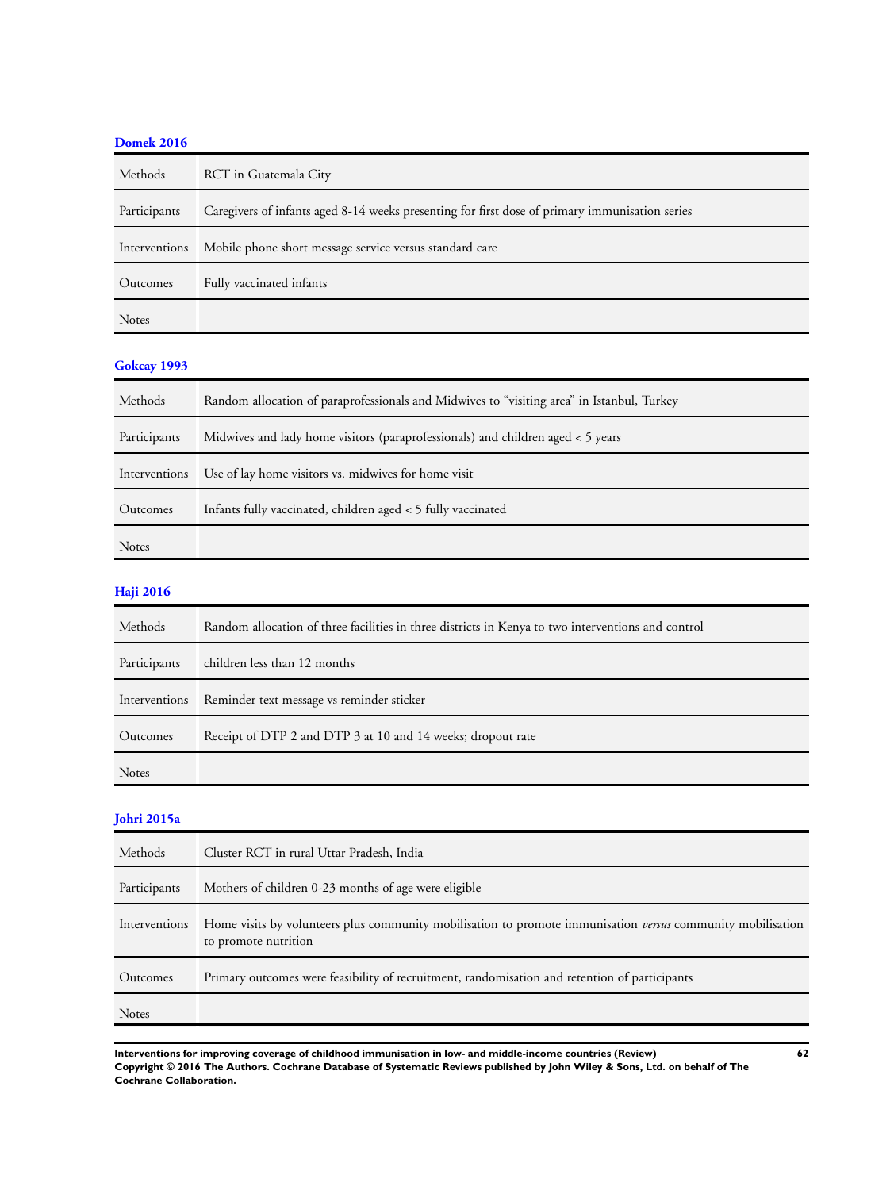**Domek 2016**

| | |
|---|---|
| Methods | RCT in Guatemala City |
| Participants | Caregivers of infants aged 8-14 weeks presenting for first dose of primary immunisation series |
| Interventions | Mobile phone short message service versus standard care |
| Outcomes | Fully vaccinated infants |
| Notes | |

**Gokcay 1993**

| | |
|---|---|
| Methods | Random allocation of paraprofessionals and Midwives to "visiting area" in Istanbul, Turkey |
| Participants | Midwives and lady home visitors (paraprofessionals) and children aged < 5 years |
| Interventions | Use of lay home visitors vs. midwives for home visit |
| Outcomes | Infants fully vaccinated, children aged < 5 fully vaccinated |
| Notes | |

**Haji 2016**

| | |
|---|---|
| Methods | Random allocation of three facilities in three districts in Kenya to two interventions and control |
| Participants | children less than 12 months |
| Interventions | Reminder text message vs reminder sticker |
| Outcomes | Receipt of DTP 2 and DTP 3 at 10 and 14 weeks; dropout rate |
| Notes | |

**Johri 2015a**

| | |
|---|---|
| Methods | Cluster RCT in rural Uttar Pradesh, India |
| Participants | Mothers of children 0-23 months of age were eligible |
| Interventions | Home visits by volunteers plus community mobilisation to promote immunisation *versus* community mobilisation to promote nutrition |
| Outcomes | Primary outcomes were feasibility of recruitment, randomisation and retention of participants |
| Notes | |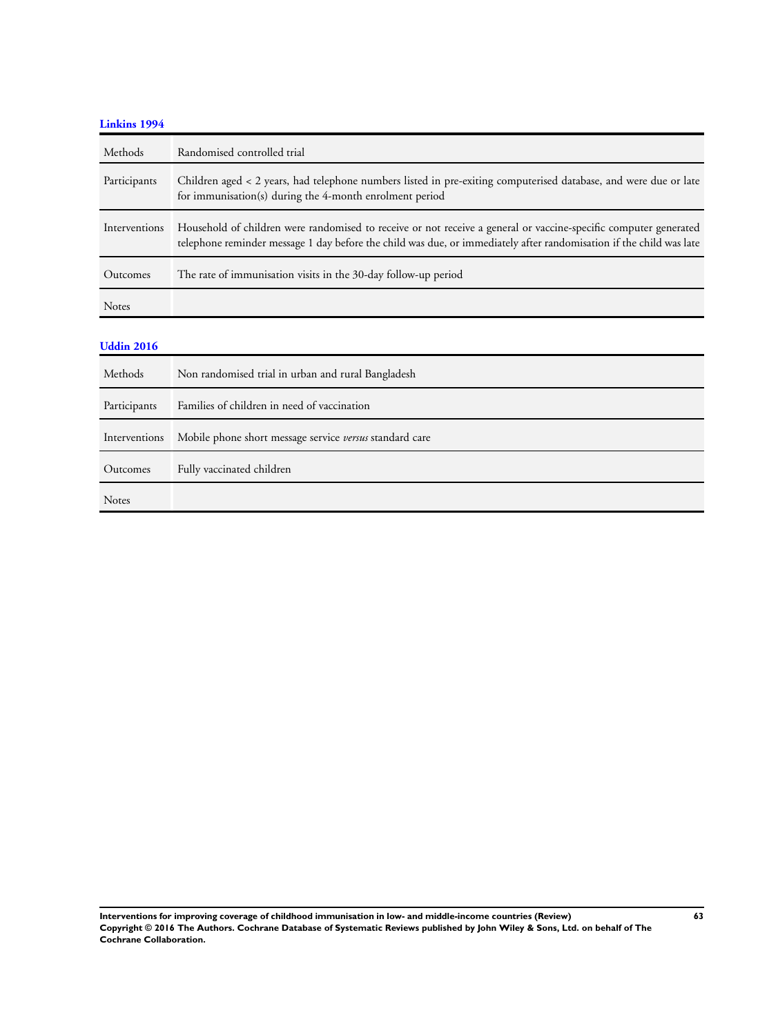### Linkins 1994

| | |
|---|---|
| Methods | Randomised controlled trial |
| Participants | Children aged < 2 years, had telephone numbers listed in pre-exiting computerised database, and were due or late for immunisation(s) during the 4-month enrolment period |
| Interventions | Household of children were randomised to receive or not receive a general or vaccine-specific computer generated telephone reminder message 1 day before the child was due, or immediately after randomisation if the child was late |
| Outcomes | The rate of immunisation visits in the 30-day follow-up period |
| Notes | |

### Uddin 2016

| | |
|---|---|
| Methods | Non randomised trial in urban and rural Bangladesh |
| Participants | Families of children in need of vaccination |
| Interventions | Mobile phone short message service *versus* standard care |
| Outcomes | Fully vaccinated children |
| Notes | |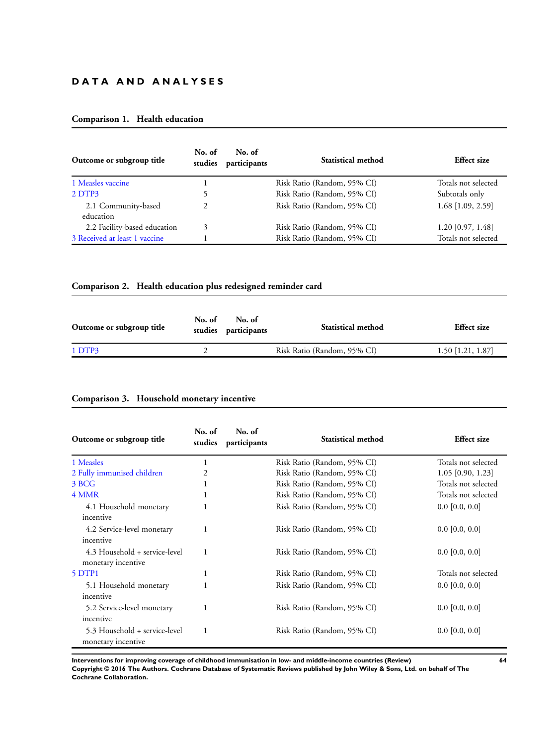# DATA AND ANALYSES

### Comparison 1. Health education

| Outcome or subgroup title | No. of studies | No. of participants | Statistical method | Effect size |
|---|---|---|---|---|
| 1 Measles vaccine | 1 | | Risk Ratio (Random, 95% CI) | Totals not selected |
| 2 DTP3 | 5 | | Risk Ratio (Random, 95% CI) | Subtotals only |
| 2.1 Community-based education | 2 | | Risk Ratio (Random, 95% CI) | 1.68 [1.09, 2.59] |
| 2.2 Facility-based education | 3 | | Risk Ratio (Random, 95% CI) | 1.20 [0.97, 1.48] |
| 3 Received at least 1 vaccine | 1 | | Risk Ratio (Random, 95% CI) | Totals not selected |

### Comparison 2. Health education plus redesigned reminder card

| Outcome or subgroup title | No. of studies | No. of participants | Statistical method | Effect size |
|---|---|---|---|---|
| 1 DTP3 | 2 | | Risk Ratio (Random, 95% CI) | 1.50 [1.21, 1.87] |

### Comparison 3. Household monetary incentive

| Outcome or subgroup title | No. of studies | No. of participants | Statistical method | Effect size |
|---|---|---|---|---|
| 1 Measles | 1 | | Risk Ratio (Random, 95% CI) | Totals not selected |
| 2 Fully immunised children | 2 | | Risk Ratio (Random, 95% CI) | 1.05 [0.90, 1.23] |
| 3 BCG | 1 | | Risk Ratio (Random, 95% CI) | Totals not selected |
| 4 MMR | 1 | | Risk Ratio (Random, 95% CI) | Totals not selected |
| 4.1 Household monetary incentive | 1 | | Risk Ratio (Random, 95% CI) | 0.0 [0.0, 0.0] |
| 4.2 Service-level monetary incentive | 1 | | Risk Ratio (Random, 95% CI) | 0.0 [0.0, 0.0] |
| 4.3 Household + service-level monetary incentive | 1 | | Risk Ratio (Random, 95% CI) | 0.0 [0.0, 0.0] |
| 5 DTP1 | 1 | | Risk Ratio (Random, 95% CI) | Totals not selected |
| 5.1 Household monetary incentive | 1 | | Risk Ratio (Random, 95% CI) | 0.0 [0.0, 0.0] |
| 5.2 Service-level monetary incentive | 1 | | Risk Ratio (Random, 95% CI) | 0.0 [0.0, 0.0] |
| 5.3 Household + service-level monetary incentive | 1 | | Risk Ratio (Random, 95% CI) | 0.0 [0.0, 0.0] |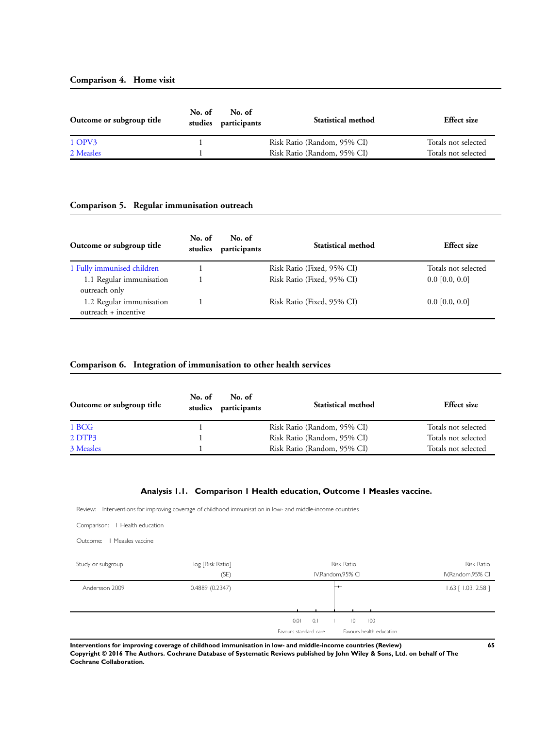### Comparison 4. Home visit

| Outcome or subgroup title | No. of studies | No. of participants | Statistical method | Effect size |
|---|---|---|---|---|
| 1 OPV3 | 1 | | Risk Ratio (Random, 95% CI) | Totals not selected |
| 2 Measles | 1 | | Risk Ratio (Random, 95% CI) | Totals not selected |

### Comparison 5. Regular immunisation outreach

| Outcome or subgroup title | No. of studies | No. of participants | Statistical method | Effect size |
|---|---|---|---|---|
| 1 Fully immunised children | 1 | | Risk Ratio (Fixed, 95% CI) | Totals not selected |
| 1.1 Regular immunisation outreach only | 1 | | Risk Ratio (Fixed, 95% CI) | 0.0 [0.0, 0.0] |
| 1.2 Regular immunisation outreach + incentive | 1 | | Risk Ratio (Fixed, 95% CI) | 0.0 [0.0, 0.0] |

### Comparison 6. Integration of immunisation to other health services

| Outcome or subgroup title | No. of studies | No. of participants | Statistical method | Effect size |
|---|---|---|---|---|
| 1 BCG | 1 | | Risk Ratio (Random, 95% CI) | Totals not selected |
| 2 DTP3 | 1 | | Risk Ratio (Random, 95% CI) | Totals not selected |
| 3 Measles | 1 | | Risk Ratio (Random, 95% CI) | Totals not selected |

### Analysis 1.1. Comparison 1 Health education, Outcome 1 Measles vaccine.

Review: Interventions for improving coverage of childhood immunisation in low- and middle-income countries

Comparison: 1 Health education

Outcome: 1 Measles vaccine

| Study or subgroup | log [Risk Ratio] (SE) | Risk Ratio IV,Random,95% CI | Risk Ratio IV,Random,95% CI |
|---|---|---|---|
| Andersson 2009 | 0.4889 (0.2347) | | 1.63 [ 1.03, 2.58 ] |

0.01 0.1 1 10 100

Favours standard care | Favours health education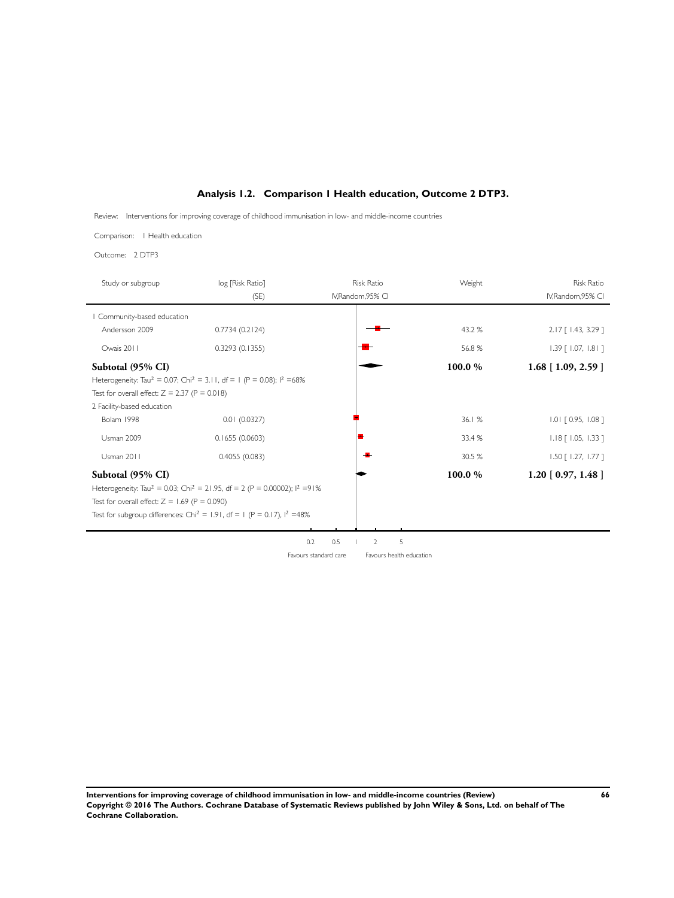## Analysis 1.2. Comparison 1 Health education, Outcome 2 DTP3.

Review: Interventions for improving coverage of childhood immunisation in low- and middle-income countries

Comparison: 1 Health education

Outcome: 2 DTP3

| Study or subgroup | log [Risk Ratio] (SE) | Risk Ratio IV,Random,95% CI | Weight | Risk Ratio IV,Random,95% CI |
|---|---|---|---|---|
| 1 Community-based education | | | | |
| Andersson 2009 | 0.7734 (0.2124) | | 43.2 % | 2.17 [ 1.43, 3.29 ] |
| Owais 2011 | 0.3293 (0.1355) | | 56.8 % | 1.39 [ 1.07, 1.81 ] |
| **Subtotal (95% CI)** | | | **100.0 %** | **1.68 [ 1.09, 2.59 ]** |
| Heterogeneity: $Tau^2 = 0.07$; $Chi^2 = 3.11$, df = 1 (P = 0.08); $I^2$ =68% | | | | |
| Test for overall effect: Z = 2.37 (P = 0.018) | | | | |
| 2 Facility-based education | | | | |
| Bolam 1998 | 0.01 (0.0327) | | 36.1 % | 1.01 [ 0.95, 1.08 ] |
| Usman 2009 | 0.1655 (0.0603) | | 33.4 % | 1.18 [ 1.05, 1.33 ] |
| Usman 2011 | 0.4055 (0.083) | | 30.5 % | 1.50 [ 1.27, 1.77 ] |
| **Subtotal (95% CI)** | | | **100.0 %** | **1.20 [ 0.97, 1.48 ]** |
| Heterogeneity: $Tau^2 = 0.03$; $Chi^2 = 21.95$, df = 2 (P = 0.00002); $I^2$ =91% | | | | |
| Test for overall effect: Z = 1.69 (P = 0.090) | | | | |
| Test for subgroup differences: $Chi^2 = 1.91$, df = 1 (P = 0.17), $I^2$ =48% | | | | |

0.2 0.5 1 2 5

Favours standard care — Favours health education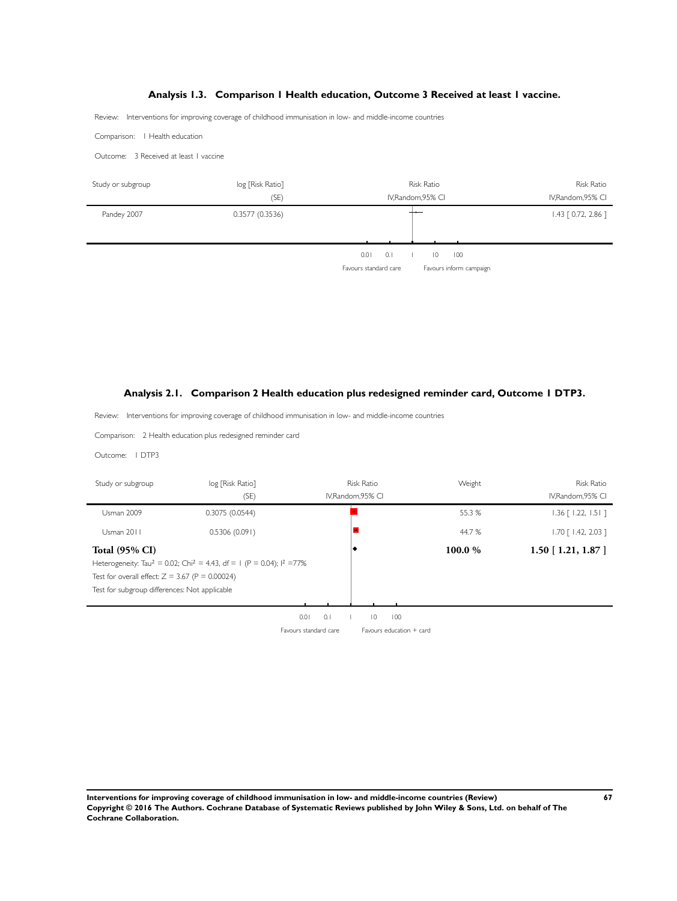### Analysis 1.3. Comparison 1 Health education, Outcome 3 Received at least 1 vaccine.

Review: Interventions for improving coverage of childhood immunisation in low- and middle-income countries

Comparison: 1 Health education

Outcome: 3 Received at least 1 vaccine

| Study or subgroup | log [Risk Ratio] (SE) | Risk Ratio IV,Random,95% CI | Risk Ratio IV,Random,95% CI |
|---|---|---|---|
| Pandey 2007 | 0.3577 (0.3536) | | 1.43 [ 0.72, 2.86 ] |

0.01 0.1 1 10 100

Favours standard care | Favours inform campaign

### Analysis 2.1. Comparison 2 Health education plus redesigned reminder card, Outcome 1 DTP3.

Review: Interventions for improving coverage of childhood immunisation in low- and middle-income countries

Comparison: 2 Health education plus redesigned reminder card

Outcome: 1 DTP3

| Study or subgroup | log [Risk Ratio] (SE) | Risk Ratio IV,Random,95% CI | Weight | Risk Ratio IV,Random,95% CI |
|---|---|---|---|---|
| Usman 2009 | 0.3075 (0.0544) | | 55.3 % | 1.36 [ 1.22, 1.51 ] |
| Usman 2011 | 0.5306 (0.091) | | 44.7 % | 1.70 [ 1.42, 2.03 ] |
| **Total (95% CI)** | | | **100.0 %** | **1.50 [ 1.21, 1.87 ]** |

Heterogeneity: $Tau^2 = 0.02$; $Chi^2 = 4.43$, df = 1 (P = 0.04); $I^2 = 77\%$

Test for overall effect: Z = 3.67 (P = 0.00024)

Test for subgroup differences: Not applicable

0.01 0.1 1 10 100

Favours standard care | Favours education + card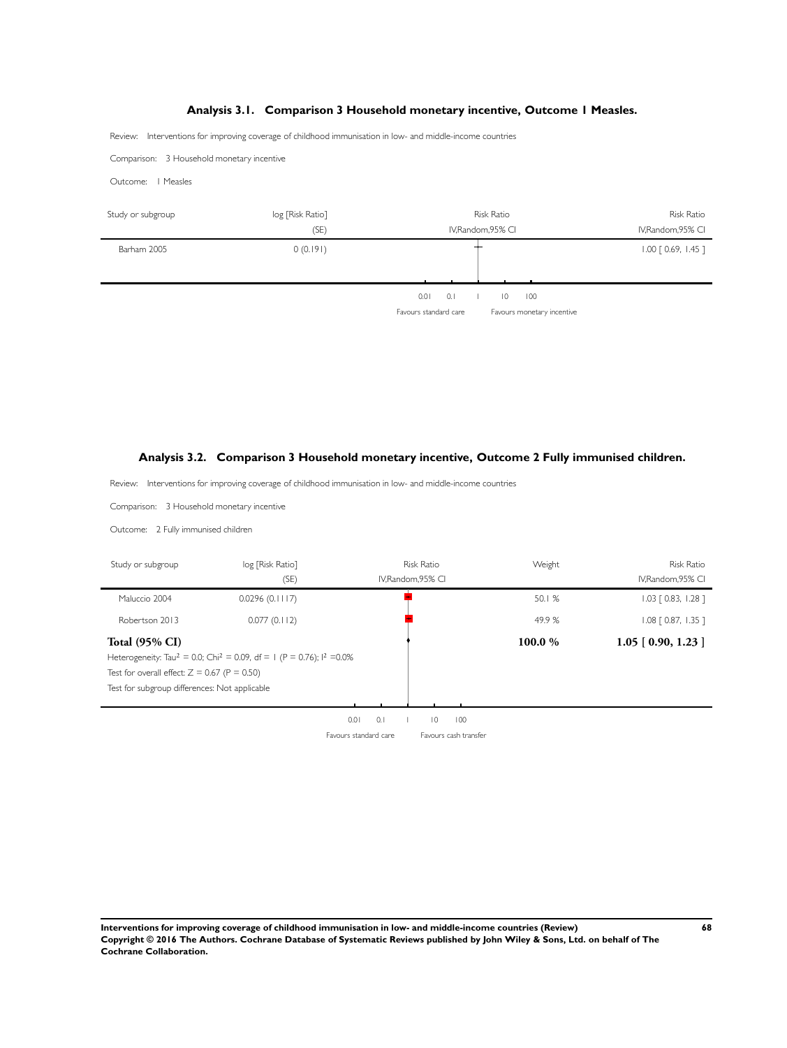## Analysis 3.1. Comparison 3 Household monetary incentive, Outcome 1 Measles.

Review: Interventions for improving coverage of childhood immunisation in low- and middle-income countries

Comparison: 3 Household monetary incentive

Outcome: 1 Measles

| Study or subgroup | log [Risk Ratio] (SE) | Risk Ratio IV,Random,95% CI | Risk Ratio IV,Random,95% CI |
|---|---|---|---|
| Barham 2005 | 0 (0.191) | | 1.00 [ 0.69, 1.45 ] |

0.01 0.1 1 10 100

Favours standard care | Favours monetary incentive

## Analysis 3.2. Comparison 3 Household monetary incentive, Outcome 2 Fully immunised children.

Review: Interventions for improving coverage of childhood immunisation in low- and middle-income countries

Comparison: 3 Household monetary incentive

Outcome: 2 Fully immunised children

| Study or subgroup | log [Risk Ratio] (SE) | Risk Ratio IV,Random,95% CI | Weight | Risk Ratio IV,Random,95% CI |
|---|---|---|---|---|
| Maluccio 2004 | 0.0296 (0.1117) | | 50.1 % | 1.03 [ 0.83, 1.28 ] |
| Robertson 2013 | 0.077 (0.112) | | 49.9 % | 1.08 [ 0.87, 1.35 ] |
| **Total (95% CI)** | | | **100.0 %** | **1.05 [ 0.90, 1.23 ]** |

Heterogeneity: $Tau^2 = 0.0$; $Chi^2 = 0.09$, $df = 1$ ($P = 0.76$); $I^2 = 0.0\%$

Test for overall effect: $Z = 0.67$ ($P = 0.50$)

Test for subgroup differences: Not applicable

0.01 0.1 1 10 100

Favours standard care | Favours cash transfer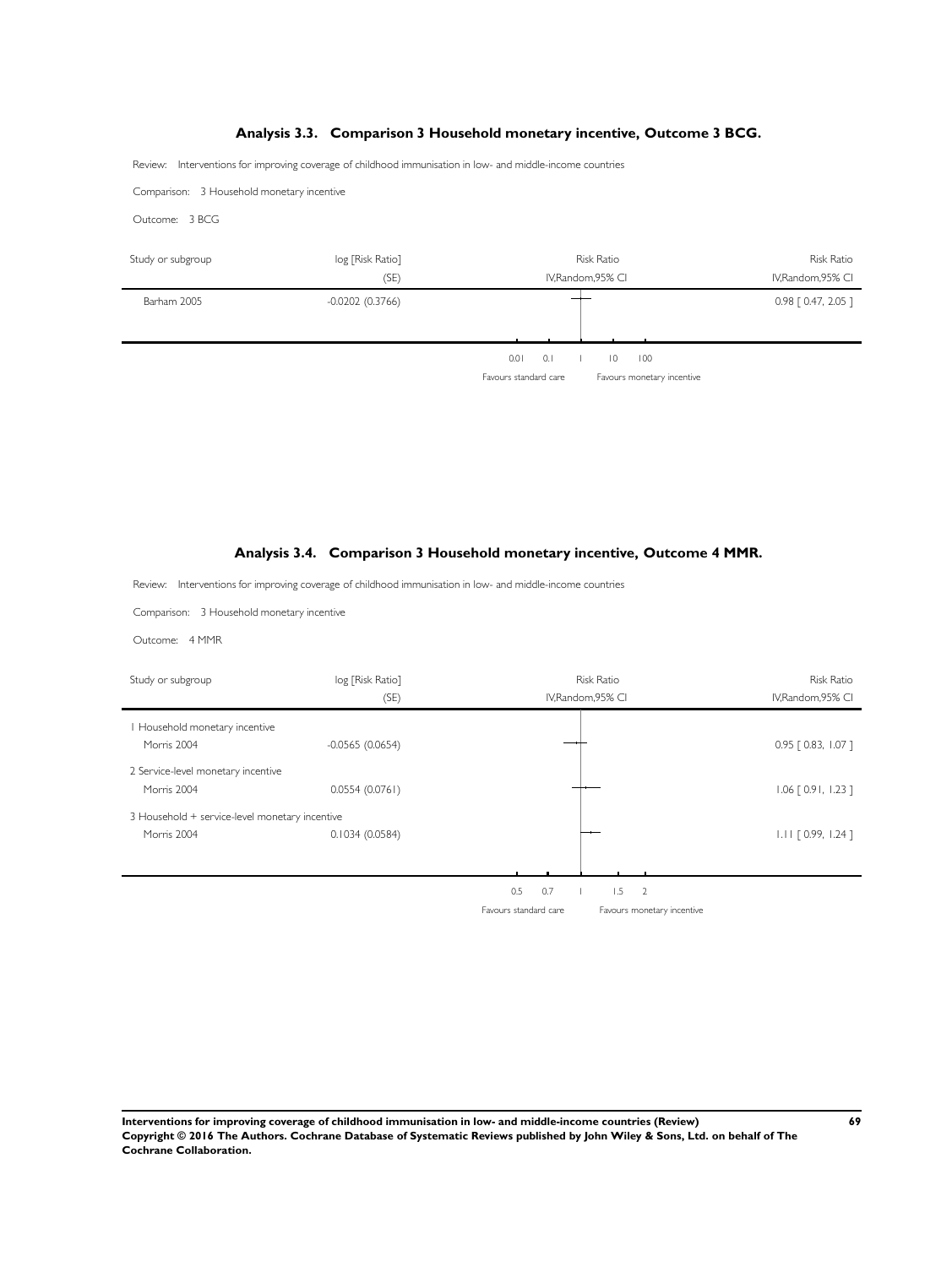### Analysis 3.3. Comparison 3 Household monetary incentive, Outcome 3 BCG.

Review: Interventions for improving coverage of childhood immunisation in low- and middle-income countries

Comparison: 3 Household monetary incentive

Outcome: 3 BCG

| Study or subgroup | log [Risk Ratio] (SE) | Risk Ratio IV,Random,95% CI | Risk Ratio IV,Random,95% CI |
|---|---|---|---|
| Barham 2005 | -0.0202 (0.3766) | | 0.98 [ 0.47, 2.05 ] |

0.01 0.1 1 10 100

Favours standard care Favours monetary incentive

### Analysis 3.4. Comparison 3 Household monetary incentive, Outcome 4 MMR.

Review: Interventions for improving coverage of childhood immunisation in low- and middle-income countries

Comparison: 3 Household monetary incentive

Outcome: 4 MMR

| Study or subgroup | log [Risk Ratio] (SE) | Risk Ratio IV,Random,95% CI | Risk Ratio IV,Random,95% CI |
|---|---|---|---|
| 1 Household monetary incentive | | | |
| Morris 2004 | -0.0565 (0.0654) | | 0.95 [ 0.83, 1.07 ] |
| 2 Service-level monetary incentive | | | |
| Morris 2004 | 0.0554 (0.0761) | | 1.06 [ 0.91, 1.23 ] |
| 3 Household + service-level monetary incentive | | | |
| Morris 2004 | 0.1034 (0.0584) | | 1.11 [ 0.99, 1.24 ] |

0.5 0.7 1 1.5 2

Favours standard care Favours monetary incentive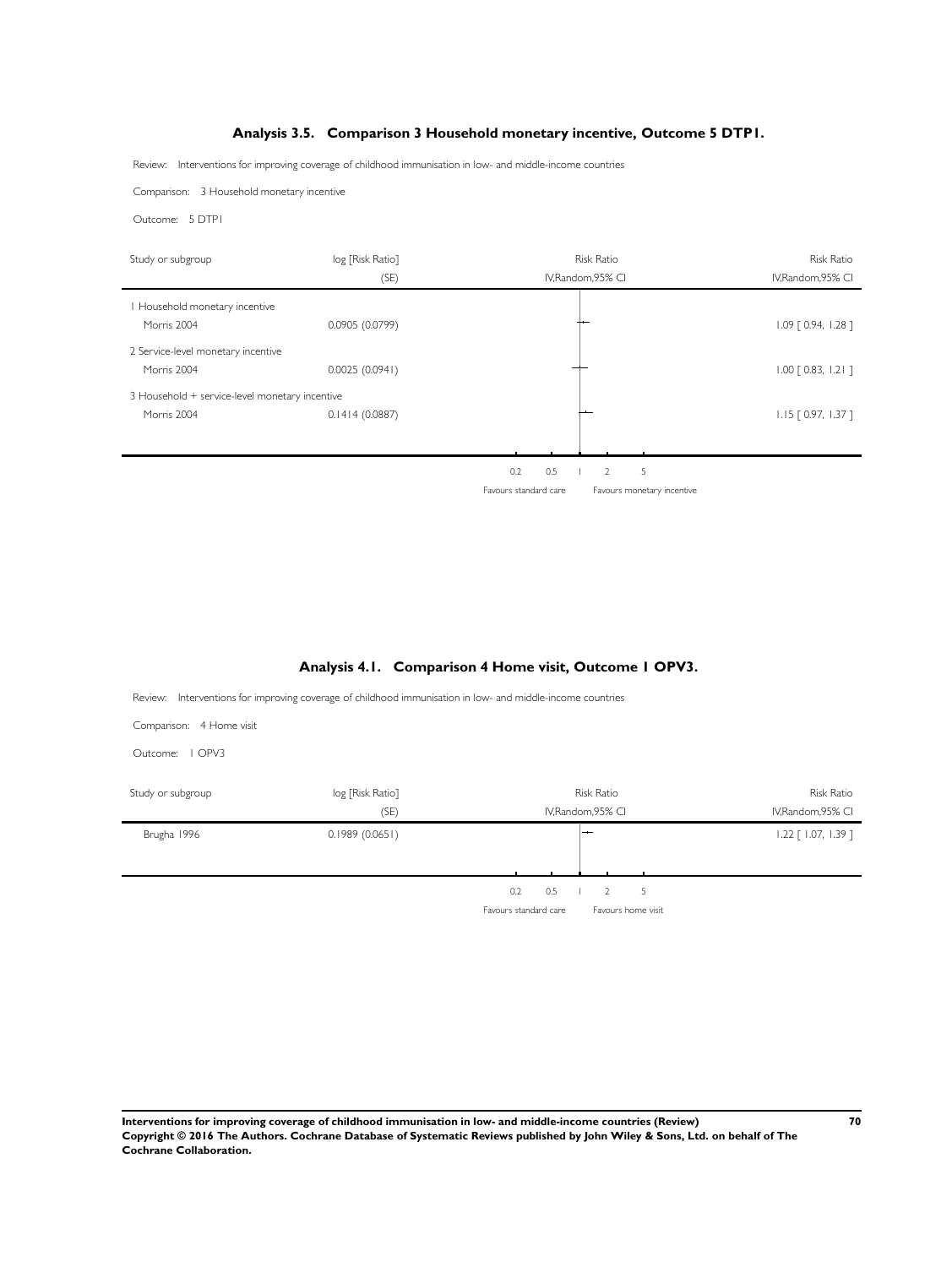### Analysis 3.5. Comparison 3 Household monetary incentive, Outcome 5 DTP1.

Review: Interventions for improving coverage of childhood immunisation in low- and middle-income countries

Comparison: 3 Household monetary incentive

Outcome: 5 DTP1

| Study or subgroup | log [Risk Ratio] (SE) | Risk Ratio IV,Random,95% CI | Risk Ratio IV,Random,95% CI |
|---|---|---|---|
| 1 Household monetary incentive | | | |
| Morris 2004 | 0.0905 (0.0799) | | 1.09 [ 0.94, 1.28 ] |
| 2 Service-level monetary incentive | | | |
| Morris 2004 | 0.0025 (0.0941) | | 1.00 [ 0.83, 1.21 ] |
| 3 Household + service-level monetary incentive | | | |
| Morris 2004 | 0.1414 (0.0887) | | 1.15 [ 0.97, 1.37 ] |

0.2 0.5 1 2 5

Favours standard care | Favours monetary incentive

### Analysis 4.1. Comparison 4 Home visit, Outcome 1 OPV3.

Review: Interventions for improving coverage of childhood immunisation in low- and middle-income countries

Comparison: 4 Home visit

Outcome: 1 OPV3

| Study or subgroup | log [Risk Ratio] (SE) | Risk Ratio IV,Random,95% CI | Risk Ratio IV,Random,95% CI |
|---|---|---|---|
| Brugha 1996 | 0.1989 (0.0651) | | 1.22 [ 1.07, 1.39 ] |

0.2 0.5 1 2 5

Favours standard care | Favours home visit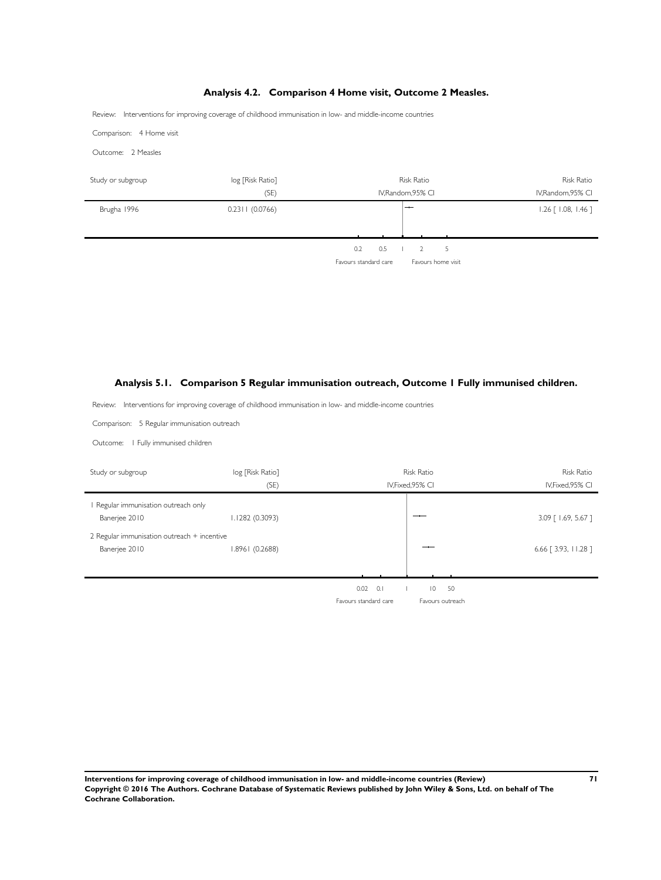### Analysis 4.2. Comparison 4 Home visit, Outcome 2 Measles.

Review: Interventions for improving coverage of childhood immunisation in low- and middle-income countries

Comparison: 4 Home visit

Outcome: 2 Measles

| Study or subgroup | log [Risk Ratio] (SE) | Risk Ratio IV,Random,95% CI | Risk Ratio IV,Random,95% CI |
|---|---|---|---|
| Brugha 1996 | 0.2311 (0.0766) | | 1.26 [ 1.08, 1.46 ] |

0.2 0.5 1 2 5

Favours standard care — Favours home visit

### Analysis 5.1. Comparison 5 Regular immunisation outreach, Outcome 1 Fully immunised children.

Review: Interventions for improving coverage of childhood immunisation in low- and middle-income countries

Comparison: 5 Regular immunisation outreach

Outcome: 1 Fully immunised children

| Study or subgroup | log [Risk Ratio] (SE) | Risk Ratio IV,Fixed,95% CI | Risk Ratio IV,Fixed,95% CI |
|---|---|---|---|
| 1 Regular immunisation outreach only | | | |
| Banerjee 2010 | 1.1282 (0.3093) | | 3.09 [ 1.69, 5.67 ] |
| 2 Regular immunisation outreach + incentive | | | |
| Banerjee 2010 | 1.8961 (0.2688) | | 6.66 [ 3.93, 11.28 ] |

0.02 0.1 1 10 50

Favours standard care — Favours outreach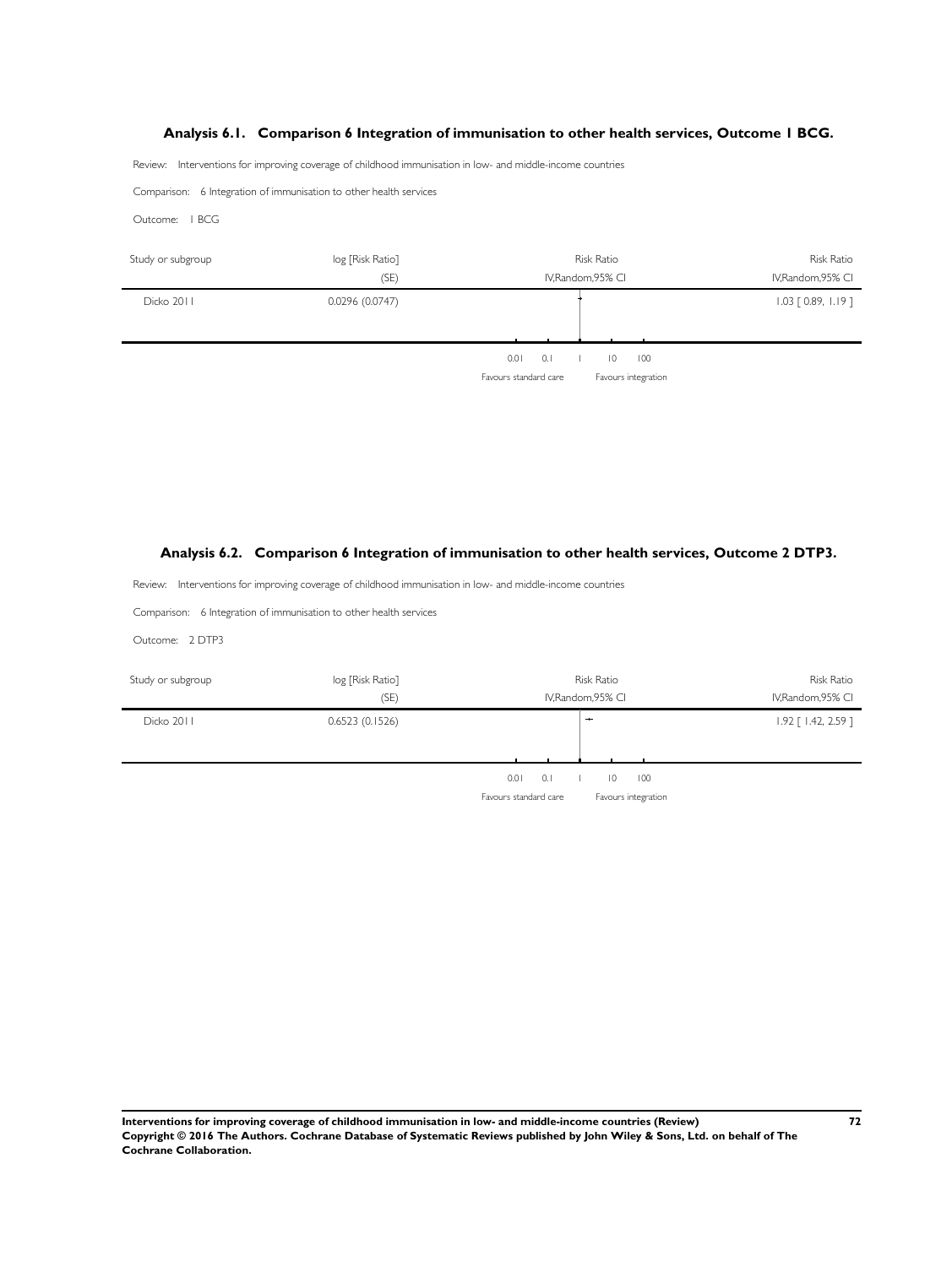### Analysis 6.1. Comparison 6 Integration of immunisation to other health services, Outcome 1 BCG.

Review: Interventions for improving coverage of childhood immunisation in low- and middle-income countries

Comparison: 6 Integration of immunisation to other health services

Outcome: 1 BCG

| Study or subgroup | log [Risk Ratio] (SE) | Risk Ratio IV,Random,95% CI | Risk Ratio IV,Random,95% CI |
|---|---|---|---|
| Dicko 2011 | 0.0296 (0.0747) | | 1.03 [ 0.89, 1.19 ] |

0.01 0.1 1 10 100

Favours standard care | Favours integration

### Analysis 6.2. Comparison 6 Integration of immunisation to other health services, Outcome 2 DTP3.

Review: Interventions for improving coverage of childhood immunisation in low- and middle-income countries

Comparison: 6 Integration of immunisation to other health services

Outcome: 2 DTP3

| Study or subgroup | log [Risk Ratio] (SE) | Risk Ratio IV,Random,95% CI | Risk Ratio IV,Random,95% CI |
|---|---|---|---|
| Dicko 2011 | 0.6523 (0.1526) | | 1.92 [ 1.42, 2.59 ] |

0.01 0.1 1 10 100

Favours standard care | Favours integration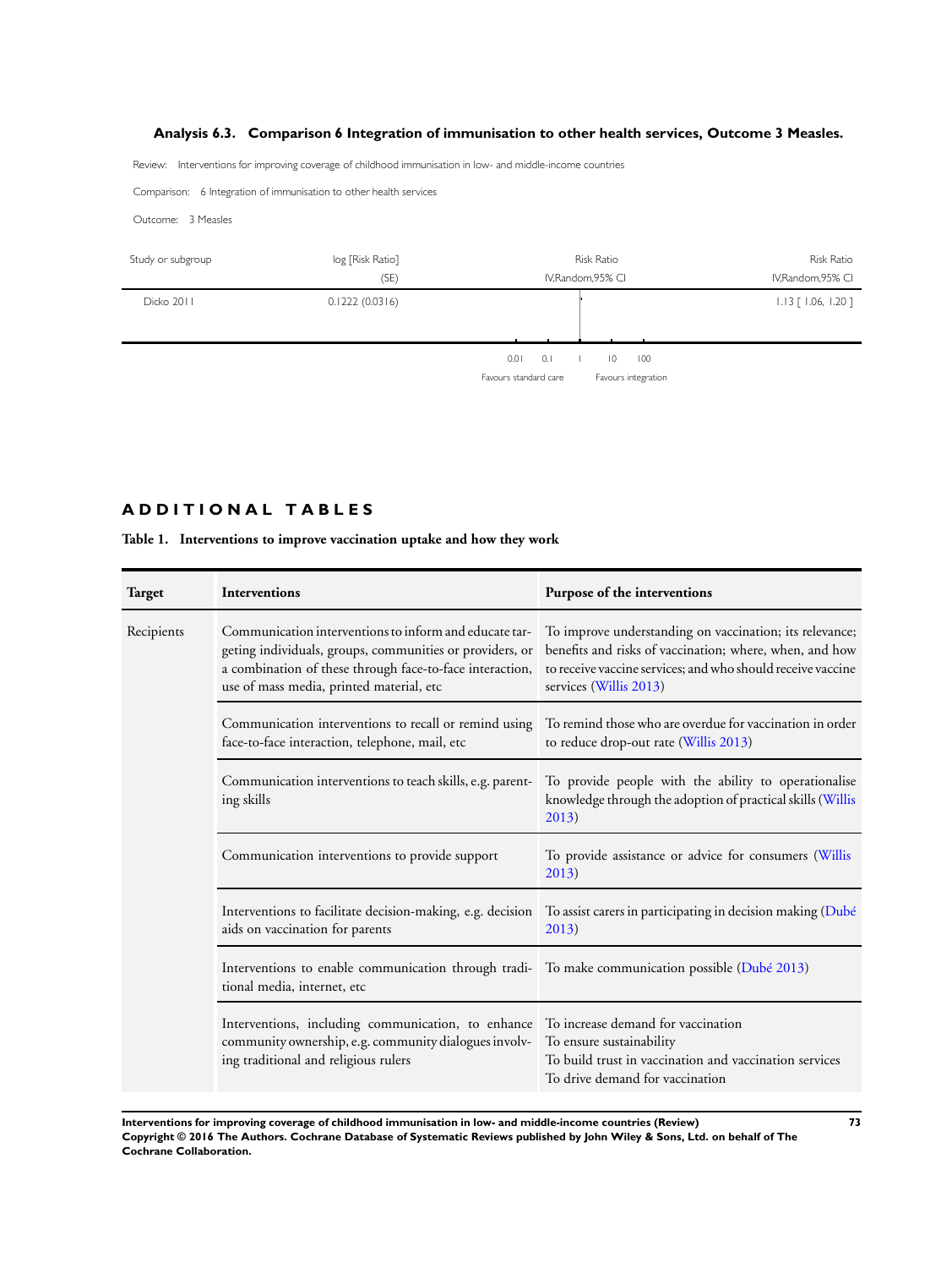### Analysis 6.3. Comparison 6 Integration of immunisation to other health services, Outcome 3 Measles.

Review: Interventions for improving coverage of childhood immunisation in low- and middle-income countries

Comparison: 6 Integration of immunisation to other health services

Outcome: 3 Measles

| Study or subgroup | log [Risk Ratio] (SE) | Risk Ratio IV,Random,95% CI | Risk Ratio IV,Random,95% CI |
|---|---|---|---|
| Dicko 2011 | 0.1222 (0.0316) | | 1.13 [ 1.06, 1.20 ] |

0.01 0.1 1 10 100

Favours standard care Favours integration

## ADDITIONAL TABLES

### Table 1. Interventions to improve vaccination uptake and how they work

| Target | Interventions | Purpose of the interventions |
|---|---|---|
| Recipients | Communication interventions to inform and educate targeting individuals, groups, communities or providers, or a combination of these through face-to-face interaction, use of mass media, printed material, etc | To improve understanding on vaccination; its relevance; benefits and risks of vaccination; where, when, and how to receive vaccine services; and who should receive vaccine services (Willis 2013) |
| | Communication interventions to recall or remind using face-to-face interaction, telephone, mail, etc | To remind those who are overdue for vaccination in order to reduce drop-out rate (Willis 2013) |
| | Communication interventions to teach skills, e.g. parenting skills | To provide people with the ability to operationalise knowledge through the adoption of practical skills (Willis 2013) |
| | Communication interventions to provide support | To provide assistance or advice for consumers (Willis 2013) |
| | Interventions to facilitate decision-making, e.g. decision aids on vaccination for parents | To assist carers in participating in decision making (Dubé 2013) |
| | Interventions to enable communication through traditional media, internet, etc | To make communication possible (Dubé 2013) |
| | Interventions, including communication, to enhance community ownership, e.g. community dialogues involving traditional and religious rulers | To increase demand for vaccination<br>To ensure sustainability<br>To build trust in vaccination and vaccination services<br>To drive demand for vaccination |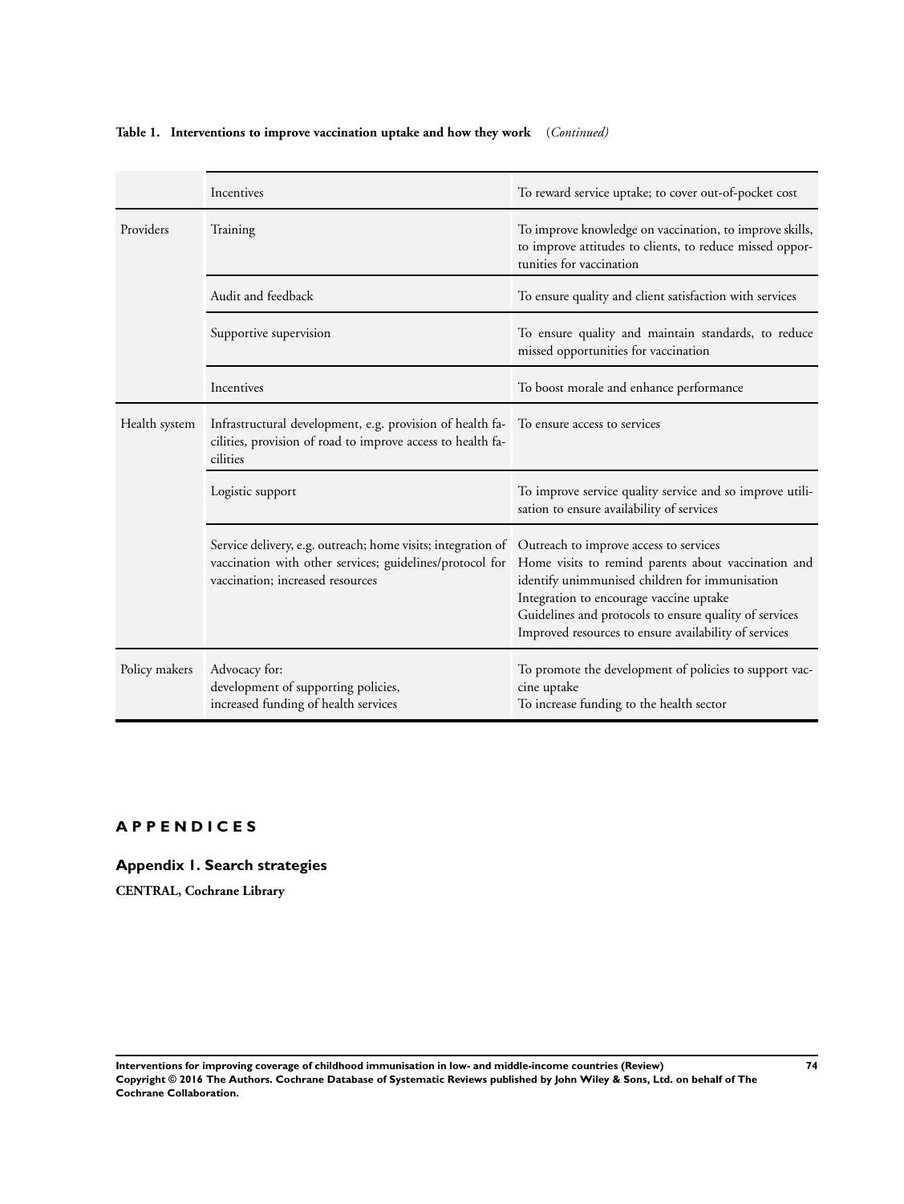**Table 1. Interventions to improve vaccination uptake and how they work** *(Continued)*

| | | |
|---|---|---|
| | Incentives | To reward service uptake; to cover out-of-pocket cost |
| Providers | Training | To improve knowledge on vaccination, to improve skills, to improve attitudes to clients, to reduce missed opportunities for vaccination |
| | Audit and feedback | To ensure quality and client satisfaction with services |
| | Supportive supervision | To ensure quality and maintain standards, to reduce missed opportunities for vaccination |
| | Incentives | To boost morale and enhance performance |
| Health system | Infrastructural development, e.g. provision of health facilities, provision of road to improve access to health facilities | To ensure access to services |
| | Logistic support | To improve service quality service and so improve utilisation to ensure availability of services |
| | Service delivery, e.g. outreach; home visits; integration of vaccination with other services; guidelines/protocol for vaccination; increased resources | Outreach to improve access to services<br>Home visits to remind parents about vaccination and identify unimmunised children for immunisation<br>Integration to encourage vaccine uptake<br>Guidelines and protocols to ensure quality of services<br>Improved resources to ensure availability of services |
| Policy makers | Advocacy for:<br>development of supporting policies,<br>increased funding of health services | To promote the development of policies to support vaccine uptake<br>To increase funding to the health sector |

# APPENDICES

## Appendix 1. Search strategies

**CENTRAL, Cochrane Library**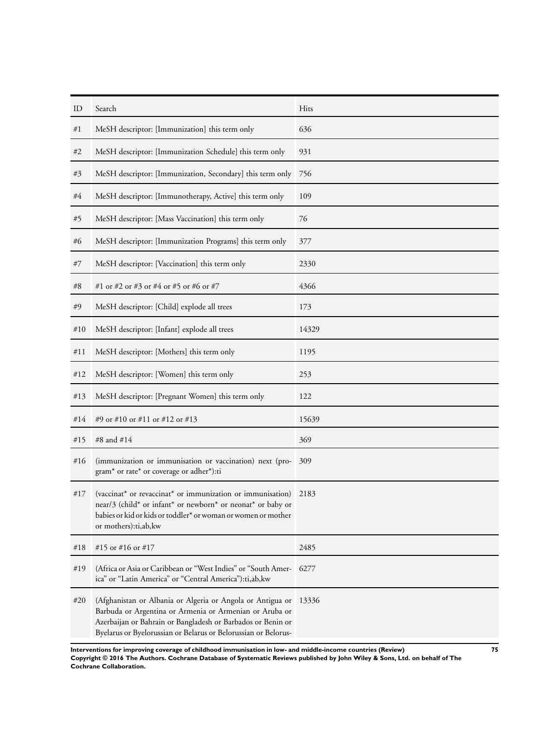| ID | Search | Hits |
|---|---|---|
| #1 | MeSH descriptor: [Immunization] this term only | 636 |
| #2 | MeSH descriptor: [Immunization Schedule] this term only | 931 |
| #3 | MeSH descriptor: [Immunization, Secondary] this term only | 756 |
| #4 | MeSH descriptor: [Immunotherapy, Active] this term only | 109 |
| #5 | MeSH descriptor: [Mass Vaccination] this term only | 76 |
| #6 | MeSH descriptor: [Immunization Programs] this term only | 377 |
| #7 | MeSH descriptor: [Vaccination] this term only | 2330 |
| #8 | #1 or #2 or #3 or #4 or #5 or #6 or #7 | 4366 |
| #9 | MeSH descriptor: [Child] explode all trees | 173 |
| #10 | MeSH descriptor: [Infant] explode all trees | 14329 |
| #11 | MeSH descriptor: [Mothers] this term only | 1195 |
| #12 | MeSH descriptor: [Women] this term only | 253 |
| #13 | MeSH descriptor: [Pregnant Women] this term only | 122 |
| #14 | #9 or #10 or #11 or #12 or #13 | 15639 |
| #15 | #8 and #14 | 369 |
| #16 | (immunization or immunisation or vaccination) next (program* or rate* or coverage or adher*):ti | 309 |
| #17 | (vaccinat* or revaccinat* or immunization or immunisation) near/3 (child* or infant* or newborn* or neonat* or baby or babies or kid or kids or toddler* or woman or women or mother or mothers):ti,ab,kw | 2183 |
| #18 | #15 or #16 or #17 | 2485 |
| #19 | (Africa or Asia or Caribbean or "West Indies" or "South America" or "Latin America" or "Central America"):ti,ab,kw | 6277 |
| #20 | (Afghanistan or Albania or Algeria or Angola or Antigua or Barbuda or Argentina or Armenia or Armenian or Aruba or Azerbaijan or Bahrain or Bangladesh or Barbados or Benin or Byelarus or Byelorussian or Belarus or Belorussian or Belorus- | 13336 |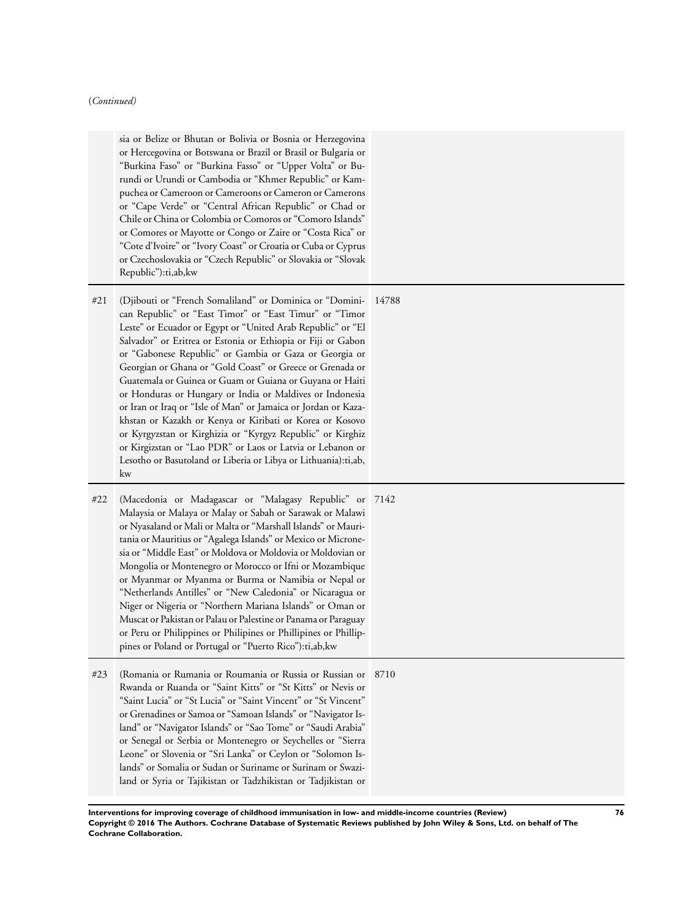(*Continued*)

| | | |
|---|---|---|
| | sia or Belize or Bhutan or Bolivia or Bosnia or Herzegovina or Hercegovina or Botswana or Brazil or Brasil or Bulgaria or "Burkina Faso" or "Burkina Fasso" or "Upper Volta" or Burundi or Urundi or Cambodia or "Khmer Republic" or Kampuchea or Cameroon or Cameroons or Cameron or Camerons or "Cape Verde" or "Central African Republic" or Chad or Chile or China or Colombia or Comoros or "Comoro Islands" or Comores or Mayotte or Congo or Zaire or "Costa Rica" or "Cote d'Ivoire" or "Ivory Coast" or Croatia or Cuba or Cyprus or Czechoslovakia or "Czech Republic" or Slovakia or "Slovak Republic"):ti,ab,kw | |
| #21 | (Djibouti or "French Somaliland" or Dominica or "Dominican Republic" or "East Timor" or "East Timur" or "Timor Leste" or Ecuador or Egypt or "United Arab Republic" or "El Salvador" or Eritrea or Estonia or Ethiopia or Fiji or Gabon or "Gabonese Republic" or Gambia or Gaza or Georgia or Georgian or Ghana or "Gold Coast" or Greece or Grenada or Guatemala or Guinea or Guam or Guiana or Guyana or Haiti or Honduras or Hungary or India or Maldives or Indonesia or Iran or Iraq or "Isle of Man" or Jamaica or Jordan or Kazakhstan or Kazakh or Kenya or Kiribati or Korea or Kosovo or Kyrgyzstan or Kirghizia or "Kyrgyz Republic" or Kirghiz or Kirgizstan or "Lao PDR" or Laos or Latvia or Lebanon or Lesotho or Basutoland or Liberia or Libya or Lithuania):ti,ab,kw | 14788 |
| #22 | (Macedonia or Madagascar or "Malagasy Republic" or Malaysia or Malaya or Malay or Sabah or Sarawak or Malawi or Nyasaland or Mali or Malta or "Marshall Islands" or Mauritania or Mauritius or "Agalega Islands" or Mexico or Micronesia or "Middle East" or Moldova or Moldovia or Moldovian or Mongolia or Montenegro or Morocco or Ifni or Mozambique or Myanmar or Myanma or Burma or Namibia or Nepal or "Netherlands Antilles" or "New Caledonia" or Nicaragua or Niger or Nigeria or "Northern Mariana Islands" or Oman or Muscat or Pakistan or Palau or Palestine or Panama or Paraguay or Peru or Philippines or Philipines or Phillipines or Phillippines or Poland or Portugal or "Puerto Rico"):ti,ab,kw | 7142 |
| #23 | (Romania or Rumania or Roumania or Russia or Russian or Rwanda or Ruanda or "Saint Kitts" or "St Kitts" or Nevis or "Saint Lucia" or "St Lucia" or "Saint Vincent" or "St Vincent" or Grenadines or Samoa or "Samoan Islands" or "Navigator Island" or "Navigator Islands" or "Sao Tome" or "Saudi Arabia" or Senegal or Serbia or Montenegro or Seychelles or "Sierra Leone" or Slovenia or "Sri Lanka" or Ceylon or "Solomon Islands" or Somalia or Sudan or Suriname or Surinam or Swaziland or Syria or Tajikistan or Tadzhikistan or Tadjikistan or | 8710 |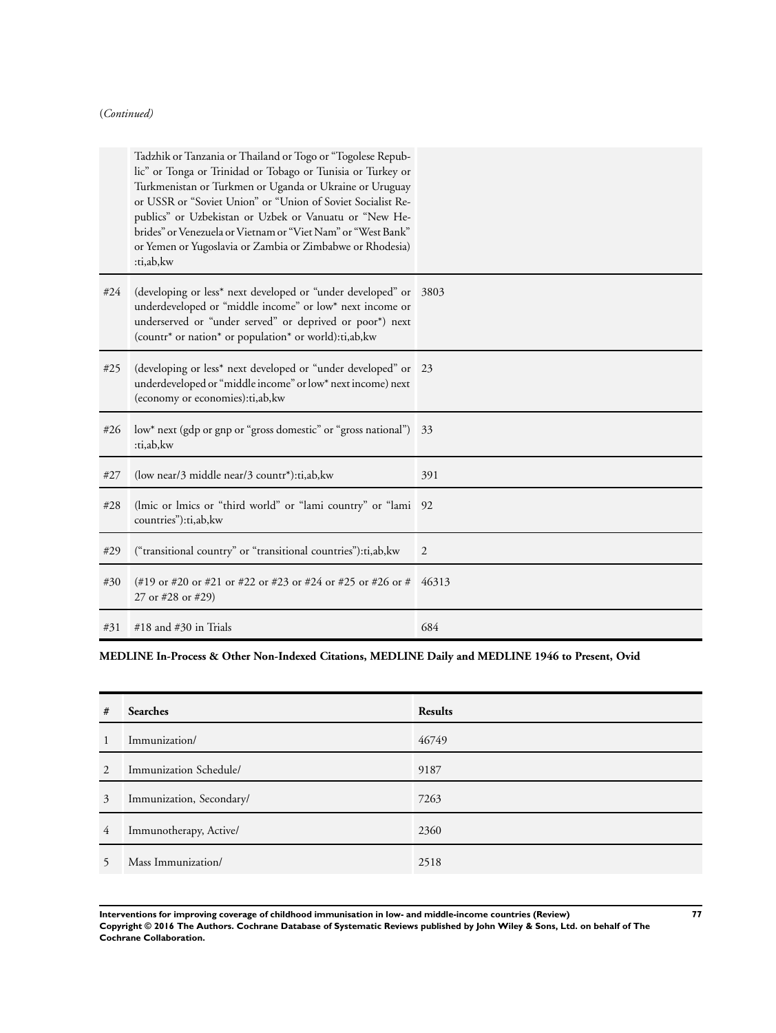(*Continued*)

| | | |
|---|---|---|
| | Tadzhik or Tanzania or Thailand or Togo or "Togolese Republic" or Tonga or Trinidad or Tobago or Tunisia or Turkey or Turkmenistan or Turkmen or Uganda or Ukraine or Uruguay or USSR or "Soviet Union" or "Union of Soviet Socialist Republics" or Uzbekistan or Uzbek or Vanuatu or "New Hebrides" or Venezuela or Vietnam or "Viet Nam" or "West Bank" or Yemen or Yugoslavia or Zambia or Zimbabwe or Rhodesia) :ti,ab,kw | |
| #24 | (developing or less* next developed or "under developed" or underdeveloped or "middle income" or low* next income or underserved or "under served" or deprived or poor*) next (countr* or nation* or population* or world):ti,ab,kw | 3803 |
| #25 | (developing or less* next developed or "under developed" or underdeveloped or "middle income" or low* next income) next (economy or economies):ti,ab,kw | 23 |
| #26 | low* next (gdp or gnp or "gross domestic" or "gross national") :ti,ab,kw | 33 |
| #27 | (low near/3 middle near/3 countr*):ti,ab,kw | 391 |
| #28 | (lmic or lmics or "third world" or "lami country" or "lami countries"):ti,ab,kw | 92 |
| #29 | ("transitional country" or "transitional countries"):ti,ab,kw | 2 |
| #30 | (#19 or #20 or #21 or #22 or #23 or #24 or #25 or #26 or # 27 or #28 or #29) | 46313 |
| #31 | #18 and #30 in Trials | 684 |

**MEDLINE In-Process & Other Non-Indexed Citations, MEDLINE Daily and MEDLINE 1946 to Present, Ovid**

| # | Searches | Results |
|---|---|---|
| 1 | Immunization/ | 46749 |
| 2 | Immunization Schedule/ | 9187 |
| 3 | Immunization, Secondary/ | 7263 |
| 4 | Immunotherapy, Active/ | 2360 |
| 5 | Mass Immunization/ | 2518 |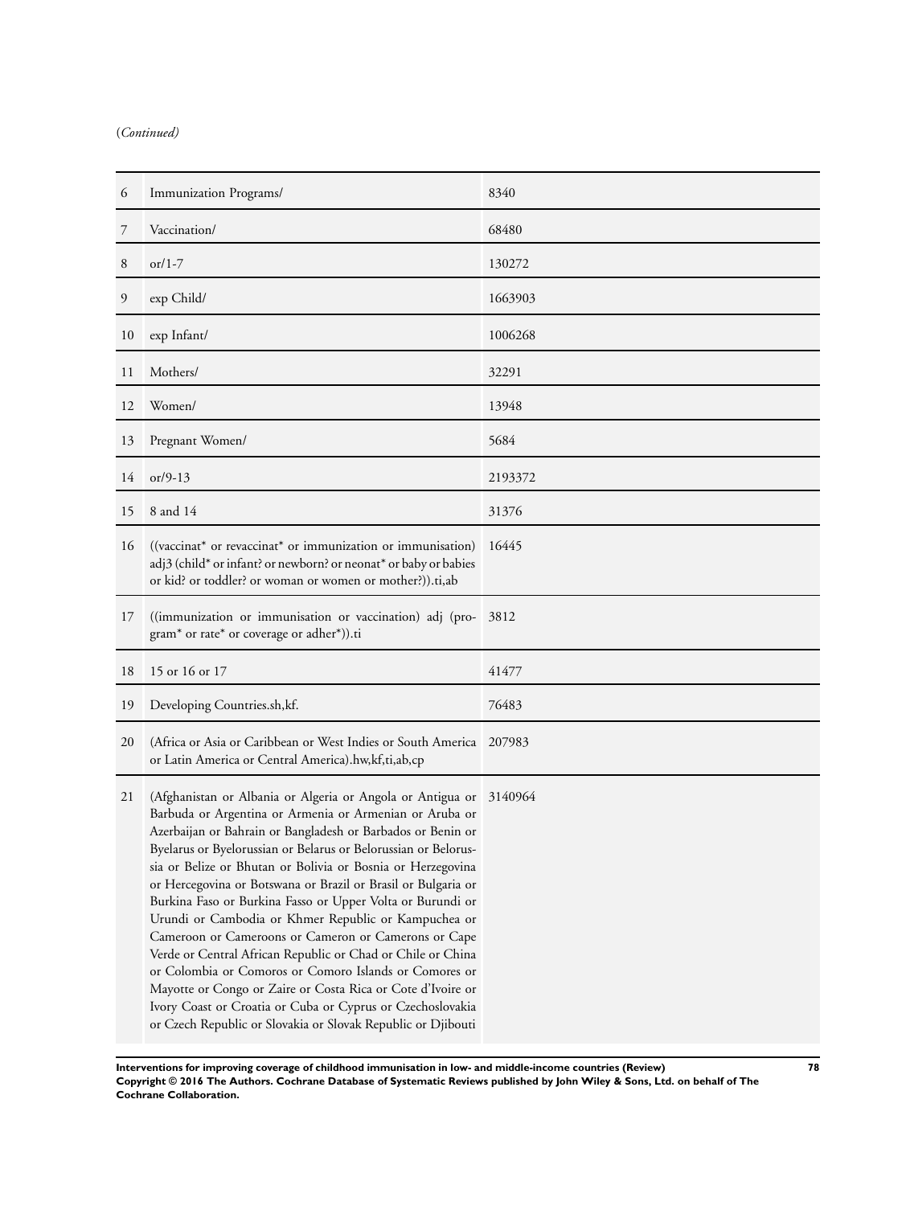(*Continued)*

| | | |
|---|---|---|
| 6 | Immunization Programs/ | 8340 |
| 7 | Vaccination/ | 68480 |
| 8 | or/1-7 | 130272 |
| 9 | exp Child/ | 1663903 |
| 10 | exp Infant/ | 1006268 |
| 11 | Mothers/ | 32291 |
| 12 | Women/ | 13948 |
| 13 | Pregnant Women/ | 5684 |
| 14 | or/9-13 | 2193372 |
| 15 | 8 and 14 | 31376 |
| 16 | ((vaccinat* or revaccinat* or immunization or immunisation) adj3 (child* or infant? or newborn? or neonat* or baby or babies or kid? or toddler? or woman or women or mother?)).ti,ab | 16445 |
| 17 | ((immunization or immunisation or vaccination) adj (program* or rate* or coverage or adher*)).ti | 3812 |
| 18 | 15 or 16 or 17 | 41477 |
| 19 | Developing Countries.sh,kf. | 76483 |
| 20 | (Africa or Asia or Caribbean or West Indies or South America or Latin America or Central America).hw,kf,ti,ab,cp | 207983 |
| 21 | (Afghanistan or Albania or Algeria or Angola or Antigua or Barbuda or Argentina or Armenia or Armenian or Aruba or Azerbaijan or Bahrain or Bangladesh or Barbados or Benin or Byelarus or Byelorussian or Belarus or Belorussian or Belorussia or Belize or Bhutan or Bolivia or Bosnia or Herzegovina or Hercegovina or Botswana or Brazil or Brasil or Bulgaria or Burkina Faso or Burkina Fasso or Upper Volta or Burundi or Urundi or Cambodia or Khmer Republic or Kampuchea or Cameroon or Cameroons or Cameron or Camerons or Cape Verde or Central African Republic or Chad or Chile or China or Colombia or Comoros or Comoro Islands or Comores or Mayotte or Congo or Zaire or Costa Rica or Cote d'Ivoire or Ivory Coast or Croatia or Cuba or Cyprus or Czechoslovakia or Czech Republic or Slovakia or Slovak Republic or Djibouti | 3140964 |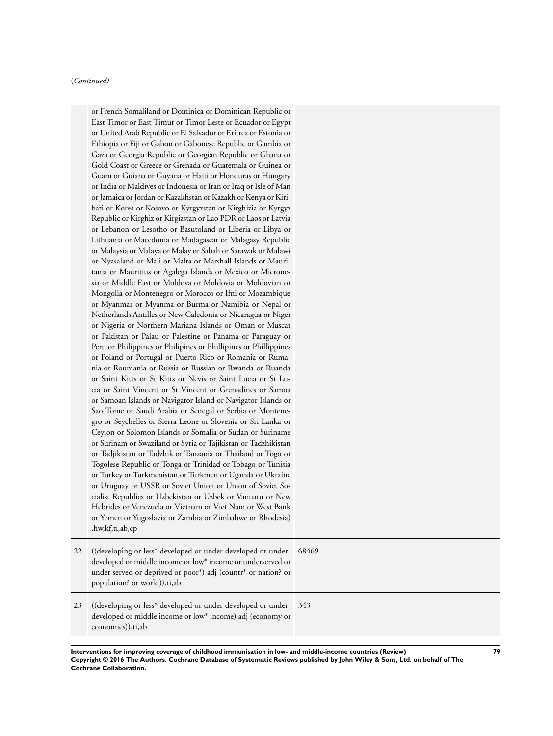(*Continued*)

| | | |
|---|---|---|
| | or French Somaliland or Dominica or Dominican Republic or East Timor or East Timur or Timor Leste or Ecuador or Egypt or United Arab Republic or El Salvador or Eritrea or Estonia or Ethiopia or Fiji or Gabon or Gabonese Republic or Gambia or Gaza or Georgia Republic or Georgian Republic or Ghana or Gold Coast or Greece or Grenada or Guatemala or Guinea or Guam or Guiana or Guyana or Haiti or Honduras or Hungary or India or Maldives or Indonesia or Iran or Iraq or Isle of Man or Jamaica or Jordan or Kazakhstan or Kazakh or Kenya or Kiribati or Korea or Kosovo or Kyrgyzstan or Kirghizia or Kyrgyz Republic or Kirghiz or Kirgizstan or Lao PDR or Laos or Latvia or Lebanon or Lesotho or Basutoland or Liberia or Libya or Lithuania or Macedonia or Madagascar or Malagasy Republic or Malaysia or Malaya or Malay or Sabah or Sarawak or Malawi or Nyasaland or Mali or Malta or Marshall Islands or Mauritania or Mauritius or Agalega Islands or Mexico or Micronesia or Middle East or Moldova or Moldovia or Moldovian or Mongolia or Montenegro or Morocco or Ifni or Mozambique or Myanmar or Myanma or Burma or Namibia or Nepal or Netherlands Antilles or New Caledonia or Nicaragua or Niger or Nigeria or Northern Mariana Islands or Oman or Muscat or Pakistan or Palau or Palestine or Panama or Paraguay or Peru or Philippines or Philipines or Phillipines or Phillippines or Poland or Portugal or Puerto Rico or Romania or Rumania or Roumania or Russia or Russian or Rwanda or Ruanda or Saint Kitts or St Kitts or Nevis or Saint Lucia or St Lucia or Saint Vincent or St Vincent or Grenadines or Samoa or Samoan Islands or Navigator Island or Navigator Islands or Sao Tome or Saudi Arabia or Senegal or Serbia or Montenegro or Seychelles or Sierra Leone or Slovenia or Sri Lanka or Ceylon or Solomon Islands or Somalia or Sudan or Suriname or Surinam or Swaziland or Syria or Tajikistan or Tadzhikistan or Tadjikistan or Tadzhik or Tanzania or Thailand or Togo or Togolese Republic or Tonga or Trinidad or Tobago or Tunisia or Turkey or Turkmenistan or Turkmen or Uganda or Ukraine or Uruguay or USSR or Soviet Union or Union of Soviet Socialist Republics or Uzbekistan or Uzbek or Vanuatu or New Hebrides or Venezuela or Vietnam or Viet Nam or West Bank or Yemen or Yugoslavia or Zambia or Zimbabwe or Rhodesia) .hw,kf,ti,ab,cp | |
| 22 | ((developing or less* developed or under developed or underdeveloped or middle income or low* income or underserved or under served or deprived or poor*) adj (countr* or nation? or population? or world)).ti,ab | 68469 |
| 23 | ((developing or less* developed or under developed or underdeveloped or middle income or low* income) adj (economy or economies)).ti,ab | 343 |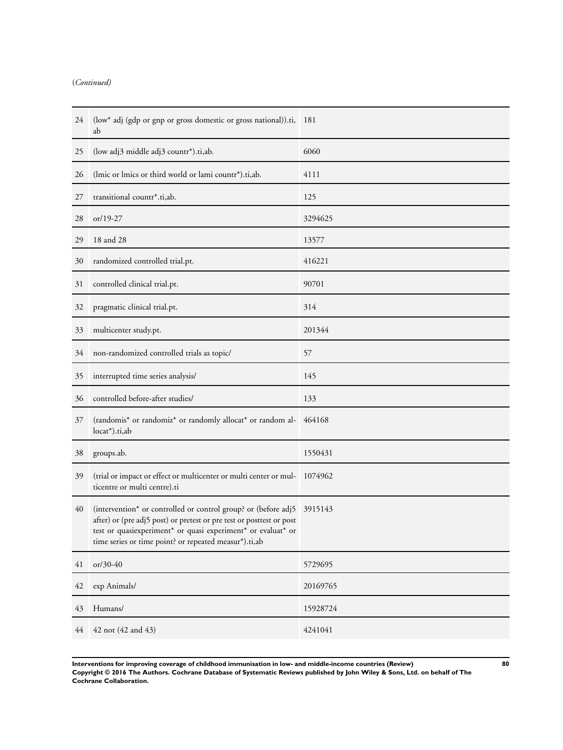(*Continued*)

| | | |
|---|---|---|
| 24 | (low* adj (gdp or gnp or gross domestic or gross national)).ti,ab | 181 |
| 25 | (low adj3 middle adj3 countr*).ti,ab. | 6060 |
| 26 | (lmic or lmics or third world or lami countr*).ti,ab. | 4111 |
| 27 | transitional countr*.ti,ab. | 125 |
| 28 | or/19-27 | 3294625 |
| 29 | 18 and 28 | 13577 |
| 30 | randomized controlled trial.pt. | 416221 |
| 31 | controlled clinical trial.pt. | 90701 |
| 32 | pragmatic clinical trial.pt. | 314 |
| 33 | multicenter study.pt. | 201344 |
| 34 | non-randomized controlled trials as topic/ | 57 |
| 35 | interrupted time series analysis/ | 145 |
| 36 | controlled before-after studies/ | 133 |
| 37 | (randomis* or randomiz* or randomly allocat* or random allocat*).ti,ab | 464168 |
| 38 | groups.ab. | 1550431 |
| 39 | (trial or impact or effect or multicenter or multi center or multicentre or multi centre).ti | 1074962 |
| 40 | (intervention* or controlled or control group? or (before adj5 after) or (pre adj5 post) or pretest or pre test or posttest or post test or quasiexperiment* or quasi experiment* or evaluat* or time series or time point? or repeated measur*).ti,ab | 3915143 |
| 41 | or/30-40 | 5729695 |
| 42 | exp Animals/ | 20169765 |
| 43 | Humans/ | 15928724 |
| 44 | 42 not (42 and 43) | 4241041 |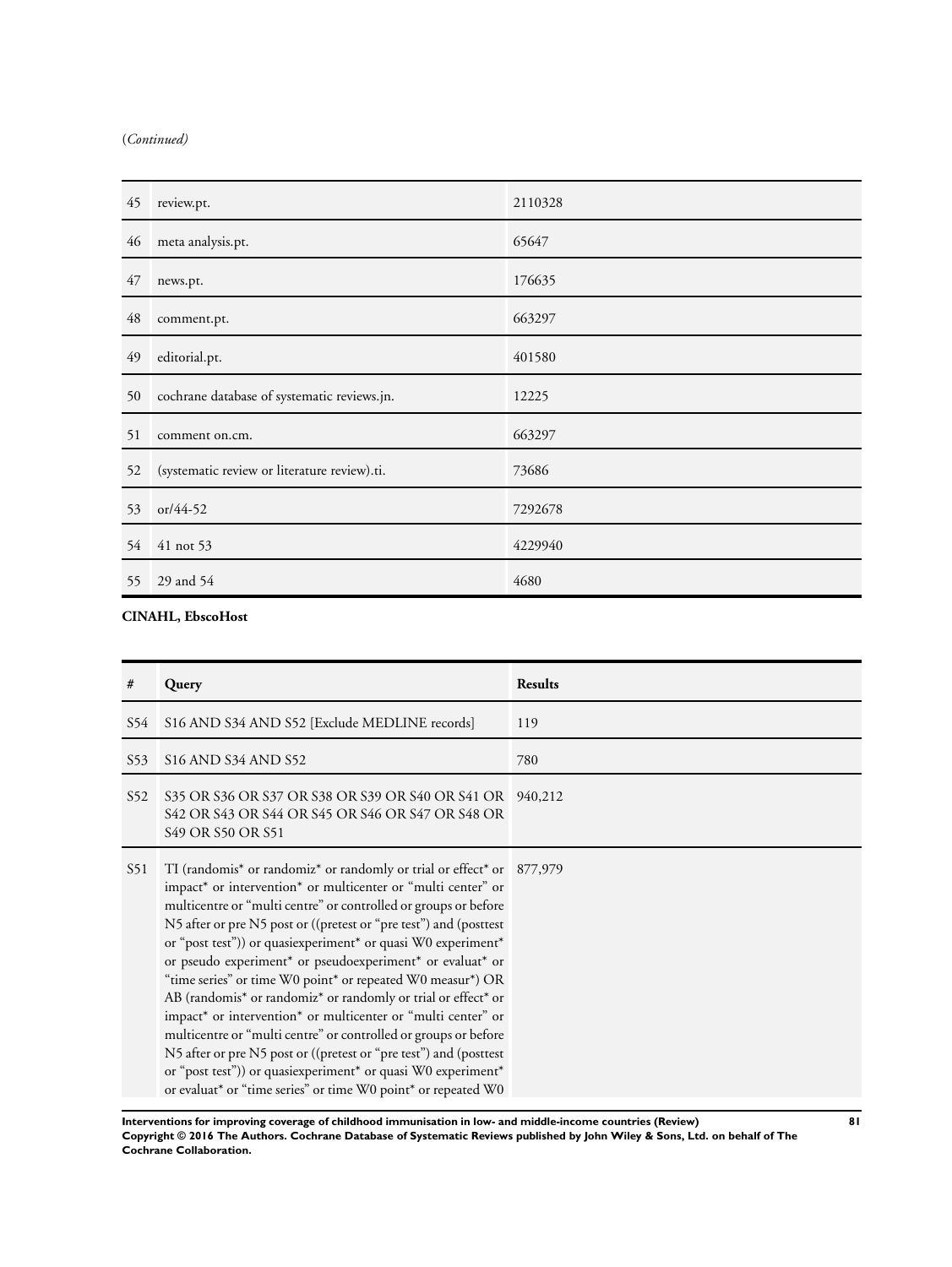(*Continued*)

| | | |
|---|---|---|
| 45 | review.pt. | 2110328 |
| 46 | meta analysis.pt. | 65647 |
| 47 | news.pt. | 176635 |
| 48 | comment.pt. | 663297 |
| 49 | editorial.pt. | 401580 |
| 50 | cochrane database of systematic reviews.jn. | 12225 |
| 51 | comment on.cm. | 663297 |
| 52 | (systematic review or literature review).ti. | 73686 |
| 53 | or/44-52 | 7292678 |
| 54 | 41 not 53 | 4229940 |
| 55 | 29 and 54 | 4680 |

**CINAHL, EbscoHost**

| # | Query | Results |
|---|---|---|
| S54 | S16 AND S34 AND S52 [Exclude MEDLINE records] | 119 |
| S53 | S16 AND S34 AND S52 | 780 |
| S52 | S35 OR S36 OR S37 OR S38 OR S39 OR S40 OR S41 OR S42 OR S43 OR S44 OR S45 OR S46 OR S47 OR S48 OR S49 OR S50 OR S51 | 940,212 |
| S51 | TI (randomis* or randomiz* or randomly or trial or effect* or impact* or intervention* or multicenter or "multi center" or multicentre or "multi centre" or controlled or groups or before N5 after or pre N5 post or ((pretest or "pre test") and (posttest or "post test")) or quasiexperiment* or quasi W0 experiment* or pseudo experiment* or pseudoexperiment* or evaluat* or "time series" or time W0 point* or repeated W0 measur*) OR AB (randomis* or randomiz* or randomly or trial or effect* or impact* or intervention* or multicenter or "multi center" or multicentre or "multi centre" or controlled or groups or before N5 after or pre N5 post or ((pretest or "pre test") and (posttest or "post test")) or quasiexperiment* or quasi W0 experiment* or evaluat* or "time series" or time W0 point* or repeated W0 | 877,979 |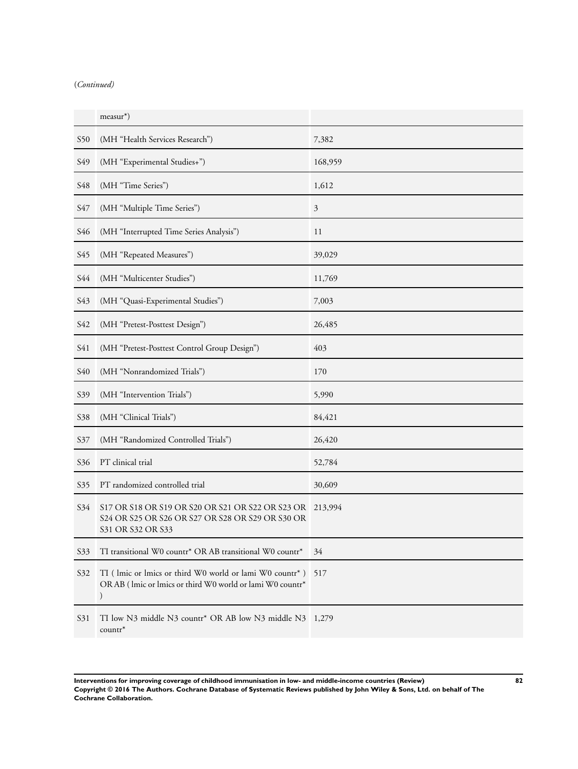(*Continued*)

| | | |
|---|---|---|
| | measur*) | |
| S50 | (MH “Health Services Research”) | 7,382 |
| S49 | (MH “Experimental Studies+”) | 168,959 |
| S48 | (MH “Time Series”) | 1,612 |
| S47 | (MH “Multiple Time Series”) | 3 |
| S46 | (MH “Interrupted Time Series Analysis”) | 11 |
| S45 | (MH “Repeated Measures”) | 39,029 |
| S44 | (MH “Multicenter Studies”) | 11,769 |
| S43 | (MH “Quasi-Experimental Studies”) | 7,003 |
| S42 | (MH “Pretest-Posttest Design”) | 26,485 |
| S41 | (MH “Pretest-Posttest Control Group Design”) | 403 |
| S40 | (MH “Nonrandomized Trials”) | 170 |
| S39 | (MH “Intervention Trials”) | 5,990 |
| S38 | (MH “Clinical Trials”) | 84,421 |
| S37 | (MH “Randomized Controlled Trials”) | 26,420 |
| S36 | PT clinical trial | 52,784 |
| S35 | PT randomized controlled trial | 30,609 |
| S34 | S17 OR S18 OR S19 OR S20 OR S21 OR S22 OR S23 OR S24 OR S25 OR S26 OR S27 OR S28 OR S29 OR S30 OR S31 OR S32 OR S33 | 213,994 |
| S33 | TI transitional W0 countr* OR AB transitional W0 countr* | 34 |
| S32 | TI ( lmic or lmics or third W0 world or lami W0 countr* ) OR AB ( lmic or lmics or third W0 world or lami W0 countr* ) | 517 |
| S31 | TI low N3 middle N3 countr* OR AB low N3 middle N3 countr* | 1,279 |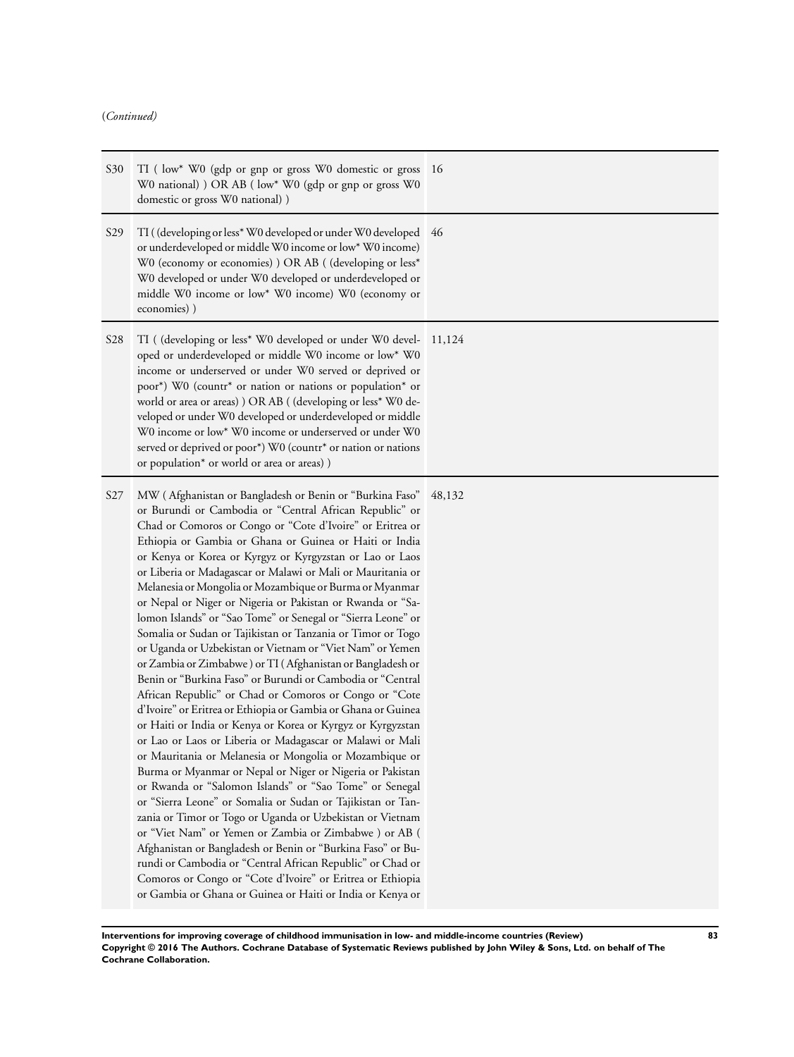(*Continued*)

| | | |
|---|---|---|
| S30 | TI ( low* W0 (gdp or gnp or gross W0 domestic or gross W0 national) ) OR AB ( low* W0 (gdp or gnp or gross W0 domestic or gross W0 national) ) | 16 |
| S29 | TI ( (developing or less* W0 developed or under W0 developed or underdeveloped or middle W0 income or low* W0 income) W0 (economy or economies) ) OR AB ( (developing or less* W0 developed or under W0 developed or underdeveloped or middle W0 income or low* W0 income) W0 (economy or economies) ) | 46 |
| S28 | TI ( (developing or less* W0 developed or under W0 developed or underdeveloped or middle W0 income or low* W0 income or underserved or under W0 served or deprived or poor*) W0 (countr* or nation or nations or population* or world or area or areas) ) OR AB ( (developing or less* W0 developed or under W0 developed or underdeveloped or middle W0 income or low* W0 income or underserved or under W0 served or deprived or poor*) W0 (countr* or nation or nations or population* or world or area or areas) ) | 11,124 |
| S27 | MW ( Afghanistan or Bangladesh or Benin or "Burkina Faso" or Burundi or Cambodia or "Central African Republic" or Chad or Comoros or Congo or "Cote d'Ivoire" or Eritrea or Ethiopia or Gambia or Ghana or Guinea or Haiti or India or Kenya or Korea or Kyrgyz or Kyrgyzstan or Lao or Laos or Liberia or Madagascar or Malawi or Mali or Mauritania or Melanesia or Mongolia or Mozambique or Burma or Myanmar or Nepal or Niger or Nigeria or Pakistan or Rwanda or "Salomon Islands" or "Sao Tome" or Senegal or "Sierra Leone" or Somalia or Sudan or Tajikistan or Tanzania or Timor or Togo or Uganda or Uzbekistan or Vietnam or "Viet Nam" or Yemen or Zambia or Zimbabwe ) or TI ( Afghanistan or Bangladesh or Benin or "Burkina Faso" or Burundi or Cambodia or "Central African Republic" or Chad or Comoros or Congo or "Cote d'Ivoire" or Eritrea or Ethiopia or Gambia or Ghana or Guinea or Haiti or India or Kenya or Korea or Kyrgyz or Kyrgyzstan or Lao or Laos or Liberia or Madagascar or Malawi or Mali or Mauritania or Melanesia or Mongolia or Mozambique or Burma or Myanmar or Nepal or Niger or Nigeria or Pakistan or Rwanda or "Salomon Islands" or "Sao Tome" or Senegal or "Sierra Leone" or Somalia or Sudan or Tajikistan or Tanzania or Timor or Togo or Uganda or Uzbekistan or Vietnam or "Viet Nam" or Yemen or Zambia or Zimbabwe ) or AB ( Afghanistan or Bangladesh or Benin or "Burkina Faso" or Burundi or Cambodia or "Central African Republic" or Chad or Comoros or Congo or "Cote d'Ivoire" or Eritrea or Ethiopia or Gambia or Ghana or Guinea or Haiti or India or Kenya or | 48,132 |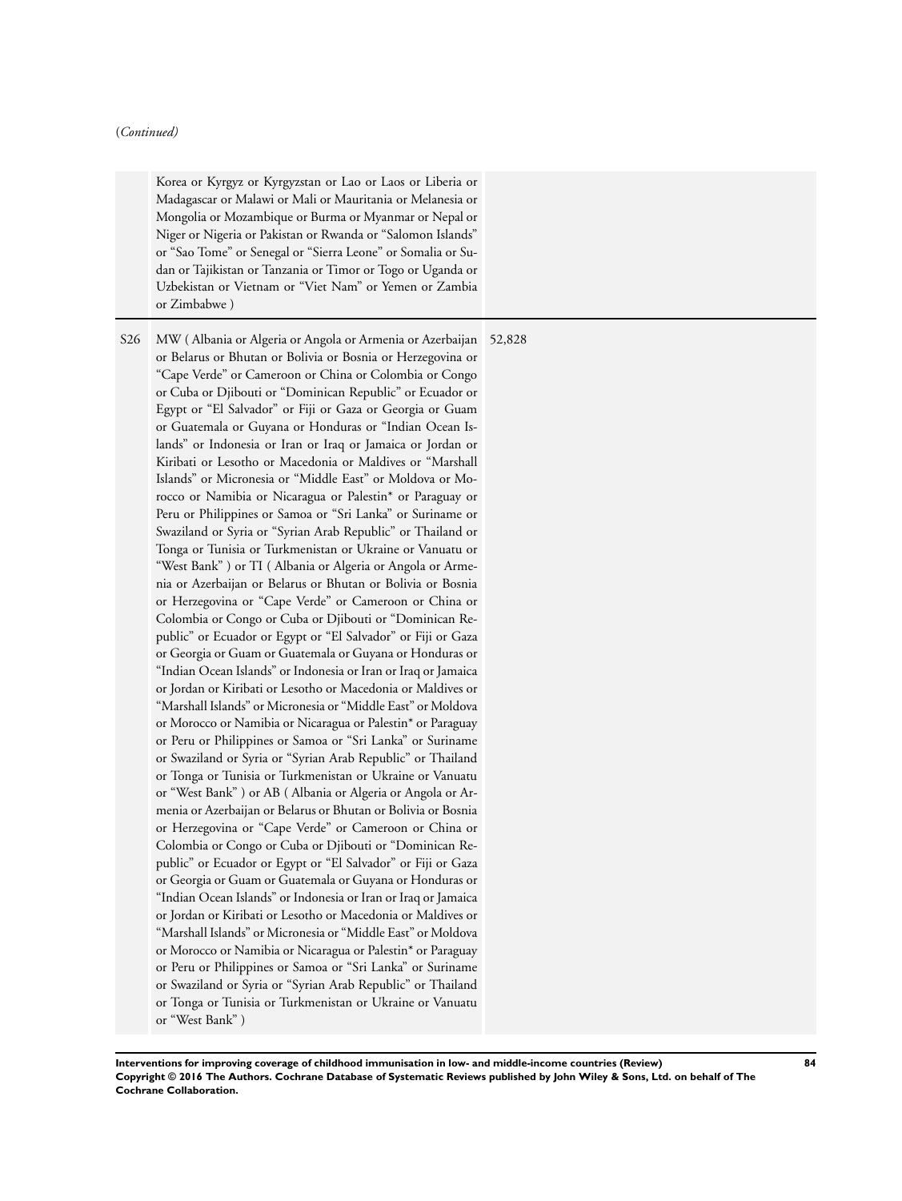(*Continued*)

| | | |
|---|---|---|
| | Korea or Kyrgyz or Kyrgyzstan or Lao or Laos or Liberia or Madagascar or Malawi or Mali or Mauritania or Melanesia or Mongolia or Mozambique or Burma or Myanmar or Nepal or Niger or Nigeria or Pakistan or Rwanda or "Salomon Islands" or "Sao Tome" or Senegal or "Sierra Leone" or Somalia or Sudan or Tajikistan or Tanzania or Timor or Togo or Uganda or Uzbekistan or Vietnam or "Viet Nam" or Yemen or Zambia or Zimbabwe ) | |
| S26 | MW ( Albania or Algeria or Angola or Armenia or Azerbaijan or Belarus or Bhutan or Bolivia or Bosnia or Herzegovina or "Cape Verde" or Cameroon or China or Colombia or Congo or Cuba or Djibouti or "Dominican Republic" or Ecuador or Egypt or "El Salvador" or Fiji or Gaza or Georgia or Guam or Guatemala or Guyana or Honduras or "Indian Ocean Islands" or Indonesia or Iran or Iraq or Jamaica or Jordan or Kiribati or Lesotho or Macedonia or Maldives or "Marshall Islands" or Micronesia or "Middle East" or Moldova or Morocco or Namibia or Nicaragua or Palestin* or Paraguay or Peru or Philippines or Samoa or "Sri Lanka" or Suriname or Swaziland or Syria or "Syrian Arab Republic" or Thailand or Tonga or Tunisia or Turkmenistan or Ukraine or Vanuatu or "West Bank" ) or TI ( Albania or Algeria or Angola or Armenia or Azerbaijan or Belarus or Bhutan or Bolivia or Bosnia or Herzegovina or "Cape Verde" or Cameroon or China or Colombia or Congo or Cuba or Djibouti or "Dominican Republic" or Ecuador or Egypt or "El Salvador" or Fiji or Gaza or Georgia or Guam or Guatemala or Guyana or Honduras or "Indian Ocean Islands" or Indonesia or Iran or Iraq or Jamaica or Jordan or Kiribati or Lesotho or Macedonia or Maldives or "Marshall Islands" or Micronesia or "Middle East" or Moldova or Morocco or Namibia or Nicaragua or Palestin* or Paraguay or Peru or Philippines or Samoa or "Sri Lanka" or Suriname or Swaziland or Syria or "Syrian Arab Republic" or Thailand or Tonga or Tunisia or Turkmenistan or Ukraine or Vanuatu or "West Bank" ) or AB ( Albania or Algeria or Angola or Armenia or Azerbaijan or Belarus or Bhutan or Bolivia or Bosnia or Herzegovina or "Cape Verde" or Cameroon or China or Colombia or Congo or Cuba or Djibouti or "Dominican Republic" or Ecuador or Egypt or "El Salvador" or Fiji or Gaza or Georgia or Guam or Guatemala or Guyana or Honduras or "Indian Ocean Islands" or Indonesia or Iran or Iraq or Jamaica or Jordan or Kiribati or Lesotho or Macedonia or Maldives or "Marshall Islands" or Micronesia or "Middle East" or Moldova or Morocco or Namibia or Nicaragua or Palestin* or Paraguay or Peru or Philippines or Samoa or "Sri Lanka" or Suriname or Swaziland or Syria or "Syrian Arab Republic" or Thailand or Tonga or Tunisia or Turkmenistan or Ukraine or Vanuatu or "West Bank" ) | 52,828 |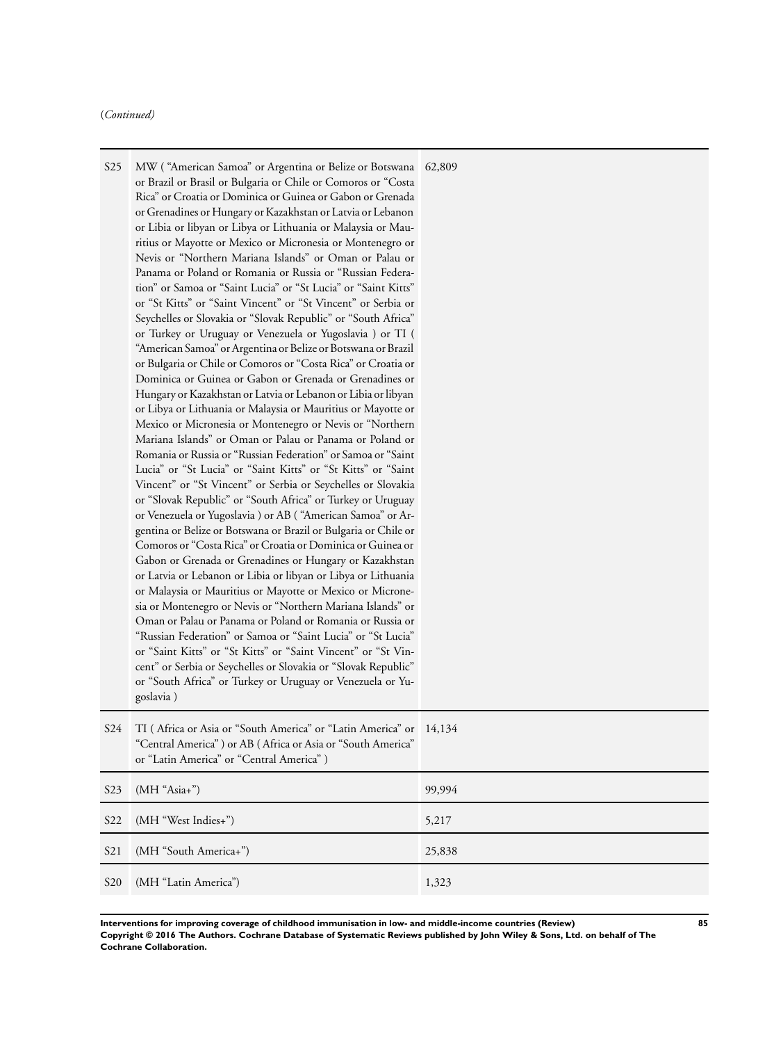(*Continued*)

| | | |
|---|---|---|
| S25 | MW ( "American Samoa" or Argentina or Belize or Botswana or Brazil or Brasil or Bulgaria or Chile or Comoros or "Costa Rica" or Croatia or Dominica or Guinea or Gabon or Grenada or Grenadines or Hungary or Kazakhstan or Latvia or Lebanon or Libia or libyan or Libya or Lithuania or Malaysia or Mauritius or Mayotte or Mexico or Micronesia or Montenegro or Nevis or "Northern Mariana Islands" or Oman or Palau or Panama or Poland or Romania or Russia or "Russian Federation" or Samoa or "Saint Lucia" or "St Lucia" or "Saint Kitts" or "St Kitts" or "Saint Vincent" or "St Vincent" or Serbia or Seychelles or Slovakia or "Slovak Republic" or "South Africa" or Turkey or Uruguay or Venezuela or Yugoslavia ) or TI ( "American Samoa" or Argentina or Belize or Botswana or Brazil or Bulgaria or Chile or Comoros or "Costa Rica" or Croatia or Dominica or Guinea or Gabon or Grenada or Grenadines or Hungary or Kazakhstan or Latvia or Lebanon or Libia or libyan or Libya or Lithuania or Malaysia or Mauritius or Mayotte or Mexico or Micronesia or Montenegro or Nevis or "Northern Mariana Islands" or Oman or Palau or Panama or Poland or Romania or Russia or "Russian Federation" or Samoa or "Saint Lucia" or "St Lucia" or "Saint Kitts" or "St Kitts" or "Saint Vincent" or "St Vincent" or Serbia or Seychelles or Slovakia or "Slovak Republic" or "South Africa" or Turkey or Uruguay or Venezuela or Yugoslavia ) or AB ( "American Samoa" or Argentina or Belize or Botswana or Brazil or Bulgaria or Chile or Comoros or "Costa Rica" or Croatia or Dominica or Guinea or Gabon or Grenada or Grenadines or Hungary or Kazakhstan or Latvia or Lebanon or Libia or libyan or Libya or Lithuania or Malaysia or Mauritius or Mayotte or Mexico or Micronesia or Montenegro or Nevis or "Northern Mariana Islands" or Oman or Palau or Panama or Poland or Romania or Russia or "Russian Federation" or Samoa or "Saint Lucia" or "St Lucia" or "Saint Kitts" or "St Kitts" or "Saint Vincent" or "St Vincent" or Serbia or Seychelles or Slovakia or "Slovak Republic" or "South Africa" or Turkey or Uruguay or Venezuela or Yugoslavia ) | 62,809 |
| S24 | TI ( Africa or Asia or "South America" or "Latin America" or "Central America" ) or AB ( Africa or Asia or "South America" or "Latin America" or "Central America" ) | 14,134 |
| S23 | (MH "Asia+") | 99,994 |
| S22 | (MH "West Indies+") | 5,217 |
| S21 | (MH "South America+") | 25,838 |
| S20 | (MH "Latin America") | 1,323 |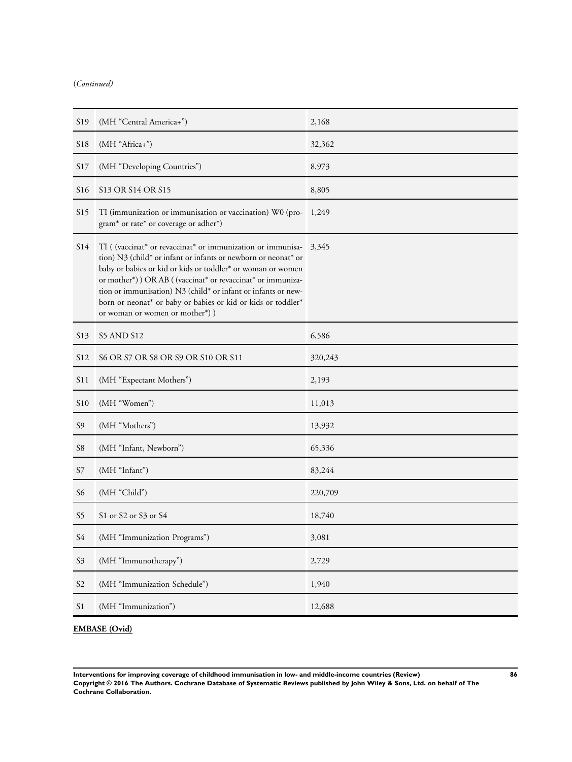(*Continued*)

| | | |
|---|---|---|
| S19 | (MH “Central America+”) | 2,168 |
| S18 | (MH “Africa+”) | 32,362 |
| S17 | (MH “Developing Countries”) | 8,973 |
| S16 | S13 OR S14 OR S15 | 8,805 |
| S15 | TI (immunization or immunisation or vaccination) W0 (program* or rate* or coverage or adher*) | 1,249 |
| S14 | TI ( (vaccinat* or revaccinat* or immunization or immunisation) N3 (child* or infant or infants or newborn or neonat* or baby or babies or kid or kids or toddler* or woman or women or mother*) ) OR AB ( (vaccinat* or revaccinat* or immunization or immunisation) N3 (child* or infant or infants or newborn or neonat* or baby or babies or kid or kids or toddler* or woman or women or mother*) ) | 3,345 |
| S13 | S5 AND S12 | 6,586 |
| S12 | S6 OR S7 OR S8 OR S9 OR S10 OR S11 | 320,243 |
| S11 | (MH “Expectant Mothers”) | 2,193 |
| S10 | (MH “Women”) | 11,013 |
| S9 | (MH “Mothers”) | 13,932 |
| S8 | (MH “Infant, Newborn”) | 65,336 |
| S7 | (MH “Infant”) | 83,244 |
| S6 | (MH “Child”) | 220,709 |
| S5 | S1 or S2 or S3 or S4 | 18,740 |
| S4 | (MH “Immunization Programs”) | 3,081 |
| S3 | (MH “Immunotherapy”) | 2,729 |
| S2 | (MH “Immunization Schedule”) | 1,940 |
| S1 | (MH “Immunization”) | 12,688 |

**EMBASE (Ovid)**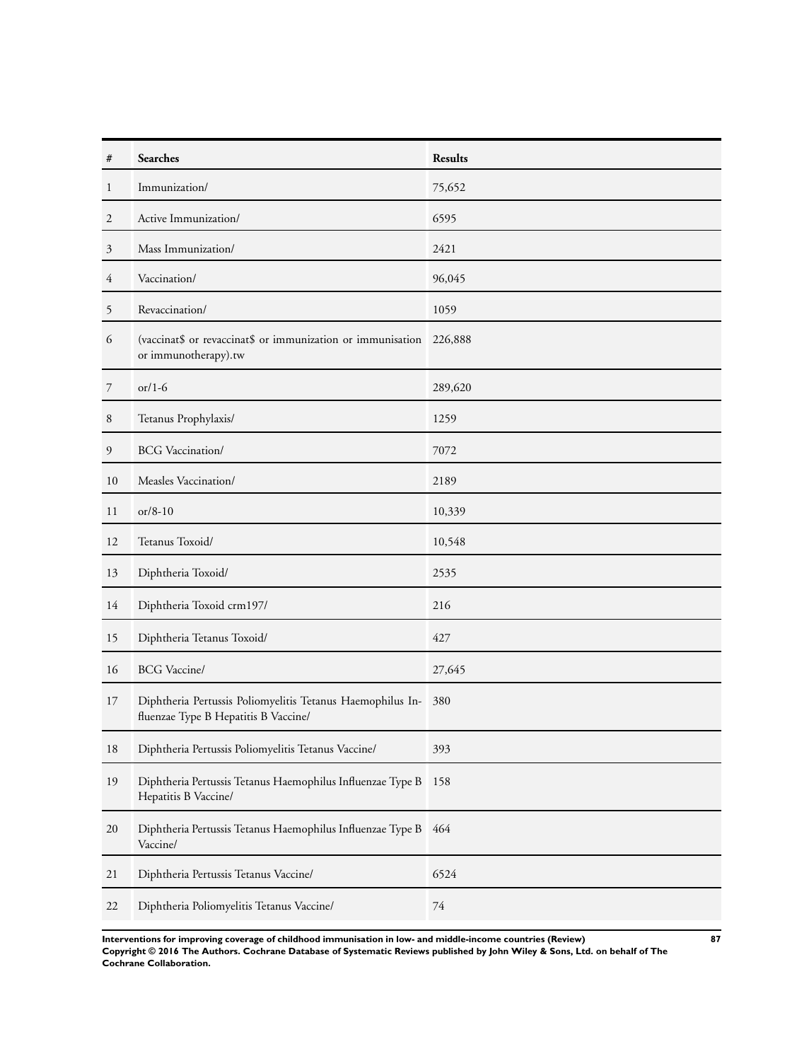| # | Searches | Results |
|---|---|---|
| 1 | Immunization/ | 75,652 |
| 2 | Active Immunization/ | 6595 |
| 3 | Mass Immunization/ | 2421 |
| 4 | Vaccination/ | 96,045 |
| 5 | Revaccination/ | 1059 |
| 6 | (vaccinat$ or revaccinat$ or immunization or immunisation or immunotherapy).tw | 226,888 |
| 7 | or/1-6 | 289,620 |
| 8 | Tetanus Prophylaxis/ | 1259 |
| 9 | BCG Vaccination/ | 7072 |
| 10 | Measles Vaccination/ | 2189 |
| 11 | or/8-10 | 10,339 |
| 12 | Tetanus Toxoid/ | 10,548 |
| 13 | Diphtheria Toxoid/ | 2535 |
| 14 | Diphtheria Toxoid crm197/ | 216 |
| 15 | Diphtheria Tetanus Toxoid/ | 427 |
| 16 | BCG Vaccine/ | 27,645 |
| 17 | Diphtheria Pertussis Poliomyelitis Tetanus Haemophilus Influenzae Type B Hepatitis B Vaccine/ | 380 |
| 18 | Diphtheria Pertussis Poliomyelitis Tetanus Vaccine/ | 393 |
| 19 | Diphtheria Pertussis Tetanus Haemophilus Influenzae Type B Hepatitis B Vaccine/ | 158 |
| 20 | Diphtheria Pertussis Tetanus Haemophilus Influenzae Type B Vaccine/ | 464 |
| 21 | Diphtheria Pertussis Tetanus Vaccine/ | 6524 |
| 22 | Diphtheria Poliomyelitis Tetanus Vaccine/ | 74 |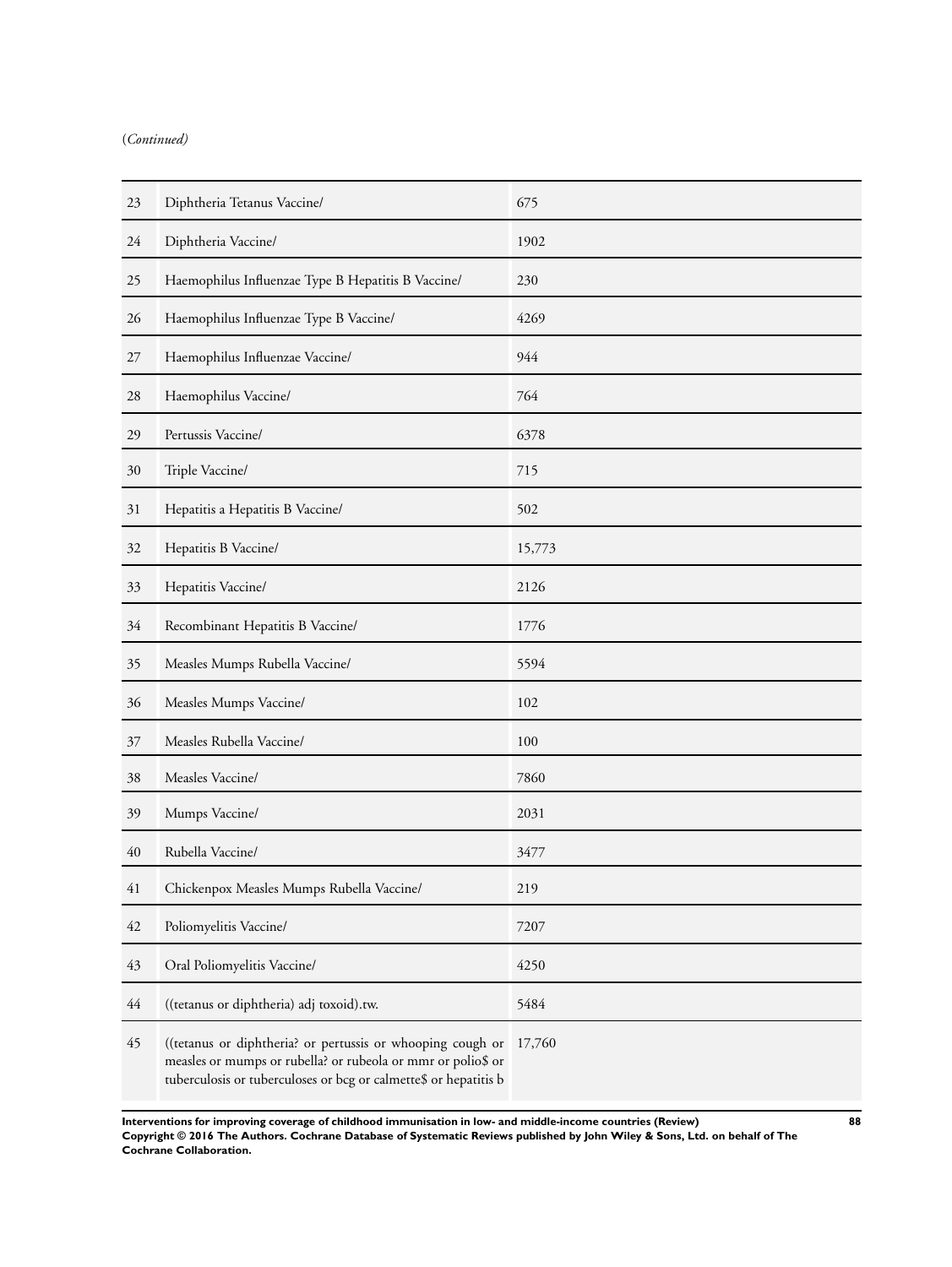(*Continued*)

| | | |
|---|---|---|
| 23 | Diphtheria Tetanus Vaccine/ | 675 |
| 24 | Diphtheria Vaccine/ | 1902 |
| 25 | Haemophilus Influenzae Type B Hepatitis B Vaccine/ | 230 |
| 26 | Haemophilus Influenzae Type B Vaccine/ | 4269 |
| 27 | Haemophilus Influenzae Vaccine/ | 944 |
| 28 | Haemophilus Vaccine/ | 764 |
| 29 | Pertussis Vaccine/ | 6378 |
| 30 | Triple Vaccine/ | 715 |
| 31 | Hepatitis a Hepatitis B Vaccine/ | 502 |
| 32 | Hepatitis B Vaccine/ | 15,773 |
| 33 | Hepatitis Vaccine/ | 2126 |
| 34 | Recombinant Hepatitis B Vaccine/ | 1776 |
| 35 | Measles Mumps Rubella Vaccine/ | 5594 |
| 36 | Measles Mumps Vaccine/ | 102 |
| 37 | Measles Rubella Vaccine/ | 100 |
| 38 | Measles Vaccine/ | 7860 |
| 39 | Mumps Vaccine/ | 2031 |
| 40 | Rubella Vaccine/ | 3477 |
| 41 | Chickenpox Measles Mumps Rubella Vaccine/ | 219 |
| 42 | Poliomyelitis Vaccine/ | 7207 |
| 43 | Oral Poliomyelitis Vaccine/ | 4250 |
| 44 | ((tetanus or diphtheria) adj toxoid).tw. | 5484 |
| 45 | ((tetanus or diphtheria? or pertussis or whooping cough or measles or mumps or rubella? or rubeola or mmr or polio$ or tuberculosis or tuberculoses or bcg or calmette$ or hepatitis b | 17,760 |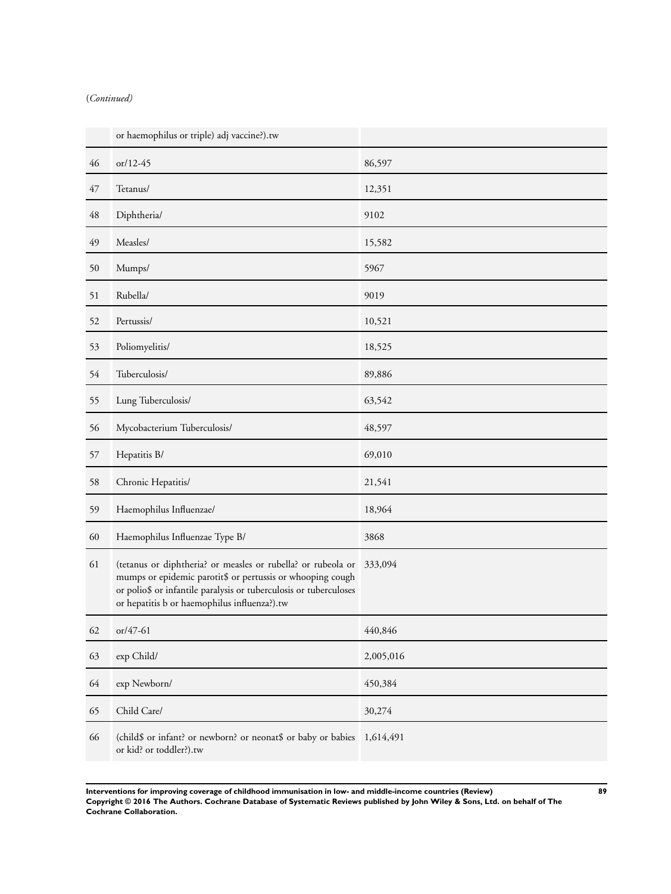(*Continued)*

| | | |
|---|---|---|
| | or haemophilus or triple) adj vaccine?).tw | |
| 46 | or/12-45 | 86,597 |
| 47 | Tetanus/ | 12,351 |
| 48 | Diphtheria/ | 9102 |
| 49 | Measles/ | 15,582 |
| 50 | Mumps/ | 5967 |
| 51 | Rubella/ | 9019 |
| 52 | Pertussis/ | 10,521 |
| 53 | Poliomyelitis/ | 18,525 |
| 54 | Tuberculosis/ | 89,886 |
| 55 | Lung Tuberculosis/ | 63,542 |
| 56 | Mycobacterium Tuberculosis/ | 48,597 |
| 57 | Hepatitis B/ | 69,010 |
| 58 | Chronic Hepatitis/ | 21,541 |
| 59 | Haemophilus Influenzae/ | 18,964 |
| 60 | Haemophilus Influenzae Type B/ | 3868 |
| 61 | (tetanus or diphtheria? or measles or rubella? or rubeola or mumps or epidemic parotit$ or pertussis or whooping cough or polio$ or infantile paralysis or tuberculosis or tuberculoses or hepatitis b or haemophilus influenza?).tw | 333,094 |
| 62 | or/47-61 | 440,846 |
| 63 | exp Child/ | 2,005,016 |
| 64 | exp Newborn/ | 450,384 |
| 65 | Child Care/ | 30,274 |
| 66 | (child$ or infant? or newborn? or neonat$ or baby or babies or kid? or toddler?).tw | 1,614,491 |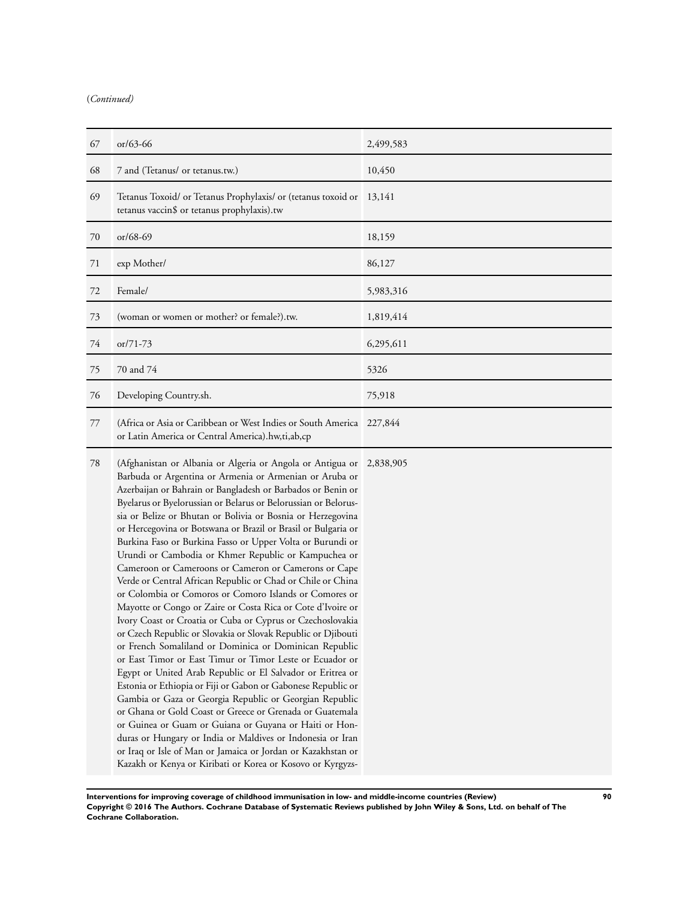(*Continued*)

| | | |
|---|---|---|
| 67 | or/63-66 | 2,499,583 |
| 68 | 7 and (Tetanus/ or tetanus.tw.) | 10,450 |
| 69 | Tetanus Toxoid/ or Tetanus Prophylaxis/ or (tetanus toxoid or tetanus vaccin$ or tetanus prophylaxis).tw | 13,141 |
| 70 | or/68-69 | 18,159 |
| 71 | exp Mother/ | 86,127 |
| 72 | Female/ | 5,983,316 |
| 73 | (woman or women or mother? or female?).tw. | 1,819,414 |
| 74 | or/71-73 | 6,295,611 |
| 75 | 70 and 74 | 5326 |
| 76 | Developing Country.sh. | 75,918 |
| 77 | (Africa or Asia or Caribbean or West Indies or South America or Latin America or Central America).hw,ti,ab,cp | 227,844 |
| 78 | (Afghanistan or Albania or Algeria or Angola or Antigua or Barbuda or Argentina or Armenia or Armenian or Aruba or Azerbaijan or Bahrain or Bangladesh or Barbados or Benin or Byelarus or Byelorussian or Belarus or Belorussian or Belorussia or Belize or Bhutan or Bolivia or Bosnia or Herzegovina or Hercegovina or Botswana or Brazil or Brasil or Bulgaria or Burkina Faso or Burkina Fasso or Upper Volta or Burundi or Urundi or Cambodia or Khmer Republic or Kampuchea or Cameroon or Cameroons or Cameron or Camerons or Cape Verde or Central African Republic or Chad or Chile or China or Colombia or Comoros or Comoro Islands or Comores or Mayotte or Congo or Zaire or Costa Rica or Cote d'Ivoire or Ivory Coast or Croatia or Cuba or Cyprus or Czechoslovakia or Czech Republic or Slovakia or Slovak Republic or Djibouti or French Somaliland or Dominica or Dominican Republic or East Timor or East Timur or Timor Leste or Ecuador or Egypt or United Arab Republic or El Salvador or Eritrea or Estonia or Ethiopia or Fiji or Gabon or Gabonese Republic or Gambia or Gaza or Georgia Republic or Georgian Republic or Ghana or Gold Coast or Greece or Grenada or Guatemala or Guinea or Guam or Guiana or Guyana or Haiti or Honduras or Hungary or India or Maldives or Indonesia or Iran or Iraq or Isle of Man or Jamaica or Jordan or Kazakhstan or Kazakh or Kenya or Kiribati or Korea or Kosovo or Kyrgyzs- | 2,838,905 |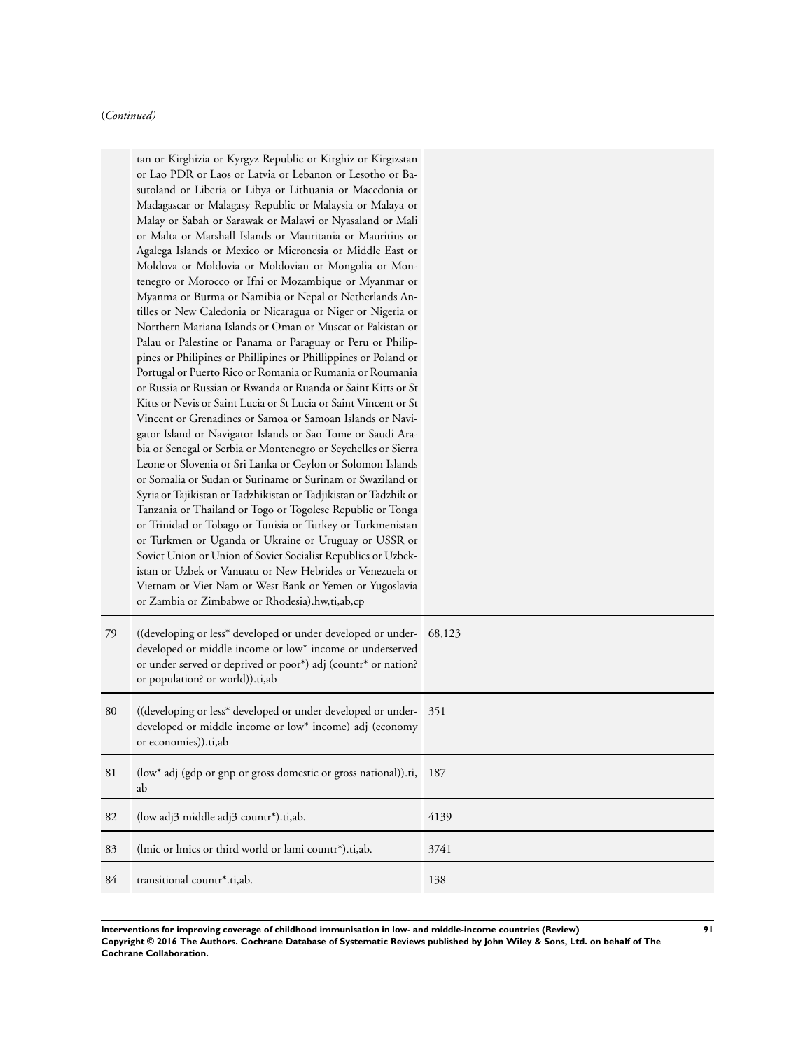(*Continued*)

| | | |
|---|---|---|
| | tan or Kirghizia or Kyrgyz Republic or Kirghiz or Kirgizstan or Lao PDR or Laos or Latvia or Lebanon or Lesotho or Basutoland or Liberia or Libya or Lithuania or Macedonia or Madagascar or Malagasy Republic or Malaysia or Malaya or Malay or Sabah or Sarawak or Malawi or Nyasaland or Mali or Malta or Marshall Islands or Mauritania or Mauritius or Agalega Islands or Mexico or Micronesia or Middle East or Moldova or Moldovia or Moldovian or Mongolia or Montenegro or Morocco or Ifni or Mozambique or Myanmar or Myanma or Burma or Namibia or Nepal or Netherlands Antilles or New Caledonia or Nicaragua or Niger or Nigeria or Northern Mariana Islands or Oman or Muscat or Pakistan or Palau or Palestine or Panama or Paraguay or Peru or Philippines or Philipines or Phillipines or Phillippines or Poland or Portugal or Puerto Rico or Romania or Rumania or Roumania or Russia or Russian or Rwanda or Ruanda or Saint Kitts or St Kitts or Nevis or Saint Lucia or St Lucia or Saint Vincent or St Vincent or Grenadines or Samoa or Samoan Islands or Navigator Island or Navigator Islands or Sao Tome or Saudi Arabia or Senegal or Serbia or Montenegro or Seychelles or Sierra Leone or Slovenia or Sri Lanka or Ceylon or Solomon Islands or Somalia or Sudan or Suriname or Surinam or Swaziland or Syria or Tajikistan or Tadzhikistan or Tadjikistan or Tadzhik or Tanzania or Thailand or Togo or Togolese Republic or Tonga or Trinidad or Tobago or Tunisia or Turkey or Turkmenistan or Turkmen or Uganda or Ukraine or Uruguay or USSR or Soviet Union or Union of Soviet Socialist Republics or Uzbekistan or Uzbek or Vanuatu or New Hebrides or Venezuela or Vietnam or Viet Nam or West Bank or Yemen or Yugoslavia or Zambia or Zimbabwe or Rhodesia).hw,ti,ab,cp | |
| 79 | ((developing or less* developed or under developed or underdeveloped or middle income or low* income or underserved or under served or deprived or poor*) adj (countr* or nation? or population? or world)).ti,ab | 68,123 |
| 80 | ((developing or less* developed or under developed or underdeveloped or middle income or low* income) adj (economy or economies)).ti,ab | 351 |
| 81 | (low* adj (gdp or gnp or gross domestic or gross national)).ti,ab | 187 |
| 82 | (low adj3 middle adj3 countr*).ti,ab. | 4139 |
| 83 | (lmic or lmics or third world or lami countr*).ti,ab. | 3741 |
| 84 | transitional countr*.ti,ab. | 138 |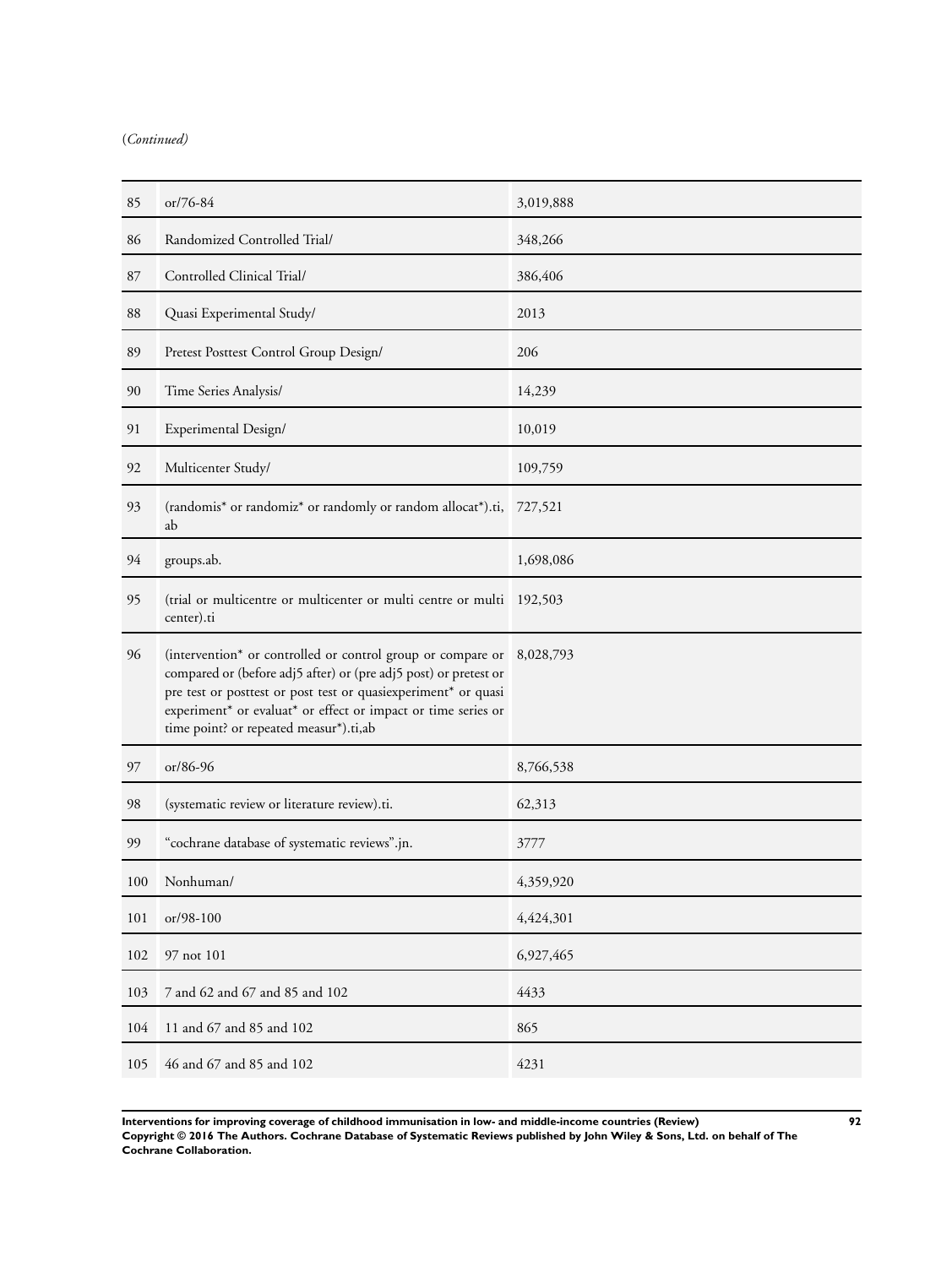(*Continued*)

| | | |
|---|---|---|
| 85 | or/76-84 | 3,019,888 |
| 86 | Randomized Controlled Trial/ | 348,266 |
| 87 | Controlled Clinical Trial/ | 386,406 |
| 88 | Quasi Experimental Study/ | 2013 |
| 89 | Pretest Posttest Control Group Design/ | 206 |
| 90 | Time Series Analysis/ | 14,239 |
| 91 | Experimental Design/ | 10,019 |
| 92 | Multicenter Study/ | 109,759 |
| 93 | (randomis* or randomiz* or randomly or random allocat*).ti, ab | 727,521 |
| 94 | groups.ab. | 1,698,086 |
| 95 | (trial or multicentre or multicenter or multi centre or multi center).ti | 192,503 |
| 96 | (intervention* or controlled or control group or compare or compared or (before adj5 after) or (pre adj5 post) or pretest or pre test or posttest or post test or quasiexperiment* or quasi experiment* or evaluat* or effect or impact or time series or time point? or repeated measur*).ti,ab | 8,028,793 |
| 97 | or/86-96 | 8,766,538 |
| 98 | (systematic review or literature review).ti. | 62,313 |
| 99 | "cochrane database of systematic reviews".jn. | 3777 |
| 100 | Nonhuman/ | 4,359,920 |
| 101 | or/98-100 | 4,424,301 |
| 102 | 97 not 101 | 6,927,465 |
| 103 | 7 and 62 and 67 and 85 and 102 | 4433 |
| 104 | 11 and 67 and 85 and 102 | 865 |
| 105 | 46 and 67 and 85 and 102 | 4231 |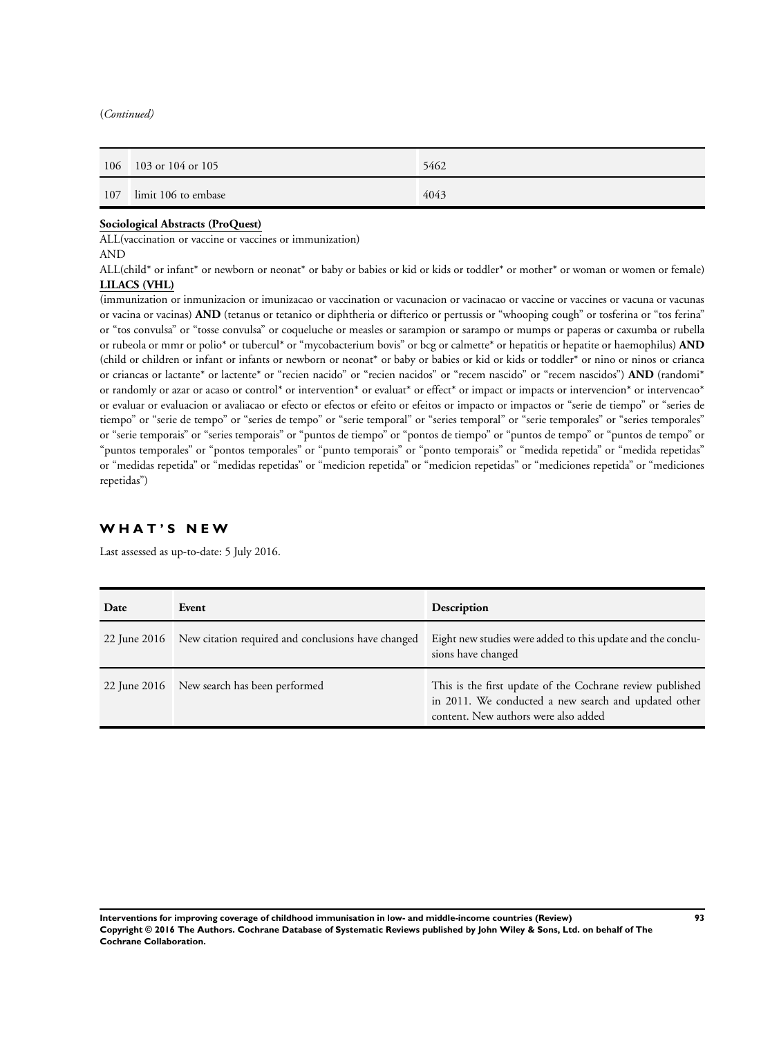(*Continued*)

| | | |
|---|---|---|
| 106 | 103 or 104 or 105 | 5462 |
| 107 | limit 106 to embase | 4043 |

**Sociological Abstracts (ProQuest)**

ALL(vaccination or vaccine or vaccines or immunization)

AND

ALL(child* or infant* or newborn or neonat* or baby or babies or kid or kids or toddler* or mother* or woman or women or female)

**LILACS (VHL)**

(immunization or inmunizacion or imunizacao or vaccination or vacunacion or vacinacao or vaccine or vaccines or vacuna or vacunas or vacina or vacinas) **AND** (tetanus or tetanico or diphtheria or difterico or pertussis or "whooping cough" or tosferina or "tos ferina" or "tos convulsa" or "tosse convulsa" or coqueluche or measles or sarampion or sarampo or mumps or paperas or caxumba or rubella or rubeola or mmr or polio* or tubercul* or "mycobacterium bovis" or bcg or calmette* or hepatitis or hepatite or haemophilus) **AND** (child or children or infant or infants or newborn or neonat* or baby or babies or kid or kids or toddler* or nino or ninos or crianca or criancas or lactante* or lactente* or "recien nacido" or "recien nacidos" or "recem nascido" or "recem nascidos") **AND** (randomi* or randomly or azar or acaso or control* or intervention* or evaluat* or effect* or impact or impacts or intervencion* or intervencao* or evaluar or evaluacion or avaliacao or efecto or efectos or efeito or efeitos or impacto or impactos or "serie de tiempo" or "series de tiempo" or "serie de tempo" or "series de tempo" or "serie temporal" or "series temporal" or "serie temporales" or "series temporales" or "serie temporais" or "series temporais" or "puntos de tiempo" or "pontos de tiempo" or "puntos de tempo" or "puntos de tempo" or "puntos temporales" or "pontos temporales" or "punto temporais" or "ponto temporais" or "medida repetida" or "medida repetidas" or "medidas repetida" or "medidas repetidas" or "medicion repetida" or "medicion repetidas" or "mediciones repetida" or "mediciones repetidas")

## WHAT'S NEW

Last assessed as up-to-date: 5 July 2016.

| Date | Event | Description |
|---|---|---|
| 22 June 2016 | New citation required and conclusions have changed | Eight new studies were added to this update and the conclusions have changed |
| 22 June 2016 | New search has been performed | This is the first update of the Cochrane review published in 2011. We conducted a new search and updated other content. New authors were also added |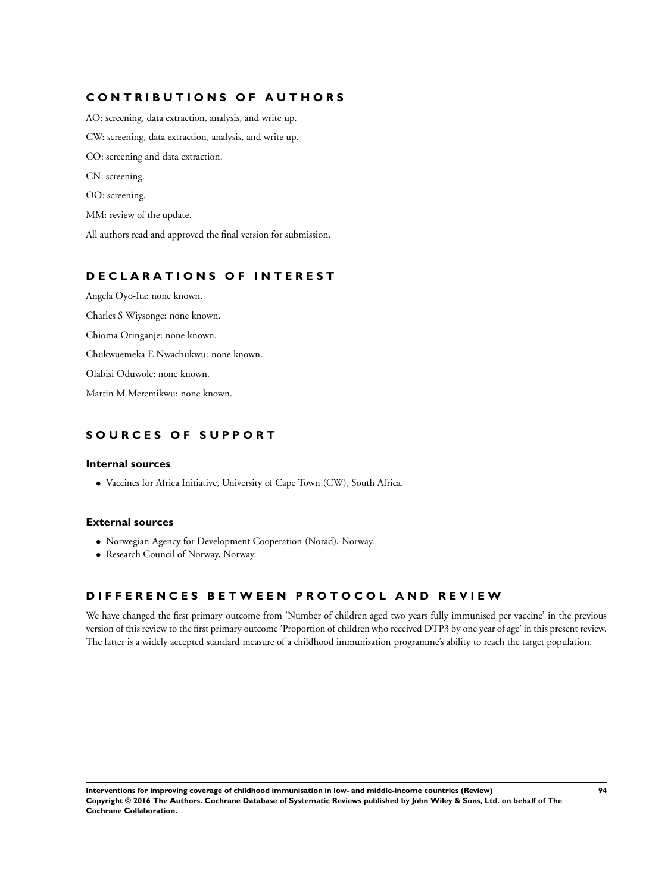## CONTRIBUTIONS OF AUTHORS

AO: screening, data extraction, analysis, and write up.

CW: screening, data extraction, analysis, and write up.

CO: screening and data extraction.

CN: screening.

OO: screening.

MM: review of the update.

All authors read and approved the final version for submission.

## DECLARATIONS OF INTEREST

Angela Oyo-Ita: none known.

Charles S Wiysonge: none known.

Chioma Oringanje: none known.

Chukwuemeka E Nwachukwu: none known.

Olabisi Oduwole: none known.

Martin M Meremikwu: none known.

## SOURCES OF SUPPORT

### Internal sources

- Vaccines for Africa Initiative, University of Cape Town (CW), South Africa.

### External sources

- Norwegian Agency for Development Cooperation (Norad), Norway.
- Research Council of Norway, Norway.

## DIFFERENCES BETWEEN PROTOCOL AND REVIEW

We have changed the first primary outcome from 'Number of children aged two years fully immunised per vaccine' in the previous version of this review to the first primary outcome 'Proportion of children who received DTP3 by one year of age' in this present review. The latter is a widely accepted standard measure of a childhood immunisation programme's ability to reach the target population.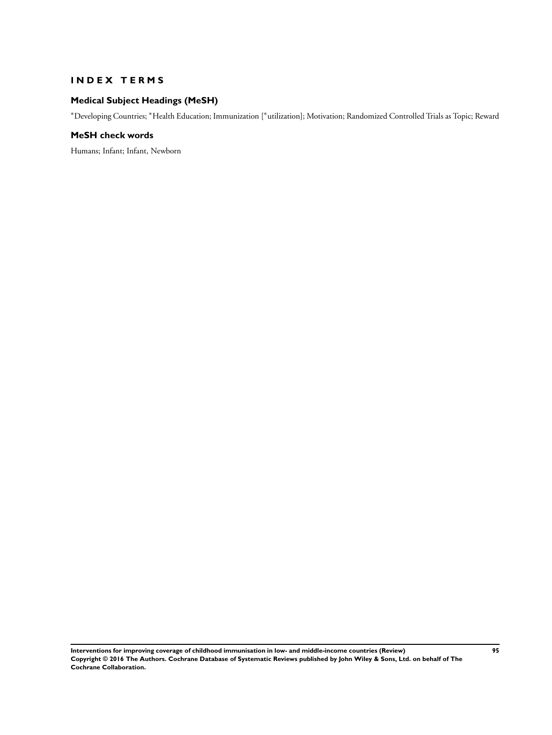# INDEX TERMS

## Medical Subject Headings (MeSH)

*Developing Countries; *Health Education; Immunization [*utilization]; Motivation; Randomized Controlled Trials as Topic; Reward

## MeSH check words

Humans; Infant; Infant, Newborn